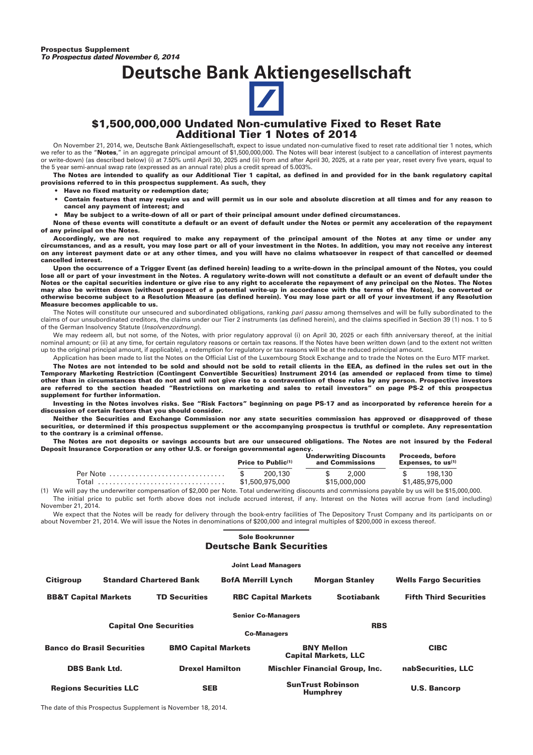**Prospectus Supplement**
***To Prospectus dated November 6, 2014***

# Deutsche Bank Aktiengesellschaft

## $1,500,000,000 Undated Non-cumulative Fixed to Reset Rate Additional Tier 1 Notes of 2014

On November 21, 2014, we, Deutsche Bank Aktiengesellschaft, expect to issue undated non-cumulative fixed to reset rate additional tier 1 notes, which we refer to as the "**Notes**," in an aggregate principal amount of $1,500,000,000. The Notes will bear interest (subject to a cancellation of interest payments or write-down) (as described below) (i) at 7.50% until April 30, 2025 and (ii) from and after April 30, 2025, at a rate per year, reset every five years, equal to the 5 year semi-annual swap rate (expressed as an annual rate) plus a credit spread of 5.003%.

**The Notes are intended to qualify as our Additional Tier 1 capital, as defined in and provided for in the bank regulatory capital provisions referred to in this prospectus supplement. As such, they**

- **Have no fixed maturity or redemption date;**
- **Contain features that may require us and will permit us in our sole and absolute discretion at all times and for any reason to cancel any payment of interest; and**
- **May be subject to a write-down of all or part of their principal amount under defined circumstances.**

**None of these events will constitute a default or an event of default under the Notes or permit any acceleration of the repayment of any principal on the Notes.**

**Accordingly, we are not required to make any repayment of the principal amount of the Notes at any time or under any circumstances, and as a result, you may lose part or all of your investment in the Notes. In addition, you may not receive any interest on any interest payment date or at any other times, and you will have no claims whatsoever in respect of that cancelled or deemed cancelled interest.**

**Upon the occurrence of a Trigger Event (as defined herein) leading to a write-down in the principal amount of the Notes, you could lose all or part of your investment in the Notes. A regulatory write-down will not constitute a default or an event of default under the Notes or the capital securities indenture or give rise to any right to accelerate the repayment of any principal on the Notes. The Notes may also be written down (without prospect of a potential write-up in accordance with the terms of the Notes), be converted or otherwise become subject to a Resolution Measure (as defined herein). You may lose part or all of your investment if any Resolution Measure becomes applicable to us.**

The Notes will constitute our unsecured and subordinated obligations, ranking *pari passu* among themselves and will be fully subordinated to the claims of our unsubordinated creditors, the claims under our Tier 2 instruments (as defined herein), and the claims specified in Section 39 (1) nos. 1 to 5 of the German Insolvency Statute (*Insolvenzordnung*).

We may redeem all, but not some, of the Notes, with prior regulatory approval (i) on April 30, 2025 or each fifth anniversary thereof, at the initial nominal amount; or (ii) at any time, for certain regulatory reasons or certain tax reasons. If the Notes have been written down (and to the extent not written up to the original principal amount, if applicable), a redemption for regulatory or tax reasons will be at the reduced principal amount.

Application has been made to list the Notes on the Official List of the Luxembourg Stock Exchange and to trade the Notes on the Euro MTF market.

**The Notes are not intended to be sold and should not be sold to retail clients in the EEA, as defined in the rules set out in the Temporary Marketing Restriction (Contingent Convertible Securities) Instrument 2014 (as amended or replaced from time to time) other than in circumstances that do not and will not give rise to a contravention of those rules by any person. Prospective investors are referred to the section headed "Restrictions on marketing and sales to retail investors" on page PS-2 of this prospectus supplement for further information.**

**Investing in the Notes involves risks. See "Risk Factors" beginning on page PS-17 and as incorporated by reference herein for a discussion of certain factors that you should consider.**

**Neither the Securities and Exchange Commission nor any state securities commission has approved or disapproved of these securities, or determined if this prospectus supplement or the accompanying prospectus is truthful or complete. Any representation to the contrary is a criminal offense.**

**The Notes are not deposits or savings accounts but are our unsecured obligations. The Notes are not insured by the Federal Deposit Insurance Corporation or any other U.S. or foreign governmental agency.**

| | Price to Public[(1)] | Underwriting Discounts and Commissions | Proceeds, before Expenses, to us[(1)] |
|---|---|---|---|
| Per Note | $ 200,130 | $ 2,000 | $ 198,130 |
| Total | $1,500,975,000 | $15,000,000 | $1,485,975,000 |

(1) We will pay the underwriter compensation of $2,000 per Note. Total underwriting discounts and commissions payable by us will be $15,000,000.

The initial price to public set forth above does not include accrued interest, if any. Interest on the Notes will accrue from (and including) November 21, 2014.

We expect that the Notes will be ready for delivery through the book-entry facilities of The Depository Trust Company and its participants on or about November 21, 2014. We will issue the Notes in denominations of $200,000 and integral multiples of $200,000 in excess thereof.

**Sole Bookrunner**

**Deutsche Bank Securities**

**Joint Lead Managers**

**Citigroup** | **Standard Chartered Bank** | **BofA Merrill Lynch** | **Morgan Stanley** | **Wells Fargo Securities**

**BB&T Capital Markets** | **TD Securities** | **RBC Capital Markets** | **Scotiabank** | **Fifth Third Securities**

**Senior Co-Managers**

**Capital One Securities** | **RBS**

**Co-Managers**

**Banco do Brasil Securities** | **BMO Capital Markets** | **BNY Mellon Capital Markets, LLC** | **CIBC**

**DBS Bank Ltd.** | **Drexel Hamilton** | **Mischler Financial Group, Inc.** | **nabSecurities, LLC**

**Regions Securities LLC** | **SEB** | **SunTrust Robinson Humphrey** | **U.S. Bancorp**

The date of this Prospectus Supplement is November 18, 2014.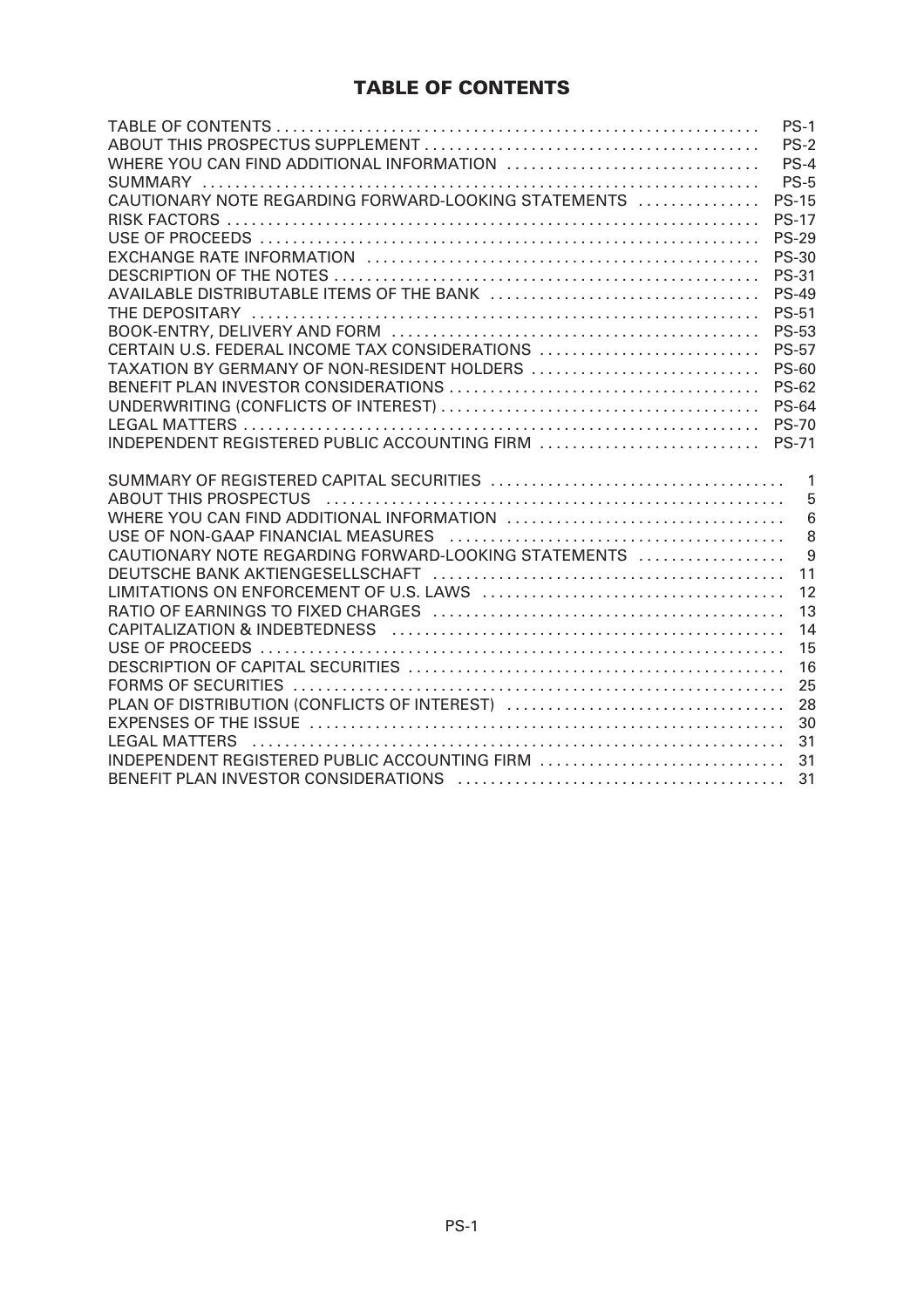## TABLE OF CONTENTS

| | |
|---|---|
| TABLE OF CONTENTS | PS-1 |
| ABOUT THIS PROSPECTUS SUPPLEMENT | PS-2 |
| WHERE YOU CAN FIND ADDITIONAL INFORMATION | PS-4 |
| SUMMARY | PS-5 |
| CAUTIONARY NOTE REGARDING FORWARD-LOOKING STATEMENTS | PS-15 |
| RISK FACTORS | PS-17 |
| USE OF PROCEEDS | PS-29 |
| EXCHANGE RATE INFORMATION | PS-30 |
| DESCRIPTION OF THE NOTES | PS-31 |
| AVAILABLE DISTRIBUTABLE ITEMS OF THE BANK | PS-49 |
| THE DEPOSITARY | PS-51 |
| BOOK-ENTRY, DELIVERY AND FORM | PS-53 |
| CERTAIN U.S. FEDERAL INCOME TAX CONSIDERATIONS | PS-57 |
| TAXATION BY GERMANY OF NON-RESIDENT HOLDERS | PS-60 |
| BENEFIT PLAN INVESTOR CONSIDERATIONS | PS-62 |
| UNDERWRITING (CONFLICTS OF INTEREST) | PS-64 |
| LEGAL MATTERS | PS-70 |
| INDEPENDENT REGISTERED PUBLIC ACCOUNTING FIRM | PS-71 |

| | |
|---|---|
| SUMMARY OF REGISTERED CAPITAL SECURITIES | 1 |
| ABOUT THIS PROSPECTUS | 5 |
| WHERE YOU CAN FIND ADDITIONAL INFORMATION | 6 |
| USE OF NON-GAAP FINANCIAL MEASURES | 8 |
| CAUTIONARY NOTE REGARDING FORWARD-LOOKING STATEMENTS | 9 |
| DEUTSCHE BANK AKTIENGESELLSCHAFT | 11 |
| LIMITATIONS ON ENFORCEMENT OF U.S. LAWS | 12 |
| RATIO OF EARNINGS TO FIXED CHARGES | 13 |
| CAPITALIZATION & INDEBTEDNESS | 14 |
| USE OF PROCEEDS | 15 |
| DESCRIPTION OF CAPITAL SECURITIES | 16 |
| FORMS OF SECURITIES | 25 |
| PLAN OF DISTRIBUTION (CONFLICTS OF INTEREST) | 28 |
| EXPENSES OF THE ISSUE | 30 |
| LEGAL MATTERS | 31 |
| INDEPENDENT REGISTERED PUBLIC ACCOUNTING FIRM | 31 |
| BENEFIT PLAN INVESTOR CONSIDERATIONS | 31 |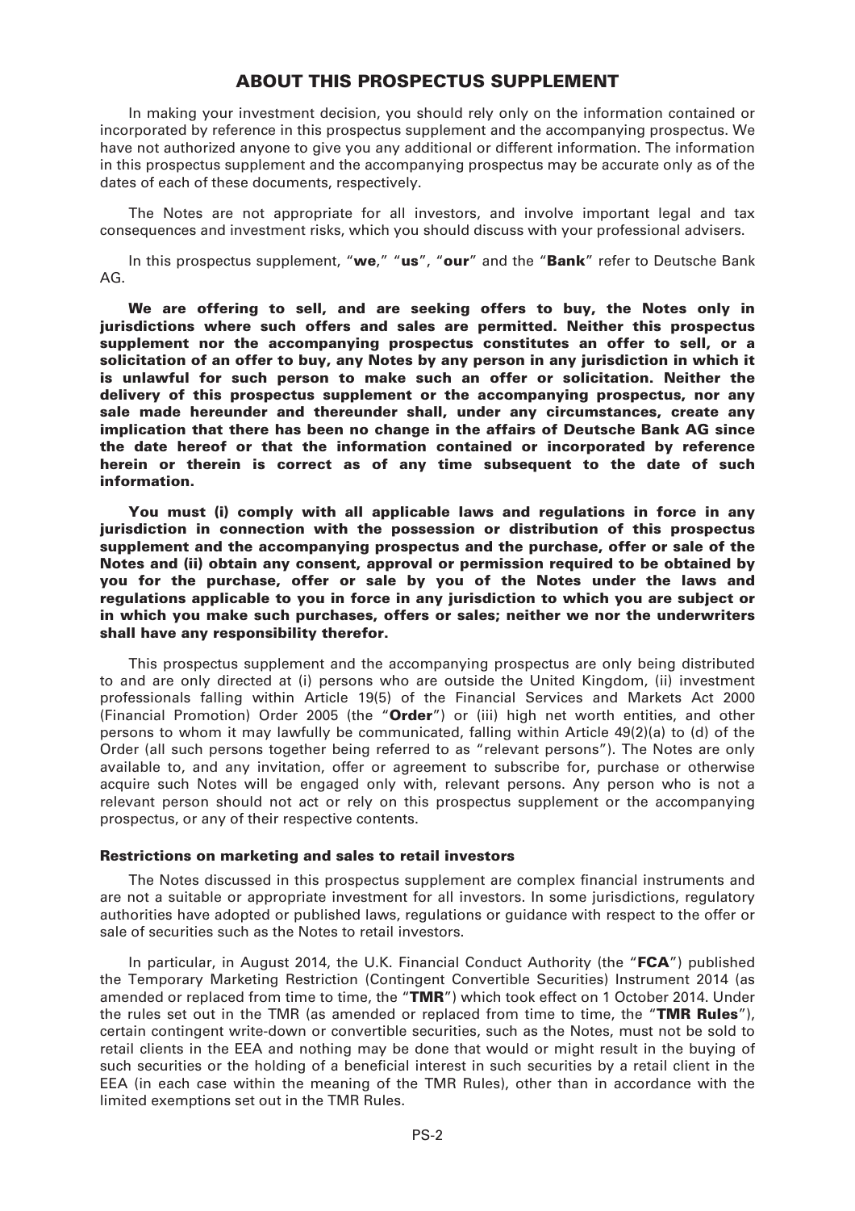# ABOUT THIS PROSPECTUS SUPPLEMENT

In making your investment decision, you should rely only on the information contained or incorporated by reference in this prospectus supplement and the accompanying prospectus. We have not authorized anyone to give you any additional or different information. The information in this prospectus supplement and the accompanying prospectus may be accurate only as of the dates of each of these documents, respectively.

The Notes are not appropriate for all investors, and involve important legal and tax consequences and investment risks, which you should discuss with your professional advisers.

In this prospectus supplement, "**we**," "**us**", "**our**" and the "**Bank**" refer to Deutsche Bank AG.

**We are offering to sell, and are seeking offers to buy, the Notes only in jurisdictions where such offers and sales are permitted. Neither this prospectus supplement nor the accompanying prospectus constitutes an offer to sell, or a solicitation of an offer to buy, any Notes by any person in any jurisdiction in which it is unlawful for such person to make such an offer or solicitation. Neither the delivery of this prospectus supplement or the accompanying prospectus, nor any sale made hereunder and thereunder shall, under any circumstances, create any implication that there has been no change in the affairs of Deutsche Bank AG since the date hereof or that the information contained or incorporated by reference herein or therein is correct as of any time subsequent to the date of such information.**

**You must (i) comply with all applicable laws and regulations in force in any jurisdiction in connection with the possession or distribution of this prospectus supplement and the accompanying prospectus and the purchase, offer or sale of the Notes and (ii) obtain any consent, approval or permission required to be obtained by you for the purchase, offer or sale by you of the Notes under the laws and regulations applicable to you in force in any jurisdiction to which you are subject or in which you make such purchases, offers or sales; neither we nor the underwriters shall have any responsibility therefor.**

This prospectus supplement and the accompanying prospectus are only being distributed to and are only directed at (i) persons who are outside the United Kingdom, (ii) investment professionals falling within Article 19(5) of the Financial Services and Markets Act 2000 (Financial Promotion) Order 2005 (the "**Order**") or (iii) high net worth entities, and other persons to whom it may lawfully be communicated, falling within Article 49(2)(a) to (d) of the Order (all such persons together being referred to as "relevant persons"). The Notes are only available to, and any invitation, offer or agreement to subscribe for, purchase or otherwise acquire such Notes will be engaged only with, relevant persons. Any person who is not a relevant person should not act or rely on this prospectus supplement or the accompanying prospectus, or any of their respective contents.

### Restrictions on marketing and sales to retail investors

The Notes discussed in this prospectus supplement are complex financial instruments and are not a suitable or appropriate investment for all investors. In some jurisdictions, regulatory authorities have adopted or published laws, regulations or guidance with respect to the offer or sale of securities such as the Notes to retail investors.

In particular, in August 2014, the U.K. Financial Conduct Authority (the "**FCA**") published the Temporary Marketing Restriction (Contingent Convertible Securities) Instrument 2014 (as amended or replaced from time to time, the "**TMR**") which took effect on 1 October 2014. Under the rules set out in the TMR (as amended or replaced from time to time, the "**TMR Rules**"), certain contingent write-down or convertible securities, such as the Notes, must not be sold to retail clients in the EEA and nothing may be done that would or might result in the buying of such securities or the holding of a beneficial interest in such securities by a retail client in the EEA (in each case within the meaning of the TMR Rules), other than in accordance with the limited exemptions set out in the TMR Rules.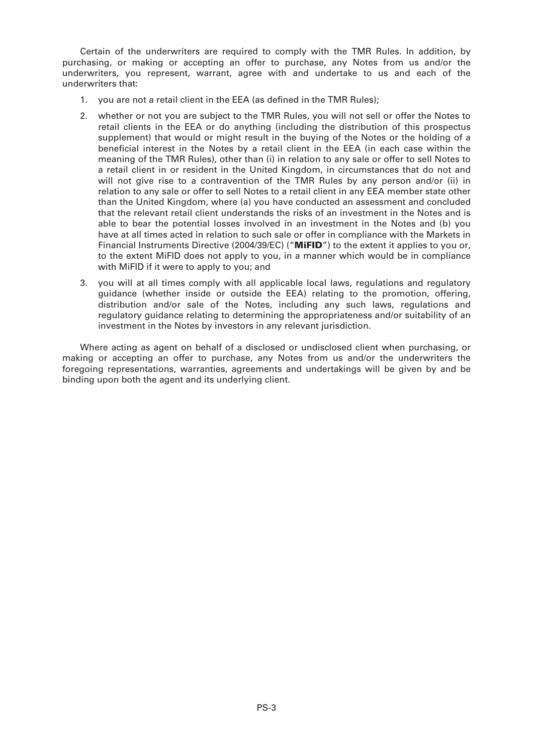Certain of the underwriters are required to comply with the TMR Rules. In addition, by purchasing, or making or accepting an offer to purchase, any Notes from us and/or the underwriters, you represent, warrant, agree with and undertake to us and each of the underwriters that:

1. you are not a retail client in the EEA (as defined in the TMR Rules);
2. whether or not you are subject to the TMR Rules, you will not sell or offer the Notes to retail clients in the EEA or do anything (including the distribution of this prospectus supplement) that would or might result in the buying of the Notes or the holding of a beneficial interest in the Notes by a retail client in the EEA (in each case within the meaning of the TMR Rules), other than (i) in relation to any sale or offer to sell Notes to a retail client in or resident in the United Kingdom, in circumstances that do not and will not give rise to a contravention of the TMR Rules by any person and/or (ii) in relation to any sale or offer to sell Notes to a retail client in any EEA member state other than the United Kingdom, where (a) you have conducted an assessment and concluded that the relevant retail client understands the risks of an investment in the Notes and is able to bear the potential losses involved in an investment in the Notes and (b) you have at all times acted in relation to such sale or offer in compliance with the Markets in Financial Instruments Directive (2004/39/EC) ("**MiFID**") to the extent it applies to you or, to the extent MiFID does not apply to you, in a manner which would be in compliance with MiFID if it were to apply to you; and
3. you will at all times comply with all applicable local laws, regulations and regulatory guidance (whether inside or outside the EEA) relating to the promotion, offering, distribution and/or sale of the Notes, including any such laws, regulations and regulatory guidance relating to determining the appropriateness and/or suitability of an investment in the Notes by investors in any relevant jurisdiction.

Where acting as agent on behalf of a disclosed or undisclosed client when purchasing, or making or accepting an offer to purchase, any Notes from us and/or the underwriters the foregoing representations, warranties, agreements and undertakings will be given by and be binding upon both the agent and its underlying client.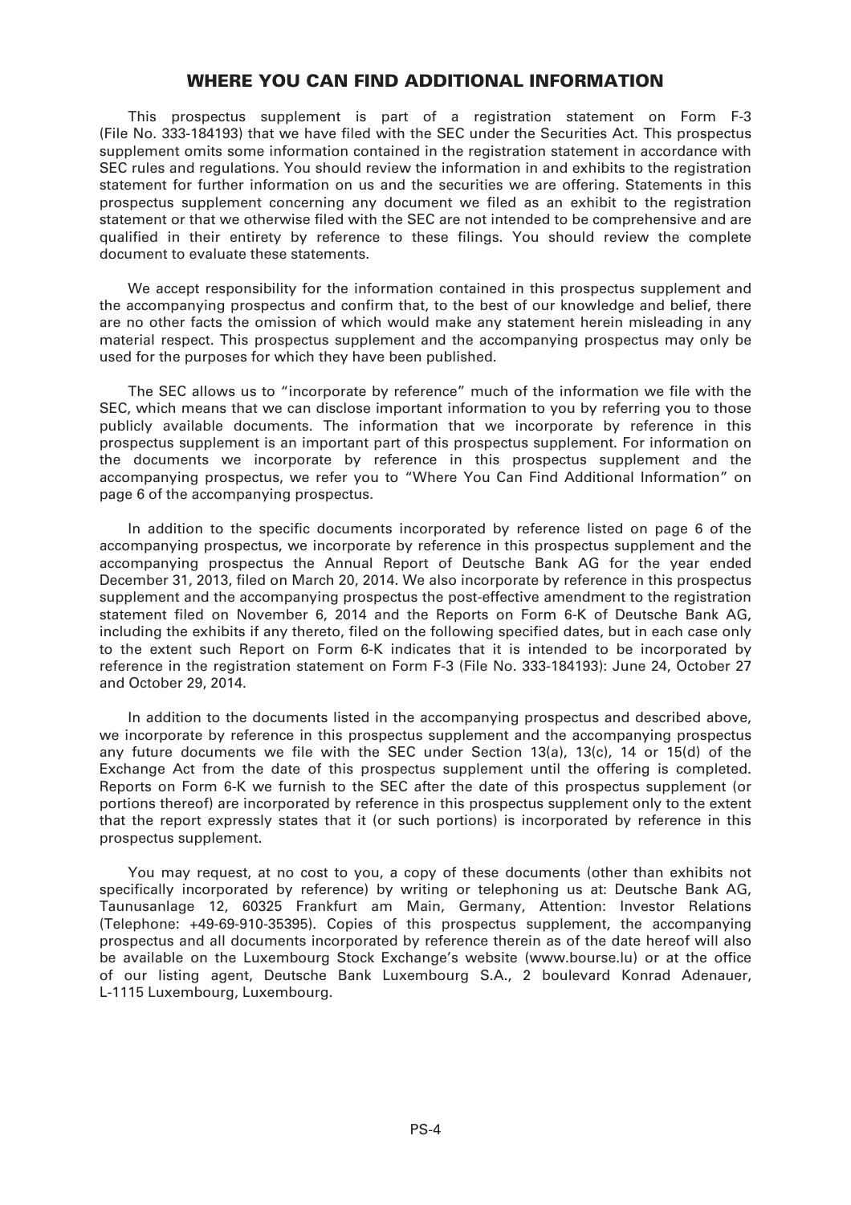## WHERE YOU CAN FIND ADDITIONAL INFORMATION

This prospectus supplement is part of a registration statement on Form F-3 (File No. 333-184193) that we have filed with the SEC under the Securities Act. This prospectus supplement omits some information contained in the registration statement in accordance with SEC rules and regulations. You should review the information in and exhibits to the registration statement for further information on us and the securities we are offering. Statements in this prospectus supplement concerning any document we filed as an exhibit to the registration statement or that we otherwise filed with the SEC are not intended to be comprehensive and are qualified in their entirety by reference to these filings. You should review the complete document to evaluate these statements.

We accept responsibility for the information contained in this prospectus supplement and the accompanying prospectus and confirm that, to the best of our knowledge and belief, there are no other facts the omission of which would make any statement herein misleading in any material respect. This prospectus supplement and the accompanying prospectus may only be used for the purposes for which they have been published.

The SEC allows us to "incorporate by reference" much of the information we file with the SEC, which means that we can disclose important information to you by referring you to those publicly available documents. The information that we incorporate by reference in this prospectus supplement is an important part of this prospectus supplement. For information on the documents we incorporate by reference in this prospectus supplement and the accompanying prospectus, we refer you to "Where You Can Find Additional Information" on page 6 of the accompanying prospectus.

In addition to the specific documents incorporated by reference listed on page 6 of the accompanying prospectus, we incorporate by reference in this prospectus supplement and the accompanying prospectus the Annual Report of Deutsche Bank AG for the year ended December 31, 2013, filed on March 20, 2014. We also incorporate by reference in this prospectus supplement and the accompanying prospectus the post-effective amendment to the registration statement filed on November 6, 2014 and the Reports on Form 6-K of Deutsche Bank AG, including the exhibits if any thereto, filed on the following specified dates, but in each case only to the extent such Report on Form 6-K indicates that it is intended to be incorporated by reference in the registration statement on Form F-3 (File No. 333-184193): June 24, October 27 and October 29, 2014.

In addition to the documents listed in the accompanying prospectus and described above, we incorporate by reference in this prospectus supplement and the accompanying prospectus any future documents we file with the SEC under Section 13(a), 13(c), 14 or 15(d) of the Exchange Act from the date of this prospectus supplement until the offering is completed. Reports on Form 6-K we furnish to the SEC after the date of this prospectus supplement (or portions thereof) are incorporated by reference in this prospectus supplement only to the extent that the report expressly states that it (or such portions) is incorporated by reference in this prospectus supplement.

You may request, at no cost to you, a copy of these documents (other than exhibits not specifically incorporated by reference) by writing or telephoning us at: Deutsche Bank AG, Taunusanlage 12, 60325 Frankfurt am Main, Germany, Attention: Investor Relations (Telephone: +49-69-910-35395). Copies of this prospectus supplement, the accompanying prospectus and all documents incorporated by reference therein as of the date hereof will also be available on the Luxembourg Stock Exchange's website (www.bourse.lu) or at the office of our listing agent, Deutsche Bank Luxembourg S.A., 2 boulevard Konrad Adenauer, L-1115 Luxembourg, Luxembourg.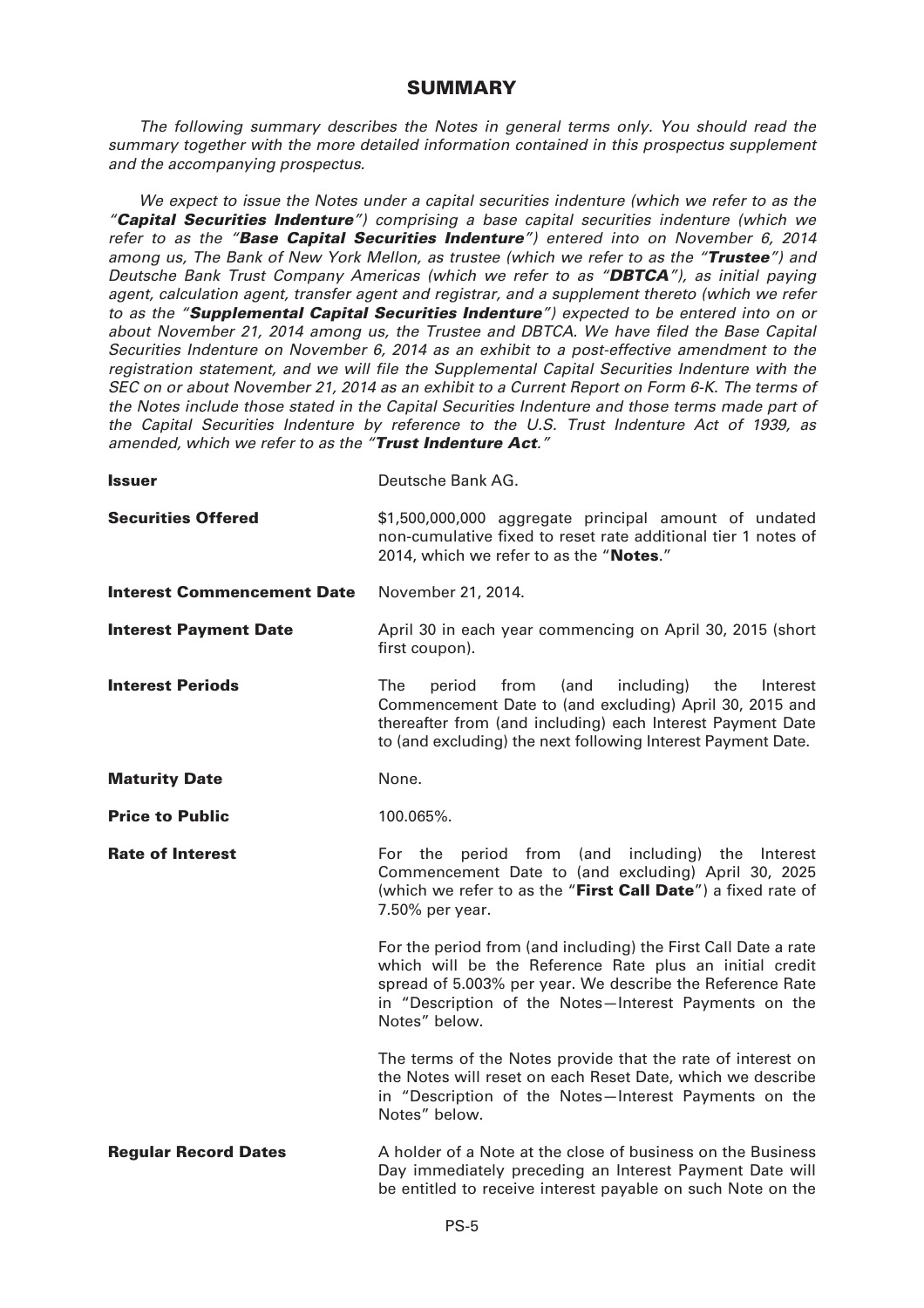# SUMMARY

*The following summary describes the Notes in general terms only. You should read the summary together with the more detailed information contained in this prospectus supplement and the accompanying prospectus.*

*We expect to issue the Notes under a capital securities indenture (which we refer to as the "**Capital Securities Indenture**") comprising a base capital securities indenture (which we refer to as the "**Base Capital Securities Indenture**") entered into on November 6, 2014 among us, The Bank of New York Mellon, as trustee (which we refer to as the "**Trustee**") and Deutsche Bank Trust Company Americas (which we refer to as "**DBTCA**"), as initial paying agent, calculation agent, transfer agent and registrar, and a supplement thereto (which we refer to as the "**Supplemental Capital Securities Indenture**") expected to be entered into on or about November 21, 2014 among us, the Trustee and DBTCA. We have filed the Base Capital Securities Indenture on November 6, 2014 as an exhibit to a post-effective amendment to the registration statement, and we will file the Supplemental Capital Securities Indenture with the SEC on or about November 21, 2014 as an exhibit to a Current Report on Form 6-K. The terms of the Notes include those stated in the Capital Securities Indenture and those terms made part of the Capital Securities Indenture by reference to the U.S. Trust Indenture Act of 1939, as amended, which we refer to as the "**Trust Indenture Act**."*

**Issuer**

Deutsche Bank AG.

**Securities Offered**

$1,500,000,000 aggregate principal amount of undated non-cumulative fixed to reset rate additional tier 1 notes of 2014, which we refer to as the "**Notes**."

**Interest Commencement Date**

November 21, 2014.

**Interest Payment Date**

April 30 in each year commencing on April 30, 2015 (short first coupon).

**Interest Periods**

The period from (and including) the Interest Commencement Date to (and excluding) April 30, 2015 and thereafter from (and including) each Interest Payment Date to (and excluding) the next following Interest Payment Date.

**Maturity Date**

None.

**Price to Public**

100.065%.

**Rate of Interest**

For the period from (and including) the Interest Commencement Date to (and excluding) April 30, 2025 (which we refer to as the "**First Call Date**") a fixed rate of 7.50% per year.

For the period from (and including) the First Call Date a rate which will be the Reference Rate plus an initial credit spread of 5.003% per year. We describe the Reference Rate in "Description of the Notes—Interest Payments on the Notes" below.

The terms of the Notes provide that the rate of interest on the Notes will reset on each Reset Date, which we describe in "Description of the Notes—Interest Payments on the Notes" below.

**Regular Record Dates**

A holder of a Note at the close of business on the Business Day immediately preceding an Interest Payment Date will be entitled to receive interest payable on such Note on the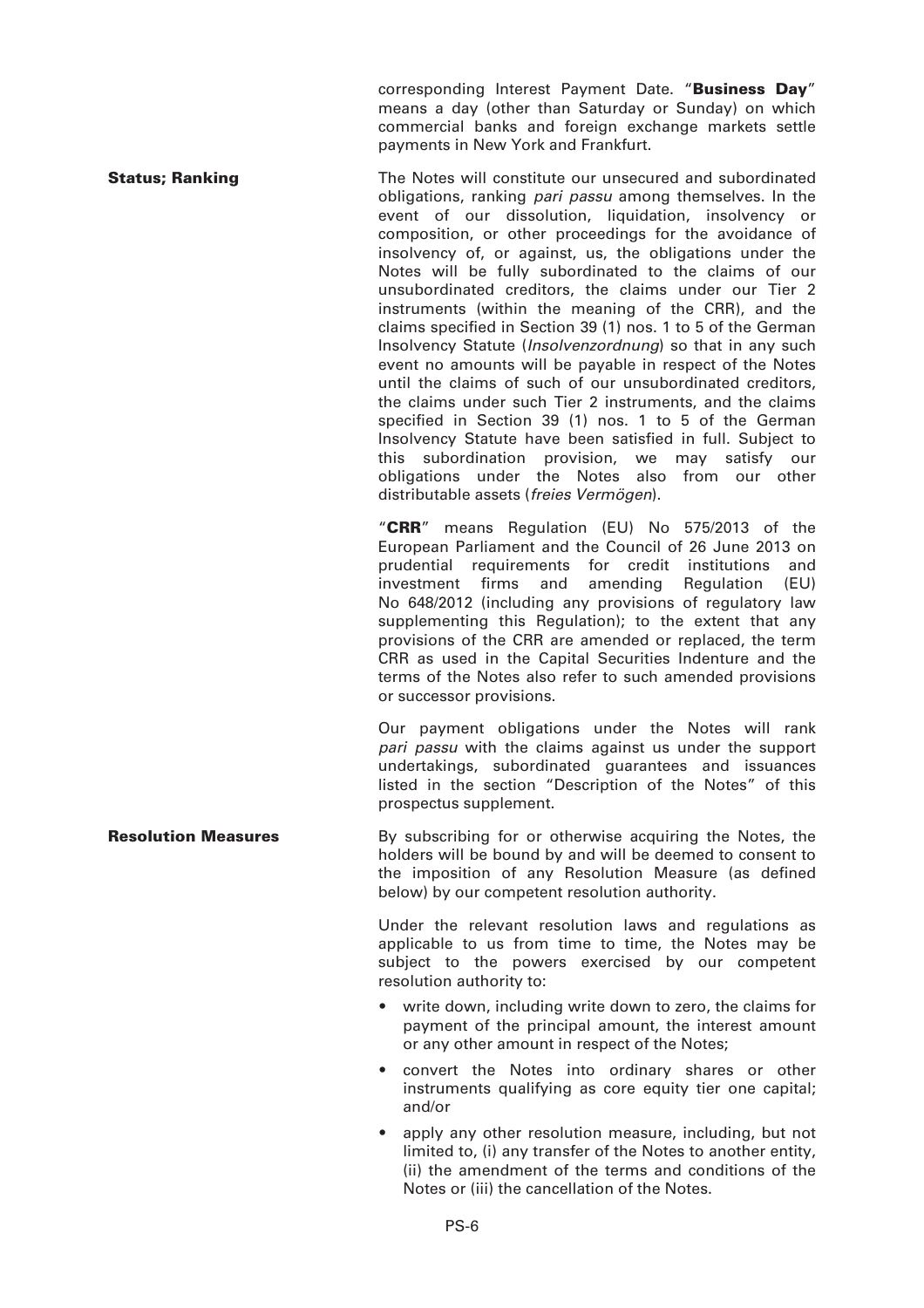corresponding Interest Payment Date. "**Business Day**" means a day (other than Saturday or Sunday) on which commercial banks and foreign exchange markets settle payments in New York and Frankfurt.

**Status; Ranking**

The Notes will constitute our unsecured and subordinated obligations, ranking *pari passu* among themselves. In the event of our dissolution, liquidation, insolvency or composition, or other proceedings for the avoidance of insolvency of, or against, us, the obligations under the Notes will be fully subordinated to the claims of our unsubordinated creditors, the claims under our Tier 2 instruments (within the meaning of the CRR), and the claims specified in Section 39 (1) nos. 1 to 5 of the German Insolvency Statute (*Insolvenzordnung*) so that in any such event no amounts will be payable in respect of the Notes until the claims of such of our unsubordinated creditors, the claims under such Tier 2 instruments, and the claims specified in Section 39 (1) nos. 1 to 5 of the German Insolvency Statute have been satisfied in full. Subject to this subordination provision, we may satisfy our obligations under the Notes also from our other distributable assets (*freies Vermögen*).

"**CRR**" means Regulation (EU) No 575/2013 of the European Parliament and the Council of 26 June 2013 on prudential requirements for credit institutions and investment firms and amending Regulation (EU) No 648/2012 (including any provisions of regulatory law supplementing this Regulation); to the extent that any provisions of the CRR are amended or replaced, the term CRR as used in the Capital Securities Indenture and the terms of the Notes also refer to such amended provisions or successor provisions.

Our payment obligations under the Notes will rank *pari passu* with the claims against us under the support undertakings, subordinated guarantees and issuances listed in the section "Description of the Notes" of this prospectus supplement.

**Resolution Measures**

By subscribing for or otherwise acquiring the Notes, the holders will be bound by and will be deemed to consent to the imposition of any Resolution Measure (as defined below) by our competent resolution authority.

Under the relevant resolution laws and regulations as applicable to us from time to time, the Notes may be subject to the powers exercised by our competent resolution authority to:

- write down, including write down to zero, the claims for payment of the principal amount, the interest amount or any other amount in respect of the Notes;
- convert the Notes into ordinary shares or other instruments qualifying as core equity tier one capital; and/or
- apply any other resolution measure, including, but not limited to, (i) any transfer of the Notes to another entity, (ii) the amendment of the terms and conditions of the Notes or (iii) the cancellation of the Notes.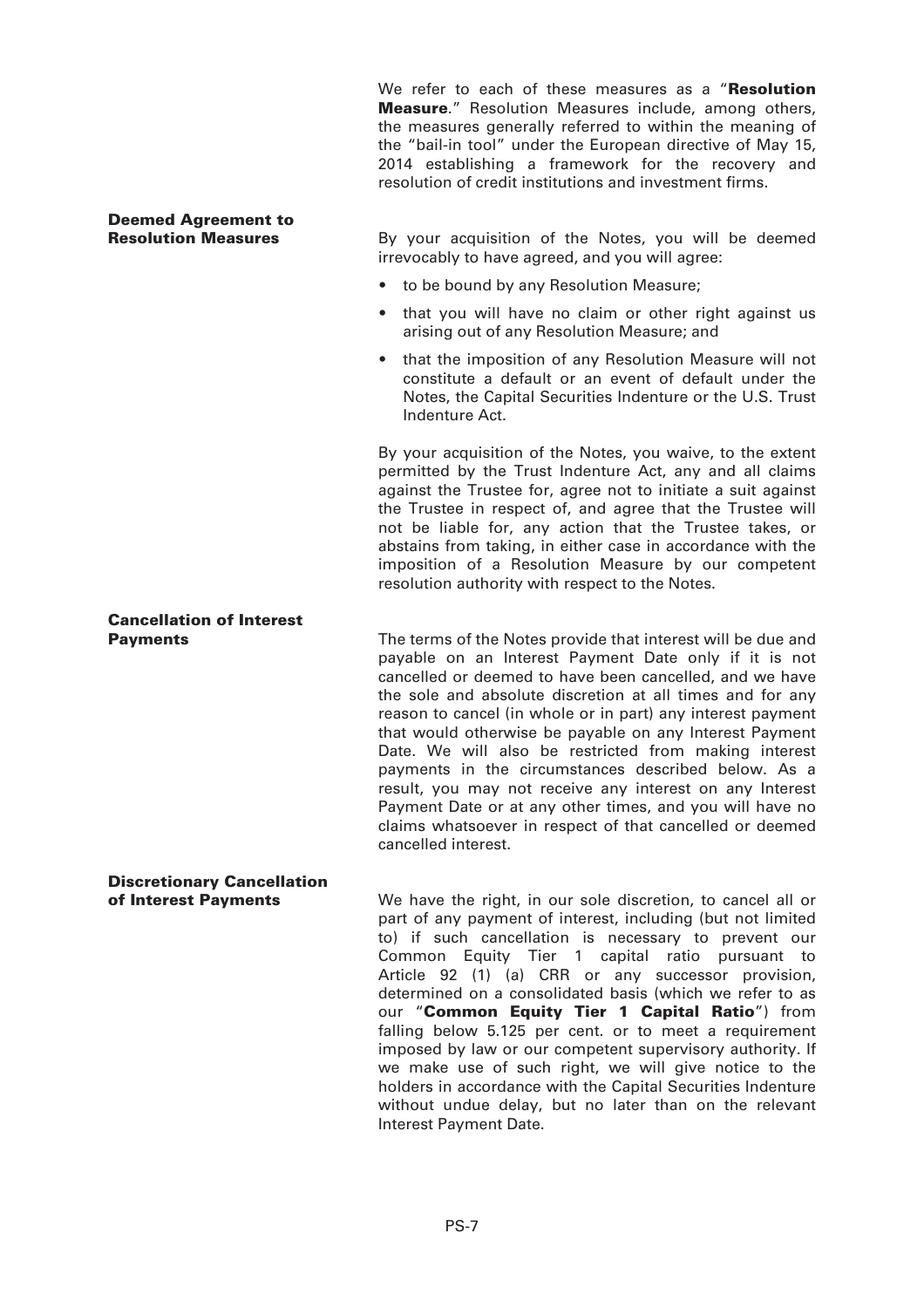We refer to each of these measures as a "**Resolution Measure**." Resolution Measures include, among others, the measures generally referred to within the meaning of the "bail-in tool" under the European directive of May 15, 2014 establishing a framework for the recovery and resolution of credit institutions and investment firms.

**Deemed Agreement to Resolution Measures**

By your acquisition of the Notes, you will be deemed irrevocably to have agreed, and you will agree:

- to be bound by any Resolution Measure;
- that you will have no claim or other right against us arising out of any Resolution Measure; and
- that the imposition of any Resolution Measure will not constitute a default or an event of default under the Notes, the Capital Securities Indenture or the U.S. Trust Indenture Act.

By your acquisition of the Notes, you waive, to the extent permitted by the Trust Indenture Act, any and all claims against the Trustee for, agree not to initiate a suit against the Trustee in respect of, and agree that the Trustee will not be liable for, any action that the Trustee takes, or abstains from taking, in either case in accordance with the imposition of a Resolution Measure by our competent resolution authority with respect to the Notes.

**Cancellation of Interest Payments**

The terms of the Notes provide that interest will be due and payable on an Interest Payment Date only if it is not cancelled or deemed to have been cancelled, and we have the sole and absolute discretion at all times and for any reason to cancel (in whole or in part) any interest payment that would otherwise be payable on any Interest Payment Date. We will also be restricted from making interest payments in the circumstances described below. As a result, you may not receive any interest on any Interest Payment Date or at any other times, and you will have no claims whatsoever in respect of that cancelled or deemed cancelled interest.

**Discretionary Cancellation of Interest Payments**

We have the right, in our sole discretion, to cancel all or part of any payment of interest, including (but not limited to) if such cancellation is necessary to prevent our Common Equity Tier 1 capital ratio pursuant to Article 92 (1) (a) CRR or any successor provision, determined on a consolidated basis (which we refer to as our "**Common Equity Tier 1 Capital Ratio**") from falling below 5.125 per cent. or to meet a requirement imposed by law or our competent supervisory authority. If we make use of such right, we will give notice to the holders in accordance with the Capital Securities Indenture without undue delay, but no later than on the relevant Interest Payment Date.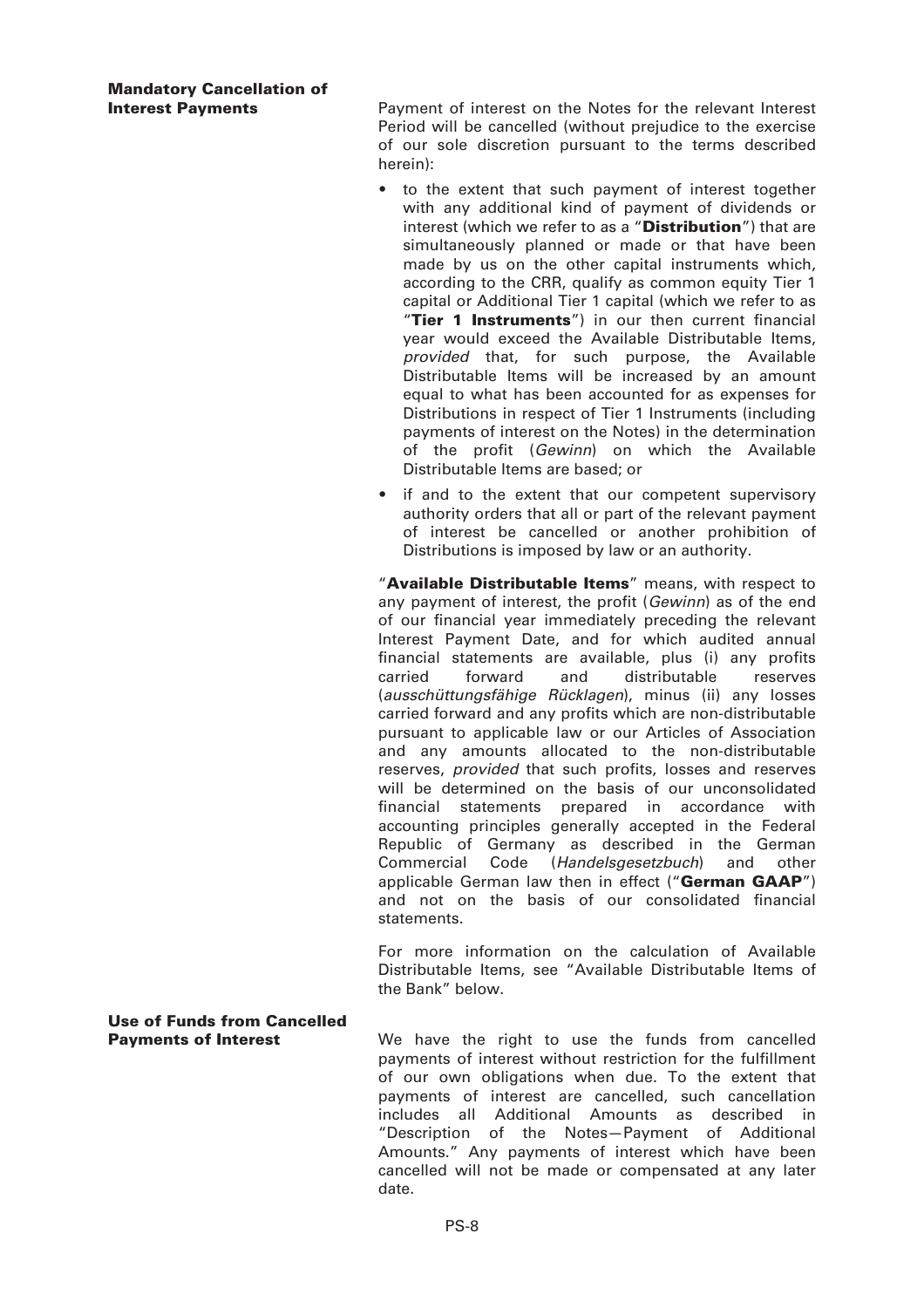**Mandatory Cancellation of Interest Payments**

Payment of interest on the Notes for the relevant Interest Period will be cancelled (without prejudice to the exercise of our sole discretion pursuant to the terms described herein):

- to the extent that such payment of interest together with any additional kind of payment of dividends or interest (which we refer to as a "**Distribution**") that are simultaneously planned or made or that have been made by us on the other capital instruments which, according to the CRR, qualify as common equity Tier 1 capital or Additional Tier 1 capital (which we refer to as "**Tier 1 Instruments**") in our then current financial year would exceed the Available Distributable Items, *provided* that, for such purpose, the Available Distributable Items will be increased by an amount equal to what has been accounted for as expenses for Distributions in respect of Tier 1 Instruments (including payments of interest on the Notes) in the determination of the profit (*Gewinn*) on which the Available Distributable Items are based; or
- if and to the extent that our competent supervisory authority orders that all or part of the relevant payment of interest be cancelled or another prohibition of Distributions is imposed by law or an authority.

"**Available Distributable Items**" means, with respect to any payment of interest, the profit (*Gewinn*) as of the end of our financial year immediately preceding the relevant Interest Payment Date, and for which audited annual financial statements are available, plus (i) any profits carried forward and distributable reserves (*ausschüttungsfähige Rücklagen*), minus (ii) any losses carried forward and any profits which are non-distributable pursuant to applicable law or our Articles of Association and any amounts allocated to the non-distributable reserves, *provided* that such profits, losses and reserves will be determined on the basis of our unconsolidated financial statements prepared in accordance with accounting principles generally accepted in the Federal Republic of Germany as described in the German Commercial Code (*Handelsgesetzbuch*) and other applicable German law then in effect ("**German GAAP**") and not on the basis of our consolidated financial statements.

For more information on the calculation of Available Distributable Items, see "Available Distributable Items of the Bank" below.

**Use of Funds from Cancelled Payments of Interest**

We have the right to use the funds from cancelled payments of interest without restriction for the fulfillment of our own obligations when due. To the extent that payments of interest are cancelled, such cancellation includes all Additional Amounts as described in "Description of the Notes—Payment of Additional Amounts." Any payments of interest which have been cancelled will not be made or compensated at any later date.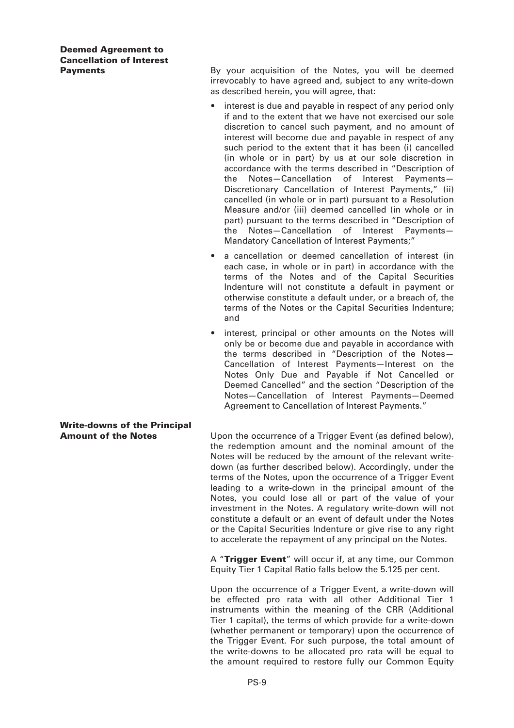**Deemed Agreement to Cancellation of Interest Payments**

By your acquisition of the Notes, you will be deemed irrevocably to have agreed and, subject to any write-down as described herein, you will agree, that:

- interest is due and payable in respect of any period only if and to the extent that we have not exercised our sole discretion to cancel such payment, and no amount of interest will become due and payable in respect of any such period to the extent that it has been (i) cancelled (in whole or in part) by us at our sole discretion in accordance with the terms described in "Description of the Notes—Cancellation of Interest Payments—Discretionary Cancellation of Interest Payments," (ii) cancelled (in whole or in part) pursuant to a Resolution Measure and/or (iii) deemed cancelled (in whole or in part) pursuant to the terms described in "Description of the Notes—Cancellation of Interest Payments—Mandatory Cancellation of Interest Payments;"
- a cancellation or deemed cancellation of interest (in each case, in whole or in part) in accordance with the terms of the Notes and of the Capital Securities Indenture will not constitute a default in payment or otherwise constitute a default under, or a breach of, the terms of the Notes or the Capital Securities Indenture; and
- interest, principal or other amounts on the Notes will only be or become due and payable in accordance with the terms described in "Description of the Notes—Cancellation of Interest Payments—Interest on the Notes Only Due and Payable if Not Cancelled or Deemed Cancelled" and the section "Description of the Notes—Cancellation of Interest Payments—Deemed Agreement to Cancellation of Interest Payments."

**Write-downs of the Principal Amount of the Notes**

Upon the occurrence of a Trigger Event (as defined below), the redemption amount and the nominal amount of the Notes will be reduced by the amount of the relevant write-down (as further described below). Accordingly, under the terms of the Notes, upon the occurrence of a Trigger Event leading to a write-down in the principal amount of the Notes, you could lose all or part of the value of your investment in the Notes. A regulatory write-down will not constitute a default or an event of default under the Notes or the Capital Securities Indenture or give rise to any right to accelerate the repayment of any principal on the Notes.

A "**Trigger Event**" will occur if, at any time, our Common Equity Tier 1 Capital Ratio falls below the 5.125 per cent.

Upon the occurrence of a Trigger Event, a write-down will be effected pro rata with all other Additional Tier 1 instruments within the meaning of the CRR (Additional Tier 1 capital), the terms of which provide for a write-down (whether permanent or temporary) upon the occurrence of the Trigger Event. For such purpose, the total amount of the write-downs to be allocated pro rata will be equal to the amount required to restore fully our Common Equity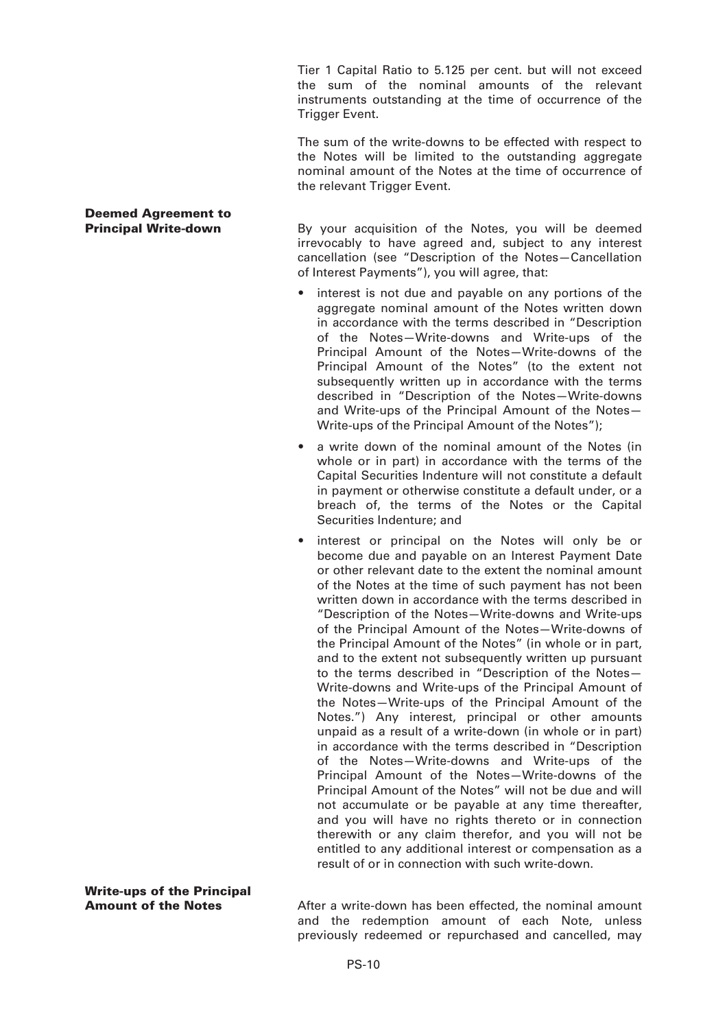Tier 1 Capital Ratio to 5.125 per cent. but will not exceed the sum of the nominal amounts of the relevant instruments outstanding at the time of occurrence of the Trigger Event.

The sum of the write-downs to be effected with respect to the Notes will be limited to the outstanding aggregate nominal amount of the Notes at the time of occurrence of the relevant Trigger Event.

**Deemed Agreement to Principal Write-down**

By your acquisition of the Notes, you will be deemed irrevocably to have agreed and, subject to any interest cancellation (see "Description of the Notes—Cancellation of Interest Payments"), you will agree, that:

- interest is not due and payable on any portions of the aggregate nominal amount of the Notes written down in accordance with the terms described in "Description of the Notes—Write-downs and Write-ups of the Principal Amount of the Notes—Write-downs of the Principal Amount of the Notes" (to the extent not subsequently written up in accordance with the terms described in "Description of the Notes—Write-downs and Write-ups of the Principal Amount of the Notes—Write-ups of the Principal Amount of the Notes");
- a write down of the nominal amount of the Notes (in whole or in part) in accordance with the terms of the Capital Securities Indenture will not constitute a default in payment or otherwise constitute a default under, or a breach of, the terms of the Notes or the Capital Securities Indenture; and
- interest or principal on the Notes will only be or become due and payable on an Interest Payment Date or other relevant date to the extent the nominal amount of the Notes at the time of such payment has not been written down in accordance with the terms described in "Description of the Notes—Write-downs and Write-ups of the Principal Amount of the Notes—Write-downs of the Principal Amount of the Notes" (in whole or in part, and to the extent not subsequently written up pursuant to the terms described in "Description of the Notes—Write-downs and Write-ups of the Principal Amount of the Notes—Write-ups of the Principal Amount of the Notes.") Any interest, principal or other amounts unpaid as a result of a write-down (in whole or in part) in accordance with the terms described in "Description of the Notes—Write-downs and Write-ups of the Principal Amount of the Notes—Write-downs of the Principal Amount of the Notes" will not be due and will not accumulate or be payable at any time thereafter, and you will have no rights thereto or in connection therewith or any claim therefor, and you will not be entitled to any additional interest or compensation as a result of or in connection with such write-down.

**Write-ups of the Principal Amount of the Notes**

After a write-down has been effected, the nominal amount and the redemption amount of each Note, unless previously redeemed or repurchased and cancelled, may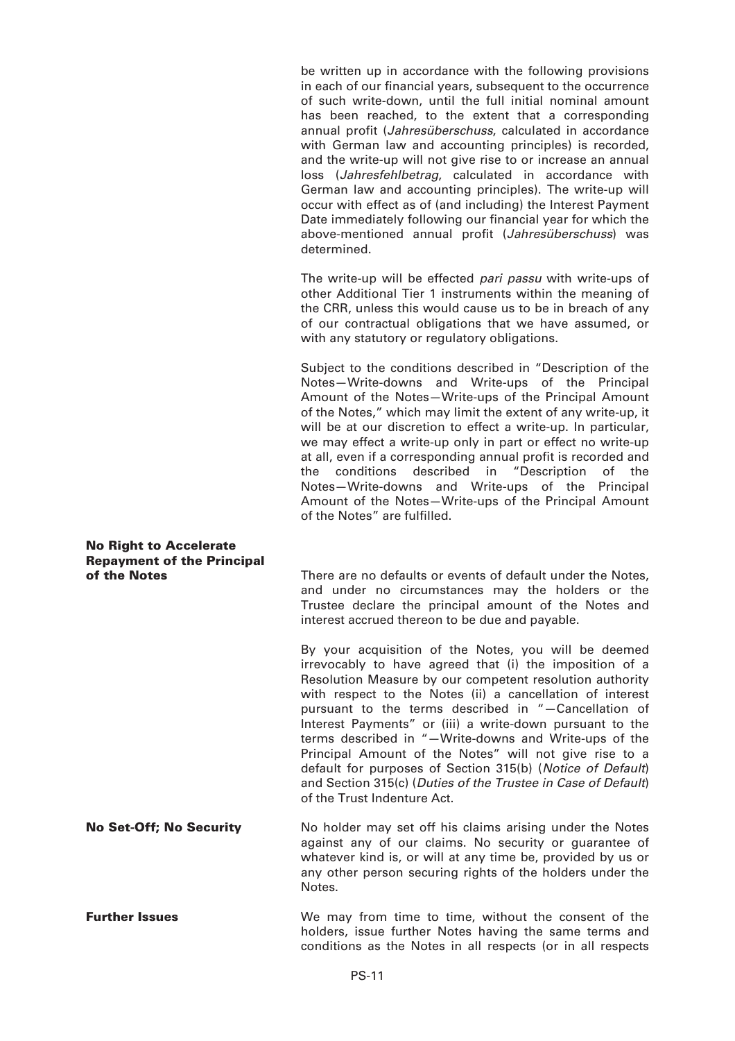be written up in accordance with the following provisions in each of our financial years, subsequent to the occurrence of such write-down, until the full initial nominal amount has been reached, to the extent that a corresponding annual profit (*Jahresüberschuss*, calculated in accordance with German law and accounting principles) is recorded, and the write-up will not give rise to or increase an annual loss (*Jahresfehlbetrag*, calculated in accordance with German law and accounting principles). The write-up will occur with effect as of (and including) the Interest Payment Date immediately following our financial year for which the above-mentioned annual profit (*Jahresüberschuss*) was determined.

The write-up will be effected *pari passu* with write-ups of other Additional Tier 1 instruments within the meaning of the CRR, unless this would cause us to be in breach of any of our contractual obligations that we have assumed, or with any statutory or regulatory obligations.

Subject to the conditions described in "Description of the Notes—Write-downs and Write-ups of the Principal Amount of the Notes—Write-ups of the Principal Amount of the Notes," which may limit the extent of any write-up, it will be at our discretion to effect a write-up. In particular, we may effect a write-up only in part or effect no write-up at all, even if a corresponding annual profit is recorded and the conditions described in "Description of the Notes—Write-downs and Write-ups of the Principal Amount of the Notes—Write-ups of the Principal Amount of the Notes" are fulfilled.

**No Right to Accelerate Repayment of the Principal of the Notes**

There are no defaults or events of default under the Notes, and under no circumstances may the holders or the Trustee declare the principal amount of the Notes and interest accrued thereon to be due and payable.

By your acquisition of the Notes, you will be deemed irrevocably to have agreed that (i) the imposition of a Resolution Measure by our competent resolution authority with respect to the Notes (ii) a cancellation of interest pursuant to the terms described in "—Cancellation of Interest Payments" or (iii) a write-down pursuant to the terms described in "—Write-downs and Write-ups of the Principal Amount of the Notes" will not give rise to a default for purposes of Section 315(b) (*Notice of Default*) and Section 315(c) (*Duties of the Trustee in Case of Default*) of the Trust Indenture Act.

**No Set-Off; No Security**

No holder may set off his claims arising under the Notes against any of our claims. No security or guarantee of whatever kind is, or will at any time be, provided by us or any other person securing rights of the holders under the Notes.

**Further Issues**

We may from time to time, without the consent of the holders, issue further Notes having the same terms and conditions as the Notes in all respects (or in all respects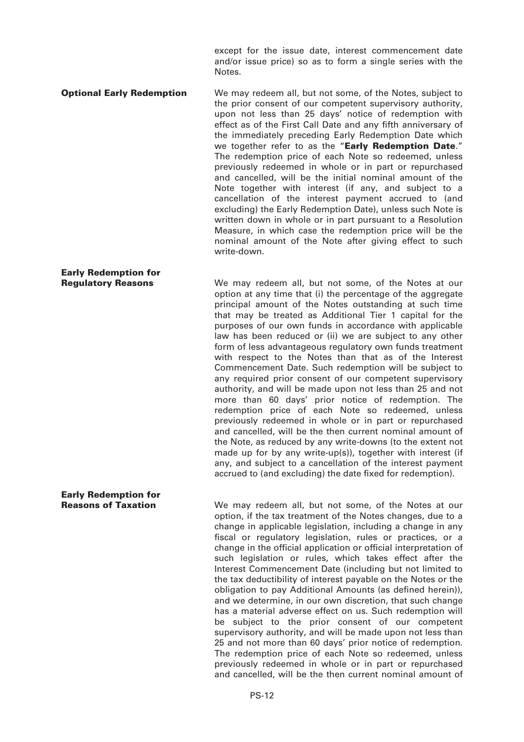except for the issue date, interest commencement date and/or issue price) so as to form a single series with the Notes.

**Optional Early Redemption**

We may redeem all, but not some, of the Notes, subject to the prior consent of our competent supervisory authority, upon not less than 25 days' notice of redemption with effect as of the First Call Date and any fifth anniversary of the immediately preceding Early Redemption Date which we together refer to as the "**Early Redemption Date**." The redemption price of each Note so redeemed, unless previously redeemed in whole or in part or repurchased and cancelled, will be the initial nominal amount of the Note together with interest (if any, and subject to a cancellation of the interest payment accrued to (and excluding) the Early Redemption Date), unless such Note is written down in whole or in part pursuant to a Resolution Measure, in which case the redemption price will be the nominal amount of the Note after giving effect to such write-down.

**Early Redemption for Regulatory Reasons**

We may redeem all, but not some, of the Notes at our option at any time that (i) the percentage of the aggregate principal amount of the Notes outstanding at such time that may be treated as Additional Tier 1 capital for the purposes of our own funds in accordance with applicable law has been reduced or (ii) we are subject to any other form of less advantageous regulatory own funds treatment with respect to the Notes than that as of the Interest Commencement Date. Such redemption will be subject to any required prior consent of our competent supervisory authority, and will be made upon not less than 25 and not more than 60 days' prior notice of redemption. The redemption price of each Note so redeemed, unless previously redeemed in whole or in part or repurchased and cancelled, will be the then current nominal amount of the Note, as reduced by any write-downs (to the extent not made up for by any write-up(s)), together with interest (if any, and subject to a cancellation of the interest payment accrued to (and excluding) the date fixed for redemption).

**Early Redemption for Reasons of Taxation**

We may redeem all, but not some, of the Notes at our option, if the tax treatment of the Notes changes, due to a change in applicable legislation, including a change in any fiscal or regulatory legislation, rules or practices, or a change in the official application or official interpretation of such legislation or rules, which takes effect after the Interest Commencement Date (including but not limited to the tax deductibility of interest payable on the Notes or the obligation to pay Additional Amounts (as defined herein)), and we determine, in our own discretion, that such change has a material adverse effect on us. Such redemption will be subject to the prior consent of our competent supervisory authority, and will be made upon not less than 25 and not more than 60 days' prior notice of redemption. The redemption price of each Note so redeemed, unless previously redeemed in whole or in part or repurchased and cancelled, will be the then current nominal amount of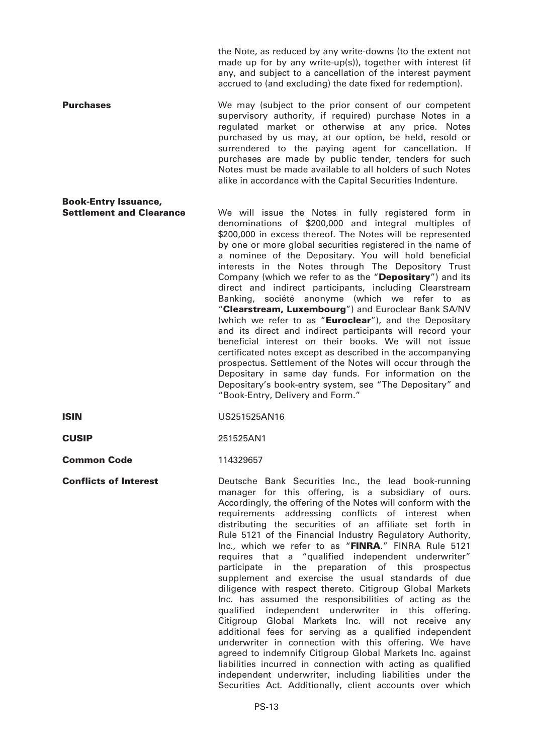the Note, as reduced by any write-downs (to the extent not made up for by any write-up(s)), together with interest (if any, and subject to a cancellation of the interest payment accrued to (and excluding) the date fixed for redemption).

**Purchases**

We may (subject to the prior consent of our competent supervisory authority, if required) purchase Notes in a regulated market or otherwise at any price. Notes purchased by us may, at our option, be held, resold or surrendered to the paying agent for cancellation. If purchases are made by public tender, tenders for such Notes must be made available to all holders of such Notes alike in accordance with the Capital Securities Indenture.

**Book-Entry Issuance, Settlement and Clearance**

We will issue the Notes in fully registered form in denominations of $200,000 and integral multiples of $200,000 in excess thereof. The Notes will be represented by one or more global securities registered in the name of a nominee of the Depositary. You will hold beneficial interests in the Notes through The Depository Trust Company (which we refer to as the "**Depositary**") and its direct and indirect participants, including Clearstream Banking, société anonyme (which we refer to as "**Clearstream, Luxembourg**") and Euroclear Bank SA/NV (which we refer to as "**Euroclear**"), and the Depositary and its direct and indirect participants will record your beneficial interest on their books. We will not issue certificated notes except as described in the accompanying prospectus. Settlement of the Notes will occur through the Depositary in same day funds. For information on the Depositary's book-entry system, see "The Depositary" and "Book-Entry, Delivery and Form."

**ISIN**

US251525AN16

**CUSIP**

251525AN1

**Common Code**

114329657

**Conflicts of Interest**

Deutsche Bank Securities Inc., the lead book-running manager for this offering, is a subsidiary of ours. Accordingly, the offering of the Notes will conform with the requirements addressing conflicts of interest when distributing the securities of an affiliate set forth in Rule 5121 of the Financial Industry Regulatory Authority, Inc., which we refer to as "**FINRA**." FINRA Rule 5121 requires that a "qualified independent underwriter" participate in the preparation of this prospectus supplement and exercise the usual standards of due diligence with respect thereto. Citigroup Global Markets Inc. has assumed the responsibilities of acting as the qualified independent underwriter in this offering. Citigroup Global Markets Inc. will not receive any additional fees for serving as a qualified independent underwriter in connection with this offering. We have agreed to indemnify Citigroup Global Markets Inc. against liabilities incurred in connection with acting as qualified independent underwriter, including liabilities under the Securities Act. Additionally, client accounts over which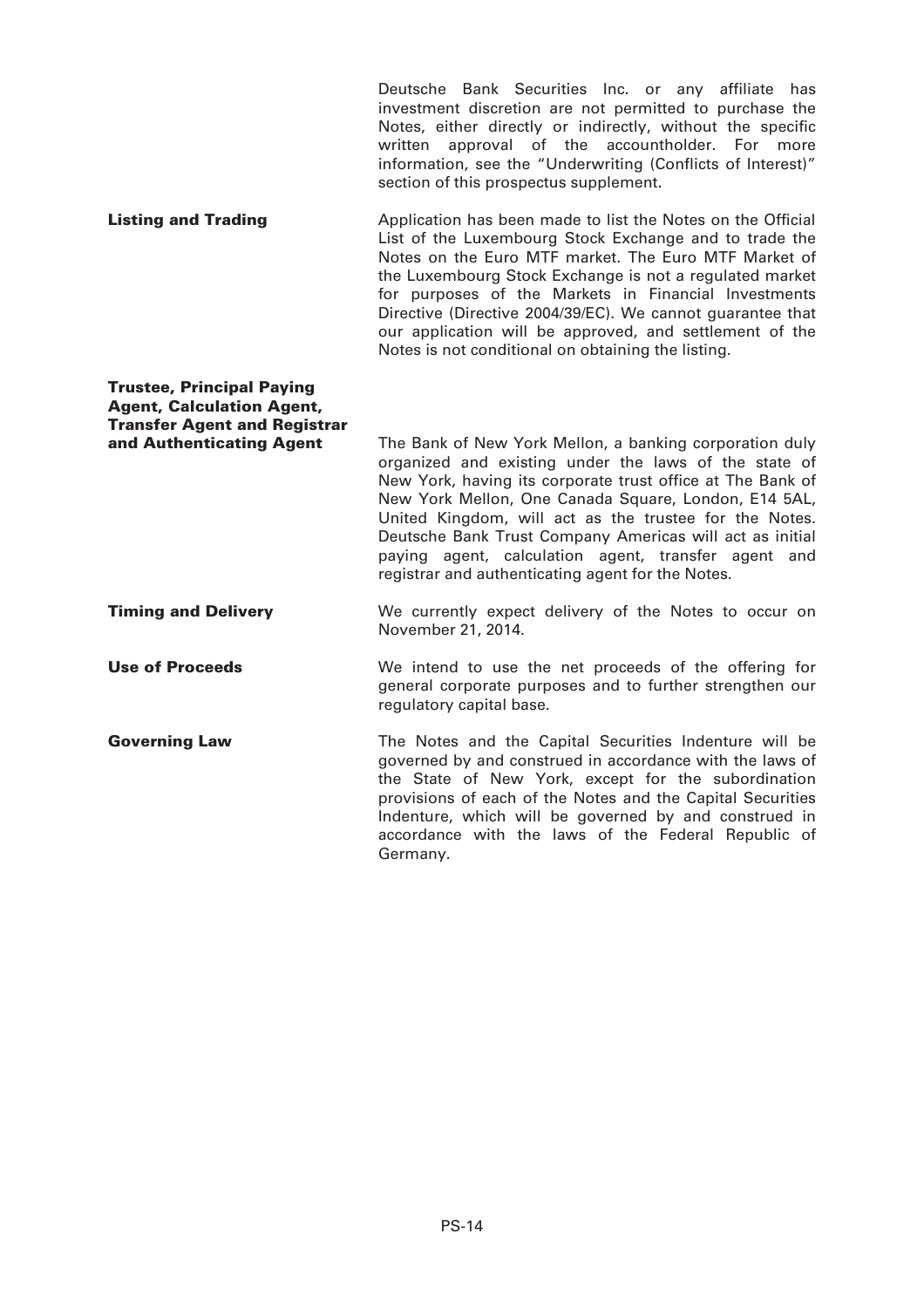Deutsche Bank Securities Inc. or any affiliate has investment discretion are not permitted to purchase the Notes, either directly or indirectly, without the specific written approval of the accountholder. For more information, see the "Underwriting (Conflicts of Interest)" section of this prospectus supplement.

**Listing and Trading**

Application has been made to list the Notes on the Official List of the Luxembourg Stock Exchange and to trade the Notes on the Euro MTF market. The Euro MTF Market of the Luxembourg Stock Exchange is not a regulated market for purposes of the Markets in Financial Investments Directive (Directive 2004/39/EC). We cannot guarantee that our application will be approved, and settlement of the Notes is not conditional on obtaining the listing.

**Trustee, Principal Paying Agent, Calculation Agent, Transfer Agent and Registrar and Authenticating Agent**

The Bank of New York Mellon, a banking corporation duly organized and existing under the laws of the state of New York, having its corporate trust office at The Bank of New York Mellon, One Canada Square, London, E14 5AL, United Kingdom, will act as the trustee for the Notes. Deutsche Bank Trust Company Americas will act as initial paying agent, calculation agent, transfer agent and registrar and authenticating agent for the Notes.

**Timing and Delivery**

We currently expect delivery of the Notes to occur on November 21, 2014.

**Use of Proceeds**

We intend to use the net proceeds of the offering for general corporate purposes and to further strengthen our regulatory capital base.

**Governing Law**

The Notes and the Capital Securities Indenture will be governed by and construed in accordance with the laws of the State of New York, except for the subordination provisions of each of the Notes and the Capital Securities Indenture, which will be governed by and construed in accordance with the laws of the Federal Republic of Germany.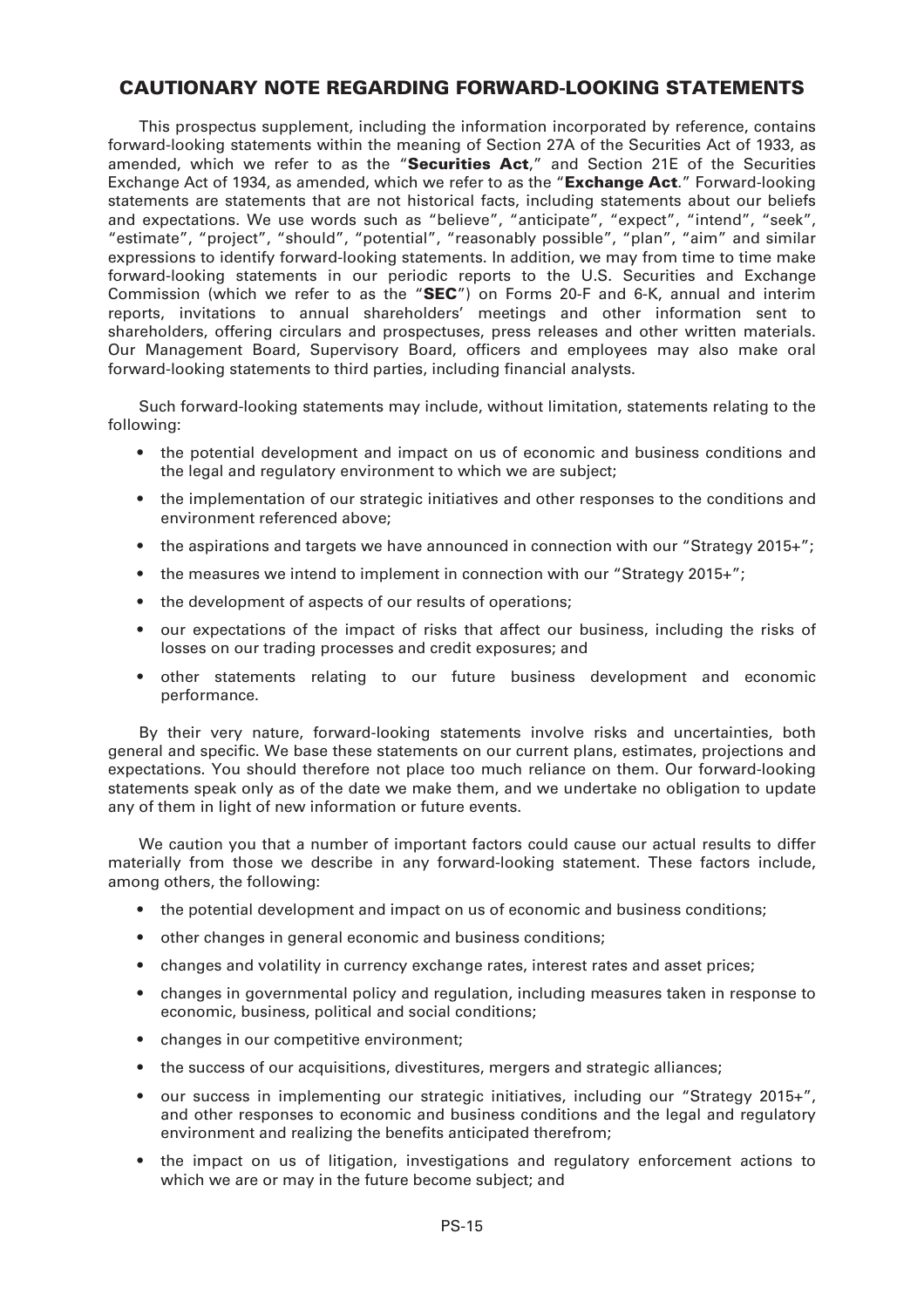## CAUTIONARY NOTE REGARDING FORWARD-LOOKING STATEMENTS

This prospectus supplement, including the information incorporated by reference, contains forward-looking statements within the meaning of Section 27A of the Securities Act of 1933, as amended, which we refer to as the "**Securities Act**," and Section 21E of the Securities Exchange Act of 1934, as amended, which we refer to as the "**Exchange Act**." Forward-looking statements are statements that are not historical facts, including statements about our beliefs and expectations. We use words such as "believe", "anticipate", "expect", "intend", "seek", "estimate", "project", "should", "potential", "reasonably possible", "plan", "aim" and similar expressions to identify forward-looking statements. In addition, we may from time to time make forward-looking statements in our periodic reports to the U.S. Securities and Exchange Commission (which we refer to as the "**SEC**") on Forms 20-F and 6-K, annual and interim reports, invitations to annual shareholders' meetings and other information sent to shareholders, offering circulars and prospectuses, press releases and other written materials. Our Management Board, Supervisory Board, officers and employees may also make oral forward-looking statements to third parties, including financial analysts.

Such forward-looking statements may include, without limitation, statements relating to the following:

- the potential development and impact on us of economic and business conditions and the legal and regulatory environment to which we are subject;
- the implementation of our strategic initiatives and other responses to the conditions and environment referenced above;
- the aspirations and targets we have announced in connection with our "Strategy 2015+";
- the measures we intend to implement in connection with our "Strategy 2015+";
- the development of aspects of our results of operations;
- our expectations of the impact of risks that affect our business, including the risks of losses on our trading processes and credit exposures; and
- other statements relating to our future business development and economic performance.

By their very nature, forward-looking statements involve risks and uncertainties, both general and specific. We base these statements on our current plans, estimates, projections and expectations. You should therefore not place too much reliance on them. Our forward-looking statements speak only as of the date we make them, and we undertake no obligation to update any of them in light of new information or future events.

We caution you that a number of important factors could cause our actual results to differ materially from those we describe in any forward-looking statement. These factors include, among others, the following:

- the potential development and impact on us of economic and business conditions;
- other changes in general economic and business conditions;
- changes and volatility in currency exchange rates, interest rates and asset prices;
- changes in governmental policy and regulation, including measures taken in response to economic, business, political and social conditions;
- changes in our competitive environment;
- the success of our acquisitions, divestitures, mergers and strategic alliances;
- our success in implementing our strategic initiatives, including our "Strategy 2015+", and other responses to economic and business conditions and the legal and regulatory environment and realizing the benefits anticipated therefrom;
- the impact on us of litigation, investigations and regulatory enforcement actions to which we are or may in the future become subject; and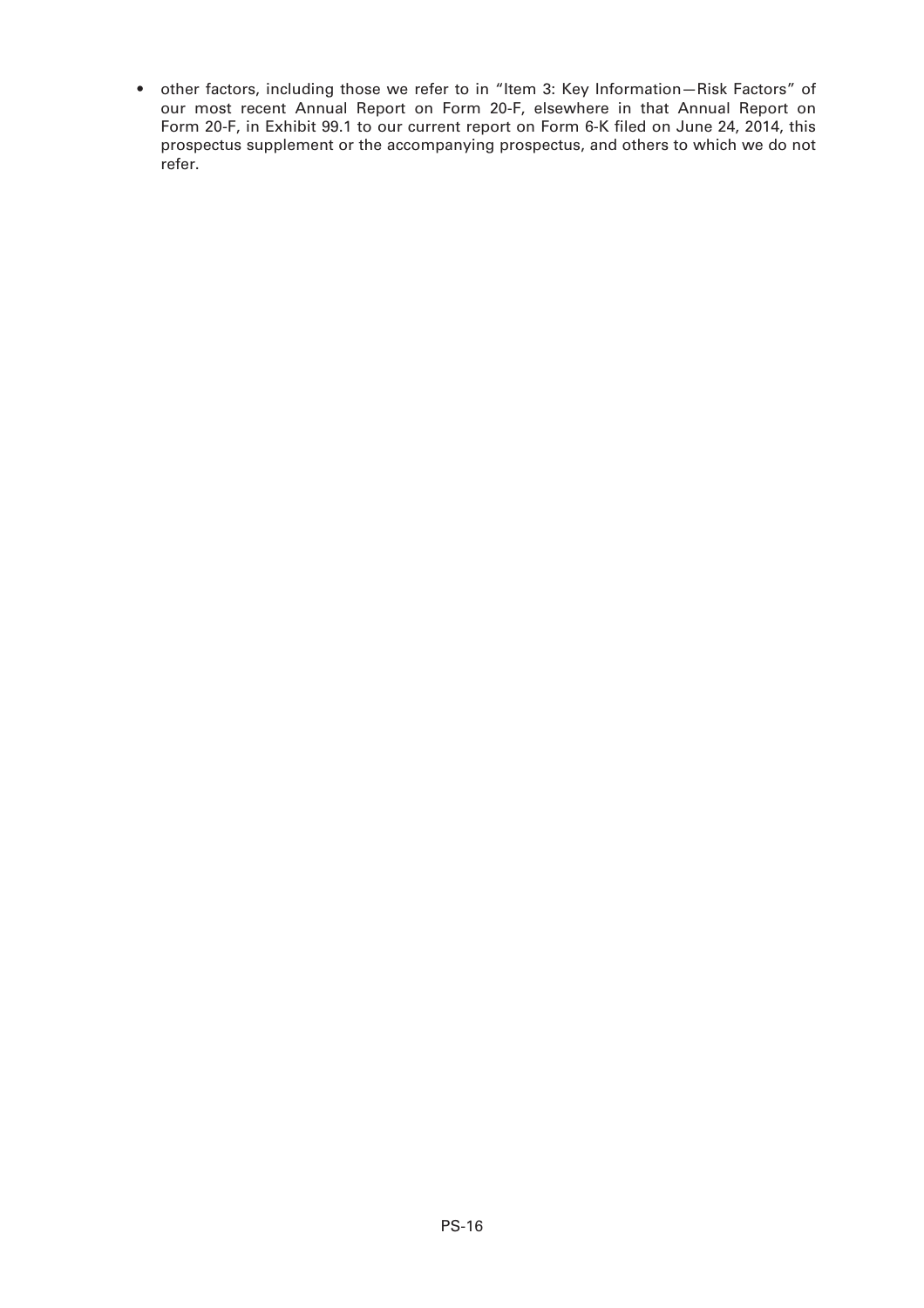- other factors, including those we refer to in "Item 3: Key Information—Risk Factors" of our most recent Annual Report on Form 20-F, elsewhere in that Annual Report on Form 20-F, in Exhibit 99.1 to our current report on Form 6-K filed on June 24, 2014, this prospectus supplement or the accompanying prospectus, and others to which we do not refer.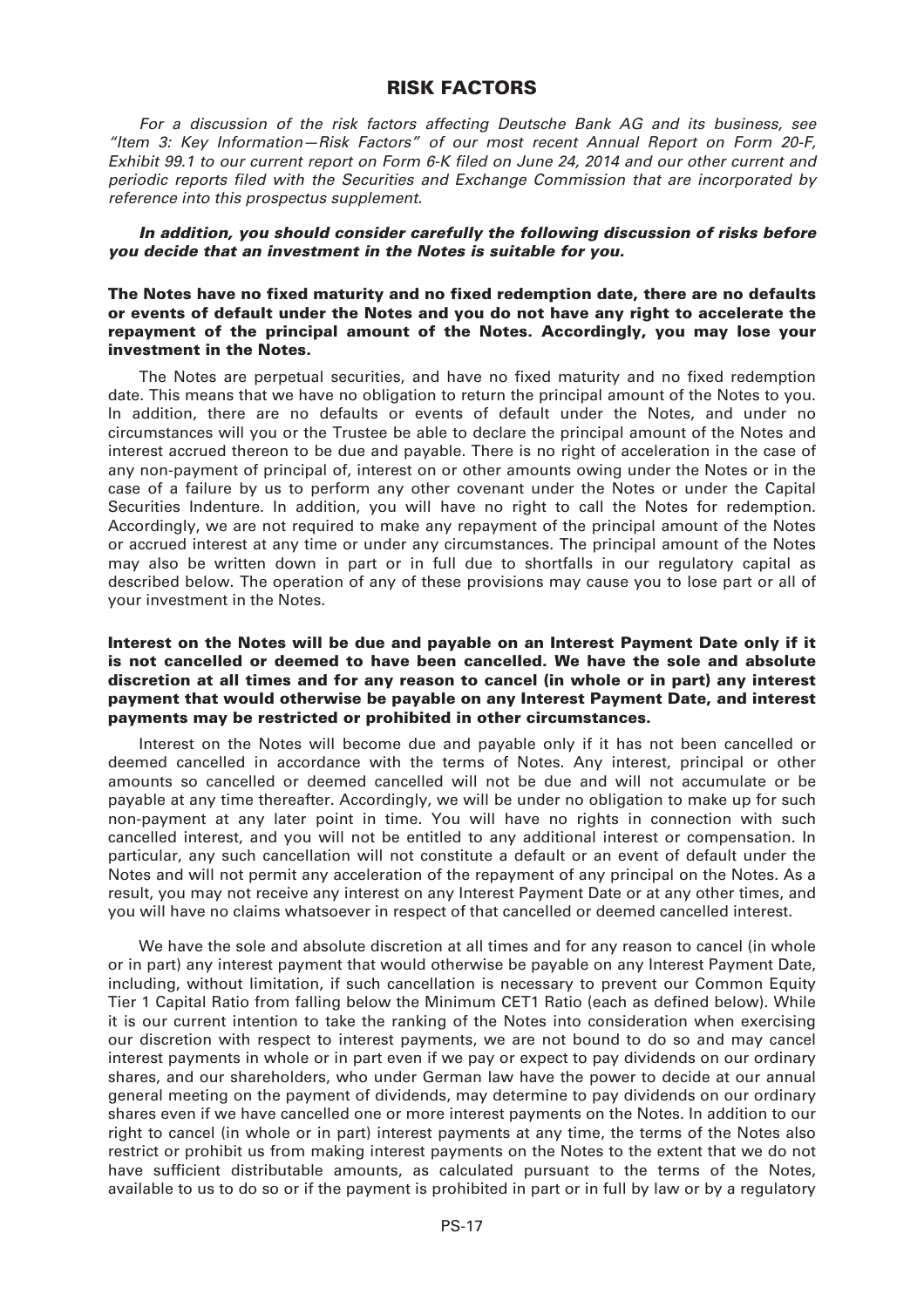# RISK FACTORS

*For a discussion of the risk factors affecting Deutsche Bank AG and its business, see "Item 3: Key Information—Risk Factors" of our most recent Annual Report on Form 20-F, Exhibit 99.1 to our current report on Form 6-K filed on June 24, 2014 and our other current and periodic reports filed with the Securities and Exchange Commission that are incorporated by reference into this prospectus supplement.*

***In addition, you should consider carefully the following discussion of risks before you decide that an investment in the Notes is suitable for you.***

**The Notes have no fixed maturity and no fixed redemption date, there are no defaults or events of default under the Notes and you do not have any right to accelerate the repayment of the principal amount of the Notes. Accordingly, you may lose your investment in the Notes.**

The Notes are perpetual securities, and have no fixed maturity and no fixed redemption date. This means that we have no obligation to return the principal amount of the Notes to you. In addition, there are no defaults or events of default under the Notes, and under no circumstances will you or the Trustee be able to declare the principal amount of the Notes and interest accrued thereon to be due and payable. There is no right of acceleration in the case of any non-payment of principal of, interest on or other amounts owing under the Notes or in the case of a failure by us to perform any other covenant under the Notes or under the Capital Securities Indenture. In addition, you will have no right to call the Notes for redemption. Accordingly, we are not required to make any repayment of the principal amount of the Notes or accrued interest at any time or under any circumstances. The principal amount of the Notes may also be written down in part or in full due to shortfalls in our regulatory capital as described below. The operation of any of these provisions may cause you to lose part or all of your investment in the Notes.

**Interest on the Notes will be due and payable on an Interest Payment Date only if it is not cancelled or deemed to have been cancelled. We have the sole and absolute discretion at all times and for any reason to cancel (in whole or in part) any interest payment that would otherwise be payable on any Interest Payment Date, and interest payments may be restricted or prohibited in other circumstances.**

Interest on the Notes will become due and payable only if it has not been cancelled or deemed cancelled in accordance with the terms of Notes. Any interest, principal or other amounts so cancelled or deemed cancelled will not be due and will not accumulate or be payable at any time thereafter. Accordingly, we will be under no obligation to make up for such non-payment at any later point in time. You will have no rights in connection with such cancelled interest, and you will not be entitled to any additional interest or compensation. In particular, any such cancellation will not constitute a default or an event of default under the Notes and will not permit any acceleration of the repayment of any principal on the Notes. As a result, you may not receive any interest on any Interest Payment Date or at any other times, and you will have no claims whatsoever in respect of that cancelled or deemed cancelled interest.

We have the sole and absolute discretion at all times and for any reason to cancel (in whole or in part) any interest payment that would otherwise be payable on any Interest Payment Date, including, without limitation, if such cancellation is necessary to prevent our Common Equity Tier 1 Capital Ratio from falling below the Minimum CET1 Ratio (each as defined below). While it is our current intention to take the ranking of the Notes into consideration when exercising our discretion with respect to interest payments, we are not bound to do so and may cancel interest payments in whole or in part even if we pay or expect to pay dividends on our ordinary shares, and our shareholders, who under German law have the power to decide at our annual general meeting on the payment of dividends, may determine to pay dividends on our ordinary shares even if we have cancelled one or more interest payments on the Notes. In addition to our right to cancel (in whole or in part) interest payments at any time, the terms of the Notes also restrict or prohibit us from making interest payments on the Notes to the extent that we do not have sufficient distributable amounts, as calculated pursuant to the terms of the Notes, available to us to do so or if the payment is prohibited in part or in full by law or by a regulatory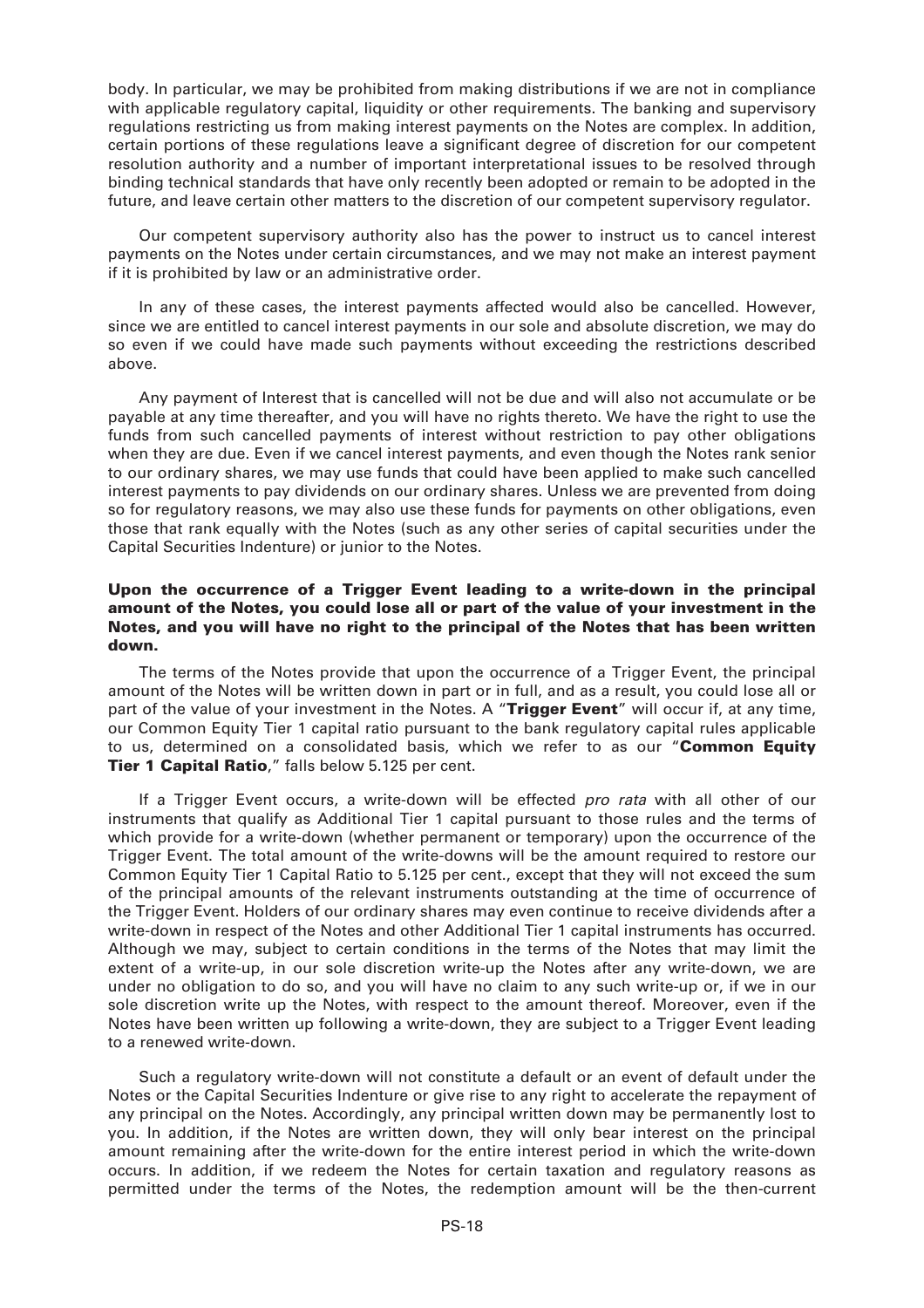body. In particular, we may be prohibited from making distributions if we are not in compliance with applicable regulatory capital, liquidity or other requirements. The banking and supervisory regulations restricting us from making interest payments on the Notes are complex. In addition, certain portions of these regulations leave a significant degree of discretion for our competent resolution authority and a number of important interpretational issues to be resolved through binding technical standards that have only recently been adopted or remain to be adopted in the future, and leave certain other matters to the discretion of our competent supervisory regulator.

Our competent supervisory authority also has the power to instruct us to cancel interest payments on the Notes under certain circumstances, and we may not make an interest payment if it is prohibited by law or an administrative order.

In any of these cases, the interest payments affected would also be cancelled. However, since we are entitled to cancel interest payments in our sole and absolute discretion, we may do so even if we could have made such payments without exceeding the restrictions described above.

Any payment of Interest that is cancelled will not be due and will also not accumulate or be payable at any time thereafter, and you will have no rights thereto. We have the right to use the funds from such cancelled payments of interest without restriction to pay other obligations when they are due. Even if we cancel interest payments, and even though the Notes rank senior to our ordinary shares, we may use funds that could have been applied to make such cancelled interest payments to pay dividends on our ordinary shares. Unless we are prevented from doing so for regulatory reasons, we may also use these funds for payments on other obligations, even those that rank equally with the Notes (such as any other series of capital securities under the Capital Securities Indenture) or junior to the Notes.

**Upon the occurrence of a Trigger Event leading to a write-down in the principal amount of the Notes, you could lose all or part of the value of your investment in the Notes, and you will have no right to the principal of the Notes that has been written down.**

The terms of the Notes provide that upon the occurrence of a Trigger Event, the principal amount of the Notes will be written down in part or in full, and as a result, you could lose all or part of the value of your investment in the Notes. A "**Trigger Event**" will occur if, at any time, our Common Equity Tier 1 capital ratio pursuant to the bank regulatory capital rules applicable to us, determined on a consolidated basis, which we refer to as our "**Common Equity Tier 1 Capital Ratio**," falls below 5.125 per cent.

If a Trigger Event occurs, a write-down will be effected *pro rata* with all other of our instruments that qualify as Additional Tier 1 capital pursuant to those rules and the terms of which provide for a write-down (whether permanent or temporary) upon the occurrence of the Trigger Event. The total amount of the write-downs will be the amount required to restore our Common Equity Tier 1 Capital Ratio to 5.125 per cent., except that they will not exceed the sum of the principal amounts of the relevant instruments outstanding at the time of occurrence of the Trigger Event. Holders of our ordinary shares may even continue to receive dividends after a write-down in respect of the Notes and other Additional Tier 1 capital instruments has occurred. Although we may, subject to certain conditions in the terms of the Notes that may limit the extent of a write-up, in our sole discretion write-up the Notes after any write-down, we are under no obligation to do so, and you will have no claim to any such write-up or, if we in our sole discretion write up the Notes, with respect to the amount thereof. Moreover, even if the Notes have been written up following a write-down, they are subject to a Trigger Event leading to a renewed write-down.

Such a regulatory write-down will not constitute a default or an event of default under the Notes or the Capital Securities Indenture or give rise to any right to accelerate the repayment of any principal on the Notes. Accordingly, any principal written down may be permanently lost to you. In addition, if the Notes are written down, they will only bear interest on the principal amount remaining after the write-down for the entire interest period in which the write-down occurs. In addition, if we redeem the Notes for certain taxation and regulatory reasons as permitted under the terms of the Notes, the redemption amount will be the then-current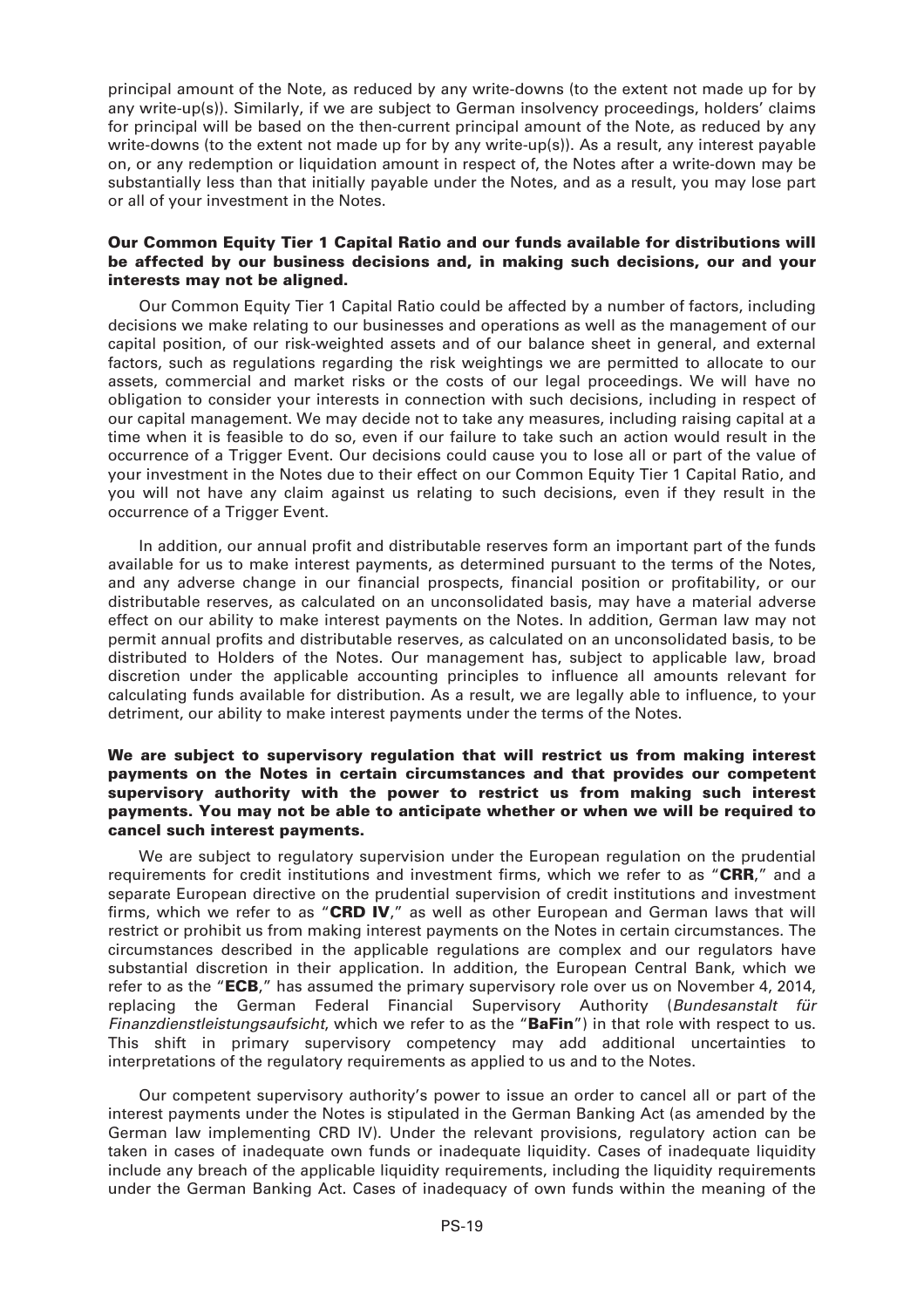principal amount of the Note, as reduced by any write-downs (to the extent not made up for by any write-up(s)). Similarly, if we are subject to German insolvency proceedings, holders' claims for principal will be based on the then-current principal amount of the Note, as reduced by any write-downs (to the extent not made up for by any write-up(s)). As a result, any interest payable on, or any redemption or liquidation amount in respect of, the Notes after a write-down may be substantially less than that initially payable under the Notes, and as a result, you may lose part or all of your investment in the Notes.

**Our Common Equity Tier 1 Capital Ratio and our funds available for distributions will be affected by our business decisions and, in making such decisions, our and your interests may not be aligned.**

Our Common Equity Tier 1 Capital Ratio could be affected by a number of factors, including decisions we make relating to our businesses and operations as well as the management of our capital position, of our risk-weighted assets and of our balance sheet in general, and external factors, such as regulations regarding the risk weightings we are permitted to allocate to our assets, commercial and market risks or the costs of our legal proceedings. We will have no obligation to consider your interests in connection with such decisions, including in respect of our capital management. We may decide not to take any measures, including raising capital at a time when it is feasible to do so, even if our failure to take such an action would result in the occurrence of a Trigger Event. Our decisions could cause you to lose all or part of the value of your investment in the Notes due to their effect on our Common Equity Tier 1 Capital Ratio, and you will not have any claim against us relating to such decisions, even if they result in the occurrence of a Trigger Event.

In addition, our annual profit and distributable reserves form an important part of the funds available for us to make interest payments, as determined pursuant to the terms of the Notes, and any adverse change in our financial prospects, financial position or profitability, or our distributable reserves, as calculated on an unconsolidated basis, may have a material adverse effect on our ability to make interest payments on the Notes. In addition, German law may not permit annual profits and distributable reserves, as calculated on an unconsolidated basis, to be distributed to Holders of the Notes. Our management has, subject to applicable law, broad discretion under the applicable accounting principles to influence all amounts relevant for calculating funds available for distribution. As a result, we are legally able to influence, to your detriment, our ability to make interest payments under the terms of the Notes.

**We are subject to supervisory regulation that will restrict us from making interest payments on the Notes in certain circumstances and that provides our competent supervisory authority with the power to restrict us from making such interest payments. You may not be able to anticipate whether or when we will be required to cancel such interest payments.**

We are subject to regulatory supervision under the European regulation on the prudential requirements for credit institutions and investment firms, which we refer to as "**CRR**," and a separate European directive on the prudential supervision of credit institutions and investment firms, which we refer to as "**CRD IV**," as well as other European and German laws that will restrict or prohibit us from making interest payments on the Notes in certain circumstances. The circumstances described in the applicable regulations are complex and our regulators have substantial discretion in their application. In addition, the European Central Bank, which we refer to as the "**ECB**," has assumed the primary supervisory role over us on November 4, 2014, replacing the German Federal Financial Supervisory Authority (*Bundesanstalt für Finanzdienstleistungsaufsicht*, which we refer to as the "**BaFin**") in that role with respect to us. This shift in primary supervisory competency may add additional uncertainties to interpretations of the regulatory requirements as applied to us and to the Notes.

Our competent supervisory authority's power to issue an order to cancel all or part of the interest payments under the Notes is stipulated in the German Banking Act (as amended by the German law implementing CRD IV). Under the relevant provisions, regulatory action can be taken in cases of inadequate own funds or inadequate liquidity. Cases of inadequate liquidity include any breach of the applicable liquidity requirements, including the liquidity requirements under the German Banking Act. Cases of inadequacy of own funds within the meaning of the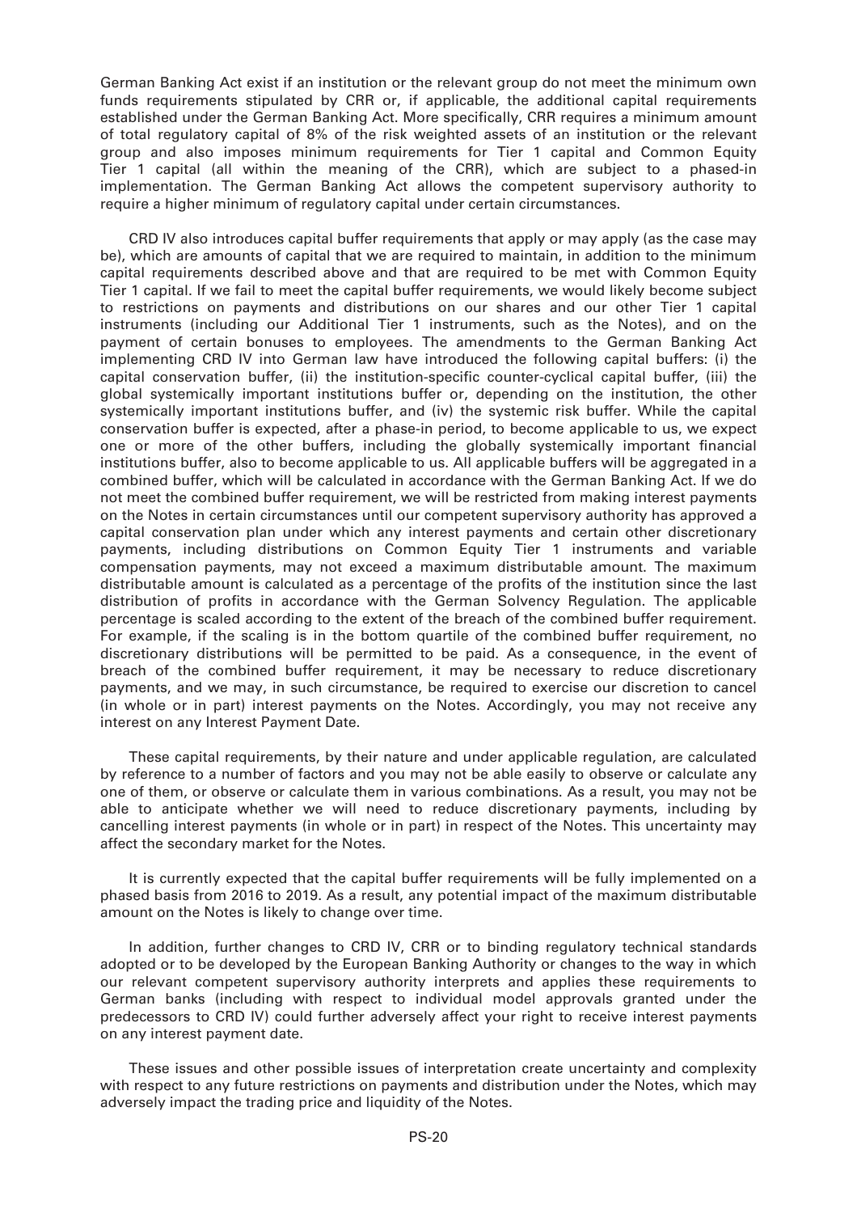German Banking Act exist if an institution or the relevant group do not meet the minimum own funds requirements stipulated by CRR or, if applicable, the additional capital requirements established under the German Banking Act. More specifically, CRR requires a minimum amount of total regulatory capital of 8% of the risk weighted assets of an institution or the relevant group and also imposes minimum requirements for Tier 1 capital and Common Equity Tier 1 capital (all within the meaning of the CRR), which are subject to a phased-in implementation. The German Banking Act allows the competent supervisory authority to require a higher minimum of regulatory capital under certain circumstances.

CRD IV also introduces capital buffer requirements that apply or may apply (as the case may be), which are amounts of capital that we are required to maintain, in addition to the minimum capital requirements described above and that are required to be met with Common Equity Tier 1 capital. If we fail to meet the capital buffer requirements, we would likely become subject to restrictions on payments and distributions on our shares and our other Tier 1 capital instruments (including our Additional Tier 1 instruments, such as the Notes), and on the payment of certain bonuses to employees. The amendments to the German Banking Act implementing CRD IV into German law have introduced the following capital buffers: (i) the capital conservation buffer, (ii) the institution-specific counter-cyclical capital buffer, (iii) the global systemically important institutions buffer or, depending on the institution, the other systemically important institutions buffer, and (iv) the systemic risk buffer. While the capital conservation buffer is expected, after a phase-in period, to become applicable to us, we expect one or more of the other buffers, including the globally systemically important financial institutions buffer, also to become applicable to us. All applicable buffers will be aggregated in a combined buffer, which will be calculated in accordance with the German Banking Act. If we do not meet the combined buffer requirement, we will be restricted from making interest payments on the Notes in certain circumstances until our competent supervisory authority has approved a capital conservation plan under which any interest payments and certain other discretionary payments, including distributions on Common Equity Tier 1 instruments and variable compensation payments, may not exceed a maximum distributable amount. The maximum distributable amount is calculated as a percentage of the profits of the institution since the last distribution of profits in accordance with the German Solvency Regulation. The applicable percentage is scaled according to the extent of the breach of the combined buffer requirement. For example, if the scaling is in the bottom quartile of the combined buffer requirement, no discretionary distributions will be permitted to be paid. As a consequence, in the event of breach of the combined buffer requirement, it may be necessary to reduce discretionary payments, and we may, in such circumstance, be required to exercise our discretion to cancel (in whole or in part) interest payments on the Notes. Accordingly, you may not receive any interest on any Interest Payment Date.

These capital requirements, by their nature and under applicable regulation, are calculated by reference to a number of factors and you may not be able easily to observe or calculate any one of them, or observe or calculate them in various combinations. As a result, you may not be able to anticipate whether we will need to reduce discretionary payments, including by cancelling interest payments (in whole or in part) in respect of the Notes. This uncertainty may affect the secondary market for the Notes.

It is currently expected that the capital buffer requirements will be fully implemented on a phased basis from 2016 to 2019. As a result, any potential impact of the maximum distributable amount on the Notes is likely to change over time.

In addition, further changes to CRD IV, CRR or to binding regulatory technical standards adopted or to be developed by the European Banking Authority or changes to the way in which our relevant competent supervisory authority interprets and applies these requirements to German banks (including with respect to individual model approvals granted under the predecessors to CRD IV) could further adversely affect your right to receive interest payments on any interest payment date.

These issues and other possible issues of interpretation create uncertainty and complexity with respect to any future restrictions on payments and distribution under the Notes, which may adversely impact the trading price and liquidity of the Notes.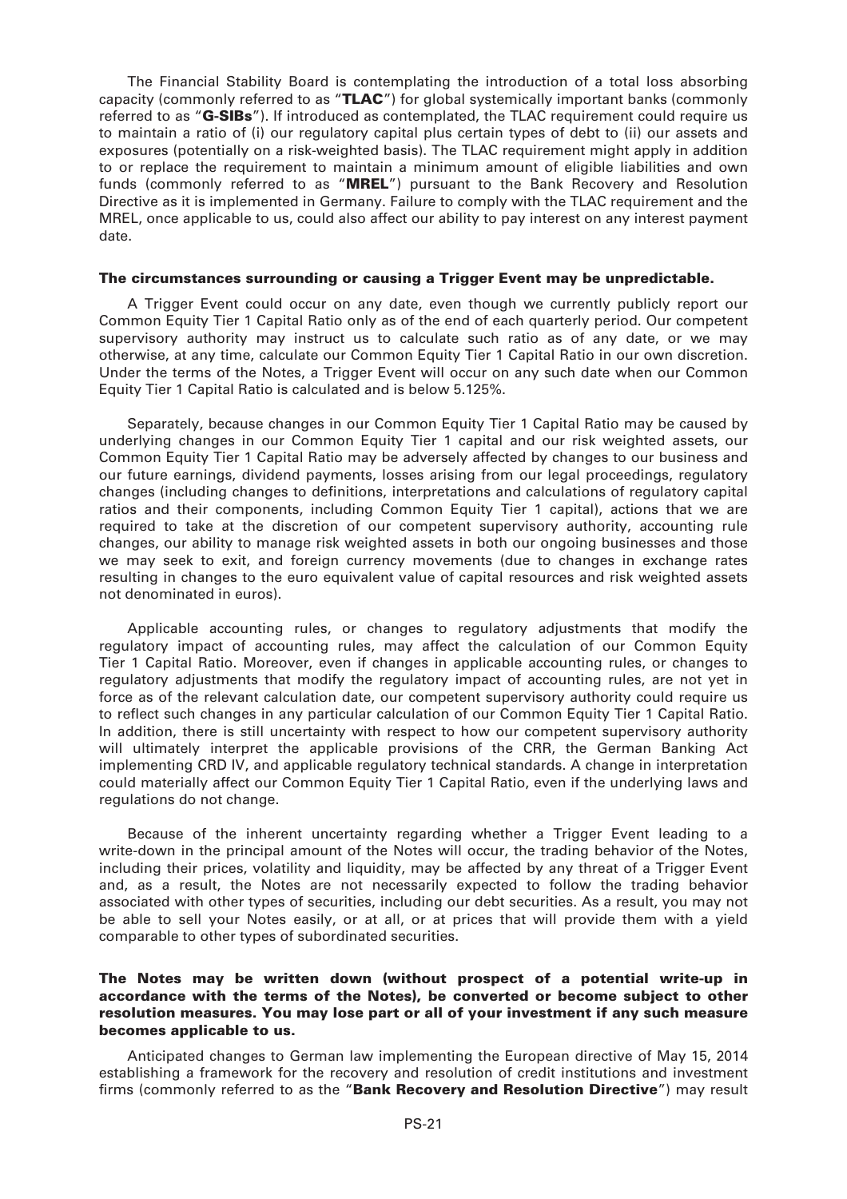The Financial Stability Board is contemplating the introduction of a total loss absorbing capacity (commonly referred to as "**TLAC**") for global systemically important banks (commonly referred to as "**G-SIBs**"). If introduced as contemplated, the TLAC requirement could require us to maintain a ratio of (i) our regulatory capital plus certain types of debt to (ii) our assets and exposures (potentially on a risk-weighted basis). The TLAC requirement might apply in addition to or replace the requirement to maintain a minimum amount of eligible liabilities and own funds (commonly referred to as "**MREL**") pursuant to the Bank Recovery and Resolution Directive as it is implemented in Germany. Failure to comply with the TLAC requirement and the MREL, once applicable to us, could also affect our ability to pay interest on any interest payment date.

**The circumstances surrounding or causing a Trigger Event may be unpredictable.**

A Trigger Event could occur on any date, even though we currently publicly report our Common Equity Tier 1 Capital Ratio only as of the end of each quarterly period. Our competent supervisory authority may instruct us to calculate such ratio as of any date, or we may otherwise, at any time, calculate our Common Equity Tier 1 Capital Ratio in our own discretion. Under the terms of the Notes, a Trigger Event will occur on any such date when our Common Equity Tier 1 Capital Ratio is calculated and is below 5.125%.

Separately, because changes in our Common Equity Tier 1 Capital Ratio may be caused by underlying changes in our Common Equity Tier 1 capital and our risk weighted assets, our Common Equity Tier 1 Capital Ratio may be adversely affected by changes to our business and our future earnings, dividend payments, losses arising from our legal proceedings, regulatory changes (including changes to definitions, interpretations and calculations of regulatory capital ratios and their components, including Common Equity Tier 1 capital), actions that we are required to take at the discretion of our competent supervisory authority, accounting rule changes, our ability to manage risk weighted assets in both our ongoing businesses and those we may seek to exit, and foreign currency movements (due to changes in exchange rates resulting in changes to the euro equivalent value of capital resources and risk weighted assets not denominated in euros).

Applicable accounting rules, or changes to regulatory adjustments that modify the regulatory impact of accounting rules, may affect the calculation of our Common Equity Tier 1 Capital Ratio. Moreover, even if changes in applicable accounting rules, or changes to regulatory adjustments that modify the regulatory impact of accounting rules, are not yet in force as of the relevant calculation date, our competent supervisory authority could require us to reflect such changes in any particular calculation of our Common Equity Tier 1 Capital Ratio. In addition, there is still uncertainty with respect to how our competent supervisory authority will ultimately interpret the applicable provisions of the CRR, the German Banking Act implementing CRD IV, and applicable regulatory technical standards. A change in interpretation could materially affect our Common Equity Tier 1 Capital Ratio, even if the underlying laws and regulations do not change.

Because of the inherent uncertainty regarding whether a Trigger Event leading to a write-down in the principal amount of the Notes will occur, the trading behavior of the Notes, including their prices, volatility and liquidity, may be affected by any threat of a Trigger Event and, as a result, the Notes are not necessarily expected to follow the trading behavior associated with other types of securities, including our debt securities. As a result, you may not be able to sell your Notes easily, or at all, or at prices that will provide them with a yield comparable to other types of subordinated securities.

**The Notes may be written down (without prospect of a potential write-up in accordance with the terms of the Notes), be converted or become subject to other resolution measures. You may lose part or all of your investment if any such measure becomes applicable to us.**

Anticipated changes to German law implementing the European directive of May 15, 2014 establishing a framework for the recovery and resolution of credit institutions and investment firms (commonly referred to as the "**Bank Recovery and Resolution Directive**") may result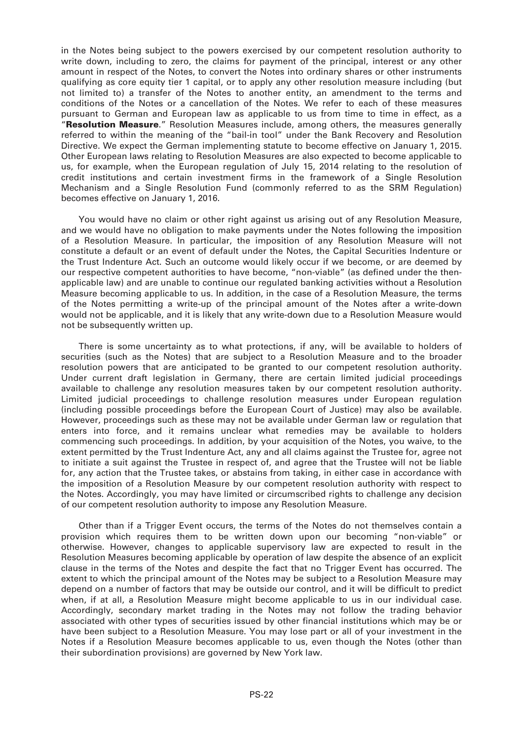in the Notes being subject to the powers exercised by our competent resolution authority to write down, including to zero, the claims for payment of the principal, interest or any other amount in respect of the Notes, to convert the Notes into ordinary shares or other instruments qualifying as core equity tier 1 capital, or to apply any other resolution measure including (but not limited to) a transfer of the Notes to another entity, an amendment to the terms and conditions of the Notes or a cancellation of the Notes. We refer to each of these measures pursuant to German and European law as applicable to us from time to time in effect, as a "**Resolution Measure**." Resolution Measures include, among others, the measures generally referred to within the meaning of the "bail-in tool" under the Bank Recovery and Resolution Directive. We expect the German implementing statute to become effective on January 1, 2015. Other European laws relating to Resolution Measures are also expected to become applicable to us, for example, when the European regulation of July 15, 2014 relating to the resolution of credit institutions and certain investment firms in the framework of a Single Resolution Mechanism and a Single Resolution Fund (commonly referred to as the SRM Regulation) becomes effective on January 1, 2016.

You would have no claim or other right against us arising out of any Resolution Measure, and we would have no obligation to make payments under the Notes following the imposition of a Resolution Measure. In particular, the imposition of any Resolution Measure will not constitute a default or an event of default under the Notes, the Capital Securities Indenture or the Trust Indenture Act. Such an outcome would likely occur if we become, or are deemed by our respective competent authorities to have become, "non-viable" (as defined under the then-applicable law) and are unable to continue our regulated banking activities without a Resolution Measure becoming applicable to us. In addition, in the case of a Resolution Measure, the terms of the Notes permitting a write-up of the principal amount of the Notes after a write-down would not be applicable, and it is likely that any write-down due to a Resolution Measure would not be subsequently written up.

There is some uncertainty as to what protections, if any, will be available to holders of securities (such as the Notes) that are subject to a Resolution Measure and to the broader resolution powers that are anticipated to be granted to our competent resolution authority. Under current draft legislation in Germany, there are certain limited judicial proceedings available to challenge any resolution measures taken by our competent resolution authority. Limited judicial proceedings to challenge resolution measures under European regulation (including possible proceedings before the European Court of Justice) may also be available. However, proceedings such as these may not be available under German law or regulation that enters into force, and it remains unclear what remedies may be available to holders commencing such proceedings. In addition, by your acquisition of the Notes, you waive, to the extent permitted by the Trust Indenture Act, any and all claims against the Trustee for, agree not to initiate a suit against the Trustee in respect of, and agree that the Trustee will not be liable for, any action that the Trustee takes, or abstains from taking, in either case in accordance with the imposition of a Resolution Measure by our competent resolution authority with respect to the Notes. Accordingly, you may have limited or circumscribed rights to challenge any decision of our competent resolution authority to impose any Resolution Measure.

Other than if a Trigger Event occurs, the terms of the Notes do not themselves contain a provision which requires them to be written down upon our becoming "non-viable" or otherwise. However, changes to applicable supervisory law are expected to result in the Resolution Measures becoming applicable by operation of law despite the absence of an explicit clause in the terms of the Notes and despite the fact that no Trigger Event has occurred. The extent to which the principal amount of the Notes may be subject to a Resolution Measure may depend on a number of factors that may be outside our control, and it will be difficult to predict when, if at all, a Resolution Measure might become applicable to us in our individual case. Accordingly, secondary market trading in the Notes may not follow the trading behavior associated with other types of securities issued by other financial institutions which may be or have been subject to a Resolution Measure. You may lose part or all of your investment in the Notes if a Resolution Measure becomes applicable to us, even though the Notes (other than their subordination provisions) are governed by New York law.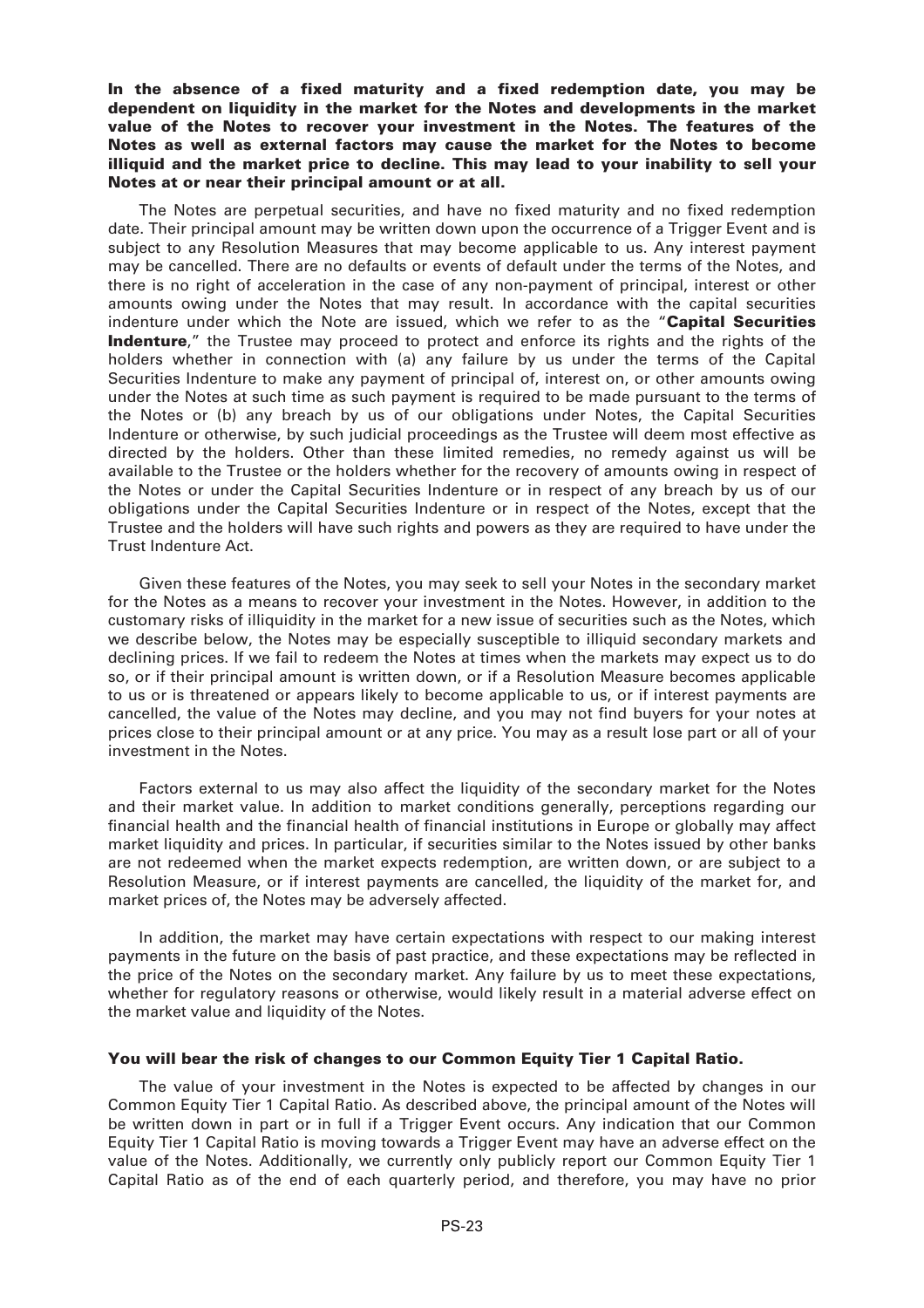**In the absence of a fixed maturity and a fixed redemption date, you may be dependent on liquidity in the market for the Notes and developments in the market value of the Notes to recover your investment in the Notes. The features of the Notes as well as external factors may cause the market for the Notes to become illiquid and the market price to decline. This may lead to your inability to sell your Notes at or near their principal amount or at all.**

The Notes are perpetual securities, and have no fixed maturity and no fixed redemption date. Their principal amount may be written down upon the occurrence of a Trigger Event and is subject to any Resolution Measures that may become applicable to us. Any interest payment may be cancelled. There are no defaults or events of default under the terms of the Notes, and there is no right of acceleration in the case of any non-payment of principal, interest or other amounts owing under the Notes that may result. In accordance with the capital securities indenture under which the Note are issued, which we refer to as the "**Capital Securities Indenture**," the Trustee may proceed to protect and enforce its rights and the rights of the holders whether in connection with (a) any failure by us under the terms of the Capital Securities Indenture to make any payment of principal of, interest on, or other amounts owing under the Notes at such time as such payment is required to be made pursuant to the terms of the Notes or (b) any breach by us of our obligations under Notes, the Capital Securities Indenture or otherwise, by such judicial proceedings as the Trustee will deem most effective as directed by the holders. Other than these limited remedies, no remedy against us will be available to the Trustee or the holders whether for the recovery of amounts owing in respect of the Notes or under the Capital Securities Indenture or in respect of any breach by us of our obligations under the Capital Securities Indenture or in respect of the Notes, except that the Trustee and the holders will have such rights and powers as they are required to have under the Trust Indenture Act.

Given these features of the Notes, you may seek to sell your Notes in the secondary market for the Notes as a means to recover your investment in the Notes. However, in addition to the customary risks of illiquidity in the market for a new issue of securities such as the Notes, which we describe below, the Notes may be especially susceptible to illiquid secondary markets and declining prices. If we fail to redeem the Notes at times when the markets may expect us to do so, or if their principal amount is written down, or if a Resolution Measure becomes applicable to us or is threatened or appears likely to become applicable to us, or if interest payments are cancelled, the value of the Notes may decline, and you may not find buyers for your notes at prices close to their principal amount or at any price. You may as a result lose part or all of your investment in the Notes.

Factors external to us may also affect the liquidity of the secondary market for the Notes and their market value. In addition to market conditions generally, perceptions regarding our financial health and the financial health of financial institutions in Europe or globally may affect market liquidity and prices. In particular, if securities similar to the Notes issued by other banks are not redeemed when the market expects redemption, are written down, or are subject to a Resolution Measure, or if interest payments are cancelled, the liquidity of the market for, and market prices of, the Notes may be adversely affected.

In addition, the market may have certain expectations with respect to our making interest payments in the future on the basis of past practice, and these expectations may be reflected in the price of the Notes on the secondary market. Any failure by us to meet these expectations, whether for regulatory reasons or otherwise, would likely result in a material adverse effect on the market value and liquidity of the Notes.

**You will bear the risk of changes to our Common Equity Tier 1 Capital Ratio.**

The value of your investment in the Notes is expected to be affected by changes in our Common Equity Tier 1 Capital Ratio. As described above, the principal amount of the Notes will be written down in part or in full if a Trigger Event occurs. Any indication that our Common Equity Tier 1 Capital Ratio is moving towards a Trigger Event may have an adverse effect on the value of the Notes. Additionally, we currently only publicly report our Common Equity Tier 1 Capital Ratio as of the end of each quarterly period, and therefore, you may have no prior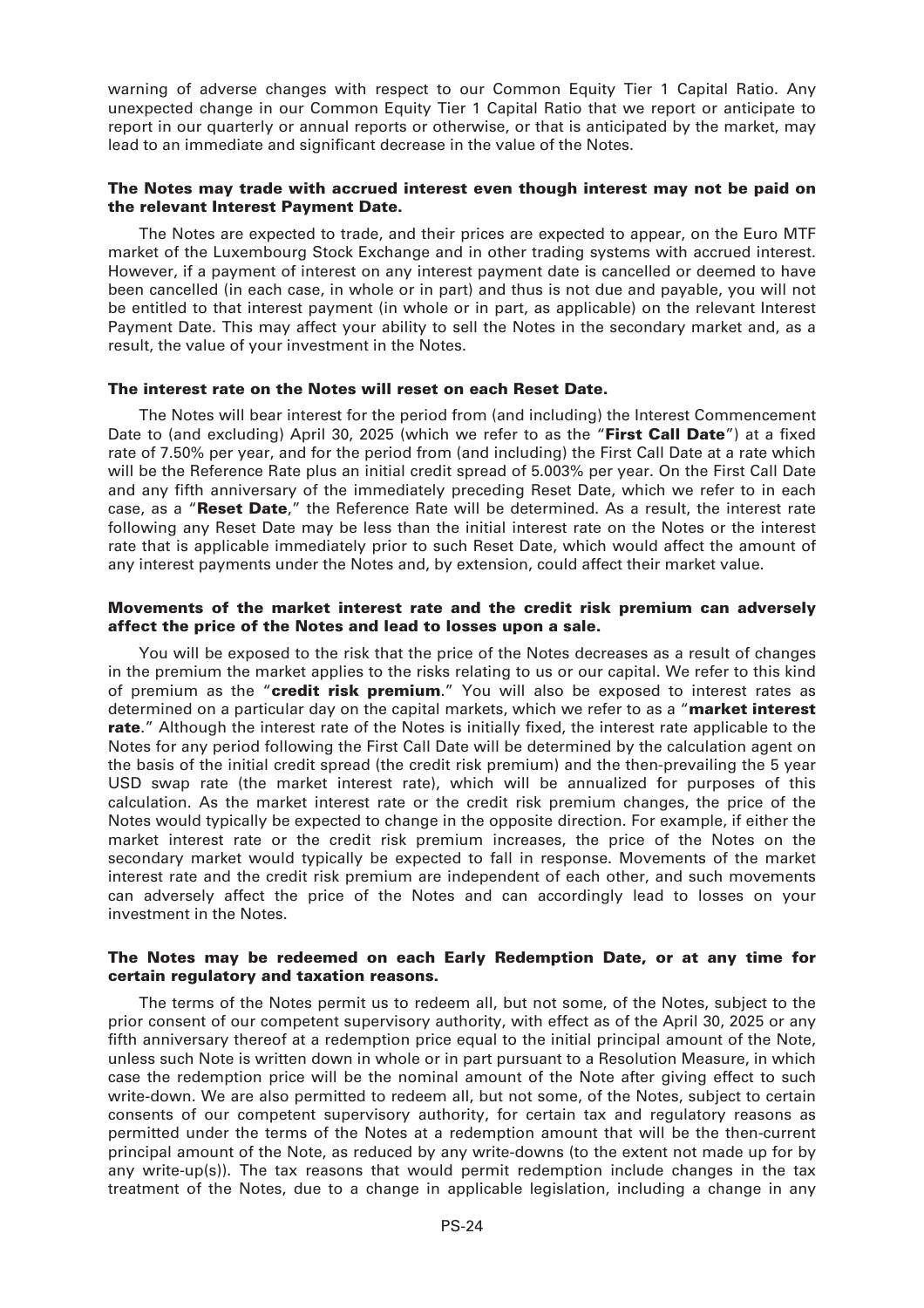warning of adverse changes with respect to our Common Equity Tier 1 Capital Ratio. Any unexpected change in our Common Equity Tier 1 Capital Ratio that we report or anticipate to report in our quarterly or annual reports or otherwise, or that is anticipated by the market, may lead to an immediate and significant decrease in the value of the Notes.

**The Notes may trade with accrued interest even though interest may not be paid on the relevant Interest Payment Date.**

The Notes are expected to trade, and their prices are expected to appear, on the Euro MTF market of the Luxembourg Stock Exchange and in other trading systems with accrued interest. However, if a payment of interest on any interest payment date is cancelled or deemed to have been cancelled (in each case, in whole or in part) and thus is not due and payable, you will not be entitled to that interest payment (in whole or in part, as applicable) on the relevant Interest Payment Date. This may affect your ability to sell the Notes in the secondary market and, as a result, the value of your investment in the Notes.

**The interest rate on the Notes will reset on each Reset Date.**

The Notes will bear interest for the period from (and including) the Interest Commencement Date to (and excluding) April 30, 2025 (which we refer to as the "**First Call Date**") at a fixed rate of 7.50% per year, and for the period from (and including) the First Call Date at a rate which will be the Reference Rate plus an initial credit spread of 5.003% per year. On the First Call Date and any fifth anniversary of the immediately preceding Reset Date, which we refer to in each case, as a "**Reset Date**," the Reference Rate will be determined. As a result, the interest rate following any Reset Date may be less than the initial interest rate on the Notes or the interest rate that is applicable immediately prior to such Reset Date, which would affect the amount of any interest payments under the Notes and, by extension, could affect their market value.

**Movements of the market interest rate and the credit risk premium can adversely affect the price of the Notes and lead to losses upon a sale.**

You will be exposed to the risk that the price of the Notes decreases as a result of changes in the premium the market applies to the risks relating to us or our capital. We refer to this kind of premium as the "**credit risk premium**." You will also be exposed to interest rates as determined on a particular day on the capital markets, which we refer to as a "**market interest rate**." Although the interest rate of the Notes is initially fixed, the interest rate applicable to the Notes for any period following the First Call Date will be determined by the calculation agent on the basis of the initial credit spread (the credit risk premium) and the then-prevailing the 5 year USD swap rate (the market interest rate), which will be annualized for purposes of this calculation. As the market interest rate or the credit risk premium changes, the price of the Notes would typically be expected to change in the opposite direction. For example, if either the market interest rate or the credit risk premium increases, the price of the Notes on the secondary market would typically be expected to fall in response. Movements of the market interest rate and the credit risk premium are independent of each other, and such movements can adversely affect the price of the Notes and can accordingly lead to losses on your investment in the Notes.

**The Notes may be redeemed on each Early Redemption Date, or at any time for certain regulatory and taxation reasons.**

The terms of the Notes permit us to redeem all, but not some, of the Notes, subject to the prior consent of our competent supervisory authority, with effect as of the April 30, 2025 or any fifth anniversary thereof at a redemption price equal to the initial principal amount of the Note, unless such Note is written down in whole or in part pursuant to a Resolution Measure, in which case the redemption price will be the nominal amount of the Note after giving effect to such write-down. We are also permitted to redeem all, but not some, of the Notes, subject to certain consents of our competent supervisory authority, for certain tax and regulatory reasons as permitted under the terms of the Notes at a redemption amount that will be the then-current principal amount of the Note, as reduced by any write-downs (to the extent not made up for by any write-up(s)). The tax reasons that would permit redemption include changes in the tax treatment of the Notes, due to a change in applicable legislation, including a change in any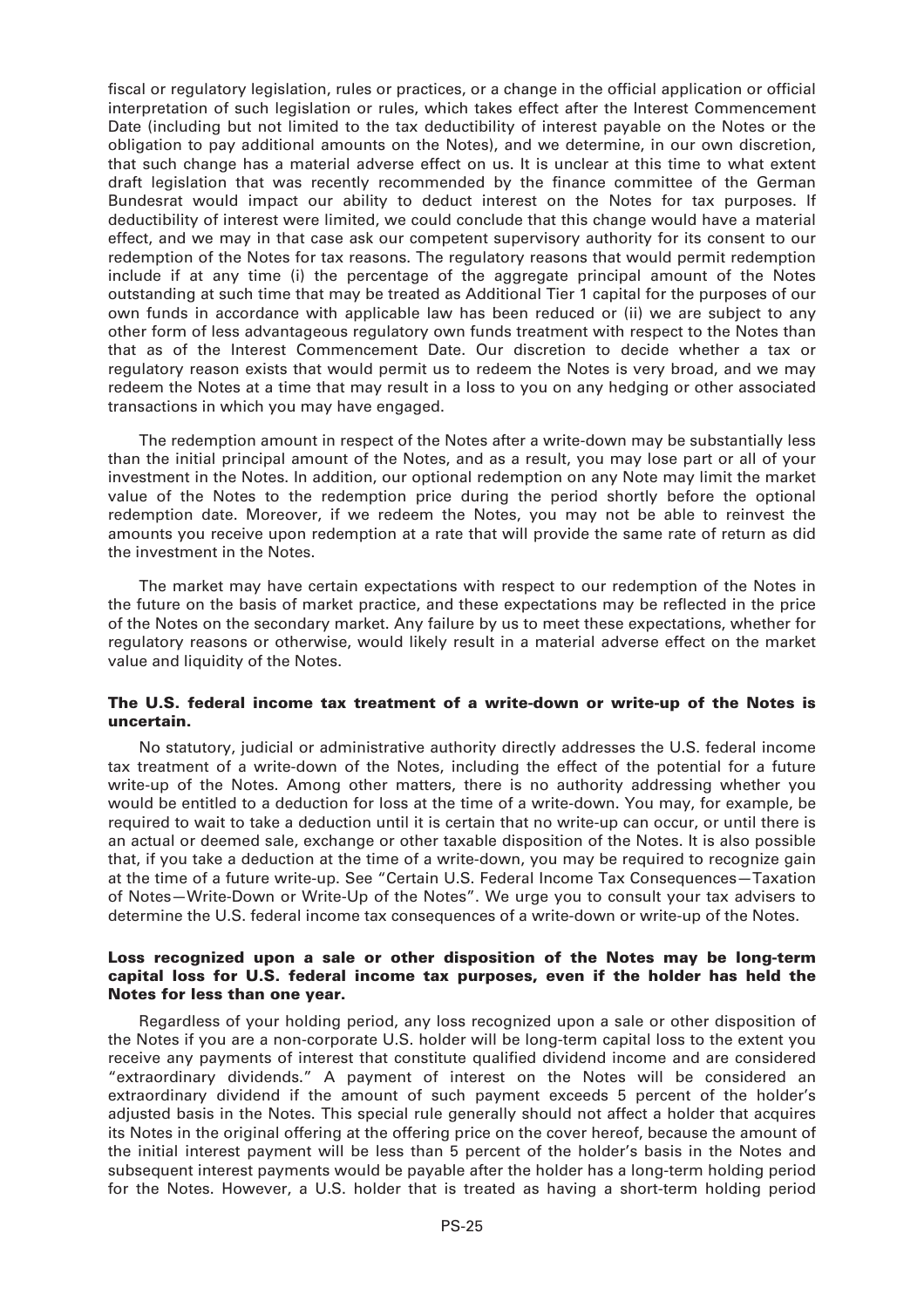fiscal or regulatory legislation, rules or practices, or a change in the official application or official interpretation of such legislation or rules, which takes effect after the Interest Commencement Date (including but not limited to the tax deductibility of interest payable on the Notes or the obligation to pay additional amounts on the Notes), and we determine, in our own discretion, that such change has a material adverse effect on us. It is unclear at this time to what extent draft legislation that was recently recommended by the finance committee of the German Bundesrat would impact our ability to deduct interest on the Notes for tax purposes. If deductibility of interest were limited, we could conclude that this change would have a material effect, and we may in that case ask our competent supervisory authority for its consent to our redemption of the Notes for tax reasons. The regulatory reasons that would permit redemption include if at any time (i) the percentage of the aggregate principal amount of the Notes outstanding at such time that may be treated as Additional Tier 1 capital for the purposes of our own funds in accordance with applicable law has been reduced or (ii) we are subject to any other form of less advantageous regulatory own funds treatment with respect to the Notes than that as of the Interest Commencement Date. Our discretion to decide whether a tax or regulatory reason exists that would permit us to redeem the Notes is very broad, and we may redeem the Notes at a time that may result in a loss to you on any hedging or other associated transactions in which you may have engaged.

The redemption amount in respect of the Notes after a write-down may be substantially less than the initial principal amount of the Notes, and as a result, you may lose part or all of your investment in the Notes. In addition, our optional redemption on any Note may limit the market value of the Notes to the redemption price during the period shortly before the optional redemption date. Moreover, if we redeem the Notes, you may not be able to reinvest the amounts you receive upon redemption at a rate that will provide the same rate of return as did the investment in the Notes.

The market may have certain expectations with respect to our redemption of the Notes in the future on the basis of market practice, and these expectations may be reflected in the price of the Notes on the secondary market. Any failure by us to meet these expectations, whether for regulatory reasons or otherwise, would likely result in a material adverse effect on the market value and liquidity of the Notes.

**The U.S. federal income tax treatment of a write-down or write-up of the Notes is uncertain.**

No statutory, judicial or administrative authority directly addresses the U.S. federal income tax treatment of a write-down of the Notes, including the effect of the potential for a future write-up of the Notes. Among other matters, there is no authority addressing whether you would be entitled to a deduction for loss at the time of a write-down. You may, for example, be required to wait to take a deduction until it is certain that no write-up can occur, or until there is an actual or deemed sale, exchange or other taxable disposition of the Notes. It is also possible that, if you take a deduction at the time of a write-down, you may be required to recognize gain at the time of a future write-up. See "Certain U.S. Federal Income Tax Consequences—Taxation of Notes—Write-Down or Write-Up of the Notes". We urge you to consult your tax advisers to determine the U.S. federal income tax consequences of a write-down or write-up of the Notes.

**Loss recognized upon a sale or other disposition of the Notes may be long-term capital loss for U.S. federal income tax purposes, even if the holder has held the Notes for less than one year.**

Regardless of your holding period, any loss recognized upon a sale or other disposition of the Notes if you are a non-corporate U.S. holder will be long-term capital loss to the extent you receive any payments of interest that constitute qualified dividend income and are considered "extraordinary dividends." A payment of interest on the Notes will be considered an extraordinary dividend if the amount of such payment exceeds 5 percent of the holder's adjusted basis in the Notes. This special rule generally should not affect a holder that acquires its Notes in the original offering at the offering price on the cover hereof, because the amount of the initial interest payment will be less than 5 percent of the holder's basis in the Notes and subsequent interest payments would be payable after the holder has a long-term holding period for the Notes. However, a U.S. holder that is treated as having a short-term holding period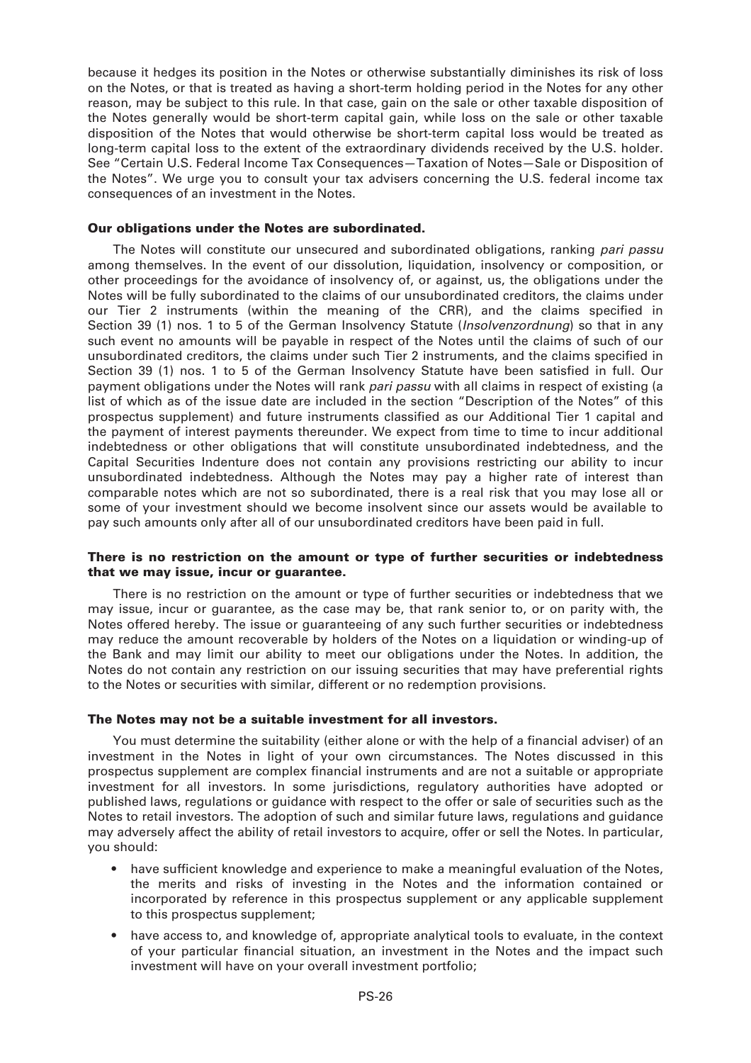because it hedges its position in the Notes or otherwise substantially diminishes its risk of loss on the Notes, or that is treated as having a short-term holding period in the Notes for any other reason, may be subject to this rule. In that case, gain on the sale or other taxable disposition of the Notes generally would be short-term capital gain, while loss on the sale or other taxable disposition of the Notes that would otherwise be short-term capital loss would be treated as long-term capital loss to the extent of the extraordinary dividends received by the U.S. holder. See "Certain U.S. Federal Income Tax Consequences—Taxation of Notes—Sale or Disposition of the Notes". We urge you to consult your tax advisers concerning the U.S. federal income tax consequences of an investment in the Notes.

**Our obligations under the Notes are subordinated.**

The Notes will constitute our unsecured and subordinated obligations, ranking *pari passu* among themselves. In the event of our dissolution, liquidation, insolvency or composition, or other proceedings for the avoidance of insolvency of, or against, us, the obligations under the Notes will be fully subordinated to the claims of our unsubordinated creditors, the claims under our Tier 2 instruments (within the meaning of the CRR), and the claims specified in Section 39 (1) nos. 1 to 5 of the German Insolvency Statute (*Insolvenzordnung*) so that in any such event no amounts will be payable in respect of the Notes until the claims of such of our unsubordinated creditors, the claims under such Tier 2 instruments, and the claims specified in Section 39 (1) nos. 1 to 5 of the German Insolvency Statute have been satisfied in full. Our payment obligations under the Notes will rank *pari passu* with all claims in respect of existing (a list of which as of the issue date are included in the section "Description of the Notes" of this prospectus supplement) and future instruments classified as our Additional Tier 1 capital and the payment of interest payments thereunder. We expect from time to time to incur additional indebtedness or other obligations that will constitute unsubordinated indebtedness, and the Capital Securities Indenture does not contain any provisions restricting our ability to incur unsubordinated indebtedness. Although the Notes may pay a higher rate of interest than comparable notes which are not so subordinated, there is a real risk that you may lose all or some of your investment should we become insolvent since our assets would be available to pay such amounts only after all of our unsubordinated creditors have been paid in full.

**There is no restriction on the amount or type of further securities or indebtedness that we may issue, incur or guarantee.**

There is no restriction on the amount or type of further securities or indebtedness that we may issue, incur or guarantee, as the case may be, that rank senior to, or on parity with, the Notes offered hereby. The issue or guaranteeing of any such further securities or indebtedness may reduce the amount recoverable by holders of the Notes on a liquidation or winding-up of the Bank and may limit our ability to meet our obligations under the Notes. In addition, the Notes do not contain any restriction on our issuing securities that may have preferential rights to the Notes or securities with similar, different or no redemption provisions.

**The Notes may not be a suitable investment for all investors.**

You must determine the suitability (either alone or with the help of a financial adviser) of an investment in the Notes in light of your own circumstances. The Notes discussed in this prospectus supplement are complex financial instruments and are not a suitable or appropriate investment for all investors. In some jurisdictions, regulatory authorities have adopted or published laws, regulations or guidance with respect to the offer or sale of securities such as the Notes to retail investors. The adoption of such and similar future laws, regulations and guidance may adversely affect the ability of retail investors to acquire, offer or sell the Notes. In particular, you should:

- have sufficient knowledge and experience to make a meaningful evaluation of the Notes, the merits and risks of investing in the Notes and the information contained or incorporated by reference in this prospectus supplement or any applicable supplement to this prospectus supplement;
- have access to, and knowledge of, appropriate analytical tools to evaluate, in the context of your particular financial situation, an investment in the Notes and the impact such investment will have on your overall investment portfolio;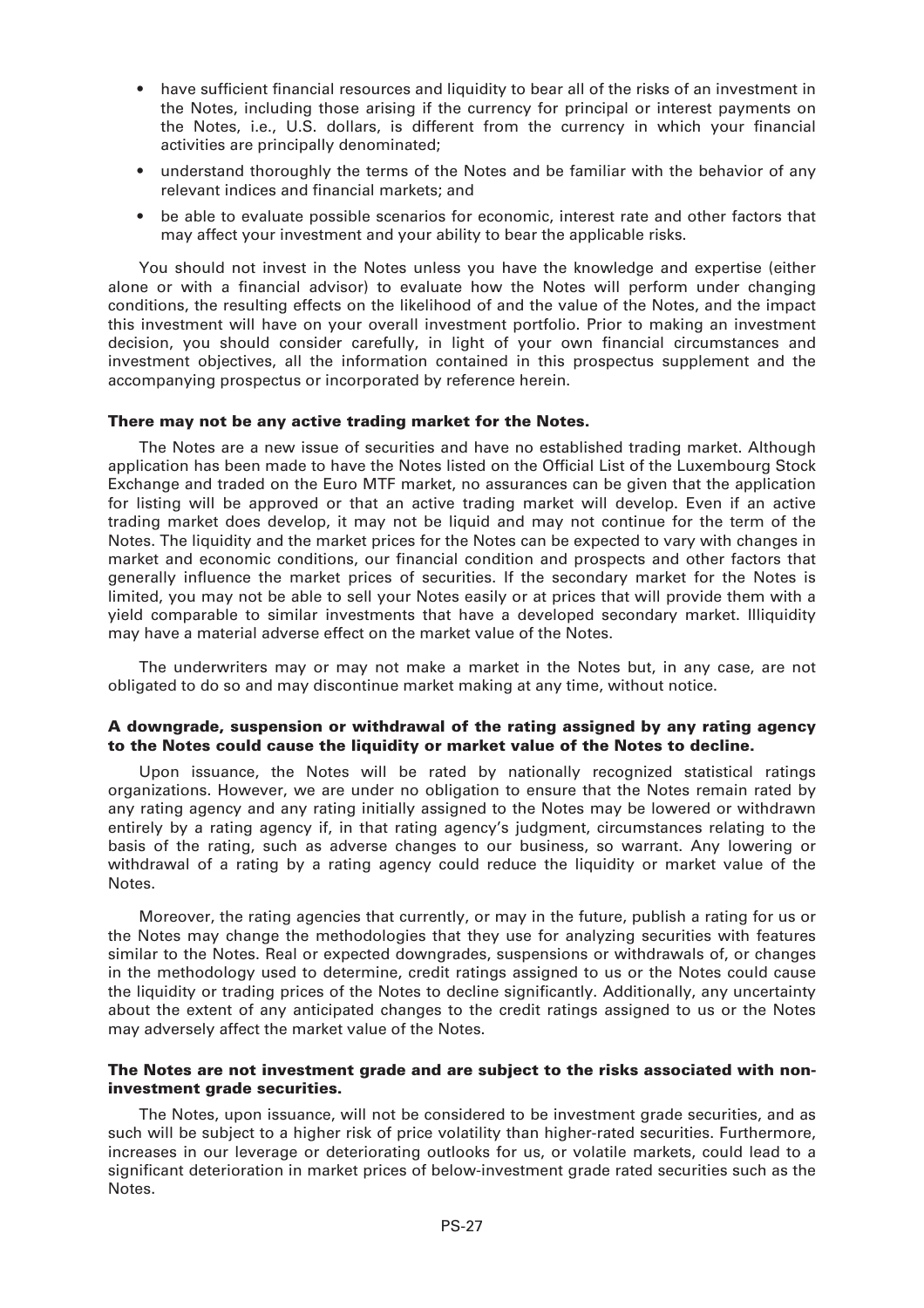- have sufficient financial resources and liquidity to bear all of the risks of an investment in the Notes, including those arising if the currency for principal or interest payments on the Notes, i.e., U.S. dollars, is different from the currency in which your financial activities are principally denominated;
- understand thoroughly the terms of the Notes and be familiar with the behavior of any relevant indices and financial markets; and
- be able to evaluate possible scenarios for economic, interest rate and other factors that may affect your investment and your ability to bear the applicable risks.

You should not invest in the Notes unless you have the knowledge and expertise (either alone or with a financial advisor) to evaluate how the Notes will perform under changing conditions, the resulting effects on the likelihood of and the value of the Notes, and the impact this investment will have on your overall investment portfolio. Prior to making an investment decision, you should consider carefully, in light of your own financial circumstances and investment objectives, all the information contained in this prospectus supplement and the accompanying prospectus or incorporated by reference herein.

**There may not be any active trading market for the Notes.**

The Notes are a new issue of securities and have no established trading market. Although application has been made to have the Notes listed on the Official List of the Luxembourg Stock Exchange and traded on the Euro MTF market, no assurances can be given that the application for listing will be approved or that an active trading market will develop. Even if an active trading market does develop, it may not be liquid and may not continue for the term of the Notes. The liquidity and the market prices for the Notes can be expected to vary with changes in market and economic conditions, our financial condition and prospects and other factors that generally influence the market prices of securities. If the secondary market for the Notes is limited, you may not be able to sell your Notes easily or at prices that will provide them with a yield comparable to similar investments that have a developed secondary market. Illiquidity may have a material adverse effect on the market value of the Notes.

The underwriters may or may not make a market in the Notes but, in any case, are not obligated to do so and may discontinue market making at any time, without notice.

**A downgrade, suspension or withdrawal of the rating assigned by any rating agency to the Notes could cause the liquidity or market value of the Notes to decline.**

Upon issuance, the Notes will be rated by nationally recognized statistical ratings organizations. However, we are under no obligation to ensure that the Notes remain rated by any rating agency and any rating initially assigned to the Notes may be lowered or withdrawn entirely by a rating agency if, in that rating agency's judgment, circumstances relating to the basis of the rating, such as adverse changes to our business, so warrant. Any lowering or withdrawal of a rating by a rating agency could reduce the liquidity or market value of the Notes.

Moreover, the rating agencies that currently, or may in the future, publish a rating for us or the Notes may change the methodologies that they use for analyzing securities with features similar to the Notes. Real or expected downgrades, suspensions or withdrawals of, or changes in the methodology used to determine, credit ratings assigned to us or the Notes could cause the liquidity or trading prices of the Notes to decline significantly. Additionally, any uncertainty about the extent of any anticipated changes to the credit ratings assigned to us or the Notes may adversely affect the market value of the Notes.

**The Notes are not investment grade and are subject to the risks associated with non-investment grade securities.**

The Notes, upon issuance, will not be considered to be investment grade securities, and as such will be subject to a higher risk of price volatility than higher-rated securities. Furthermore, increases in our leverage or deteriorating outlooks for us, or volatile markets, could lead to a significant deterioration in market prices of below-investment grade rated securities such as the Notes.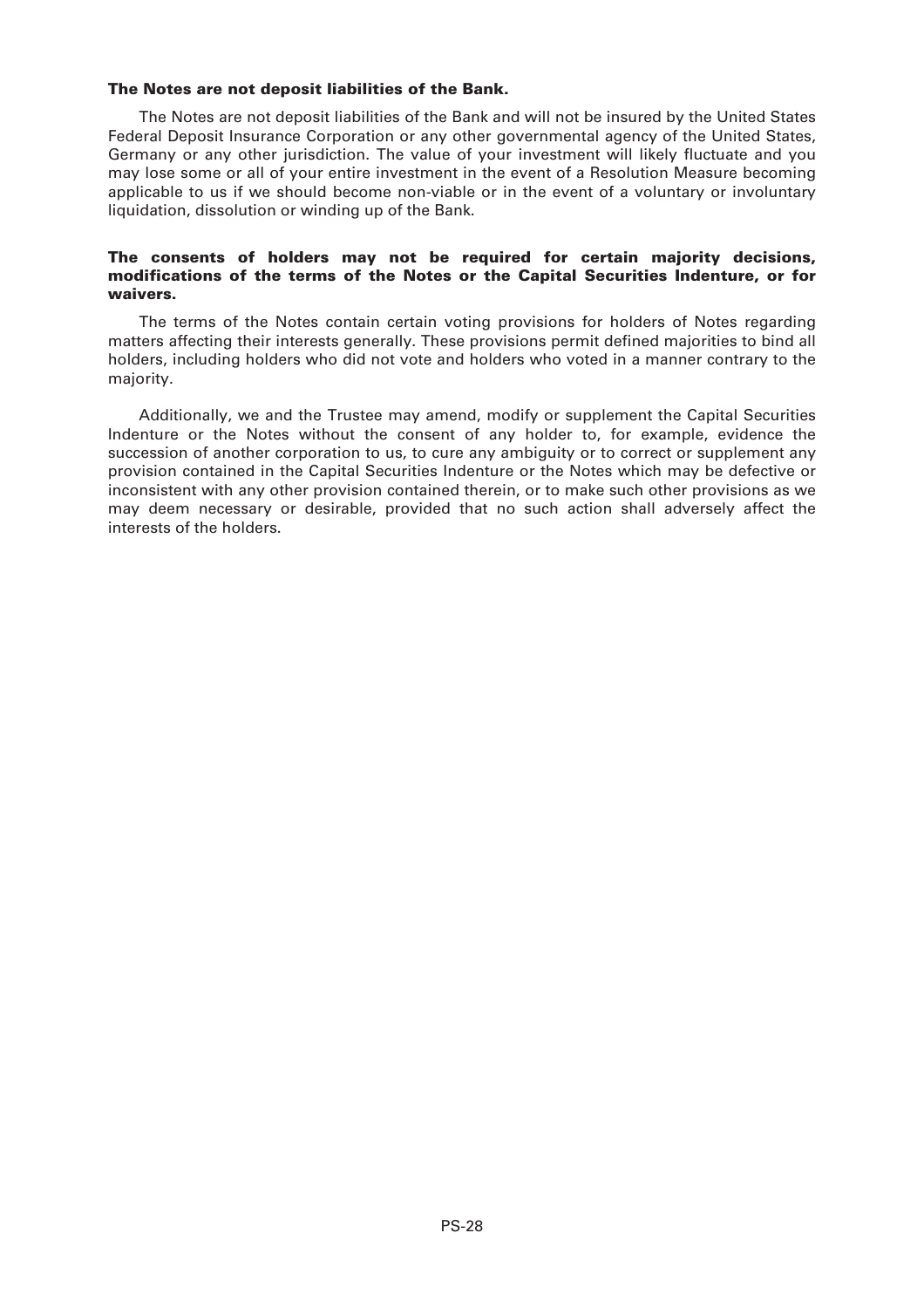**The Notes are not deposit liabilities of the Bank.**

The Notes are not deposit liabilities of the Bank and will not be insured by the United States Federal Deposit Insurance Corporation or any other governmental agency of the United States, Germany or any other jurisdiction. The value of your investment will likely fluctuate and you may lose some or all of your entire investment in the event of a Resolution Measure becoming applicable to us if we should become non-viable or in the event of a voluntary or involuntary liquidation, dissolution or winding up of the Bank.

**The consents of holders may not be required for certain majority decisions, modifications of the terms of the Notes or the Capital Securities Indenture, or for waivers.**

The terms of the Notes contain certain voting provisions for holders of Notes regarding matters affecting their interests generally. These provisions permit defined majorities to bind all holders, including holders who did not vote and holders who voted in a manner contrary to the majority.

Additionally, we and the Trustee may amend, modify or supplement the Capital Securities Indenture or the Notes without the consent of any holder to, for example, evidence the succession of another corporation to us, to cure any ambiguity or to correct or supplement any provision contained in the Capital Securities Indenture or the Notes which may be defective or inconsistent with any other provision contained therein, or to make such other provisions as we may deem necessary or desirable, provided that no such action shall adversely affect the interests of the holders.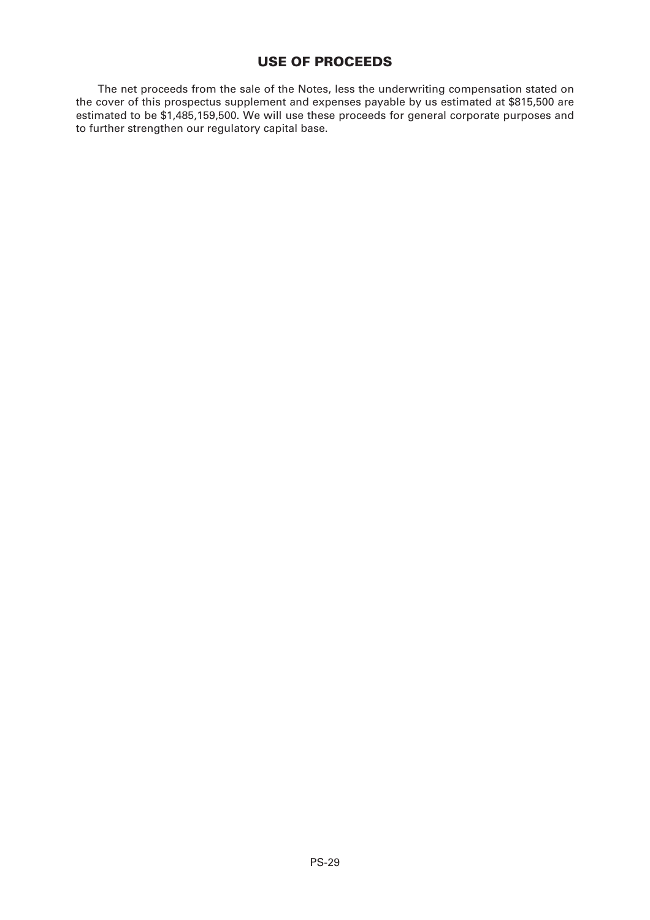## USE OF PROCEEDS

The net proceeds from the sale of the Notes, less the underwriting compensation stated on the cover of this prospectus supplement and expenses payable by us estimated at $815,500 are estimated to be $1,485,159,500. We will use these proceeds for general corporate purposes and to further strengthen our regulatory capital base.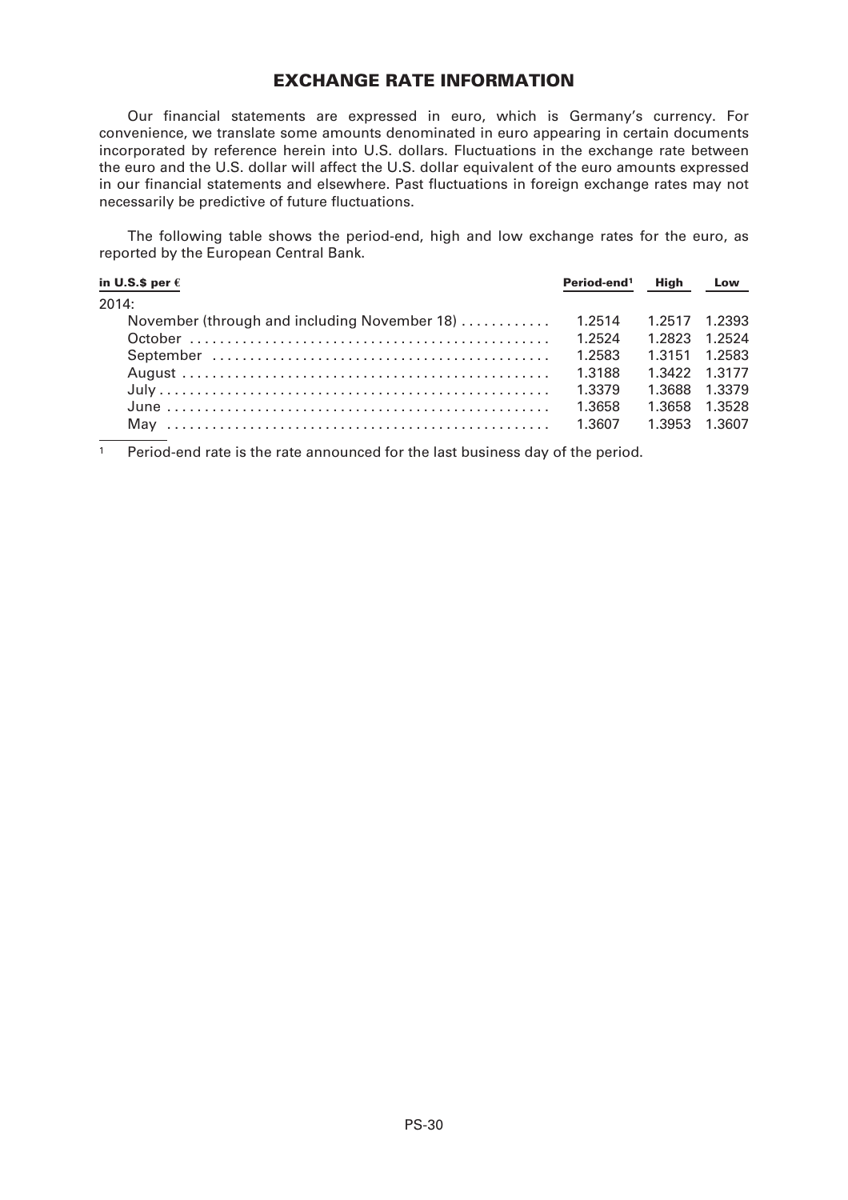# EXCHANGE RATE INFORMATION

Our financial statements are expressed in euro, which is Germany's currency. For convenience, we translate some amounts denominated in euro appearing in certain documents incorporated by reference herein into U.S. dollars. Fluctuations in the exchange rate between the euro and the U.S. dollar will affect the U.S. dollar equivalent of the euro amounts expressed in our financial statements and elsewhere. Past fluctuations in foreign exchange rates may not necessarily be predictive of future fluctuations.

The following table shows the period-end, high and low exchange rates for the euro, as reported by the European Central Bank.

| in U.S.$ per € | Period-end[1] | High | Low |
|---|---|---|---|
| 2014: | | | |
| November (through and including November 18) | 1.2514 | 1.2517 | 1.2393 |
| October | 1.2524 | 1.2823 | 1.2524 |
| September | 1.2583 | 1.3151 | 1.2583 |
| August | 1.3188 | 1.3422 | 1.3177 |
| July | 1.3379 | 1.3688 | 1.3379 |
| June | 1.3658 | 1.3658 | 1.3528 |
| May | 1.3607 | 1.3953 | 1.3607 |

[1] Period-end rate is the rate announced for the last business day of the period.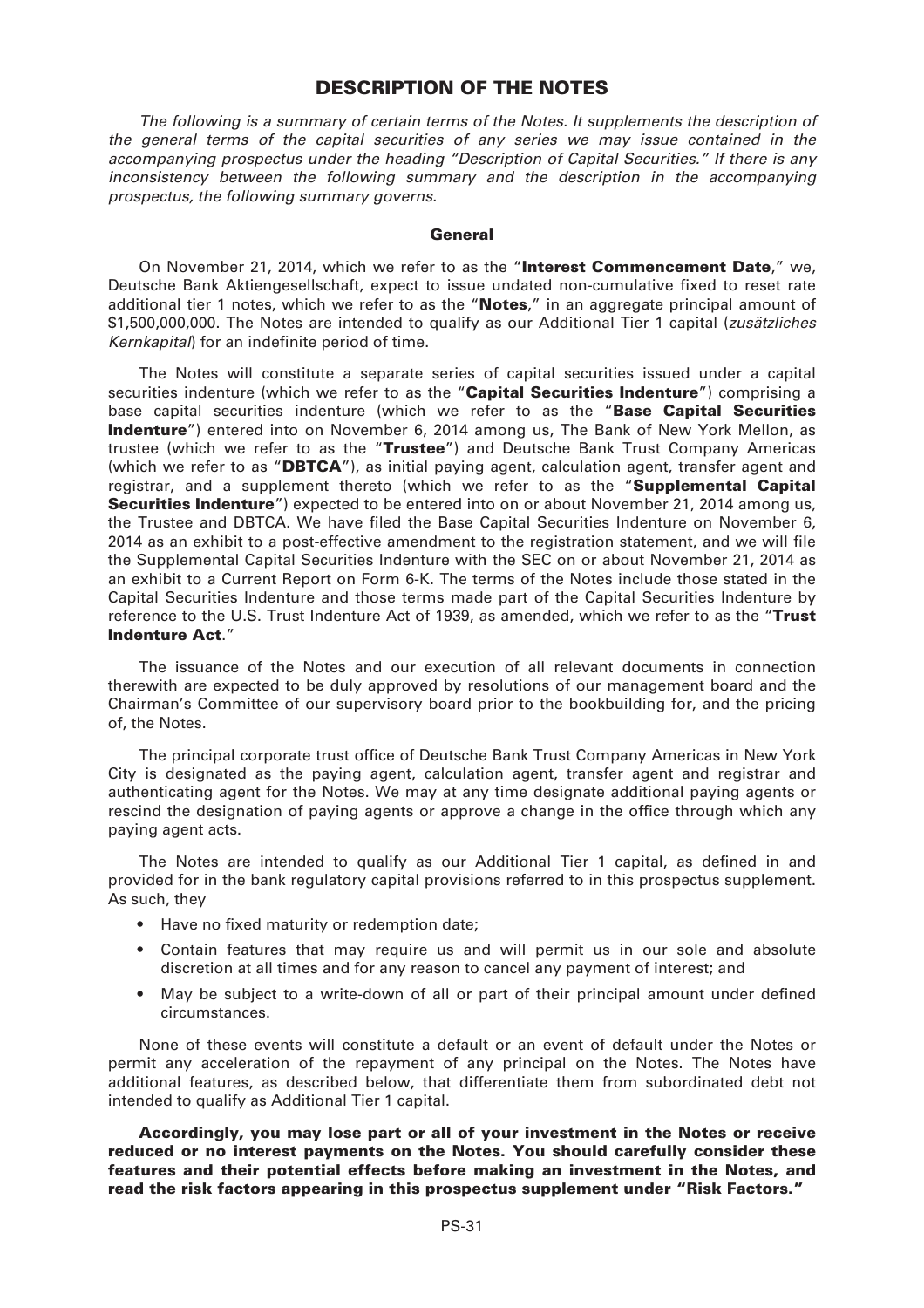# DESCRIPTION OF THE NOTES

*The following is a summary of certain terms of the Notes. It supplements the description of the general terms of the capital securities of any series we may issue contained in the accompanying prospectus under the heading "Description of Capital Securities." If there is any inconsistency between the following summary and the description in the accompanying prospectus, the following summary governs.*

## General

On November 21, 2014, which we refer to as the "**Interest Commencement Date**," we, Deutsche Bank Aktiengesellschaft, expect to issue undated non-cumulative fixed to reset rate additional tier 1 notes, which we refer to as the "**Notes**," in an aggregate principal amount of $1,500,000,000. The Notes are intended to qualify as our Additional Tier 1 capital (*zusätzliches Kernkapital*) for an indefinite period of time.

The Notes will constitute a separate series of capital securities issued under a capital securities indenture (which we refer to as the "**Capital Securities Indenture**") comprising a base capital securities indenture (which we refer to as the "**Base Capital Securities Indenture**") entered into on November 6, 2014 among us, The Bank of New York Mellon, as trustee (which we refer to as the "**Trustee**") and Deutsche Bank Trust Company Americas (which we refer to as "**DBTCA**"), as initial paying agent, calculation agent, transfer agent and registrar, and a supplement thereto (which we refer to as the "**Supplemental Capital Securities Indenture**") expected to be entered into on or about November 21, 2014 among us, the Trustee and DBTCA. We have filed the Base Capital Securities Indenture on November 6, 2014 as an exhibit to a post-effective amendment to the registration statement, and we will file the Supplemental Capital Securities Indenture with the SEC on or about November 21, 2014 as an exhibit to a Current Report on Form 6-K. The terms of the Notes include those stated in the Capital Securities Indenture and those terms made part of the Capital Securities Indenture by reference to the U.S. Trust Indenture Act of 1939, as amended, which we refer to as the "**Trust Indenture Act**."

The issuance of the Notes and our execution of all relevant documents in connection therewith are expected to be duly approved by resolutions of our management board and the Chairman's Committee of our supervisory board prior to the bookbuilding for, and the pricing of, the Notes.

The principal corporate trust office of Deutsche Bank Trust Company Americas in New York City is designated as the paying agent, calculation agent, transfer agent and registrar and authenticating agent for the Notes. We may at any time designate additional paying agents or rescind the designation of paying agents or approve a change in the office through which any paying agent acts.

The Notes are intended to qualify as our Additional Tier 1 capital, as defined in and provided for in the bank regulatory capital provisions referred to in this prospectus supplement. As such, they

- Have no fixed maturity or redemption date;
- Contain features that may require us and will permit us in our sole and absolute discretion at all times and for any reason to cancel any payment of interest; and
- May be subject to a write-down of all or part of their principal amount under defined circumstances.

None of these events will constitute a default or an event of default under the Notes or permit any acceleration of the repayment of any principal on the Notes. The Notes have additional features, as described below, that differentiate them from subordinated debt not intended to qualify as Additional Tier 1 capital.

**Accordingly, you may lose part or all of your investment in the Notes or receive reduced or no interest payments on the Notes. You should carefully consider these features and their potential effects before making an investment in the Notes, and read the risk factors appearing in this prospectus supplement under "Risk Factors."**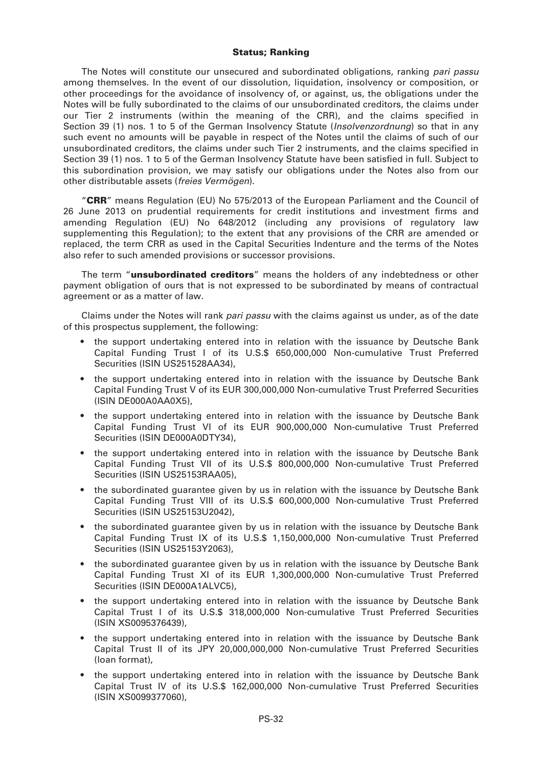## Status; Ranking

The Notes will constitute our unsecured and subordinated obligations, ranking *pari passu* among themselves. In the event of our dissolution, liquidation, insolvency or composition, or other proceedings for the avoidance of insolvency of, or against, us, the obligations under the Notes will be fully subordinated to the claims of our unsubordinated creditors, the claims under our Tier 2 instruments (within the meaning of the CRR), and the claims specified in Section 39 (1) nos. 1 to 5 of the German Insolvency Statute (*Insolvenzordnung*) so that in any such event no amounts will be payable in respect of the Notes until the claims of such of our unsubordinated creditors, the claims under such Tier 2 instruments, and the claims specified in Section 39 (1) nos. 1 to 5 of the German Insolvency Statute have been satisfied in full. Subject to this subordination provision, we may satisfy our obligations under the Notes also from our other distributable assets (*freies Vermögen*).

"**CRR**" means Regulation (EU) No 575/2013 of the European Parliament and the Council of 26 June 2013 on prudential requirements for credit institutions and investment firms and amending Regulation (EU) No 648/2012 (including any provisions of regulatory law supplementing this Regulation); to the extent that any provisions of the CRR are amended or replaced, the term CRR as used in the Capital Securities Indenture and the terms of the Notes also refer to such amended provisions or successor provisions.

The term "**unsubordinated creditors**" means the holders of any indebtedness or other payment obligation of ours that is not expressed to be subordinated by means of contractual agreement or as a matter of law.

Claims under the Notes will rank *pari passu* with the claims against us under, as of the date of this prospectus supplement, the following:

- the support undertaking entered into in relation with the issuance by Deutsche Bank Capital Funding Trust I of its U.S.$ 650,000,000 Non-cumulative Trust Preferred Securities (ISIN US251528AA34),
- the support undertaking entered into in relation with the issuance by Deutsche Bank Capital Funding Trust V of its EUR 300,000,000 Non-cumulative Trust Preferred Securities (ISIN DE000A0AA0X5),
- the support undertaking entered into in relation with the issuance by Deutsche Bank Capital Funding Trust VI of its EUR 900,000,000 Non-cumulative Trust Preferred Securities (ISIN DE000A0DTY34),
- the support undertaking entered into in relation with the issuance by Deutsche Bank Capital Funding Trust VII of its U.S.$ 800,000,000 Non-cumulative Trust Preferred Securities (ISIN US25153RAA05),
- the subordinated guarantee given by us in relation with the issuance by Deutsche Bank Capital Funding Trust VIII of its U.S.$ 600,000,000 Non-cumulative Trust Preferred Securities (ISIN US25153U2042),
- the subordinated guarantee given by us in relation with the issuance by Deutsche Bank Capital Funding Trust IX of its U.S.$ 1,150,000,000 Non-cumulative Trust Preferred Securities (ISIN US25153Y2063),
- the subordinated guarantee given by us in relation with the issuance by Deutsche Bank Capital Funding Trust XI of its EUR 1,300,000,000 Non-cumulative Trust Preferred Securities (ISIN DE000A1ALVC5),
- the support undertaking entered into in relation with the issuance by Deutsche Bank Capital Trust I of its U.S.$ 318,000,000 Non-cumulative Trust Preferred Securities (ISIN XS0095376439),
- the support undertaking entered into in relation with the issuance by Deutsche Bank Capital Trust II of its JPY 20,000,000,000 Non-cumulative Trust Preferred Securities (loan format),
- the support undertaking entered into in relation with the issuance by Deutsche Bank Capital Trust IV of its U.S.$ 162,000,000 Non-cumulative Trust Preferred Securities (ISIN XS0099377060),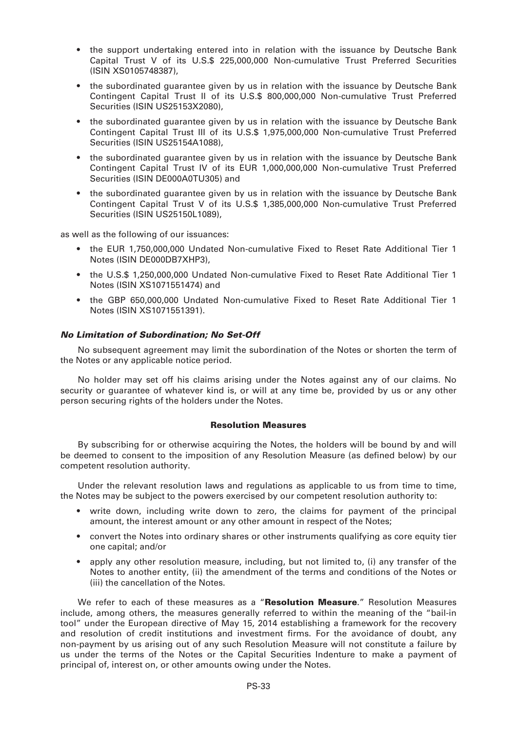- the support undertaking entered into in relation with the issuance by Deutsche Bank Capital Trust V of its U.S.$ 225,000,000 Non-cumulative Trust Preferred Securities (ISIN XS0105748387),
- the subordinated guarantee given by us in relation with the issuance by Deutsche Bank Contingent Capital Trust II of its U.S.$ 800,000,000 Non-cumulative Trust Preferred Securities (ISIN US25153X2080),
- the subordinated guarantee given by us in relation with the issuance by Deutsche Bank Contingent Capital Trust III of its U.S.$ 1,975,000,000 Non-cumulative Trust Preferred Securities (ISIN US25154A1088),
- the subordinated guarantee given by us in relation with the issuance by Deutsche Bank Contingent Capital Trust IV of its EUR 1,000,000,000 Non-cumulative Trust Preferred Securities (ISIN DE000A0TU305) and
- the subordinated guarantee given by us in relation with the issuance by Deutsche Bank Contingent Capital Trust V of its U.S.$ 1,385,000,000 Non-cumulative Trust Preferred Securities (ISIN US25150L1089),

as well as the following of our issuances:

- the EUR 1,750,000,000 Undated Non-cumulative Fixed to Reset Rate Additional Tier 1 Notes (ISIN DE000DB7XHP3),
- the U.S.$ 1,250,000,000 Undated Non-cumulative Fixed to Reset Rate Additional Tier 1 Notes (ISIN XS1071551474) and
- the GBP 650,000,000 Undated Non-cumulative Fixed to Reset Rate Additional Tier 1 Notes (ISIN XS1071551391).

***No Limitation of Subordination; No Set-Off***

No subsequent agreement may limit the subordination of the Notes or shorten the term of the Notes or any applicable notice period.

No holder may set off his claims arising under the Notes against any of our claims. No security or guarantee of whatever kind is, or will at any time be, provided by us or any other person securing rights of the holders under the Notes.

## Resolution Measures

By subscribing for or otherwise acquiring the Notes, the holders will be bound by and will be deemed to consent to the imposition of any Resolution Measure (as defined below) by our competent resolution authority.

Under the relevant resolution laws and regulations as applicable to us from time to time, the Notes may be subject to the powers exercised by our competent resolution authority to:

- write down, including write down to zero, the claims for payment of the principal amount, the interest amount or any other amount in respect of the Notes;
- convert the Notes into ordinary shares or other instruments qualifying as core equity tier one capital; and/or
- apply any other resolution measure, including, but not limited to, (i) any transfer of the Notes to another entity, (ii) the amendment of the terms and conditions of the Notes or (iii) the cancellation of the Notes.

We refer to each of these measures as a "**Resolution Measure**." Resolution Measures include, among others, the measures generally referred to within the meaning of the "bail-in tool" under the European directive of May 15, 2014 establishing a framework for the recovery and resolution of credit institutions and investment firms. For the avoidance of doubt, any non-payment by us arising out of any such Resolution Measure will not constitute a failure by us under the terms of the Notes or the Capital Securities Indenture to make a payment of principal of, interest on, or other amounts owing under the Notes.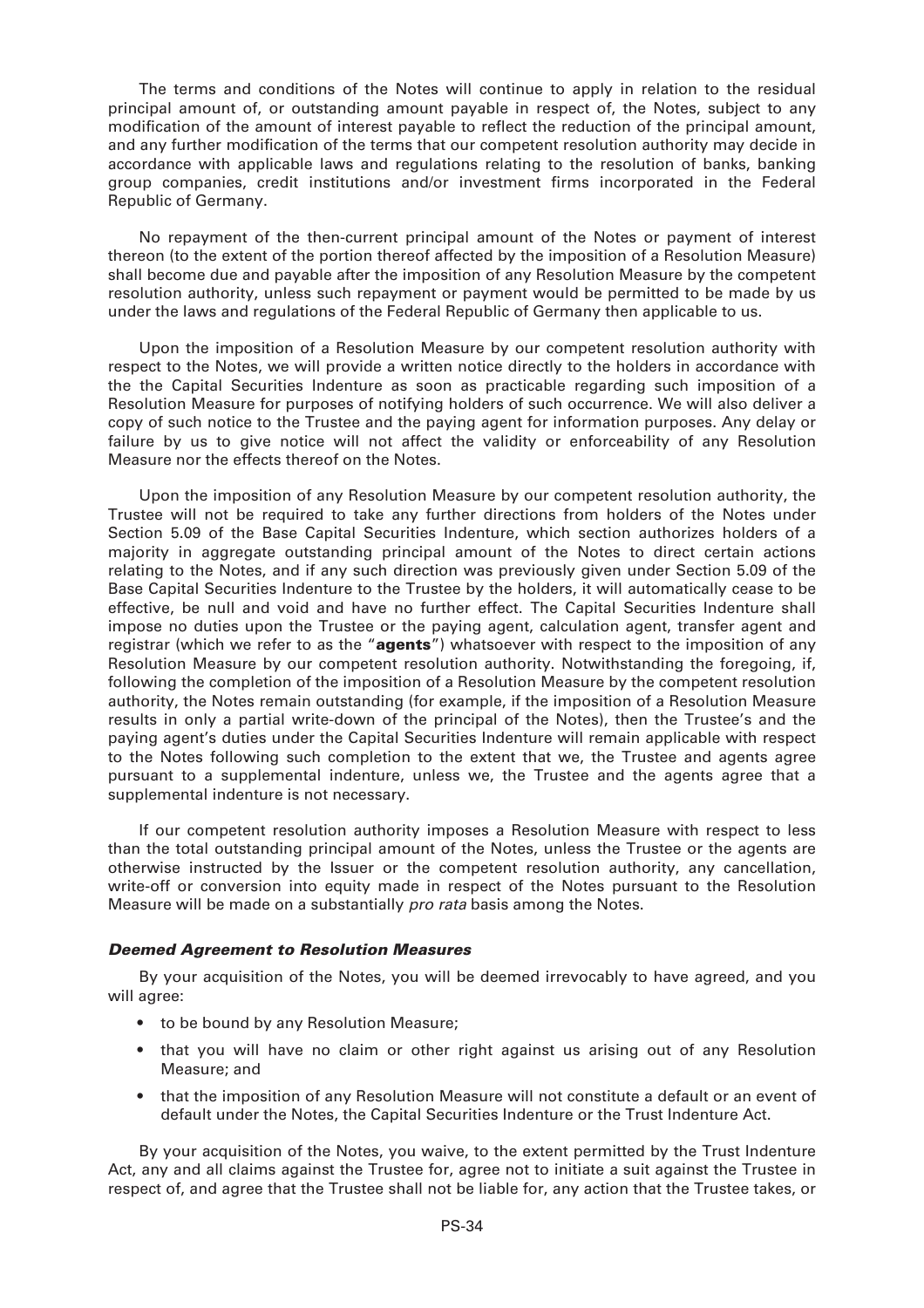The terms and conditions of the Notes will continue to apply in relation to the residual principal amount of, or outstanding amount payable in respect of, the Notes, subject to any modification of the amount of interest payable to reflect the reduction of the principal amount, and any further modification of the terms that our competent resolution authority may decide in accordance with applicable laws and regulations relating to the resolution of banks, banking group companies, credit institutions and/or investment firms incorporated in the Federal Republic of Germany.

No repayment of the then-current principal amount of the Notes or payment of interest thereon (to the extent of the portion thereof affected by the imposition of a Resolution Measure) shall become due and payable after the imposition of any Resolution Measure by the competent resolution authority, unless such repayment or payment would be permitted to be made by us under the laws and regulations of the Federal Republic of Germany then applicable to us.

Upon the imposition of a Resolution Measure by our competent resolution authority with respect to the Notes, we will provide a written notice directly to the holders in accordance with the the Capital Securities Indenture as soon as practicable regarding such imposition of a Resolution Measure for purposes of notifying holders of such occurrence. We will also deliver a copy of such notice to the Trustee and the paying agent for information purposes. Any delay or failure by us to give notice will not affect the validity or enforceability of any Resolution Measure nor the effects thereof on the Notes.

Upon the imposition of any Resolution Measure by our competent resolution authority, the Trustee will not be required to take any further directions from holders of the Notes under Section 5.09 of the Base Capital Securities Indenture, which section authorizes holders of a majority in aggregate outstanding principal amount of the Notes to direct certain actions relating to the Notes, and if any such direction was previously given under Section 5.09 of the Base Capital Securities Indenture to the Trustee by the holders, it will automatically cease to be effective, be null and void and have no further effect. The Capital Securities Indenture shall impose no duties upon the Trustee or the paying agent, calculation agent, transfer agent and registrar (which we refer to as the "**agents**") whatsoever with respect to the imposition of any Resolution Measure by our competent resolution authority. Notwithstanding the foregoing, if, following the completion of the imposition of a Resolution Measure by the competent resolution authority, the Notes remain outstanding (for example, if the imposition of a Resolution Measure results in only a partial write-down of the principal of the Notes), then the Trustee's and the paying agent's duties under the Capital Securities Indenture will remain applicable with respect to the Notes following such completion to the extent that we, the Trustee and agents agree pursuant to a supplemental indenture, unless we, the Trustee and the agents agree that a supplemental indenture is not necessary.

If our competent resolution authority imposes a Resolution Measure with respect to less than the total outstanding principal amount of the Notes, unless the Trustee or the agents are otherwise instructed by the Issuer or the competent resolution authority, any cancellation, write-off or conversion into equity made in respect of the Notes pursuant to the Resolution Measure will be made on a substantially *pro rata* basis among the Notes.

### *Deemed Agreement to Resolution Measures*

By your acquisition of the Notes, you will be deemed irrevocably to have agreed, and you will agree:

- to be bound by any Resolution Measure;
- that you will have no claim or other right against us arising out of any Resolution Measure; and
- that the imposition of any Resolution Measure will not constitute a default or an event of default under the Notes, the Capital Securities Indenture or the Trust Indenture Act.

By your acquisition of the Notes, you waive, to the extent permitted by the Trust Indenture Act, any and all claims against the Trustee for, agree not to initiate a suit against the Trustee in respect of, and agree that the Trustee shall not be liable for, any action that the Trustee takes, or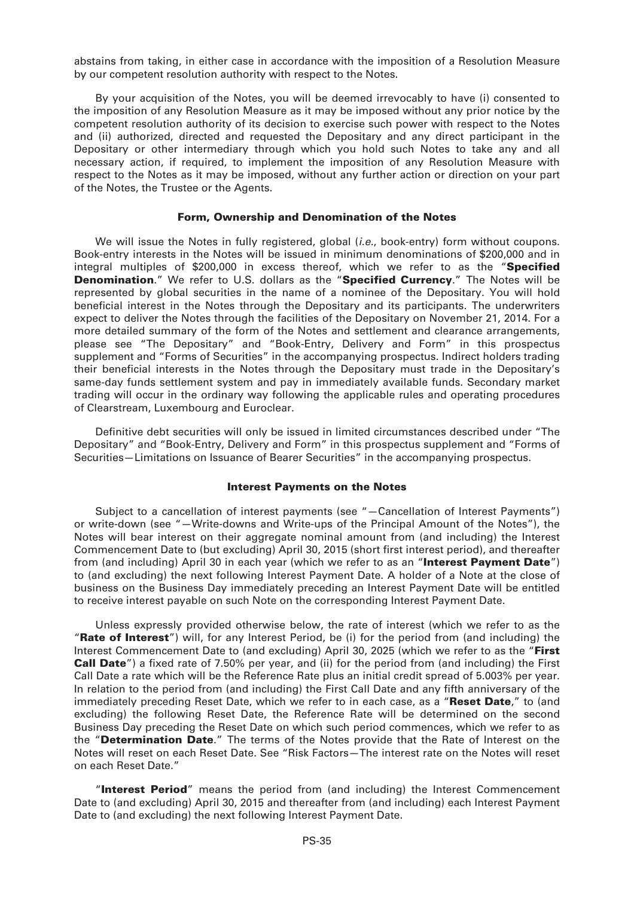abstains from taking, in either case in accordance with the imposition of a Resolution Measure by our competent resolution authority with respect to the Notes.

By your acquisition of the Notes, you will be deemed irrevocably to have (i) consented to the imposition of any Resolution Measure as it may be imposed without any prior notice by the competent resolution authority of its decision to exercise such power with respect to the Notes and (ii) authorized, directed and requested the Depositary and any direct participant in the Depositary or other intermediary through which you hold such Notes to take any and all necessary action, if required, to implement the imposition of any Resolution Measure with respect to the Notes as it may be imposed, without any further action or direction on your part of the Notes, the Trustee or the Agents.

### Form, Ownership and Denomination of the Notes

We will issue the Notes in fully registered, global (*i.e.*, book-entry) form without coupons. Book-entry interests in the Notes will be issued in minimum denominations of $200,000 and in integral multiples of $200,000 in excess thereof, which we refer to as the "**Specified Denomination**." We refer to U.S. dollars as the "**Specified Currency**." The Notes will be represented by global securities in the name of a nominee of the Depositary. You will hold beneficial interest in the Notes through the Depositary and its participants. The underwriters expect to deliver the Notes through the facilities of the Depositary on November 21, 2014. For a more detailed summary of the form of the Notes and settlement and clearance arrangements, please see "The Depositary" and "Book-Entry, Delivery and Form" in this prospectus supplement and "Forms of Securities" in the accompanying prospectus. Indirect holders trading their beneficial interests in the Notes through the Depositary must trade in the Depositary's same-day funds settlement system and pay in immediately available funds. Secondary market trading will occur in the ordinary way following the applicable rules and operating procedures of Clearstream, Luxembourg and Euroclear.

Definitive debt securities will only be issued in limited circumstances described under "The Depositary" and "Book-Entry, Delivery and Form" in this prospectus supplement and "Forms of Securities—Limitations on Issuance of Bearer Securities" in the accompanying prospectus.

### Interest Payments on the Notes

Subject to a cancellation of interest payments (see "—Cancellation of Interest Payments") or write-down (see "—Write-downs and Write-ups of the Principal Amount of the Notes"), the Notes will bear interest on their aggregate nominal amount from (and including) the Interest Commencement Date to (but excluding) April 30, 2015 (short first interest period), and thereafter from (and including) April 30 in each year (which we refer to as an "**Interest Payment Date**") to (and excluding) the next following Interest Payment Date. A holder of a Note at the close of business on the Business Day immediately preceding an Interest Payment Date will be entitled to receive interest payable on such Note on the corresponding Interest Payment Date.

Unless expressly provided otherwise below, the rate of interest (which we refer to as the "**Rate of Interest**") will, for any Interest Period, be (i) for the period from (and including) the Interest Commencement Date to (and excluding) April 30, 2025 (which we refer to as the "**First Call Date**") a fixed rate of 7.50% per year, and (ii) for the period from (and including) the First Call Date a rate which will be the Reference Rate plus an initial credit spread of 5.003% per year. In relation to the period from (and including) the First Call Date and any fifth anniversary of the immediately preceding Reset Date, which we refer to in each case, as a "**Reset Date**," to (and excluding) the following Reset Date, the Reference Rate will be determined on the second Business Day preceding the Reset Date on which such period commences, which we refer to as the "**Determination Date**." The terms of the Notes provide that the Rate of Interest on the Notes will reset on each Reset Date. See "Risk Factors—The interest rate on the Notes will reset on each Reset Date."

"**Interest Period**" means the period from (and including) the Interest Commencement Date to (and excluding) April 30, 2015 and thereafter from (and including) each Interest Payment Date to (and excluding) the next following Interest Payment Date.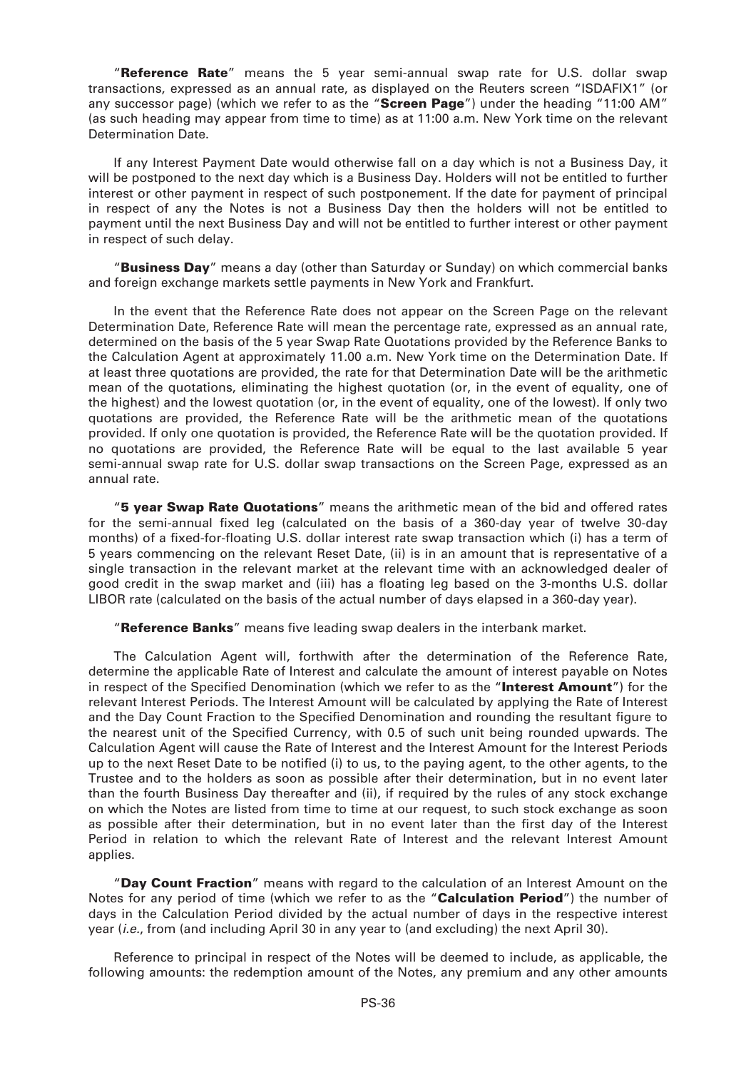"**Reference Rate**" means the 5 year semi-annual swap rate for U.S. dollar swap transactions, expressed as an annual rate, as displayed on the Reuters screen "ISDAFIX1" (or any successor page) (which we refer to as the "**Screen Page**") under the heading "11:00 AM" (as such heading may appear from time to time) as at 11:00 a.m. New York time on the relevant Determination Date.

If any Interest Payment Date would otherwise fall on a day which is not a Business Day, it will be postponed to the next day which is a Business Day. Holders will not be entitled to further interest or other payment in respect of such postponement. If the date for payment of principal in respect of any the Notes is not a Business Day then the holders will not be entitled to payment until the next Business Day and will not be entitled to further interest or other payment in respect of such delay.

"**Business Day**" means a day (other than Saturday or Sunday) on which commercial banks and foreign exchange markets settle payments in New York and Frankfurt.

In the event that the Reference Rate does not appear on the Screen Page on the relevant Determination Date, Reference Rate will mean the percentage rate, expressed as an annual rate, determined on the basis of the 5 year Swap Rate Quotations provided by the Reference Banks to the Calculation Agent at approximately 11.00 a.m. New York time on the Determination Date. If at least three quotations are provided, the rate for that Determination Date will be the arithmetic mean of the quotations, eliminating the highest quotation (or, in the event of equality, one of the highest) and the lowest quotation (or, in the event of equality, one of the lowest). If only two quotations are provided, the Reference Rate will be the arithmetic mean of the quotations provided. If only one quotation is provided, the Reference Rate will be the quotation provided. If no quotations are provided, the Reference Rate will be equal to the last available 5 year semi-annual swap rate for U.S. dollar swap transactions on the Screen Page, expressed as an annual rate.

"**5 year Swap Rate Quotations**" means the arithmetic mean of the bid and offered rates for the semi-annual fixed leg (calculated on the basis of a 360-day year of twelve 30-day months) of a fixed-for-floating U.S. dollar interest rate swap transaction which (i) has a term of 5 years commencing on the relevant Reset Date, (ii) is in an amount that is representative of a single transaction in the relevant market at the relevant time with an acknowledged dealer of good credit in the swap market and (iii) has a floating leg based on the 3-months U.S. dollar LIBOR rate (calculated on the basis of the actual number of days elapsed in a 360-day year).

"**Reference Banks**" means five leading swap dealers in the interbank market.

The Calculation Agent will, forthwith after the determination of the Reference Rate, determine the applicable Rate of Interest and calculate the amount of interest payable on Notes in respect of the Specified Denomination (which we refer to as the "**Interest Amount**") for the relevant Interest Periods. The Interest Amount will be calculated by applying the Rate of Interest and the Day Count Fraction to the Specified Denomination and rounding the resultant figure to the nearest unit of the Specified Currency, with 0.5 of such unit being rounded upwards. The Calculation Agent will cause the Rate of Interest and the Interest Amount for the Interest Periods up to the next Reset Date to be notified (i) to us, to the paying agent, to the other agents, to the Trustee and to the holders as soon as possible after their determination, but in no event later than the fourth Business Day thereafter and (ii), if required by the rules of any stock exchange on which the Notes are listed from time to time at our request, to such stock exchange as soon as possible after their determination, but in no event later than the first day of the Interest Period in relation to which the relevant Rate of Interest and the relevant Interest Amount applies.

"**Day Count Fraction**" means with regard to the calculation of an Interest Amount on the Notes for any period of time (which we refer to as the "**Calculation Period**") the number of days in the Calculation Period divided by the actual number of days in the respective interest year (*i.e.*, from (and including April 30 in any year to (and excluding) the next April 30).

Reference to principal in respect of the Notes will be deemed to include, as applicable, the following amounts: the redemption amount of the Notes, any premium and any other amounts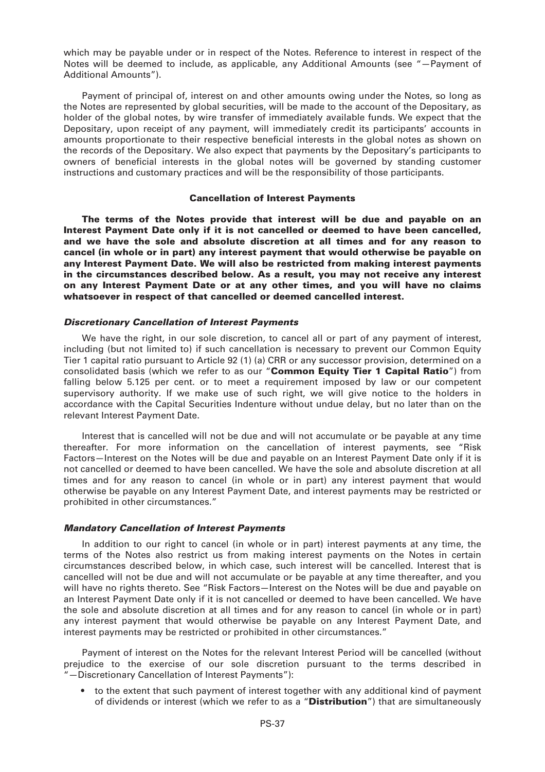which may be payable under or in respect of the Notes. Reference to interest in respect of the Notes will be deemed to include, as applicable, any Additional Amounts (see "—Payment of Additional Amounts").

Payment of principal of, interest on and other amounts owing under the Notes, so long as the Notes are represented by global securities, will be made to the account of the Depositary, as holder of the global notes, by wire transfer of immediately available funds. We expect that the Depositary, upon receipt of any payment, will immediately credit its participants' accounts in amounts proportionate to their respective beneficial interests in the global notes as shown on the records of the Depositary. We also expect that payments by the Depositary's participants to owners of beneficial interests in the global notes will be governed by standing customer instructions and customary practices and will be the responsibility of those participants.

## Cancellation of Interest Payments

**The terms of the Notes provide that interest will be due and payable on an Interest Payment Date only if it is not cancelled or deemed to have been cancelled, and we have the sole and absolute discretion at all times and for any reason to cancel (in whole or in part) any interest payment that would otherwise be payable on any Interest Payment Date. We will also be restricted from making interest payments in the circumstances described below. As a result, you may not receive any interest on any Interest Payment Date or at any other times, and you will have no claims whatsoever in respect of that cancelled or deemed cancelled interest.**

### *Discretionary Cancellation of Interest Payments*

We have the right, in our sole discretion, to cancel all or part of any payment of interest, including (but not limited to) if such cancellation is necessary to prevent our Common Equity Tier 1 capital ratio pursuant to Article 92 (1) (a) CRR or any successor provision, determined on a consolidated basis (which we refer to as our "**Common Equity Tier 1 Capital Ratio**") from falling below 5.125 per cent. or to meet a requirement imposed by law or our competent supervisory authority. If we make use of such right, we will give notice to the holders in accordance with the Capital Securities Indenture without undue delay, but no later than on the relevant Interest Payment Date.

Interest that is cancelled will not be due and will not accumulate or be payable at any time thereafter. For more information on the cancellation of interest payments, see "Risk Factors—Interest on the Notes will be due and payable on an Interest Payment Date only if it is not cancelled or deemed to have been cancelled. We have the sole and absolute discretion at all times and for any reason to cancel (in whole or in part) any interest payment that would otherwise be payable on any Interest Payment Date, and interest payments may be restricted or prohibited in other circumstances."

### *Mandatory Cancellation of Interest Payments*

In addition to our right to cancel (in whole or in part) interest payments at any time, the terms of the Notes also restrict us from making interest payments on the Notes in certain circumstances described below, in which case, such interest will be cancelled. Interest that is cancelled will not be due and will not accumulate or be payable at any time thereafter, and you will have no rights thereto. See "Risk Factors—Interest on the Notes will be due and payable on an Interest Payment Date only if it is not cancelled or deemed to have been cancelled. We have the sole and absolute discretion at all times and for any reason to cancel (in whole or in part) any interest payment that would otherwise be payable on any Interest Payment Date, and interest payments may be restricted or prohibited in other circumstances."

Payment of interest on the Notes for the relevant Interest Period will be cancelled (without prejudice to the exercise of our sole discretion pursuant to the terms described in "—Discretionary Cancellation of Interest Payments"):

- to the extent that such payment of interest together with any additional kind of payment of dividends or interest (which we refer to as a "**Distribution**") that are simultaneously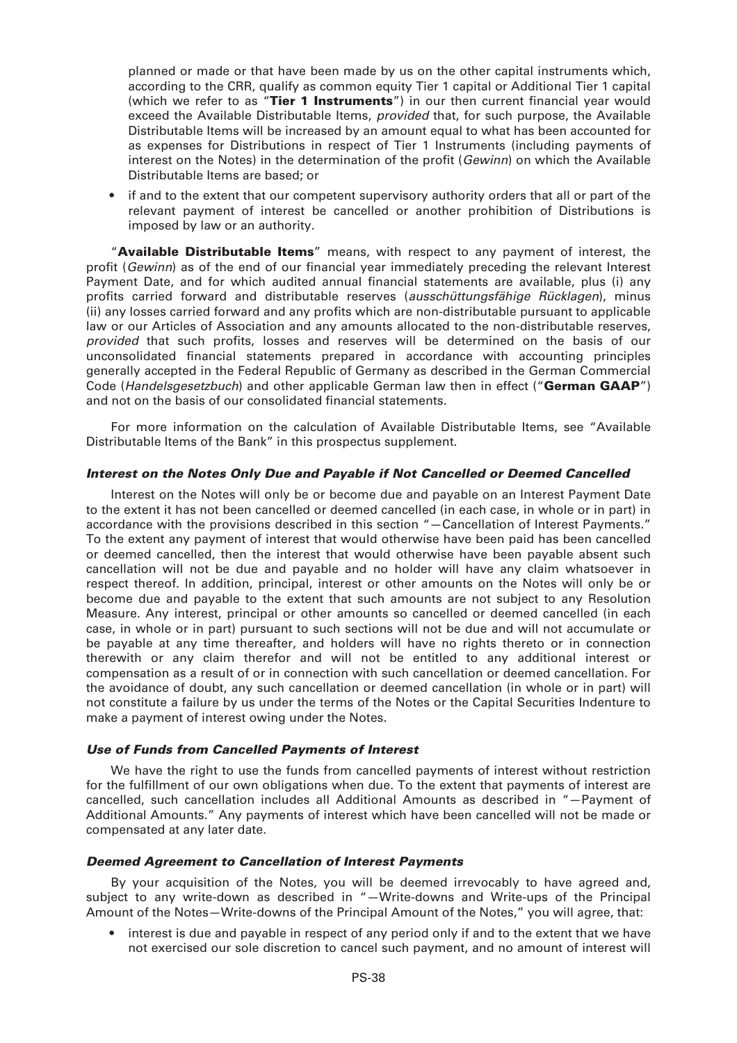planned or made or that have been made by us on the other capital instruments which, according to the CRR, qualify as common equity Tier 1 capital or Additional Tier 1 capital (which we refer to as "**Tier 1 Instruments**") in our then current financial year would exceed the Available Distributable Items, *provided* that, for such purpose, the Available Distributable Items will be increased by an amount equal to what has been accounted for as expenses for Distributions in respect of Tier 1 Instruments (including payments of interest on the Notes) in the determination of the profit (*Gewinn*) on which the Available Distributable Items are based; or

- if and to the extent that our competent supervisory authority orders that all or part of the relevant payment of interest be cancelled or another prohibition of Distributions is imposed by law or an authority.

"**Available Distributable Items**" means, with respect to any payment of interest, the profit (*Gewinn*) as of the end of our financial year immediately preceding the relevant Interest Payment Date, and for which audited annual financial statements are available, plus (i) any profits carried forward and distributable reserves (*ausschüttungsfähige Rücklagen*), minus (ii) any losses carried forward and any profits which are non-distributable pursuant to applicable law or our Articles of Association and any amounts allocated to the non-distributable reserves, *provided* that such profits, losses and reserves will be determined on the basis of our unconsolidated financial statements prepared in accordance with accounting principles generally accepted in the Federal Republic of Germany as described in the German Commercial Code (*Handelsgesetzbuch*) and other applicable German law then in effect ("**German GAAP**") and not on the basis of our consolidated financial statements.

For more information on the calculation of Available Distributable Items, see "Available Distributable Items of the Bank" in this prospectus supplement.

#### *Interest on the Notes Only Due and Payable if Not Cancelled or Deemed Cancelled*

Interest on the Notes will only be or become due and payable on an Interest Payment Date to the extent it has not been cancelled or deemed cancelled (in each case, in whole or in part) in accordance with the provisions described in this section "—Cancellation of Interest Payments." To the extent any payment of interest that would otherwise have been paid has been cancelled or deemed cancelled, then the interest that would otherwise have been payable absent such cancellation will not be due and payable and no holder will have any claim whatsoever in respect thereof. In addition, principal, interest or other amounts on the Notes will only be or become due and payable to the extent that such amounts are not subject to any Resolution Measure. Any interest, principal or other amounts so cancelled or deemed cancelled (in each case, in whole or in part) pursuant to such sections will not be due and will not accumulate or be payable at any time thereafter, and holders will have no rights thereto or in connection therewith or any claim therefor and will not be entitled to any additional interest or compensation as a result of or in connection with such cancellation or deemed cancellation. For the avoidance of doubt, any such cancellation or deemed cancellation (in whole or in part) will not constitute a failure by us under the terms of the Notes or the Capital Securities Indenture to make a payment of interest owing under the Notes.

#### *Use of Funds from Cancelled Payments of Interest*

We have the right to use the funds from cancelled payments of interest without restriction for the fulfillment of our own obligations when due. To the extent that payments of interest are cancelled, such cancellation includes all Additional Amounts as described in "—Payment of Additional Amounts." Any payments of interest which have been cancelled will not be made or compensated at any later date.

#### *Deemed Agreement to Cancellation of Interest Payments*

By your acquisition of the Notes, you will be deemed irrevocably to have agreed and, subject to any write-down as described in "—Write-downs and Write-ups of the Principal Amount of the Notes—Write-downs of the Principal Amount of the Notes," you will agree, that:

- interest is due and payable in respect of any period only if and to the extent that we have not exercised our sole discretion to cancel such payment, and no amount of interest will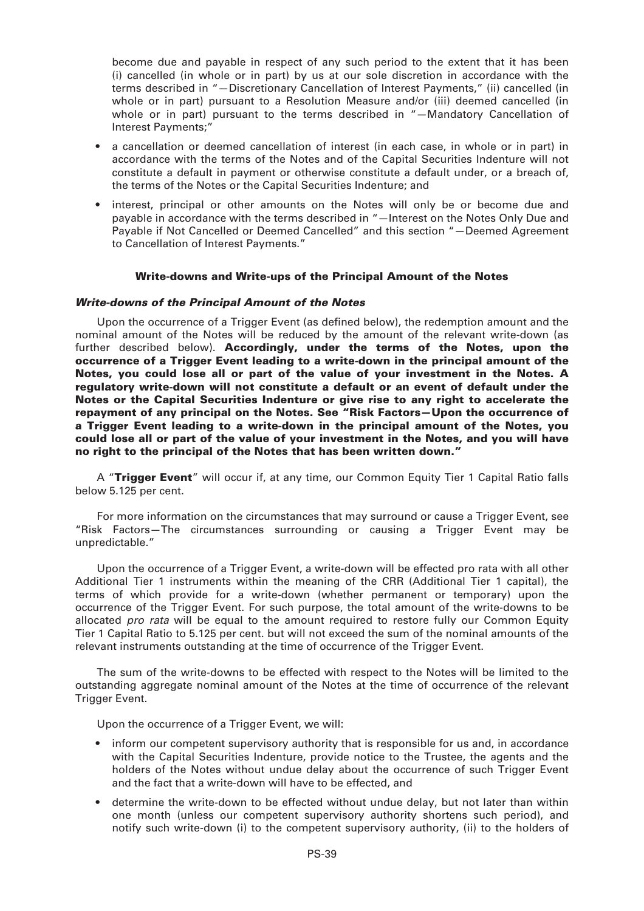become due and payable in respect of any such period to the extent that it has been (i) cancelled (in whole or in part) by us at our sole discretion in accordance with the terms described in "—Discretionary Cancellation of Interest Payments," (ii) cancelled (in whole or in part) pursuant to a Resolution Measure and/or (iii) deemed cancelled (in whole or in part) pursuant to the terms described in "—Mandatory Cancellation of Interest Payments;"

- a cancellation or deemed cancellation of interest (in each case, in whole or in part) in accordance with the terms of the Notes and of the Capital Securities Indenture will not constitute a default in payment or otherwise constitute a default under, or a breach of, the terms of the Notes or the Capital Securities Indenture; and
- interest, principal or other amounts on the Notes will only be or become due and payable in accordance with the terms described in "—Interest on the Notes Only Due and Payable if Not Cancelled or Deemed Cancelled" and this section "—Deemed Agreement to Cancellation of Interest Payments."

### Write-downs and Write-ups of the Principal Amount of the Notes

#### *Write-downs of the Principal Amount of the Notes*

Upon the occurrence of a Trigger Event (as defined below), the redemption amount and the nominal amount of the Notes will be reduced by the amount of the relevant write-down (as further described below). **Accordingly, under the terms of the Notes, upon the occurrence of a Trigger Event leading to a write-down in the principal amount of the Notes, you could lose all or part of the value of your investment in the Notes. A regulatory write-down will not constitute a default or an event of default under the Notes or the Capital Securities Indenture or give rise to any right to accelerate the repayment of any principal on the Notes. See "Risk Factors—Upon the occurrence of a Trigger Event leading to a write-down in the principal amount of the Notes, you could lose all or part of the value of your investment in the Notes, and you will have no right to the principal of the Notes that has been written down."**

A "**Trigger Event**" will occur if, at any time, our Common Equity Tier 1 Capital Ratio falls below 5.125 per cent.

For more information on the circumstances that may surround or cause a Trigger Event, see "Risk Factors—The circumstances surrounding or causing a Trigger Event may be unpredictable."

Upon the occurrence of a Trigger Event, a write-down will be effected pro rata with all other Additional Tier 1 instruments within the meaning of the CRR (Additional Tier 1 capital), the terms of which provide for a write-down (whether permanent or temporary) upon the occurrence of the Trigger Event. For such purpose, the total amount of the write-downs to be allocated *pro rata* will be equal to the amount required to restore fully our Common Equity Tier 1 Capital Ratio to 5.125 per cent. but will not exceed the sum of the nominal amounts of the relevant instruments outstanding at the time of occurrence of the Trigger Event.

The sum of the write-downs to be effected with respect to the Notes will be limited to the outstanding aggregate nominal amount of the Notes at the time of occurrence of the relevant Trigger Event.

Upon the occurrence of a Trigger Event, we will:

- inform our competent supervisory authority that is responsible for us and, in accordance with the Capital Securities Indenture, provide notice to the Trustee, the agents and the holders of the Notes without undue delay about the occurrence of such Trigger Event and the fact that a write-down will have to be effected, and
- determine the write-down to be effected without undue delay, but not later than within one month (unless our competent supervisory authority shortens such period), and notify such write-down (i) to the competent supervisory authority, (ii) to the holders of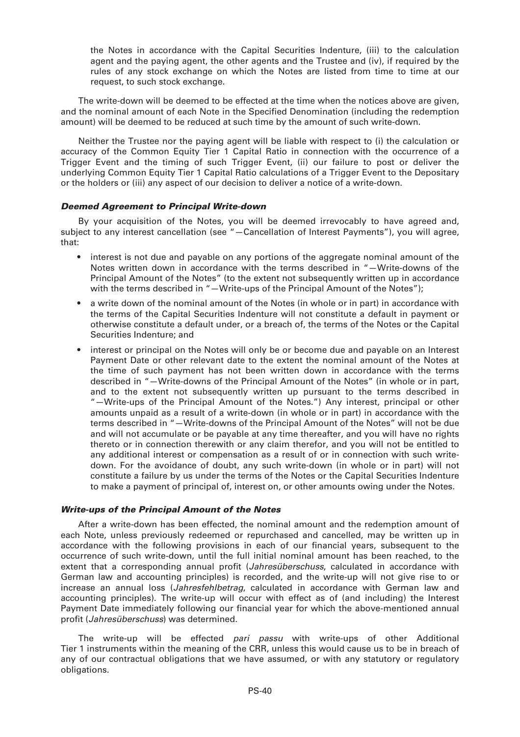the Notes in accordance with the Capital Securities Indenture, (iii) to the calculation agent and the paying agent, the other agents and the Trustee and (iv), if required by the rules of any stock exchange on which the Notes are listed from time to time at our request, to such stock exchange.

The write-down will be deemed to be effected at the time when the notices above are given, and the nominal amount of each Note in the Specified Denomination (including the redemption amount) will be deemed to be reduced at such time by the amount of such write-down.

Neither the Trustee nor the paying agent will be liable with respect to (i) the calculation or accuracy of the Common Equity Tier 1 Capital Ratio in connection with the occurrence of a Trigger Event and the timing of such Trigger Event, (ii) our failure to post or deliver the underlying Common Equity Tier 1 Capital Ratio calculations of a Trigger Event to the Depositary or the holders or (iii) any aspect of our decision to deliver a notice of a write-down.

#### *Deemed Agreement to Principal Write-down*

By your acquisition of the Notes, you will be deemed irrevocably to have agreed and, subject to any interest cancellation (see "—Cancellation of Interest Payments"), you will agree, that:

- interest is not due and payable on any portions of the aggregate nominal amount of the Notes written down in accordance with the terms described in "—Write-downs of the Principal Amount of the Notes" (to the extent not subsequently written up in accordance with the terms described in "—Write-ups of the Principal Amount of the Notes");
- a write down of the nominal amount of the Notes (in whole or in part) in accordance with the terms of the Capital Securities Indenture will not constitute a default in payment or otherwise constitute a default under, or a breach of, the terms of the Notes or the Capital Securities Indenture; and
- interest or principal on the Notes will only be or become due and payable on an Interest Payment Date or other relevant date to the extent the nominal amount of the Notes at the time of such payment has not been written down in accordance with the terms described in "—Write-downs of the Principal Amount of the Notes" (in whole or in part, and to the extent not subsequently written up pursuant to the terms described in "—Write-ups of the Principal Amount of the Notes.") Any interest, principal or other amounts unpaid as a result of a write-down (in whole or in part) in accordance with the terms described in "—Write-downs of the Principal Amount of the Notes" will not be due and will not accumulate or be payable at any time thereafter, and you will have no rights thereto or in connection therewith or any claim therefor, and you will not be entitled to any additional interest or compensation as a result of or in connection with such write-down. For the avoidance of doubt, any such write-down (in whole or in part) will not constitute a failure by us under the terms of the Notes or the Capital Securities Indenture to make a payment of principal of, interest on, or other amounts owing under the Notes.

#### *Write-ups of the Principal Amount of the Notes*

After a write-down has been effected, the nominal amount and the redemption amount of each Note, unless previously redeemed or repurchased and cancelled, may be written up in accordance with the following provisions in each of our financial years, subsequent to the occurrence of such write-down, until the full initial nominal amount has been reached, to the extent that a corresponding annual profit (*Jahresüberschuss*, calculated in accordance with German law and accounting principles) is recorded, and the write-up will not give rise to or increase an annual loss (*Jahresfehlbetrag*, calculated in accordance with German law and accounting principles). The write-up will occur with effect as of (and including) the Interest Payment Date immediately following our financial year for which the above-mentioned annual profit (*Jahresüberschuss*) was determined.

The write-up will be effected *pari passu* with write-ups of other Additional Tier 1 instruments within the meaning of the CRR, unless this would cause us to be in breach of any of our contractual obligations that we have assumed, or with any statutory or regulatory obligations.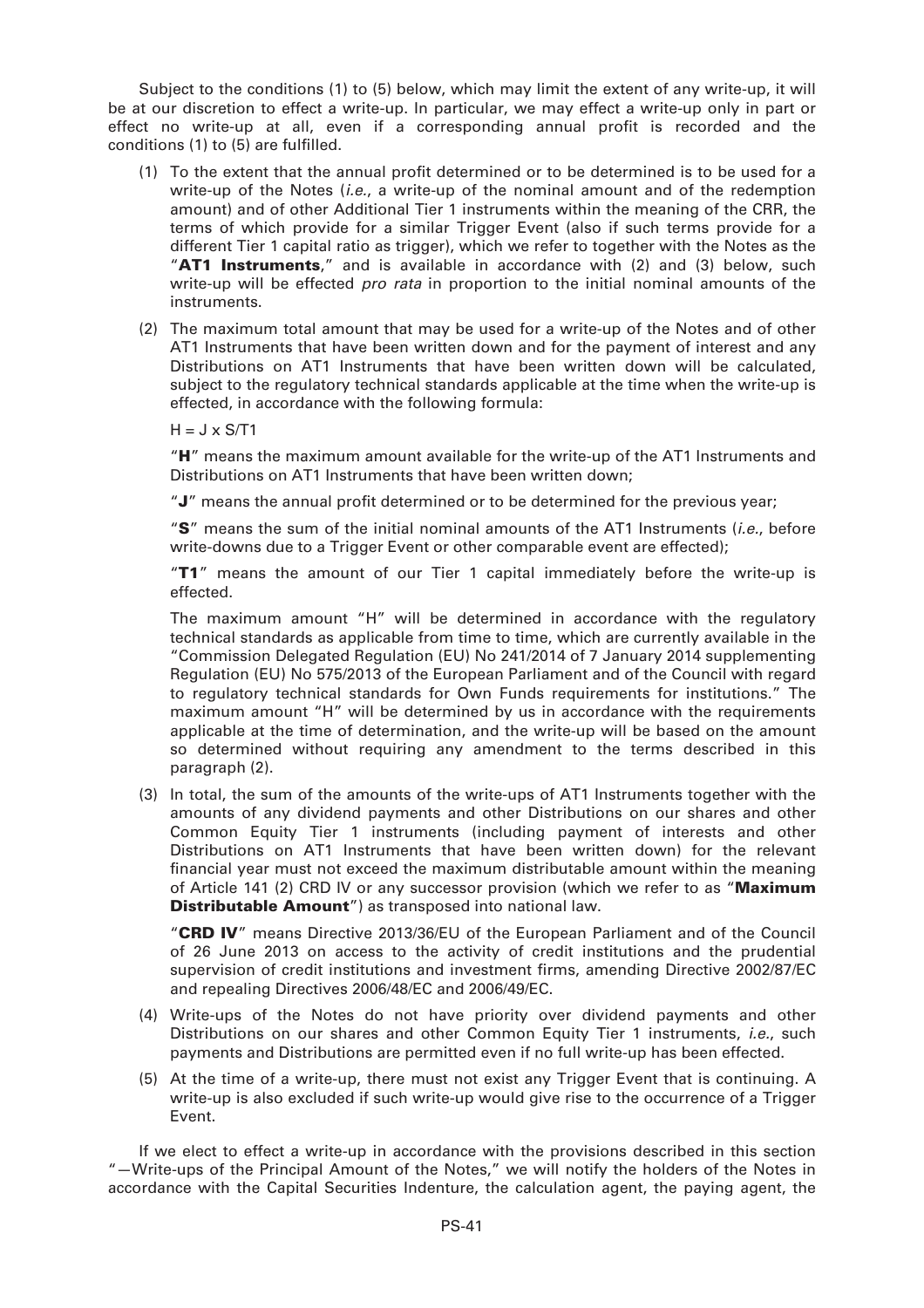Subject to the conditions (1) to (5) below, which may limit the extent of any write-up, it will be at our discretion to effect a write-up. In particular, we may effect a write-up only in part or effect no write-up at all, even if a corresponding annual profit is recorded and the conditions (1) to (5) are fulfilled.

(1) To the extent that the annual profit determined or to be determined is to be used for a write-up of the Notes (*i.e.*, a write-up of the nominal amount and of the redemption amount) and of other Additional Tier 1 instruments within the meaning of the CRR, the terms of which provide for a similar Trigger Event (also if such terms provide for a different Tier 1 capital ratio as trigger), which we refer to together with the Notes as the "**AT1 Instruments**," and is available in accordance with (2) and (3) below, such write-up will be effected *pro rata* in proportion to the initial nominal amounts of the instruments.

(2) The maximum total amount that may be used for a write-up of the Notes and of other AT1 Instruments that have been written down and for the payment of interest and any Distributions on AT1 Instruments that have been written down will be calculated, subject to the regulatory technical standards applicable at the time when the write-up is effected, in accordance with the following formula:

$H = J \times S/T1$

"**H**" means the maximum amount available for the write-up of the AT1 Instruments and Distributions on AT1 Instruments that have been written down;

"**J**" means the annual profit determined or to be determined for the previous year;

"**S**" means the sum of the initial nominal amounts of the AT1 Instruments (*i.e.*, before write-downs due to a Trigger Event or other comparable event are effected);

"**T1**" means the amount of our Tier 1 capital immediately before the write-up is effected.

The maximum amount "H" will be determined in accordance with the regulatory technical standards as applicable from time to time, which are currently available in the "Commission Delegated Regulation (EU) No 241/2014 of 7 January 2014 supplementing Regulation (EU) No 575/2013 of the European Parliament and of the Council with regard to regulatory technical standards for Own Funds requirements for institutions." The maximum amount "H" will be determined by us in accordance with the requirements applicable at the time of determination, and the write-up will be based on the amount so determined without requiring any amendment to the terms described in this paragraph (2).

(3) In total, the sum of the amounts of the write-ups of AT1 Instruments together with the amounts of any dividend payments and other Distributions on our shares and other Common Equity Tier 1 instruments (including payment of interests and other Distributions on AT1 Instruments that have been written down) for the relevant financial year must not exceed the maximum distributable amount within the meaning of Article 141 (2) CRD IV or any successor provision (which we refer to as "**Maximum Distributable Amount**") as transposed into national law.

"**CRD IV**" means Directive 2013/36/EU of the European Parliament and of the Council of 26 June 2013 on access to the activity of credit institutions and the prudential supervision of credit institutions and investment firms, amending Directive 2002/87/EC and repealing Directives 2006/48/EC and 2006/49/EC.

(4) Write-ups of the Notes do not have priority over dividend payments and other Distributions on our shares and other Common Equity Tier 1 instruments, *i.e.*, such payments and Distributions are permitted even if no full write-up has been effected.

(5) At the time of a write-up, there must not exist any Trigger Event that is continuing. A write-up is also excluded if such write-up would give rise to the occurrence of a Trigger Event.

If we elect to effect a write-up in accordance with the provisions described in this section "—Write-ups of the Principal Amount of the Notes," we will notify the holders of the Notes in accordance with the Capital Securities Indenture, the calculation agent, the paying agent, the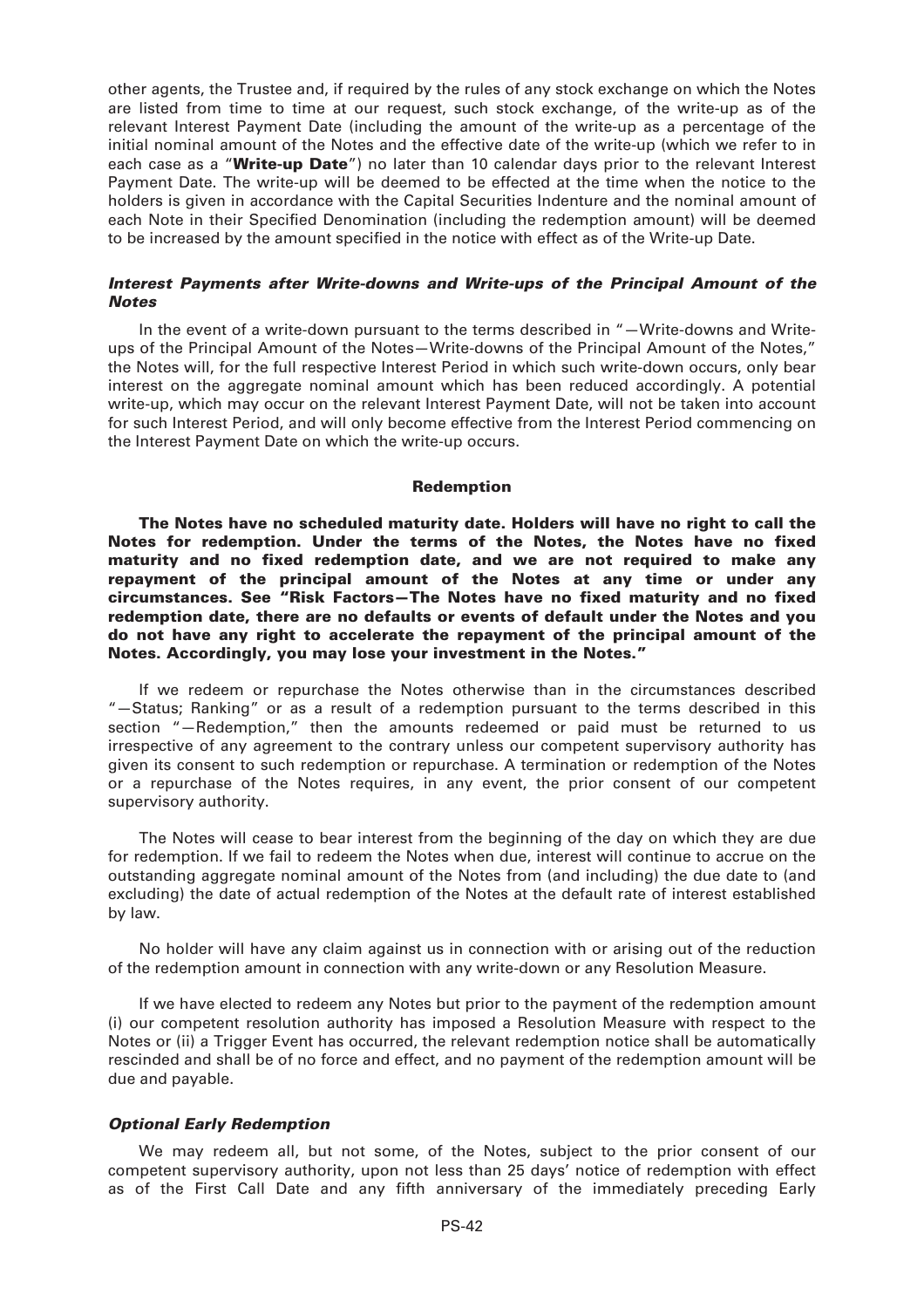other agents, the Trustee and, if required by the rules of any stock exchange on which the Notes are listed from time to time at our request, such stock exchange, of the write-up as of the relevant Interest Payment Date (including the amount of the write-up as a percentage of the initial nominal amount of the Notes and the effective date of the write-up (which we refer to in each case as a "**Write-up Date**") no later than 10 calendar days prior to the relevant Interest Payment Date. The write-up will be deemed to be effected at the time when the notice to the holders is given in accordance with the Capital Securities Indenture and the nominal amount of each Note in their Specified Denomination (including the redemption amount) will be deemed to be increased by the amount specified in the notice with effect as of the Write-up Date.

#### *Interest Payments after Write-downs and Write-ups of the Principal Amount of the Notes*

In the event of a write-down pursuant to the terms described in "—Write-downs and Write-ups of the Principal Amount of the Notes—Write-downs of the Principal Amount of the Notes," the Notes will, for the full respective Interest Period in which such write-down occurs, only bear interest on the aggregate nominal amount which has been reduced accordingly. A potential write-up, which may occur on the relevant Interest Payment Date, will not be taken into account for such Interest Period, and will only become effective from the Interest Period commencing on the Interest Payment Date on which the write-up occurs.

### Redemption

**The Notes have no scheduled maturity date. Holders will have no right to call the Notes for redemption. Under the terms of the Notes, the Notes have no fixed maturity and no fixed redemption date, and we are not required to make any repayment of the principal amount of the Notes at any time or under any circumstances. See "Risk Factors—The Notes have no fixed maturity and no fixed redemption date, there are no defaults or events of default under the Notes and you do not have any right to accelerate the repayment of the principal amount of the Notes. Accordingly, you may lose your investment in the Notes."**

If we redeem or repurchase the Notes otherwise than in the circumstances described "—Status; Ranking" or as a result of a redemption pursuant to the terms described in this section "—Redemption," then the amounts redeemed or paid must be returned to us irrespective of any agreement to the contrary unless our competent supervisory authority has given its consent to such redemption or repurchase. A termination or redemption of the Notes or a repurchase of the Notes requires, in any event, the prior consent of our competent supervisory authority.

The Notes will cease to bear interest from the beginning of the day on which they are due for redemption. If we fail to redeem the Notes when due, interest will continue to accrue on the outstanding aggregate nominal amount of the Notes from (and including) the due date to (and excluding) the date of actual redemption of the Notes at the default rate of interest established by law.

No holder will have any claim against us in connection with or arising out of the reduction of the redemption amount in connection with any write-down or any Resolution Measure.

If we have elected to redeem any Notes but prior to the payment of the redemption amount (i) our competent resolution authority has imposed a Resolution Measure with respect to the Notes or (ii) a Trigger Event has occurred, the relevant redemption notice shall be automatically rescinded and shall be of no force and effect, and no payment of the redemption amount will be due and payable.

#### *Optional Early Redemption*

We may redeem all, but not some, of the Notes, subject to the prior consent of our competent supervisory authority, upon not less than 25 days' notice of redemption with effect as of the First Call Date and any fifth anniversary of the immediately preceding Early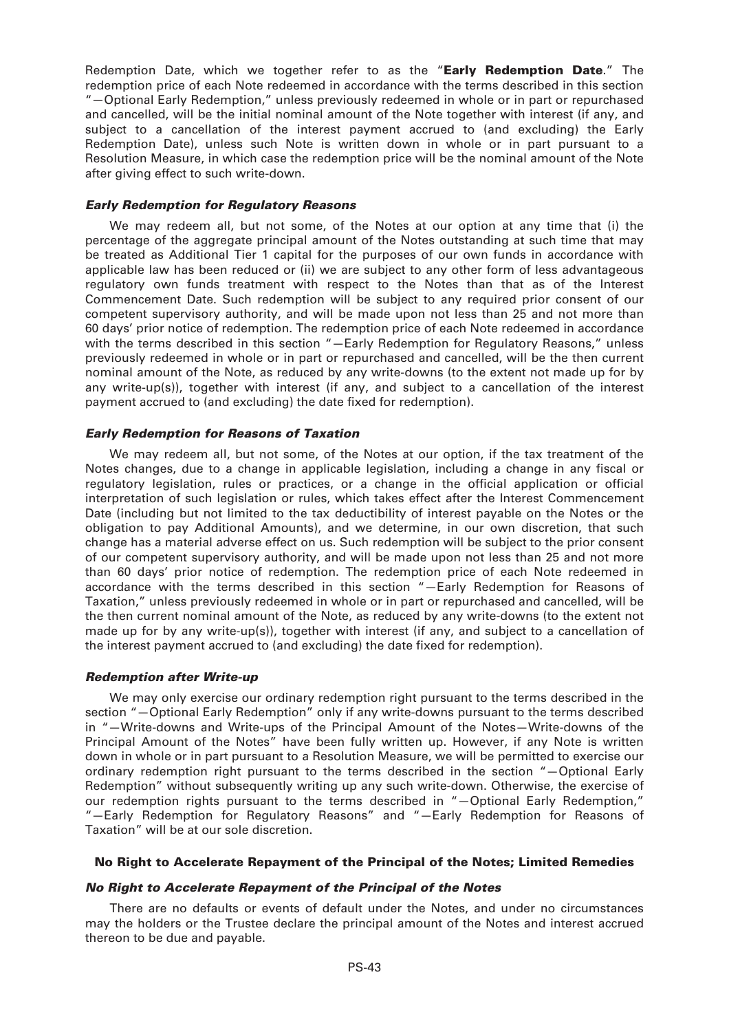Redemption Date, which we together refer to as the "**Early Redemption Date**." The redemption price of each Note redeemed in accordance with the terms described in this section "—Optional Early Redemption," unless previously redeemed in whole or in part or repurchased and cancelled, will be the initial nominal amount of the Note together with interest (if any, and subject to a cancellation of the interest payment accrued to (and excluding) the Early Redemption Date), unless such Note is written down in whole or in part pursuant to a Resolution Measure, in which case the redemption price will be the nominal amount of the Note after giving effect to such write-down.

#### *Early Redemption for Regulatory Reasons*

We may redeem all, but not some, of the Notes at our option at any time that (i) the percentage of the aggregate principal amount of the Notes outstanding at such time that may be treated as Additional Tier 1 capital for the purposes of our own funds in accordance with applicable law has been reduced or (ii) we are subject to any other form of less advantageous regulatory own funds treatment with respect to the Notes than that as of the Interest Commencement Date. Such redemption will be subject to any required prior consent of our competent supervisory authority, and will be made upon not less than 25 and not more than 60 days' prior notice of redemption. The redemption price of each Note redeemed in accordance with the terms described in this section "—Early Redemption for Regulatory Reasons," unless previously redeemed in whole or in part or repurchased and cancelled, will be the then current nominal amount of the Note, as reduced by any write-downs (to the extent not made up for by any write-up(s)), together with interest (if any, and subject to a cancellation of the interest payment accrued to (and excluding) the date fixed for redemption).

#### *Early Redemption for Reasons of Taxation*

We may redeem all, but not some, of the Notes at our option, if the tax treatment of the Notes changes, due to a change in applicable legislation, including a change in any fiscal or regulatory legislation, rules or practices, or a change in the official application or official interpretation of such legislation or rules, which takes effect after the Interest Commencement Date (including but not limited to the tax deductibility of interest payable on the Notes or the obligation to pay Additional Amounts), and we determine, in our own discretion, that such change has a material adverse effect on us. Such redemption will be subject to the prior consent of our competent supervisory authority, and will be made upon not less than 25 and not more than 60 days' prior notice of redemption. The redemption price of each Note redeemed in accordance with the terms described in this section "—Early Redemption for Reasons of Taxation," unless previously redeemed in whole or in part or repurchased and cancelled, will be the then current nominal amount of the Note, as reduced by any write-downs (to the extent not made up for by any write-up(s)), together with interest (if any, and subject to a cancellation of the interest payment accrued to (and excluding) the date fixed for redemption).

#### *Redemption after Write-up*

We may only exercise our ordinary redemption right pursuant to the terms described in the section "—Optional Early Redemption" only if any write-downs pursuant to the terms described in "—Write-downs and Write-ups of the Principal Amount of the Notes—Write-downs of the Principal Amount of the Notes" have been fully written up. However, if any Note is written down in whole or in part pursuant to a Resolution Measure, we will be permitted to exercise our ordinary redemption right pursuant to the terms described in the section "—Optional Early Redemption" without subsequently writing up any such write-down. Otherwise, the exercise of our redemption rights pursuant to the terms described in "—Optional Early Redemption," "—Early Redemption for Regulatory Reasons" and "—Early Redemption for Reasons of Taxation" will be at our sole discretion.

### No Right to Accelerate Repayment of the Principal of the Notes; Limited Remedies

#### *No Right to Accelerate Repayment of the Principal of the Notes*

There are no defaults or events of default under the Notes, and under no circumstances may the holders or the Trustee declare the principal amount of the Notes and interest accrued thereon to be due and payable.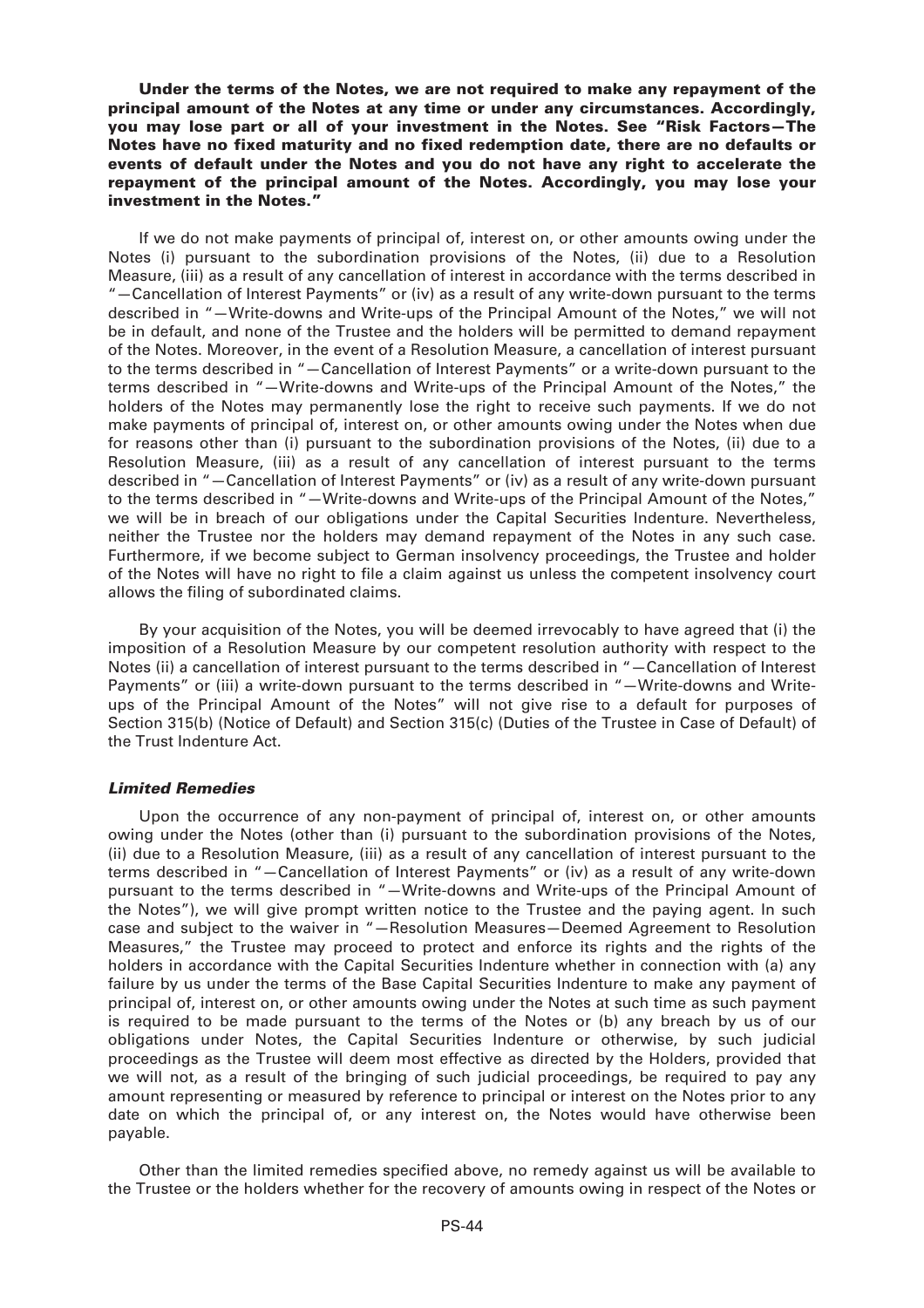**Under the terms of the Notes, we are not required to make any repayment of the principal amount of the Notes at any time or under any circumstances. Accordingly, you may lose part or all of your investment in the Notes. See "Risk Factors—The Notes have no fixed maturity and no fixed redemption date, there are no defaults or events of default under the Notes and you do not have any right to accelerate the repayment of the principal amount of the Notes. Accordingly, you may lose your investment in the Notes."**

If we do not make payments of principal of, interest on, or other amounts owing under the Notes (i) pursuant to the subordination provisions of the Notes, (ii) due to a Resolution Measure, (iii) as a result of any cancellation of interest in accordance with the terms described in "—Cancellation of Interest Payments" or (iv) as a result of any write-down pursuant to the terms described in "—Write-downs and Write-ups of the Principal Amount of the Notes," we will not be in default, and none of the Trustee and the holders will be permitted to demand repayment of the Notes. Moreover, in the event of a Resolution Measure, a cancellation of interest pursuant to the terms described in "—Cancellation of Interest Payments" or a write-down pursuant to the terms described in "—Write-downs and Write-ups of the Principal Amount of the Notes," the holders of the Notes may permanently lose the right to receive such payments. If we do not make payments of principal of, interest on, or other amounts owing under the Notes when due for reasons other than (i) pursuant to the subordination provisions of the Notes, (ii) due to a Resolution Measure, (iii) as a result of any cancellation of interest pursuant to the terms described in "—Cancellation of Interest Payments" or (iv) as a result of any write-down pursuant to the terms described in "—Write-downs and Write-ups of the Principal Amount of the Notes," we will be in breach of our obligations under the Capital Securities Indenture. Nevertheless, neither the Trustee nor the holders may demand repayment of the Notes in any such case. Furthermore, if we become subject to German insolvency proceedings, the Trustee and holder of the Notes will have no right to file a claim against us unless the competent insolvency court allows the filing of subordinated claims.

By your acquisition of the Notes, you will be deemed irrevocably to have agreed that (i) the imposition of a Resolution Measure by our competent resolution authority with respect to the Notes (ii) a cancellation of interest pursuant to the terms described in "—Cancellation of Interest Payments" or (iii) a write-down pursuant to the terms described in "—Write-downs and Write-ups of the Principal Amount of the Notes" will not give rise to a default for purposes of Section 315(b) (Notice of Default) and Section 315(c) (Duties of the Trustee in Case of Default) of the Trust Indenture Act.

### *Limited Remedies*

Upon the occurrence of any non-payment of principal of, interest on, or other amounts owing under the Notes (other than (i) pursuant to the subordination provisions of the Notes, (ii) due to a Resolution Measure, (iii) as a result of any cancellation of interest pursuant to the terms described in "—Cancellation of Interest Payments" or (iv) as a result of any write-down pursuant to the terms described in "—Write-downs and Write-ups of the Principal Amount of the Notes"), we will give prompt written notice to the Trustee and the paying agent. In such case and subject to the waiver in "—Resolution Measures—Deemed Agreement to Resolution Measures," the Trustee may proceed to protect and enforce its rights and the rights of the holders in accordance with the Capital Securities Indenture whether in connection with (a) any failure by us under the terms of the Base Capital Securities Indenture to make any payment of principal of, interest on, or other amounts owing under the Notes at such time as such payment is required to be made pursuant to the terms of the Notes or (b) any breach by us of our obligations under Notes, the Capital Securities Indenture or otherwise, by such judicial proceedings as the Trustee will deem most effective as directed by the Holders, provided that we will not, as a result of the bringing of such judicial proceedings, be required to pay any amount representing or measured by reference to principal or interest on the Notes prior to any date on which the principal of, or any interest on, the Notes would have otherwise been payable.

Other than the limited remedies specified above, no remedy against us will be available to the Trustee or the holders whether for the recovery of amounts owing in respect of the Notes or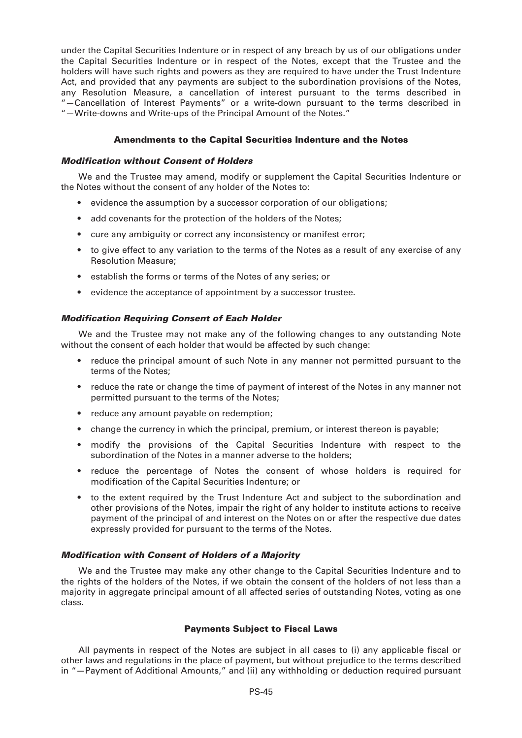under the Capital Securities Indenture or in respect of any breach by us of our obligations under the Capital Securities Indenture or in respect of the Notes, except that the Trustee and the holders will have such rights and powers as they are required to have under the Trust Indenture Act, and provided that any payments are subject to the subordination provisions of the Notes, any Resolution Measure, a cancellation of interest pursuant to the terms described in "—Cancellation of Interest Payments" or a write-down pursuant to the terms described in "—Write-downs and Write-ups of the Principal Amount of the Notes."

## Amendments to the Capital Securities Indenture and the Notes

### *Modification without Consent of Holders*

We and the Trustee may amend, modify or supplement the Capital Securities Indenture or the Notes without the consent of any holder of the Notes to:

- evidence the assumption by a successor corporation of our obligations;
- add covenants for the protection of the holders of the Notes;
- cure any ambiguity or correct any inconsistency or manifest error;
- to give effect to any variation to the terms of the Notes as a result of any exercise of any Resolution Measure;
- establish the forms or terms of the Notes of any series; or
- evidence the acceptance of appointment by a successor trustee.

### *Modification Requiring Consent of Each Holder*

We and the Trustee may not make any of the following changes to any outstanding Note without the consent of each holder that would be affected by such change:

- reduce the principal amount of such Note in any manner not permitted pursuant to the terms of the Notes;
- reduce the rate or change the time of payment of interest of the Notes in any manner not permitted pursuant to the terms of the Notes;
- reduce any amount payable on redemption;
- change the currency in which the principal, premium, or interest thereon is payable;
- modify the provisions of the Capital Securities Indenture with respect to the subordination of the Notes in a manner adverse to the holders;
- reduce the percentage of Notes the consent of whose holders is required for modification of the Capital Securities Indenture; or
- to the extent required by the Trust Indenture Act and subject to the subordination and other provisions of the Notes, impair the right of any holder to institute actions to receive payment of the principal of and interest on the Notes on or after the respective due dates expressly provided for pursuant to the terms of the Notes.

### *Modification with Consent of Holders of a Majority*

We and the Trustee may make any other change to the Capital Securities Indenture and to the rights of the holders of the Notes, if we obtain the consent of the holders of not less than a majority in aggregate principal amount of all affected series of outstanding Notes, voting as one class.

## Payments Subject to Fiscal Laws

All payments in respect of the Notes are subject in all cases to (i) any applicable fiscal or other laws and regulations in the place of payment, but without prejudice to the terms described in "—Payment of Additional Amounts," and (ii) any withholding or deduction required pursuant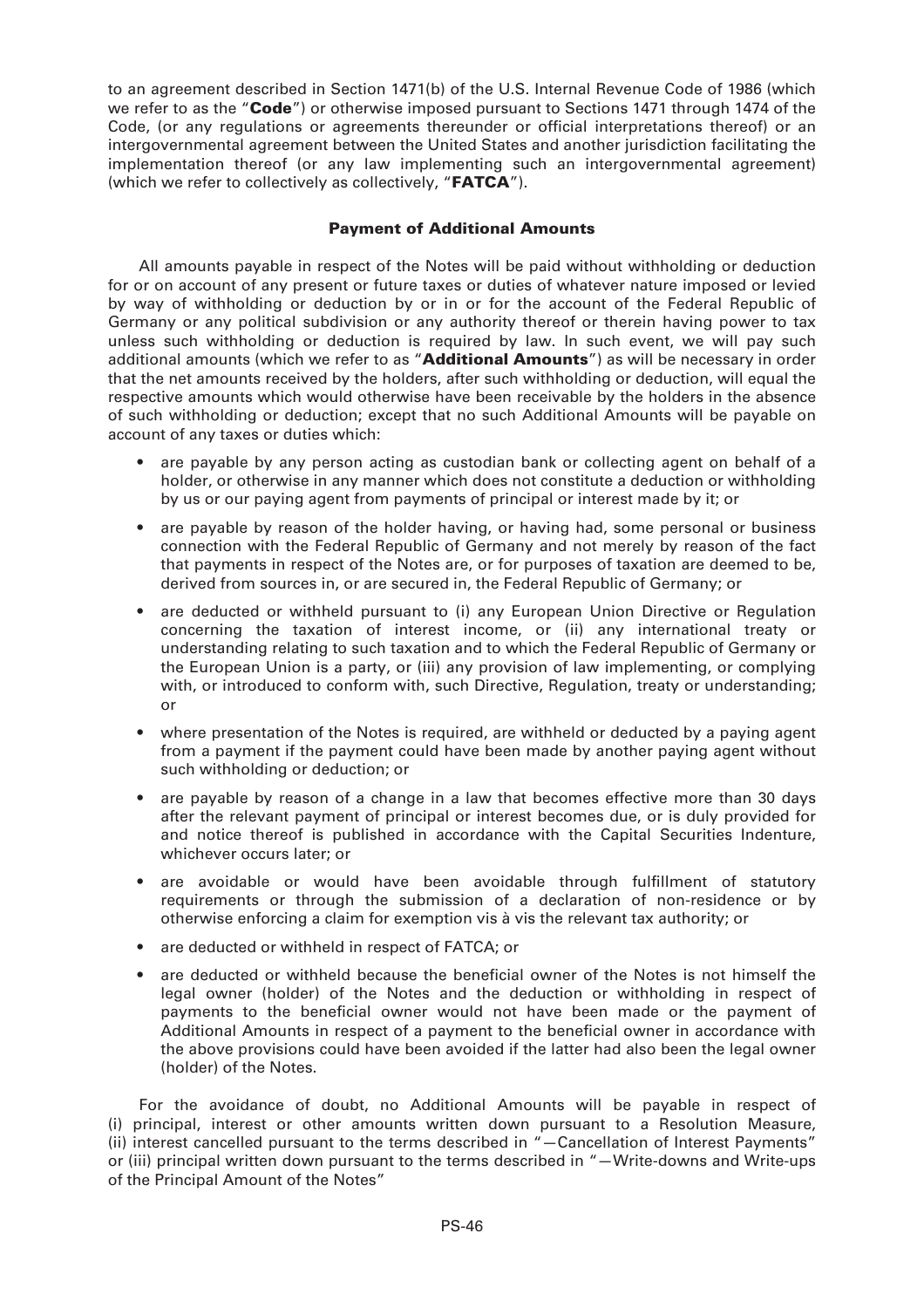to an agreement described in Section 1471(b) of the U.S. Internal Revenue Code of 1986 (which we refer to as the "**Code**") or otherwise imposed pursuant to Sections 1471 through 1474 of the Code, (or any regulations or agreements thereunder or official interpretations thereof) or an intergovernmental agreement between the United States and another jurisdiction facilitating the implementation thereof (or any law implementing such an intergovernmental agreement) (which we refer to collectively as collectively, "**FATCA**").

### Payment of Additional Amounts

All amounts payable in respect of the Notes will be paid without withholding or deduction for or on account of any present or future taxes or duties of whatever nature imposed or levied by way of withholding or deduction by or in or for the account of the Federal Republic of Germany or any political subdivision or any authority thereof or therein having power to tax unless such withholding or deduction is required by law. In such event, we will pay such additional amounts (which we refer to as "**Additional Amounts**") as will be necessary in order that the net amounts received by the holders, after such withholding or deduction, will equal the respective amounts which would otherwise have been receivable by the holders in the absence of such withholding or deduction; except that no such Additional Amounts will be payable on account of any taxes or duties which:

- are payable by any person acting as custodian bank or collecting agent on behalf of a holder, or otherwise in any manner which does not constitute a deduction or withholding by us or our paying agent from payments of principal or interest made by it; or
- are payable by reason of the holder having, or having had, some personal or business connection with the Federal Republic of Germany and not merely by reason of the fact that payments in respect of the Notes are, or for purposes of taxation are deemed to be, derived from sources in, or are secured in, the Federal Republic of Germany; or
- are deducted or withheld pursuant to (i) any European Union Directive or Regulation concerning the taxation of interest income, or (ii) any international treaty or understanding relating to such taxation and to which the Federal Republic of Germany or the European Union is a party, or (iii) any provision of law implementing, or complying with, or introduced to conform with, such Directive, Regulation, treaty or understanding; or
- where presentation of the Notes is required, are withheld or deducted by a paying agent from a payment if the payment could have been made by another paying agent without such withholding or deduction; or
- are payable by reason of a change in a law that becomes effective more than 30 days after the relevant payment of principal or interest becomes due, or is duly provided for and notice thereof is published in accordance with the Capital Securities Indenture, whichever occurs later; or
- are avoidable or would have been avoidable through fulfillment of statutory requirements or through the submission of a declaration of non-residence or by otherwise enforcing a claim for exemption vis à vis the relevant tax authority; or
- are deducted or withheld in respect of FATCA; or
- are deducted or withheld because the beneficial owner of the Notes is not himself the legal owner (holder) of the Notes and the deduction or withholding in respect of payments to the beneficial owner would not have been made or the payment of Additional Amounts in respect of a payment to the beneficial owner in accordance with the above provisions could have been avoided if the latter had also been the legal owner (holder) of the Notes.

For the avoidance of doubt, no Additional Amounts will be payable in respect of (i) principal, interest or other amounts written down pursuant to a Resolution Measure, (ii) interest cancelled pursuant to the terms described in "—Cancellation of Interest Payments" or (iii) principal written down pursuant to the terms described in "—Write-downs and Write-ups of the Principal Amount of the Notes"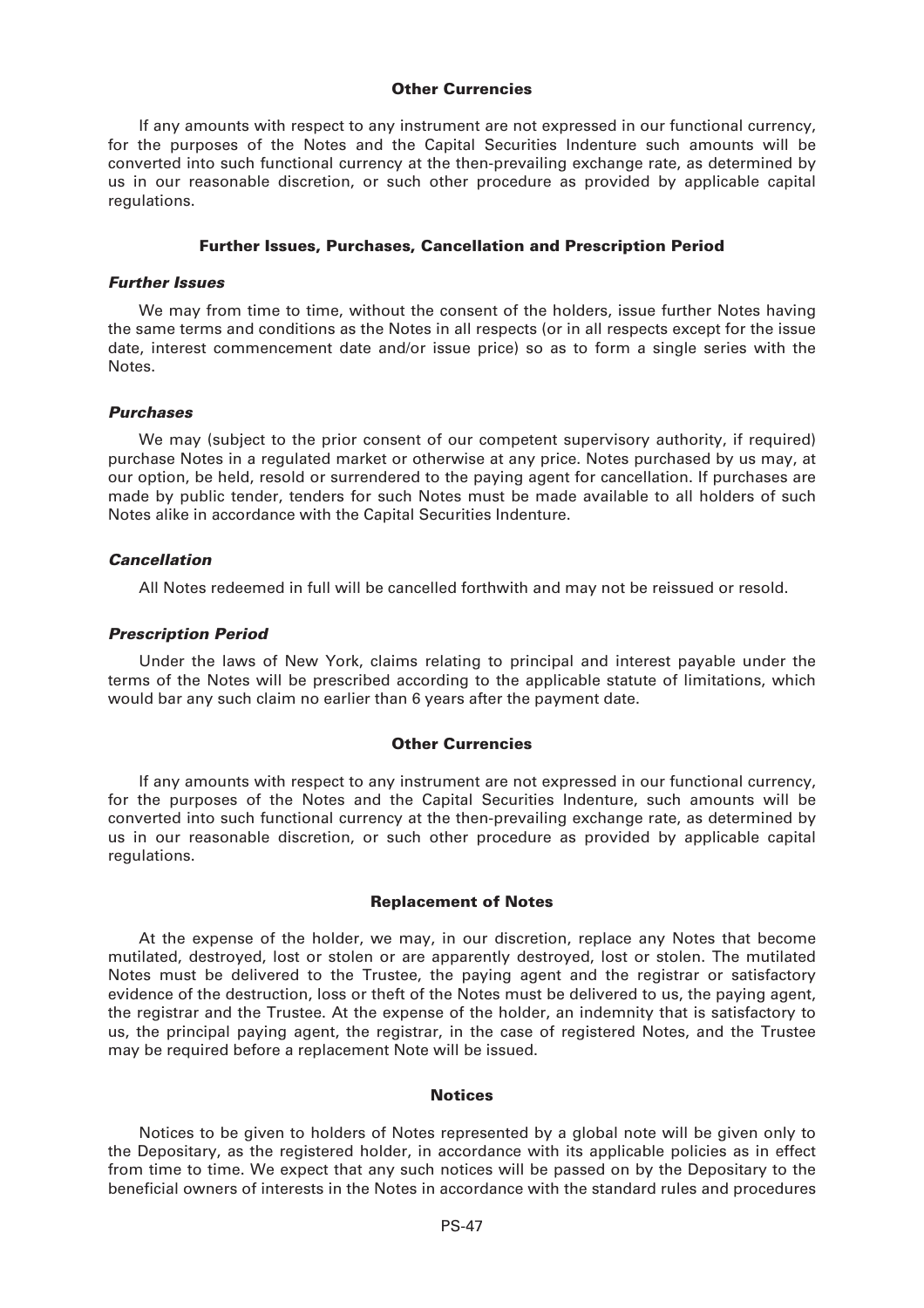### Other Currencies

If any amounts with respect to any instrument are not expressed in our functional currency, for the purposes of the Notes and the Capital Securities Indenture such amounts will be converted into such functional currency at the then-prevailing exchange rate, as determined by us in our reasonable discretion, or such other procedure as provided by applicable capital regulations.

### Further Issues, Purchases, Cancellation and Prescription Period

#### *Further Issues*

We may from time to time, without the consent of the holders, issue further Notes having the same terms and conditions as the Notes in all respects (or in all respects except for the issue date, interest commencement date and/or issue price) so as to form a single series with the Notes.

#### *Purchases*

We may (subject to the prior consent of our competent supervisory authority, if required) purchase Notes in a regulated market or otherwise at any price. Notes purchased by us may, at our option, be held, resold or surrendered to the paying agent for cancellation. If purchases are made by public tender, tenders for such Notes must be made available to all holders of such Notes alike in accordance with the Capital Securities Indenture.

#### *Cancellation*

All Notes redeemed in full will be cancelled forthwith and may not be reissued or resold.

#### *Prescription Period*

Under the laws of New York, claims relating to principal and interest payable under the terms of the Notes will be prescribed according to the applicable statute of limitations, which would bar any such claim no earlier than 6 years after the payment date.

### Other Currencies

If any amounts with respect to any instrument are not expressed in our functional currency, for the purposes of the Notes and the Capital Securities Indenture, such amounts will be converted into such functional currency at the then-prevailing exchange rate, as determined by us in our reasonable discretion, or such other procedure as provided by applicable capital regulations.

### Replacement of Notes

At the expense of the holder, we may, in our discretion, replace any Notes that become mutilated, destroyed, lost or stolen or are apparently destroyed, lost or stolen. The mutilated Notes must be delivered to the Trustee, the paying agent and the registrar or satisfactory evidence of the destruction, loss or theft of the Notes must be delivered to us, the paying agent, the registrar and the Trustee. At the expense of the holder, an indemnity that is satisfactory to us, the principal paying agent, the registrar, in the case of registered Notes, and the Trustee may be required before a replacement Note will be issued.

### Notices

Notices to be given to holders of Notes represented by a global note will be given only to the Depositary, as the registered holder, in accordance with its applicable policies as in effect from time to time. We expect that any such notices will be passed on by the Depositary to the beneficial owners of interests in the Notes in accordance with the standard rules and procedures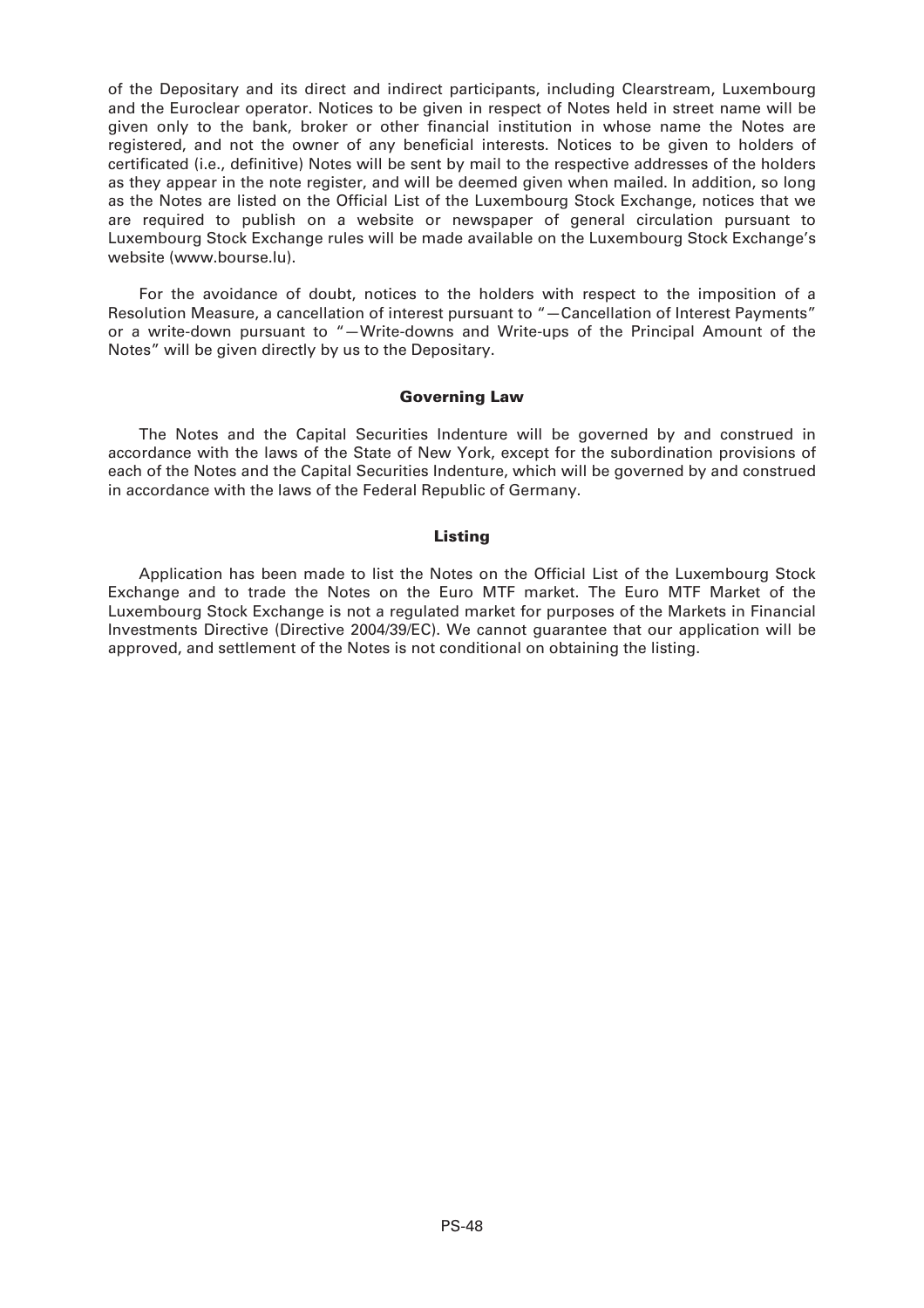of the Depositary and its direct and indirect participants, including Clearstream, Luxembourg and the Euroclear operator. Notices to be given in respect of Notes held in street name will be given only to the bank, broker or other financial institution in whose name the Notes are registered, and not the owner of any beneficial interests. Notices to be given to holders of certificated (i.e., definitive) Notes will be sent by mail to the respective addresses of the holders as they appear in the note register, and will be deemed given when mailed. In addition, so long as the Notes are listed on the Official List of the Luxembourg Stock Exchange, notices that we are required to publish on a website or newspaper of general circulation pursuant to Luxembourg Stock Exchange rules will be made available on the Luxembourg Stock Exchange's website (www.bourse.lu).

For the avoidance of doubt, notices to the holders with respect to the imposition of a Resolution Measure, a cancellation of interest pursuant to "—Cancellation of Interest Payments" or a write-down pursuant to "—Write-downs and Write-ups of the Principal Amount of the Notes" will be given directly by us to the Depositary.

### Governing Law

The Notes and the Capital Securities Indenture will be governed by and construed in accordance with the laws of the State of New York, except for the subordination provisions of each of the Notes and the Capital Securities Indenture, which will be governed by and construed in accordance with the laws of the Federal Republic of Germany.

### Listing

Application has been made to list the Notes on the Official List of the Luxembourg Stock Exchange and to trade the Notes on the Euro MTF market. The Euro MTF Market of the Luxembourg Stock Exchange is not a regulated market for purposes of the Markets in Financial Investments Directive (Directive 2004/39/EC). We cannot guarantee that our application will be approved, and settlement of the Notes is not conditional on obtaining the listing.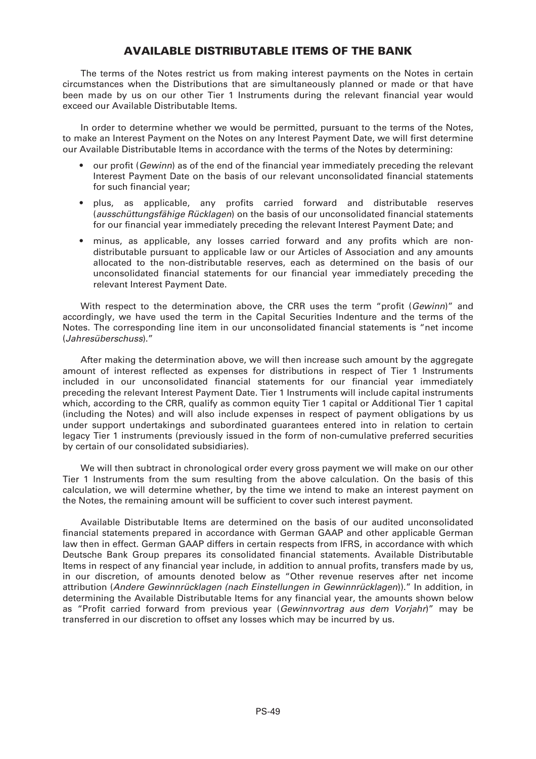# AVAILABLE DISTRIBUTABLE ITEMS OF THE BANK

The terms of the Notes restrict us from making interest payments on the Notes in certain circumstances when the Distributions that are simultaneously planned or made or that have been made by us on our other Tier 1 Instruments during the relevant financial year would exceed our Available Distributable Items.

In order to determine whether we would be permitted, pursuant to the terms of the Notes, to make an Interest Payment on the Notes on any Interest Payment Date, we will first determine our Available Distributable Items in accordance with the terms of the Notes by determining:

- our profit (*Gewinn*) as of the end of the financial year immediately preceding the relevant Interest Payment Date on the basis of our relevant unconsolidated financial statements for such financial year;
- plus, as applicable, any profits carried forward and distributable reserves (*ausschüttungsfähige Rücklagen*) on the basis of our unconsolidated financial statements for our financial year immediately preceding the relevant Interest Payment Date; and
- minus, as applicable, any losses carried forward and any profits which are non-distributable pursuant to applicable law or our Articles of Association and any amounts allocated to the non-distributable reserves, each as determined on the basis of our unconsolidated financial statements for our financial year immediately preceding the relevant Interest Payment Date.

With respect to the determination above, the CRR uses the term "profit (*Gewinn*)" and accordingly, we have used the term in the Capital Securities Indenture and the terms of the Notes. The corresponding line item in our unconsolidated financial statements is "net income (*Jahresüberschuss*)."

After making the determination above, we will then increase such amount by the aggregate amount of interest reflected as expenses for distributions in respect of Tier 1 Instruments included in our unconsolidated financial statements for our financial year immediately preceding the relevant Interest Payment Date. Tier 1 Instruments will include capital instruments which, according to the CRR, qualify as common equity Tier 1 capital or Additional Tier 1 capital (including the Notes) and will also include expenses in respect of payment obligations by us under support undertakings and subordinated guarantees entered into in relation to certain legacy Tier 1 instruments (previously issued in the form of non-cumulative preferred securities by certain of our consolidated subsidiaries).

We will then subtract in chronological order every gross payment we will make on our other Tier 1 Instruments from the sum resulting from the above calculation. On the basis of this calculation, we will determine whether, by the time we intend to make an interest payment on the Notes, the remaining amount will be sufficient to cover such interest payment.

Available Distributable Items are determined on the basis of our audited unconsolidated financial statements prepared in accordance with German GAAP and other applicable German law then in effect. German GAAP differs in certain respects from IFRS, in accordance with which Deutsche Bank Group prepares its consolidated financial statements. Available Distributable Items in respect of any financial year include, in addition to annual profits, transfers made by us, in our discretion, of amounts denoted below as "Other revenue reserves after net income attribution (*Andere Gewinnrücklagen (nach Einstellungen in Gewinnrücklagen)*)." In addition, in determining the Available Distributable Items for any financial year, the amounts shown below as "Profit carried forward from previous year (*Gewinnvortrag aus dem Vorjahr*)" may be transferred in our discretion to offset any losses which may be incurred by us.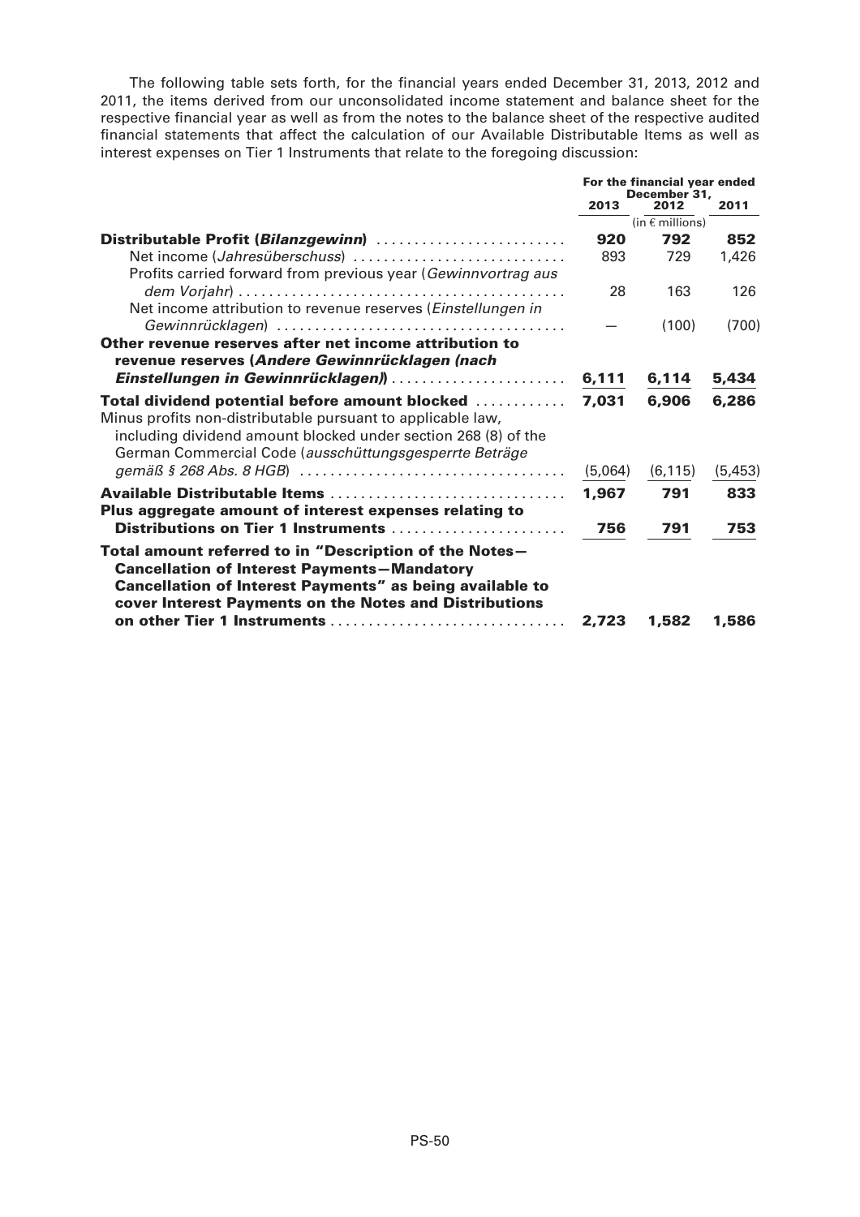The following table sets forth, for the financial years ended December 31, 2013, 2012 and 2011, the items derived from our unconsolidated income statement and balance sheet for the respective financial year as well as from the notes to the balance sheet of the respective audited financial statements that affect the calculation of our Available Distributable Items as well as interest expenses on Tier 1 Instruments that relate to the foregoing discussion:

| | For the financial year ended December 31, | | |
|---|---|---|---|
| | 2013 | 2012 | 2011 |
| | (in € millions) | | |
| **Distributable Profit (*Bilanzgewinn*)** | **920** | **792** | **852** |
| Net income (*Jahresüberschuss*) | 893 | 729 | 1,426 |
| Profits carried forward from previous year (*Gewinnvortrag aus dem Vorjahr*) | 28 | 163 | 126 |
| Net income attribution to revenue reserves (*Einstellungen in Gewinnrücklagen*) | — | (100) | (700) |
| **Other revenue reserves after net income attribution to revenue reserves (*Andere Gewinnrücklagen (nach Einstellungen in Gewinnrücklagen)*)** | **6,111** | **6,114** | **5,434** |
| **Total dividend potential before amount blocked** | **7,031** | **6,906** | **6,286** |
| Minus profits non-distributable pursuant to applicable law, including dividend amount blocked under section 268 (8) of the German Commercial Code (*ausschüttungsgesperrte Beträge gemäß § 268 Abs. 8 HGB*) | (5,064) | (6,115) | (5,453) |
| **Available Distributable Items** | **1,967** | **791** | **833** |
| **Plus aggregate amount of interest expenses relating to Distributions on Tier 1 Instruments** | **756** | **791** | **753** |
| **Total amount referred to in "Description of the Notes—Cancellation of Interest Payments—Mandatory Cancellation of Interest Payments" as being available to cover Interest Payments on the Notes and Distributions on other Tier 1 Instruments** | **2,723** | **1,582** | **1,586** |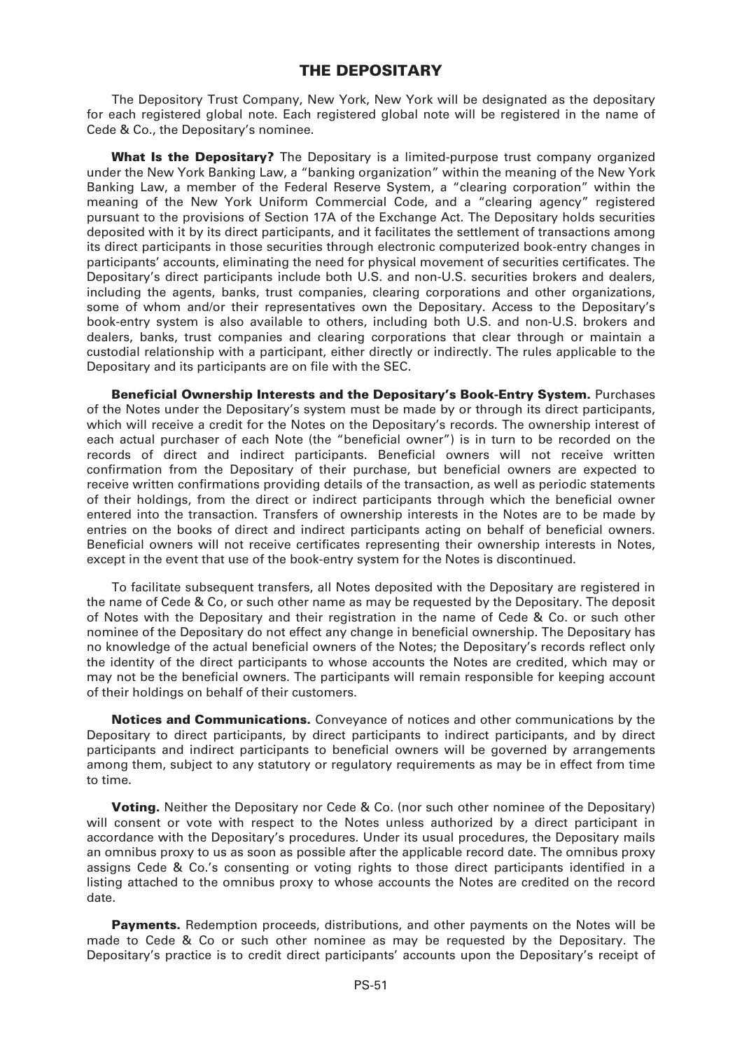## THE DEPOSITARY

The Depository Trust Company, New York, New York will be designated as the depositary for each registered global note. Each registered global note will be registered in the name of Cede & Co., the Depositary's nominee.

**What Is the Depositary?** The Depositary is a limited-purpose trust company organized under the New York Banking Law, a "banking organization" within the meaning of the New York Banking Law, a member of the Federal Reserve System, a "clearing corporation" within the meaning of the New York Uniform Commercial Code, and a "clearing agency" registered pursuant to the provisions of Section 17A of the Exchange Act. The Depositary holds securities deposited with it by its direct participants, and it facilitates the settlement of transactions among its direct participants in those securities through electronic computerized book-entry changes in participants' accounts, eliminating the need for physical movement of securities certificates. The Depositary's direct participants include both U.S. and non-U.S. securities brokers and dealers, including the agents, banks, trust companies, clearing corporations and other organizations, some of whom and/or their representatives own the Depositary. Access to the Depositary's book-entry system is also available to others, including both U.S. and non-U.S. brokers and dealers, banks, trust companies and clearing corporations that clear through or maintain a custodial relationship with a participant, either directly or indirectly. The rules applicable to the Depositary and its participants are on file with the SEC.

**Beneficial Ownership Interests and the Depositary's Book-Entry System.** Purchases of the Notes under the Depositary's system must be made by or through its direct participants, which will receive a credit for the Notes on the Depositary's records. The ownership interest of each actual purchaser of each Note (the "beneficial owner") is in turn to be recorded on the records of direct and indirect participants. Beneficial owners will not receive written confirmation from the Depositary of their purchase, but beneficial owners are expected to receive written confirmations providing details of the transaction, as well as periodic statements of their holdings, from the direct or indirect participants through which the beneficial owner entered into the transaction. Transfers of ownership interests in the Notes are to be made by entries on the books of direct and indirect participants acting on behalf of beneficial owners. Beneficial owners will not receive certificates representing their ownership interests in Notes, except in the event that use of the book-entry system for the Notes is discontinued.

To facilitate subsequent transfers, all Notes deposited with the Depositary are registered in the name of Cede & Co, or such other name as may be requested by the Depositary. The deposit of Notes with the Depositary and their registration in the name of Cede & Co. or such other nominee of the Depositary do not effect any change in beneficial ownership. The Depositary has no knowledge of the actual beneficial owners of the Notes; the Depositary's records reflect only the identity of the direct participants to whose accounts the Notes are credited, which may or may not be the beneficial owners. The participants will remain responsible for keeping account of their holdings on behalf of their customers.

**Notices and Communications.** Conveyance of notices and other communications by the Depositary to direct participants, by direct participants to indirect participants, and by direct participants and indirect participants to beneficial owners will be governed by arrangements among them, subject to any statutory or regulatory requirements as may be in effect from time to time.

**Voting.** Neither the Depositary nor Cede & Co. (nor such other nominee of the Depositary) will consent or vote with respect to the Notes unless authorized by a direct participant in accordance with the Depositary's procedures. Under its usual procedures, the Depositary mails an omnibus proxy to us as soon as possible after the applicable record date. The omnibus proxy assigns Cede & Co.'s consenting or voting rights to those direct participants identified in a listing attached to the omnibus proxy to whose accounts the Notes are credited on the record date.

**Payments.** Redemption proceeds, distributions, and other payments on the Notes will be made to Cede & Co or such other nominee as may be requested by the Depositary. The Depositary's practice is to credit direct participants' accounts upon the Depositary's receipt of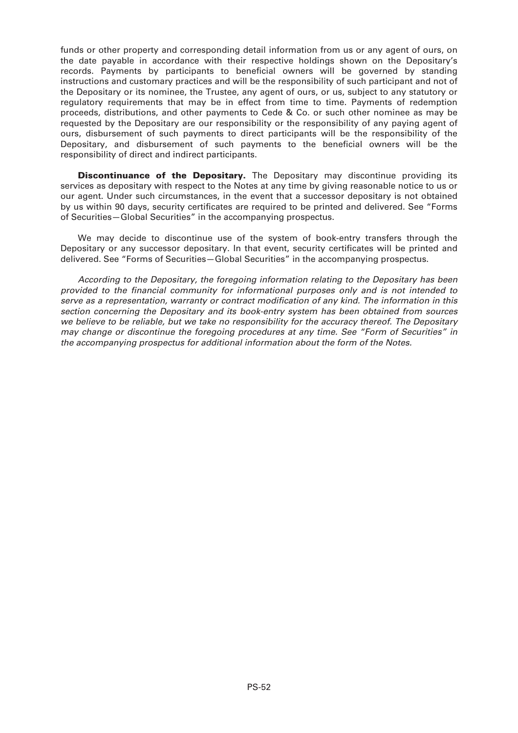funds or other property and corresponding detail information from us or any agent of ours, on the date payable in accordance with their respective holdings shown on the Depositary's records. Payments by participants to beneficial owners will be governed by standing instructions and customary practices and will be the responsibility of such participant and not of the Depositary or its nominee, the Trustee, any agent of ours, or us, subject to any statutory or regulatory requirements that may be in effect from time to time. Payments of redemption proceeds, distributions, and other payments to Cede & Co. or such other nominee as may be requested by the Depositary are our responsibility or the responsibility of any paying agent of ours, disbursement of such payments to direct participants will be the responsibility of the Depositary, and disbursement of such payments to the beneficial owners will be the responsibility of direct and indirect participants.

**Discontinuance of the Depositary.** The Depositary may discontinue providing its services as depositary with respect to the Notes at any time by giving reasonable notice to us or our agent. Under such circumstances, in the event that a successor depositary is not obtained by us within 90 days, security certificates are required to be printed and delivered. See "Forms of Securities—Global Securities" in the accompanying prospectus.

We may decide to discontinue use of the system of book-entry transfers through the Depositary or any successor depositary. In that event, security certificates will be printed and delivered. See "Forms of Securities—Global Securities" in the accompanying prospectus.

*According to the Depositary, the foregoing information relating to the Depositary has been provided to the financial community for informational purposes only and is not intended to serve as a representation, warranty or contract modification of any kind. The information in this section concerning the Depositary and its book-entry system has been obtained from sources we believe to be reliable, but we take no responsibility for the accuracy thereof. The Depositary may change or discontinue the foregoing procedures at any time. See "Form of Securities" in the accompanying prospectus for additional information about the form of the Notes.*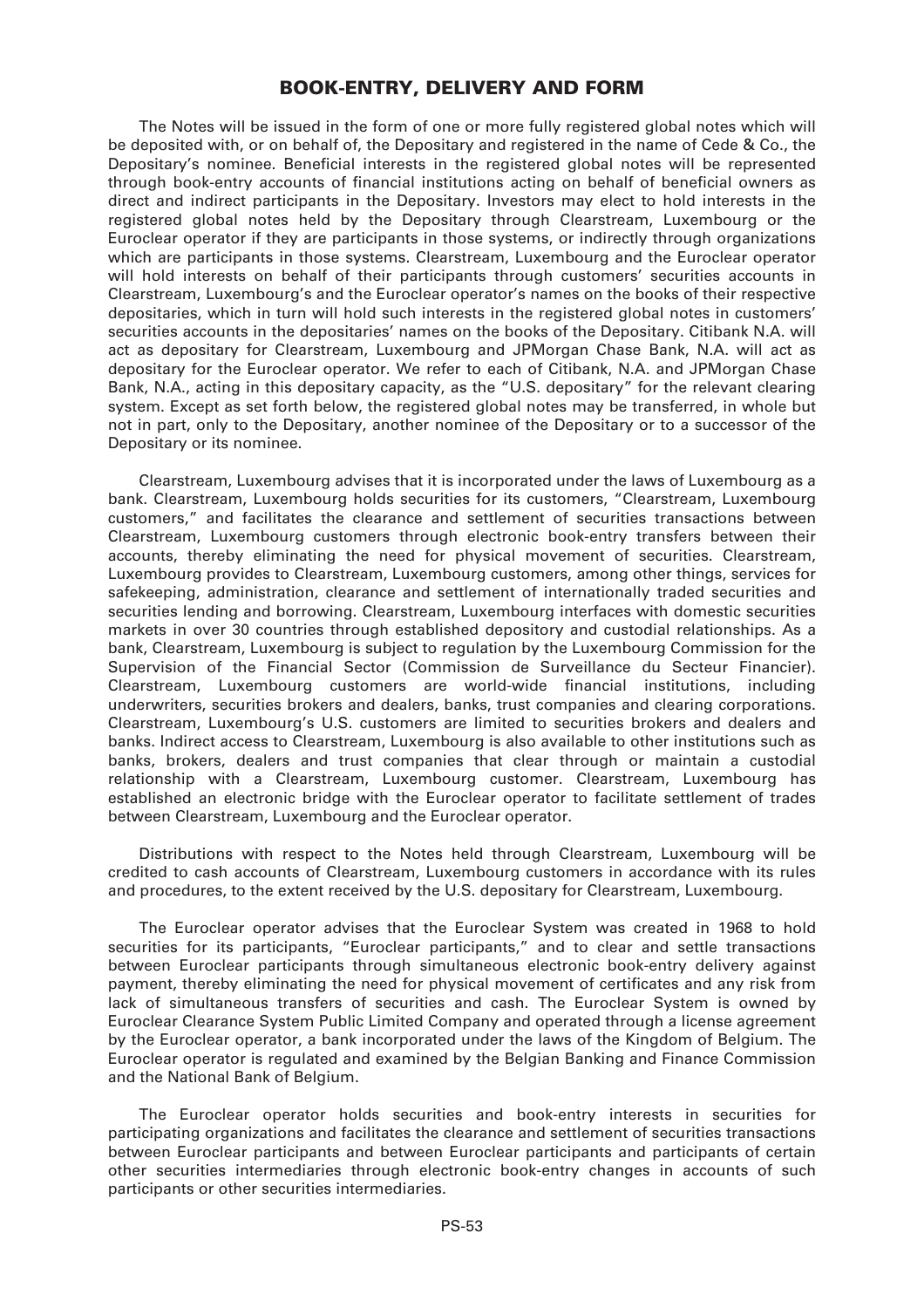# BOOK-ENTRY, DELIVERY AND FORM

The Notes will be issued in the form of one or more fully registered global notes which will be deposited with, or on behalf of, the Depositary and registered in the name of Cede & Co., the Depositary's nominee. Beneficial interests in the registered global notes will be represented through book-entry accounts of financial institutions acting on behalf of beneficial owners as direct and indirect participants in the Depositary. Investors may elect to hold interests in the registered global notes held by the Depositary through Clearstream, Luxembourg or the Euroclear operator if they are participants in those systems, or indirectly through organizations which are participants in those systems. Clearstream, Luxembourg and the Euroclear operator will hold interests on behalf of their participants through customers' securities accounts in Clearstream, Luxembourg's and the Euroclear operator's names on the books of their respective depositaries, which in turn will hold such interests in the registered global notes in customers' securities accounts in the depositaries' names on the books of the Depositary. Citibank N.A. will act as depositary for Clearstream, Luxembourg and JPMorgan Chase Bank, N.A. will act as depositary for the Euroclear operator. We refer to each of Citibank, N.A. and JPMorgan Chase Bank, N.A., acting in this depositary capacity, as the "U.S. depositary" for the relevant clearing system. Except as set forth below, the registered global notes may be transferred, in whole but not in part, only to the Depositary, another nominee of the Depositary or to a successor of the Depositary or its nominee.

Clearstream, Luxembourg advises that it is incorporated under the laws of Luxembourg as a bank. Clearstream, Luxembourg holds securities for its customers, "Clearstream, Luxembourg customers," and facilitates the clearance and settlement of securities transactions between Clearstream, Luxembourg customers through electronic book-entry transfers between their accounts, thereby eliminating the need for physical movement of securities. Clearstream, Luxembourg provides to Clearstream, Luxembourg customers, among other things, services for safekeeping, administration, clearance and settlement of internationally traded securities and securities lending and borrowing. Clearstream, Luxembourg interfaces with domestic securities markets in over 30 countries through established depository and custodial relationships. As a bank, Clearstream, Luxembourg is subject to regulation by the Luxembourg Commission for the Supervision of the Financial Sector (Commission de Surveillance du Secteur Financier). Clearstream, Luxembourg customers are world-wide financial institutions, including underwriters, securities brokers and dealers, banks, trust companies and clearing corporations. Clearstream, Luxembourg's U.S. customers are limited to securities brokers and dealers and banks. Indirect access to Clearstream, Luxembourg is also available to other institutions such as banks, brokers, dealers and trust companies that clear through or maintain a custodial relationship with a Clearstream, Luxembourg customer. Clearstream, Luxembourg has established an electronic bridge with the Euroclear operator to facilitate settlement of trades between Clearstream, Luxembourg and the Euroclear operator.

Distributions with respect to the Notes held through Clearstream, Luxembourg will be credited to cash accounts of Clearstream, Luxembourg customers in accordance with its rules and procedures, to the extent received by the U.S. depositary for Clearstream, Luxembourg.

The Euroclear operator advises that the Euroclear System was created in 1968 to hold securities for its participants, "Euroclear participants," and to clear and settle transactions between Euroclear participants through simultaneous electronic book-entry delivery against payment, thereby eliminating the need for physical movement of certificates and any risk from lack of simultaneous transfers of securities and cash. The Euroclear System is owned by Euroclear Clearance System Public Limited Company and operated through a license agreement by the Euroclear operator, a bank incorporated under the laws of the Kingdom of Belgium. The Euroclear operator is regulated and examined by the Belgian Banking and Finance Commission and the National Bank of Belgium.

The Euroclear operator holds securities and book-entry interests in securities for participating organizations and facilitates the clearance and settlement of securities transactions between Euroclear participants and between Euroclear participants and participants of certain other securities intermediaries through electronic book-entry changes in accounts of such participants or other securities intermediaries.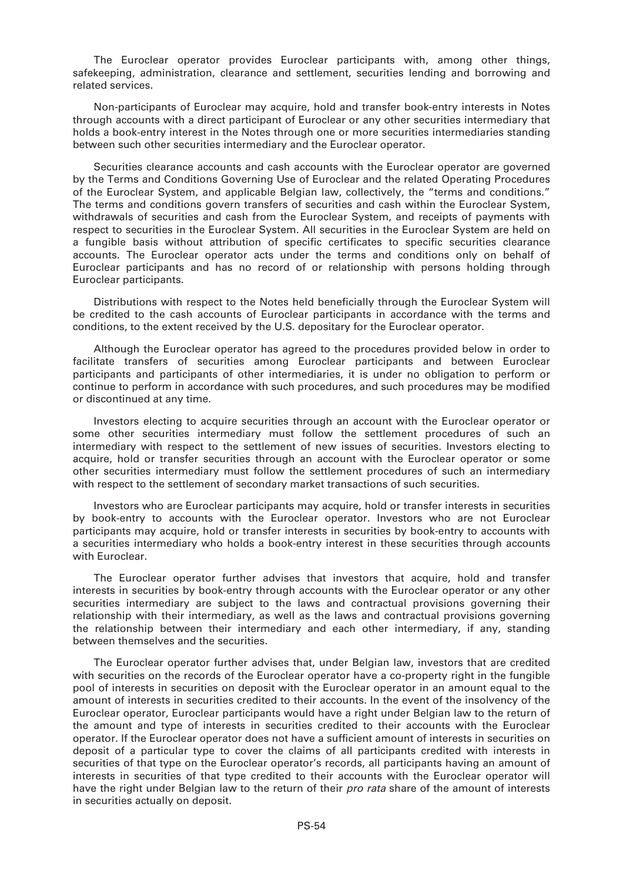The Euroclear operator provides Euroclear participants with, among other things, safekeeping, administration, clearance and settlement, securities lending and borrowing and related services.

Non-participants of Euroclear may acquire, hold and transfer book-entry interests in Notes through accounts with a direct participant of Euroclear or any other securities intermediary that holds a book-entry interest in the Notes through one or more securities intermediaries standing between such other securities intermediary and the Euroclear operator.

Securities clearance accounts and cash accounts with the Euroclear operator are governed by the Terms and Conditions Governing Use of Euroclear and the related Operating Procedures of the Euroclear System, and applicable Belgian law, collectively, the "terms and conditions." The terms and conditions govern transfers of securities and cash within the Euroclear System, withdrawals of securities and cash from the Euroclear System, and receipts of payments with respect to securities in the Euroclear System. All securities in the Euroclear System are held on a fungible basis without attribution of specific certificates to specific securities clearance accounts. The Euroclear operator acts under the terms and conditions only on behalf of Euroclear participants and has no record of or relationship with persons holding through Euroclear participants.

Distributions with respect to the Notes held beneficially through the Euroclear System will be credited to the cash accounts of Euroclear participants in accordance with the terms and conditions, to the extent received by the U.S. depositary for the Euroclear operator.

Although the Euroclear operator has agreed to the procedures provided below in order to facilitate transfers of securities among Euroclear participants and between Euroclear participants and participants of other intermediaries, it is under no obligation to perform or continue to perform in accordance with such procedures, and such procedures may be modified or discontinued at any time.

Investors electing to acquire securities through an account with the Euroclear operator or some other securities intermediary must follow the settlement procedures of such an intermediary with respect to the settlement of new issues of securities. Investors electing to acquire, hold or transfer securities through an account with the Euroclear operator or some other securities intermediary must follow the settlement procedures of such an intermediary with respect to the settlement of secondary market transactions of such securities.

Investors who are Euroclear participants may acquire, hold or transfer interests in securities by book-entry to accounts with the Euroclear operator. Investors who are not Euroclear participants may acquire, hold or transfer interests in securities by book-entry to accounts with a securities intermediary who holds a book-entry interest in these securities through accounts with Euroclear.

The Euroclear operator further advises that investors that acquire, hold and transfer interests in securities by book-entry through accounts with the Euroclear operator or any other securities intermediary are subject to the laws and contractual provisions governing their relationship with their intermediary, as well as the laws and contractual provisions governing the relationship between their intermediary and each other intermediary, if any, standing between themselves and the securities.

The Euroclear operator further advises that, under Belgian law, investors that are credited with securities on the records of the Euroclear operator have a co-property right in the fungible pool of interests in securities on deposit with the Euroclear operator in an amount equal to the amount of interests in securities credited to their accounts. In the event of the insolvency of the Euroclear operator, Euroclear participants would have a right under Belgian law to the return of the amount and type of interests in securities credited to their accounts with the Euroclear operator. If the Euroclear operator does not have a sufficient amount of interests in securities on deposit of a particular type to cover the claims of all participants credited with interests in securities of that type on the Euroclear operator's records, all participants having an amount of interests in securities of that type credited to their accounts with the Euroclear operator will have the right under Belgian law to the return of their *pro rata* share of the amount of interests in securities actually on deposit.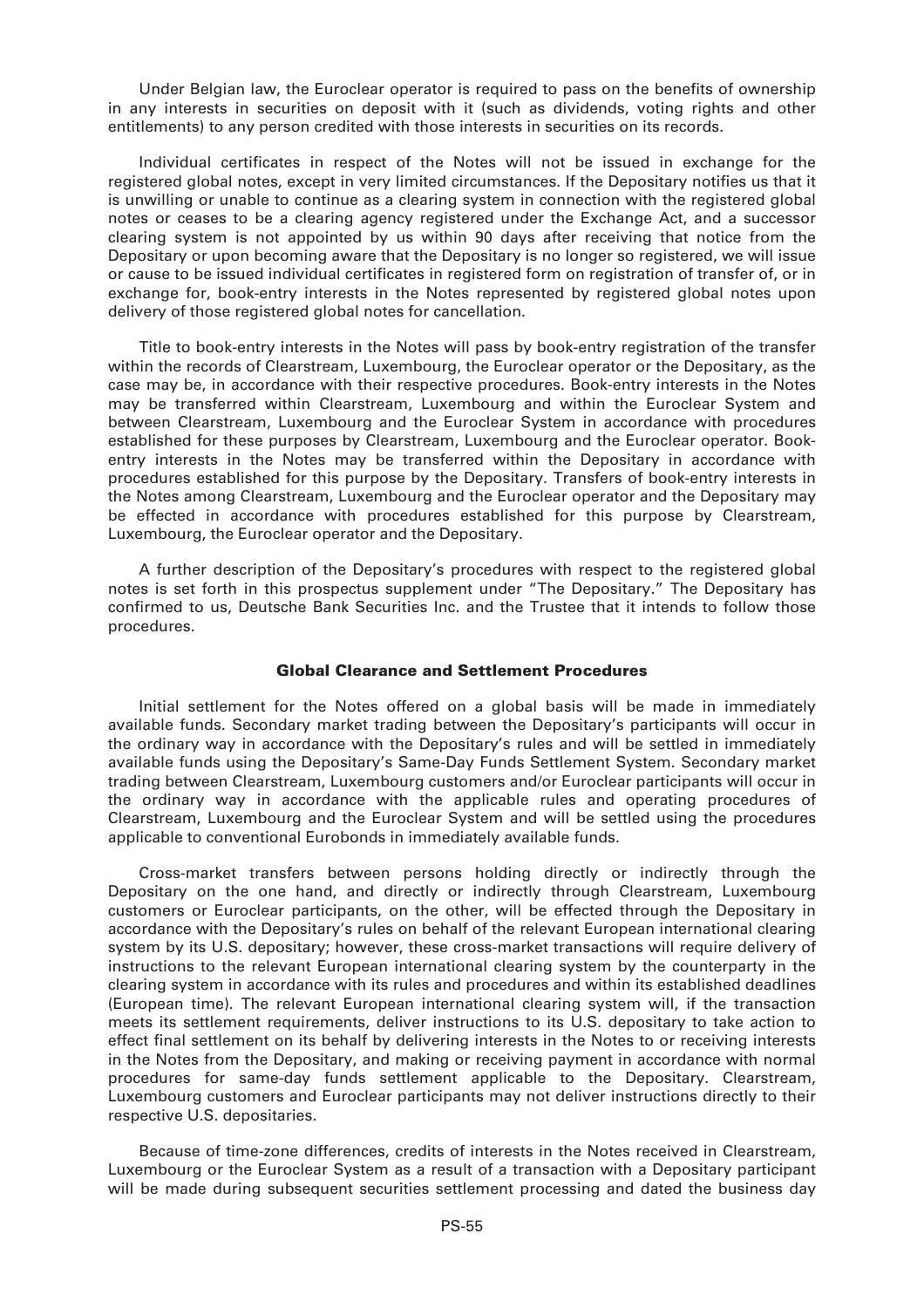Under Belgian law, the Euroclear operator is required to pass on the benefits of ownership in any interests in securities on deposit with it (such as dividends, voting rights and other entitlements) to any person credited with those interests in securities on its records.

Individual certificates in respect of the Notes will not be issued in exchange for the registered global notes, except in very limited circumstances. If the Depositary notifies us that it is unwilling or unable to continue as a clearing system in connection with the registered global notes or ceases to be a clearing agency registered under the Exchange Act, and a successor clearing system is not appointed by us within 90 days after receiving that notice from the Depositary or upon becoming aware that the Depositary is no longer so registered, we will issue or cause to be issued individual certificates in registered form on registration of transfer of, or in exchange for, book-entry interests in the Notes represented by registered global notes upon delivery of those registered global notes for cancellation.

Title to book-entry interests in the Notes will pass by book-entry registration of the transfer within the records of Clearstream, Luxembourg, the Euroclear operator or the Depositary, as the case may be, in accordance with their respective procedures. Book-entry interests in the Notes may be transferred within Clearstream, Luxembourg and within the Euroclear System and between Clearstream, Luxembourg and the Euroclear System in accordance with procedures established for these purposes by Clearstream, Luxembourg and the Euroclear operator. Book-entry interests in the Notes may be transferred within the Depositary in accordance with procedures established for this purpose by the Depositary. Transfers of book-entry interests in the Notes among Clearstream, Luxembourg and the Euroclear operator and the Depositary may be effected in accordance with procedures established for this purpose by Clearstream, Luxembourg, the Euroclear operator and the Depositary.

A further description of the Depositary's procedures with respect to the registered global notes is set forth in this prospectus supplement under "The Depositary." The Depositary has confirmed to us, Deutsche Bank Securities Inc. and the Trustee that it intends to follow those procedures.

### Global Clearance and Settlement Procedures

Initial settlement for the Notes offered on a global basis will be made in immediately available funds. Secondary market trading between the Depositary's participants will occur in the ordinary way in accordance with the Depositary's rules and will be settled in immediately available funds using the Depositary's Same-Day Funds Settlement System. Secondary market trading between Clearstream, Luxembourg customers and/or Euroclear participants will occur in the ordinary way in accordance with the applicable rules and operating procedures of Clearstream, Luxembourg and the Euroclear System and will be settled using the procedures applicable to conventional Eurobonds in immediately available funds.

Cross-market transfers between persons holding directly or indirectly through the Depositary on the one hand, and directly or indirectly through Clearstream, Luxembourg customers or Euroclear participants, on the other, will be effected through the Depositary in accordance with the Depositary's rules on behalf of the relevant European international clearing system by its U.S. depositary; however, these cross-market transactions will require delivery of instructions to the relevant European international clearing system by the counterparty in the clearing system in accordance with its rules and procedures and within its established deadlines (European time). The relevant European international clearing system will, if the transaction meets its settlement requirements, deliver instructions to its U.S. depositary to take action to effect final settlement on its behalf by delivering interests in the Notes to or receiving interests in the Notes from the Depositary, and making or receiving payment in accordance with normal procedures for same-day funds settlement applicable to the Depositary. Clearstream, Luxembourg customers and Euroclear participants may not deliver instructions directly to their respective U.S. depositaries.

Because of time-zone differences, credits of interests in the Notes received in Clearstream, Luxembourg or the Euroclear System as a result of a transaction with a Depositary participant will be made during subsequent securities settlement processing and dated the business day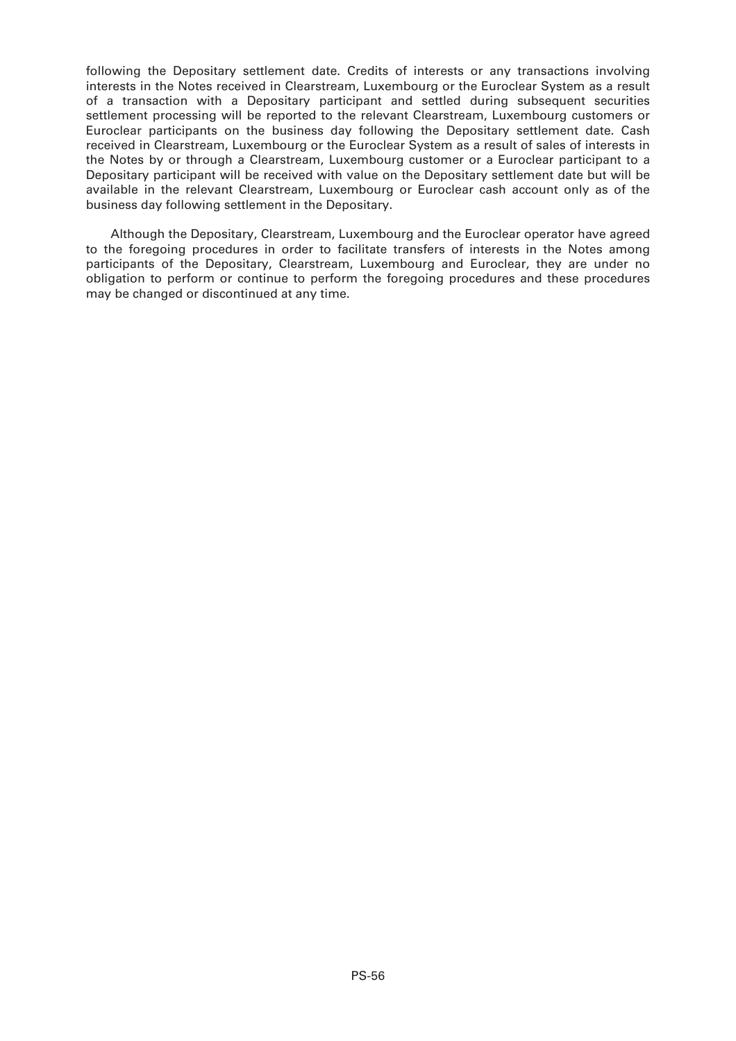following the Depositary settlement date. Credits of interests or any transactions involving interests in the Notes received in Clearstream, Luxembourg or the Euroclear System as a result of a transaction with a Depositary participant and settled during subsequent securities settlement processing will be reported to the relevant Clearstream, Luxembourg customers or Euroclear participants on the business day following the Depositary settlement date. Cash received in Clearstream, Luxembourg or the Euroclear System as a result of sales of interests in the Notes by or through a Clearstream, Luxembourg customer or a Euroclear participant to a Depositary participant will be received with value on the Depositary settlement date but will be available in the relevant Clearstream, Luxembourg or Euroclear cash account only as of the business day following settlement in the Depositary.

Although the Depositary, Clearstream, Luxembourg and the Euroclear operator have agreed to the foregoing procedures in order to facilitate transfers of interests in the Notes among participants of the Depositary, Clearstream, Luxembourg and Euroclear, they are under no obligation to perform or continue to perform the foregoing procedures and these procedures may be changed or discontinued at any time.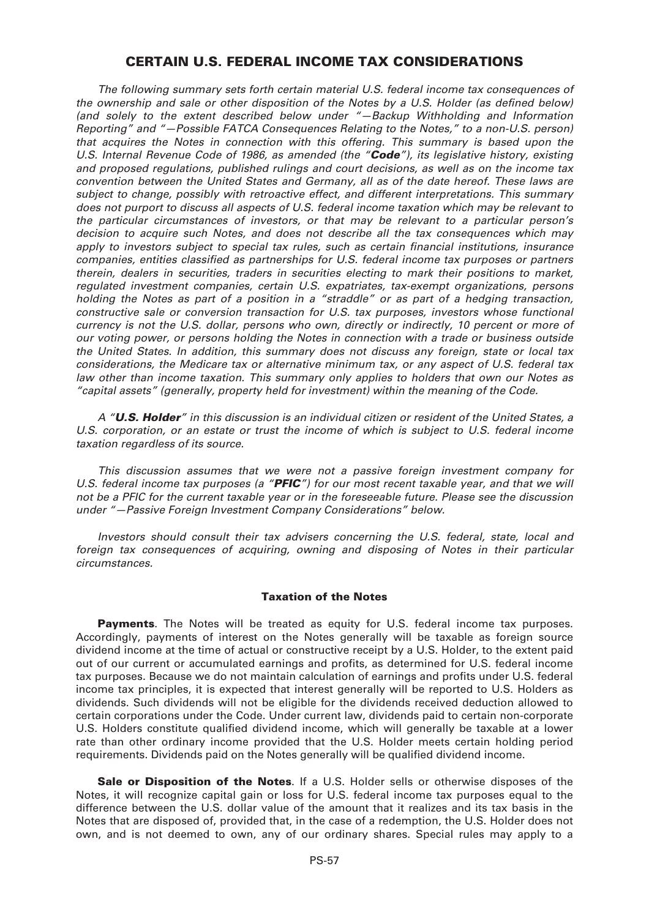## CERTAIN U.S. FEDERAL INCOME TAX CONSIDERATIONS

*The following summary sets forth certain material U.S. federal income tax consequences of the ownership and sale or other disposition of the Notes by a U.S. Holder (as defined below) (and solely to the extent described below under "—Backup Withholding and Information Reporting" and "—Possible FATCA Consequences Relating to the Notes," to a non-U.S. person) that acquires the Notes in connection with this offering. This summary is based upon the U.S. Internal Revenue Code of 1986, as amended (the "**Code**"), its legislative history, existing and proposed regulations, published rulings and court decisions, as well as on the income tax convention between the United States and Germany, all as of the date hereof. These laws are subject to change, possibly with retroactive effect, and different interpretations. This summary does not purport to discuss all aspects of U.S. federal income taxation which may be relevant to the particular circumstances of investors, or that may be relevant to a particular person's decision to acquire such Notes, and does not describe all the tax consequences which may apply to investors subject to special tax rules, such as certain financial institutions, insurance companies, entities classified as partnerships for U.S. federal income tax purposes or partners therein, dealers in securities, traders in securities electing to mark their positions to market, regulated investment companies, certain U.S. expatriates, tax-exempt organizations, persons holding the Notes as part of a position in a "straddle" or as part of a hedging transaction, constructive sale or conversion transaction for U.S. tax purposes, investors whose functional currency is not the U.S. dollar, persons who own, directly or indirectly, 10 percent or more of our voting power, or persons holding the Notes in connection with a trade or business outside the United States. In addition, this summary does not discuss any foreign, state or local tax considerations, the Medicare tax or alternative minimum tax, or any aspect of U.S. federal tax law other than income taxation. This summary only applies to holders that own our Notes as "capital assets" (generally, property held for investment) within the meaning of the Code.*

*A "**U.S. Holder**" in this discussion is an individual citizen or resident of the United States, a U.S. corporation, or an estate or trust the income of which is subject to U.S. federal income taxation regardless of its source.*

*This discussion assumes that we were not a passive foreign investment company for U.S. federal income tax purposes (a "**PFIC**") for our most recent taxable year, and that we will not be a PFIC for the current taxable year or in the foreseeable future. Please see the discussion under "—Passive Foreign Investment Company Considerations" below.*

*Investors should consult their tax advisers concerning the U.S. federal, state, local and foreign tax consequences of acquiring, owning and disposing of Notes in their particular circumstances.*

### Taxation of the Notes

**Payments**. The Notes will be treated as equity for U.S. federal income tax purposes. Accordingly, payments of interest on the Notes generally will be taxable as foreign source dividend income at the time of actual or constructive receipt by a U.S. Holder, to the extent paid out of our current or accumulated earnings and profits, as determined for U.S. federal income tax purposes. Because we do not maintain calculation of earnings and profits under U.S. federal income tax principles, it is expected that interest generally will be reported to U.S. Holders as dividends. Such dividends will not be eligible for the dividends received deduction allowed to certain corporations under the Code. Under current law, dividends paid to certain non-corporate U.S. Holders constitute qualified dividend income, which will generally be taxable at a lower rate than other ordinary income provided that the U.S. Holder meets certain holding period requirements. Dividends paid on the Notes generally will be qualified dividend income.

**Sale or Disposition of the Notes**. If a U.S. Holder sells or otherwise disposes of the Notes, it will recognize capital gain or loss for U.S. federal income tax purposes equal to the difference between the U.S. dollar value of the amount that it realizes and its tax basis in the Notes that are disposed of, provided that, in the case of a redemption, the U.S. Holder does not own, and is not deemed to own, any of our ordinary shares. Special rules may apply to a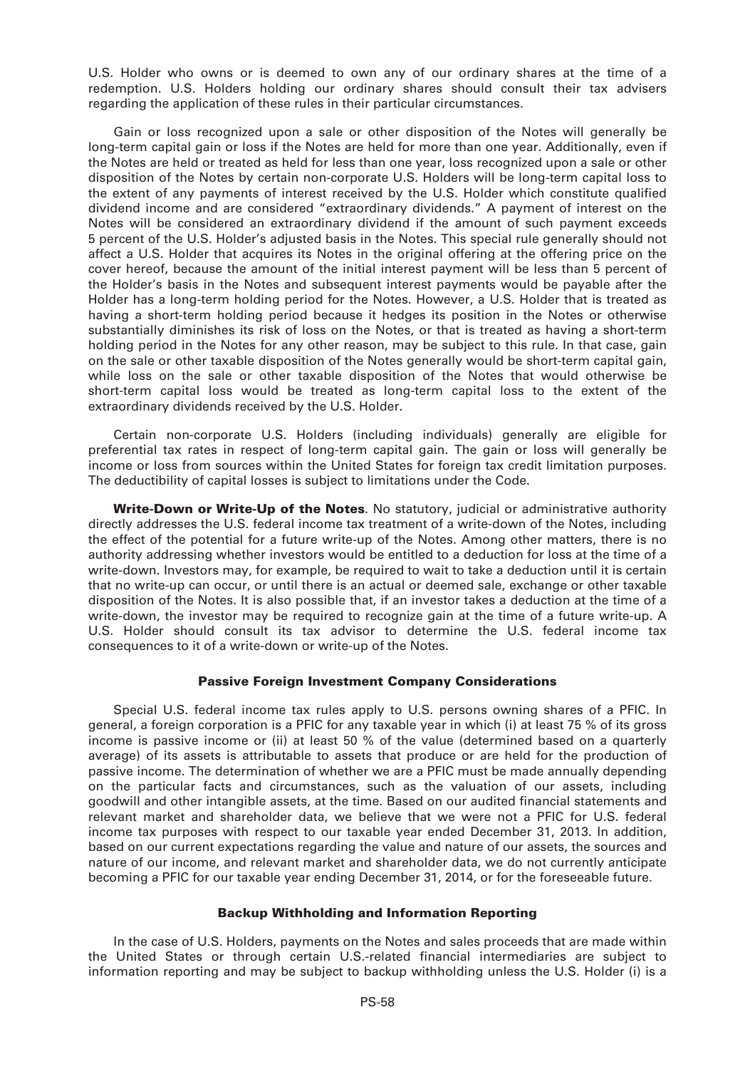U.S. Holder who owns or is deemed to own any of our ordinary shares at the time of a redemption. U.S. Holders holding our ordinary shares should consult their tax advisers regarding the application of these rules in their particular circumstances.

Gain or loss recognized upon a sale or other disposition of the Notes will generally be long-term capital gain or loss if the Notes are held for more than one year. Additionally, even if the Notes are held or treated as held for less than one year, loss recognized upon a sale or other disposition of the Notes by certain non-corporate U.S. Holders will be long-term capital loss to the extent of any payments of interest received by the U.S. Holder which constitute qualified dividend income and are considered "extraordinary dividends." A payment of interest on the Notes will be considered an extraordinary dividend if the amount of such payment exceeds 5 percent of the U.S. Holder's adjusted basis in the Notes. This special rule generally should not affect a U.S. Holder that acquires its Notes in the original offering at the offering price on the cover hereof, because the amount of the initial interest payment will be less than 5 percent of the Holder's basis in the Notes and subsequent interest payments would be payable after the Holder has a long-term holding period for the Notes. However, a U.S. Holder that is treated as having a short-term holding period because it hedges its position in the Notes or otherwise substantially diminishes its risk of loss on the Notes, or that is treated as having a short-term holding period in the Notes for any other reason, may be subject to this rule. In that case, gain on the sale or other taxable disposition of the Notes generally would be short-term capital gain, while loss on the sale or other taxable disposition of the Notes that would otherwise be short-term capital loss would be treated as long-term capital loss to the extent of the extraordinary dividends received by the U.S. Holder.

Certain non-corporate U.S. Holders (including individuals) generally are eligible for preferential tax rates in respect of long-term capital gain. The gain or loss will generally be income or loss from sources within the United States for foreign tax credit limitation purposes. The deductibility of capital losses is subject to limitations under the Code.

**Write-Down or Write-Up of the Notes**. No statutory, judicial or administrative authority directly addresses the U.S. federal income tax treatment of a write-down of the Notes, including the effect of the potential for a future write-up of the Notes. Among other matters, there is no authority addressing whether investors would be entitled to a deduction for loss at the time of a write-down. Investors may, for example, be required to wait to take a deduction until it is certain that no write-up can occur, or until there is an actual or deemed sale, exchange or other taxable disposition of the Notes. It is also possible that, if an investor takes a deduction at the time of a write-down, the investor may be required to recognize gain at the time of a future write-up. A U.S. Holder should consult its tax advisor to determine the U.S. federal income tax consequences to it of a write-down or write-up of the Notes.

### Passive Foreign Investment Company Considerations

Special U.S. federal income tax rules apply to U.S. persons owning shares of a PFIC. In general, a foreign corporation is a PFIC for any taxable year in which (i) at least 75 % of its gross income is passive income or (ii) at least 50 % of the value (determined based on a quarterly average) of its assets is attributable to assets that produce or are held for the production of passive income. The determination of whether we are a PFIC must be made annually depending on the particular facts and circumstances, such as the valuation of our assets, including goodwill and other intangible assets, at the time. Based on our audited financial statements and relevant market and shareholder data, we believe that we were not a PFIC for U.S. federal income tax purposes with respect to our taxable year ended December 31, 2013. In addition, based on our current expectations regarding the value and nature of our assets, the sources and nature of our income, and relevant market and shareholder data, we do not currently anticipate becoming a PFIC for our taxable year ending December 31, 2014, or for the foreseeable future.

### Backup Withholding and Information Reporting

In the case of U.S. Holders, payments on the Notes and sales proceeds that are made within the United States or through certain U.S.-related financial intermediaries are subject to information reporting and may be subject to backup withholding unless the U.S. Holder (i) is a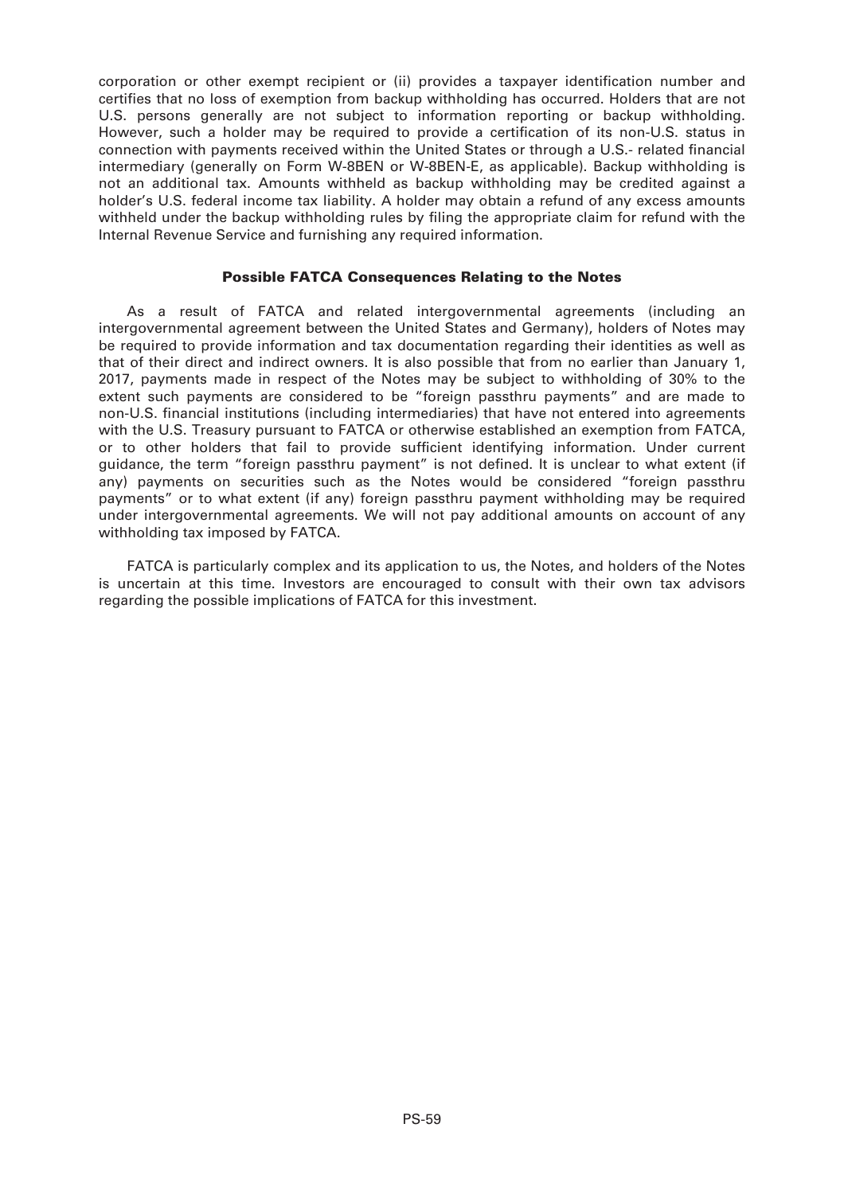corporation or other exempt recipient or (ii) provides a taxpayer identification number and certifies that no loss of exemption from backup withholding has occurred. Holders that are not U.S. persons generally are not subject to information reporting or backup withholding. However, such a holder may be required to provide a certification of its non-U.S. status in connection with payments received within the United States or through a U.S.- related financial intermediary (generally on Form W-8BEN or W-8BEN-E, as applicable). Backup withholding is not an additional tax. Amounts withheld as backup withholding may be credited against a holder's U.S. federal income tax liability. A holder may obtain a refund of any excess amounts withheld under the backup withholding rules by filing the appropriate claim for refund with the Internal Revenue Service and furnishing any required information.

### Possible FATCA Consequences Relating to the Notes

As a result of FATCA and related intergovernmental agreements (including an intergovernmental agreement between the United States and Germany), holders of Notes may be required to provide information and tax documentation regarding their identities as well as that of their direct and indirect owners. It is also possible that from no earlier than January 1, 2017, payments made in respect of the Notes may be subject to withholding of 30% to the extent such payments are considered to be "foreign passthru payments" and are made to non-U.S. financial institutions (including intermediaries) that have not entered into agreements with the U.S. Treasury pursuant to FATCA or otherwise established an exemption from FATCA, or to other holders that fail to provide sufficient identifying information. Under current guidance, the term "foreign passthru payment" is not defined. It is unclear to what extent (if any) payments on securities such as the Notes would be considered "foreign passthru payments" or to what extent (if any) foreign passthru payment withholding may be required under intergovernmental agreements. We will not pay additional amounts on account of any withholding tax imposed by FATCA.

FATCA is particularly complex and its application to us, the Notes, and holders of the Notes is uncertain at this time. Investors are encouraged to consult with their own tax advisors regarding the possible implications of FATCA for this investment.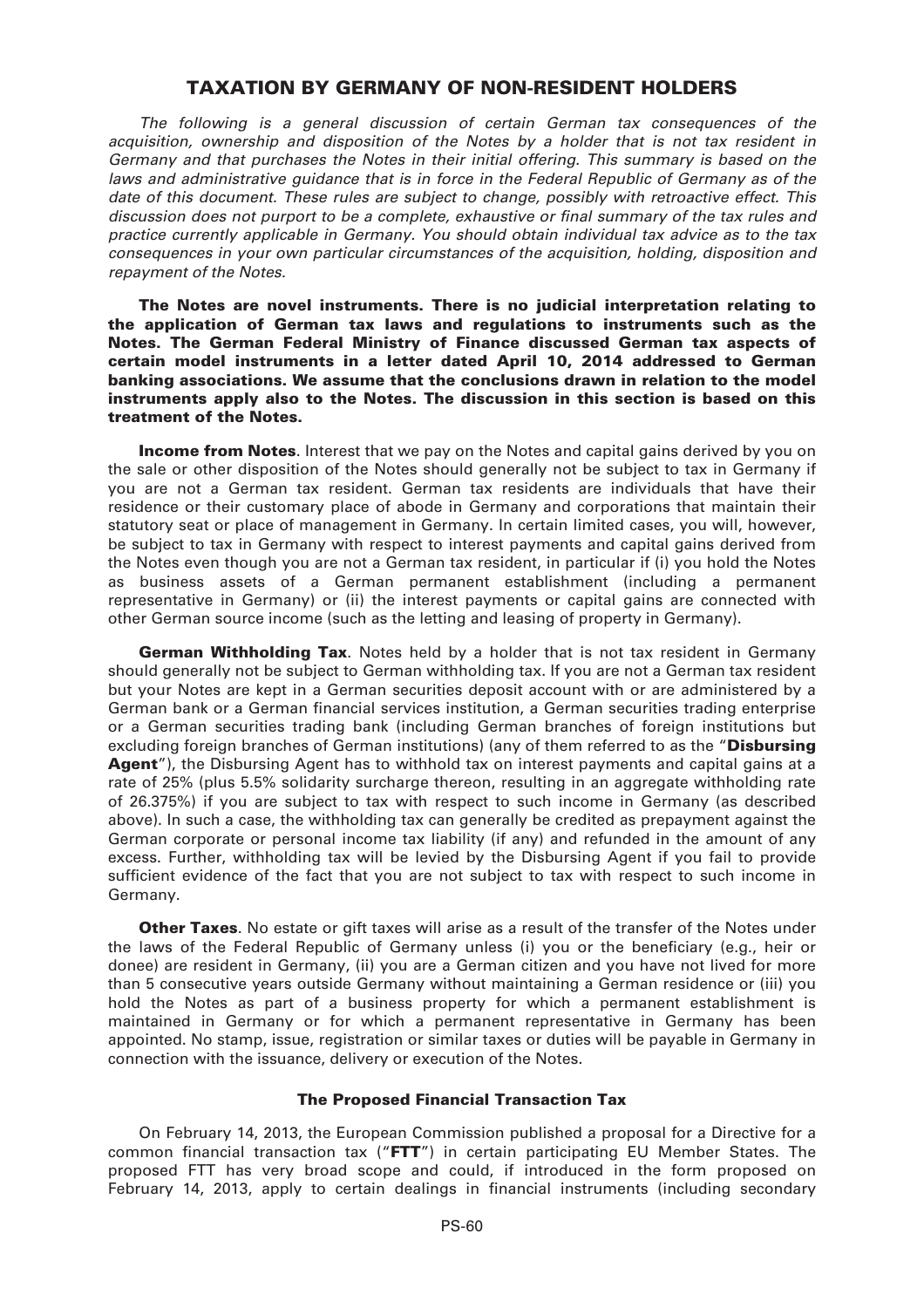# TAXATION BY GERMANY OF NON-RESIDENT HOLDERS

*The following is a general discussion of certain German tax consequences of the acquisition, ownership and disposition of the Notes by a holder that is not tax resident in Germany and that purchases the Notes in their initial offering. This summary is based on the laws and administrative guidance that is in force in the Federal Republic of Germany as of the date of this document. These rules are subject to change, possibly with retroactive effect. This discussion does not purport to be a complete, exhaustive or final summary of the tax rules and practice currently applicable in Germany. You should obtain individual tax advice as to the tax consequences in your own particular circumstances of the acquisition, holding, disposition and repayment of the Notes.*

**The Notes are novel instruments. There is no judicial interpretation relating to the application of German tax laws and regulations to instruments such as the Notes. The German Federal Ministry of Finance discussed German tax aspects of certain model instruments in a letter dated April 10, 2014 addressed to German banking associations. We assume that the conclusions drawn in relation to the model instruments apply also to the Notes. The discussion in this section is based on this treatment of the Notes.**

**Income from Notes**. Interest that we pay on the Notes and capital gains derived by you on the sale or other disposition of the Notes should generally not be subject to tax in Germany if you are not a German tax resident. German tax residents are individuals that have their residence or their customary place of abode in Germany and corporations that maintain their statutory seat or place of management in Germany. In certain limited cases, you will, however, be subject to tax in Germany with respect to interest payments and capital gains derived from the Notes even though you are not a German tax resident, in particular if (i) you hold the Notes as business assets of a German permanent establishment (including a permanent representative in Germany) or (ii) the interest payments or capital gains are connected with other German source income (such as the letting and leasing of property in Germany).

**German Withholding Tax**. Notes held by a holder that is not tax resident in Germany should generally not be subject to German withholding tax. If you are not a German tax resident but your Notes are kept in a German securities deposit account with or are administered by a German bank or a German financial services institution, a German securities trading enterprise or a German securities trading bank (including German branches of foreign institutions but excluding foreign branches of German institutions) (any of them referred to as the "**Disbursing Agent**"), the Disbursing Agent has to withhold tax on interest payments and capital gains at a rate of 25% (plus 5.5% solidarity surcharge thereon, resulting in an aggregate withholding rate of 26.375%) if you are subject to tax with respect to such income in Germany (as described above). In such a case, the withholding tax can generally be credited as prepayment against the German corporate or personal income tax liability (if any) and refunded in the amount of any excess. Further, withholding tax will be levied by the Disbursing Agent if you fail to provide sufficient evidence of the fact that you are not subject to tax with respect to such income in Germany.

**Other Taxes**. No estate or gift taxes will arise as a result of the transfer of the Notes under the laws of the Federal Republic of Germany unless (i) you or the beneficiary (e.g., heir or donee) are resident in Germany, (ii) you are a German citizen and you have not lived for more than 5 consecutive years outside Germany without maintaining a German residence or (iii) you hold the Notes as part of a business property for which a permanent establishment is maintained in Germany or for which a permanent representative in Germany has been appointed. No stamp, issue, registration or similar taxes or duties will be payable in Germany in connection with the issuance, delivery or execution of the Notes.

### The Proposed Financial Transaction Tax

On February 14, 2013, the European Commission published a proposal for a Directive for a common financial transaction tax ("**FTT**") in certain participating EU Member States. The proposed FTT has very broad scope and could, if introduced in the form proposed on February 14, 2013, apply to certain dealings in financial instruments (including secondary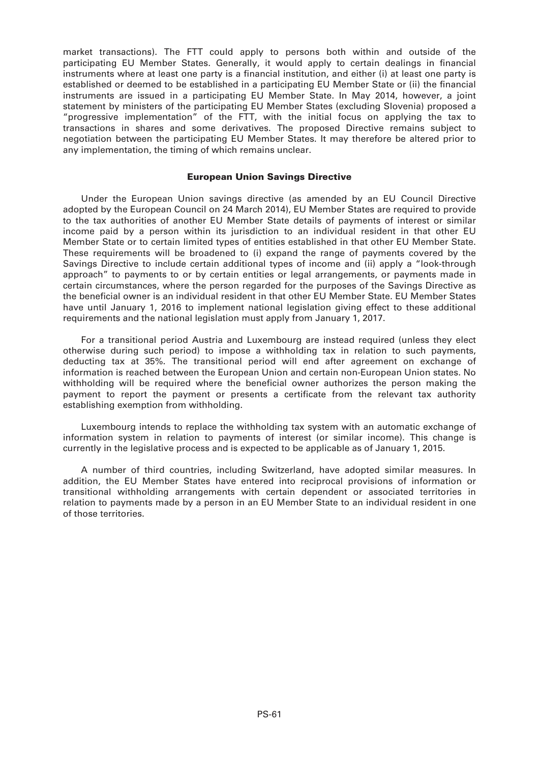market transactions). The FTT could apply to persons both within and outside of the participating EU Member States. Generally, it would apply to certain dealings in financial instruments where at least one party is a financial institution, and either (i) at least one party is established or deemed to be established in a participating EU Member State or (ii) the financial instruments are issued in a participating EU Member State. In May 2014, however, a joint statement by ministers of the participating EU Member States (excluding Slovenia) proposed a "progressive implementation" of the FTT, with the initial focus on applying the tax to transactions in shares and some derivatives. The proposed Directive remains subject to negotiation between the participating EU Member States. It may therefore be altered prior to any implementation, the timing of which remains unclear.

### European Union Savings Directive

Under the European Union savings directive (as amended by an EU Council Directive adopted by the European Council on 24 March 2014), EU Member States are required to provide to the tax authorities of another EU Member State details of payments of interest or similar income paid by a person within its jurisdiction to an individual resident in that other EU Member State or to certain limited types of entities established in that other EU Member State. These requirements will be broadened to (i) expand the range of payments covered by the Savings Directive to include certain additional types of income and (ii) apply a "look-through approach" to payments to or by certain entities or legal arrangements, or payments made in certain circumstances, where the person regarded for the purposes of the Savings Directive as the beneficial owner is an individual resident in that other EU Member State. EU Member States have until January 1, 2016 to implement national legislation giving effect to these additional requirements and the national legislation must apply from January 1, 2017.

For a transitional period Austria and Luxembourg are instead required (unless they elect otherwise during such period) to impose a withholding tax in relation to such payments, deducting tax at 35%. The transitional period will end after agreement on exchange of information is reached between the European Union and certain non-European Union states. No withholding will be required where the beneficial owner authorizes the person making the payment to report the payment or presents a certificate from the relevant tax authority establishing exemption from withholding.

Luxembourg intends to replace the withholding tax system with an automatic exchange of information system in relation to payments of interest (or similar income). This change is currently in the legislative process and is expected to be applicable as of January 1, 2015.

A number of third countries, including Switzerland, have adopted similar measures. In addition, the EU Member States have entered into reciprocal provisions of information or transitional withholding arrangements with certain dependent or associated territories in relation to payments made by a person in an EU Member State to an individual resident in one of those territories.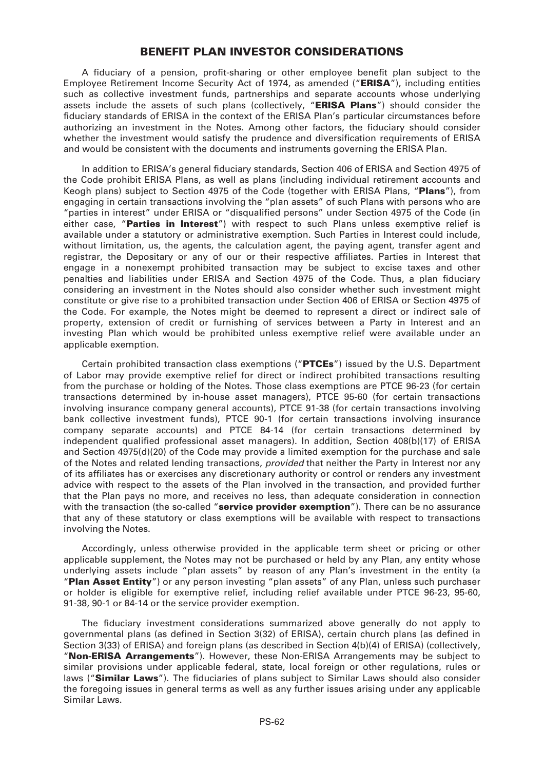## BENEFIT PLAN INVESTOR CONSIDERATIONS

A fiduciary of a pension, profit-sharing or other employee benefit plan subject to the Employee Retirement Income Security Act of 1974, as amended ("**ERISA**"), including entities such as collective investment funds, partnerships and separate accounts whose underlying assets include the assets of such plans (collectively, "**ERISA Plans**") should consider the fiduciary standards of ERISA in the context of the ERISA Plan's particular circumstances before authorizing an investment in the Notes. Among other factors, the fiduciary should consider whether the investment would satisfy the prudence and diversification requirements of ERISA and would be consistent with the documents and instruments governing the ERISA Plan.

In addition to ERISA's general fiduciary standards, Section 406 of ERISA and Section 4975 of the Code prohibit ERISA Plans, as well as plans (including individual retirement accounts and Keogh plans) subject to Section 4975 of the Code (together with ERISA Plans, "**Plans**"), from engaging in certain transactions involving the "plan assets" of such Plans with persons who are "parties in interest" under ERISA or "disqualified persons" under Section 4975 of the Code (in either case, "**Parties in Interest**") with respect to such Plans unless exemptive relief is available under a statutory or administrative exemption. Such Parties in Interest could include, without limitation, us, the agents, the calculation agent, the paying agent, transfer agent and registrar, the Depositary or any of our or their respective affiliates. Parties in Interest that engage in a nonexempt prohibited transaction may be subject to excise taxes and other penalties and liabilities under ERISA and Section 4975 of the Code. Thus, a plan fiduciary considering an investment in the Notes should also consider whether such investment might constitute or give rise to a prohibited transaction under Section 406 of ERISA or Section 4975 of the Code. For example, the Notes might be deemed to represent a direct or indirect sale of property, extension of credit or furnishing of services between a Party in Interest and an investing Plan which would be prohibited unless exemptive relief were available under an applicable exemption.

Certain prohibited transaction class exemptions ("**PTCEs**") issued by the U.S. Department of Labor may provide exemptive relief for direct or indirect prohibited transactions resulting from the purchase or holding of the Notes. Those class exemptions are PTCE 96-23 (for certain transactions determined by in-house asset managers), PTCE 95-60 (for certain transactions involving insurance company general accounts), PTCE 91-38 (for certain transactions involving bank collective investment funds), PTCE 90-1 (for certain transactions involving insurance company separate accounts) and PTCE 84-14 (for certain transactions determined by independent qualified professional asset managers). In addition, Section 408(b)(17) of ERISA and Section 4975(d)(20) of the Code may provide a limited exemption for the purchase and sale of the Notes and related lending transactions, *provided* that neither the Party in Interest nor any of its affiliates has or exercises any discretionary authority or control or renders any investment advice with respect to the assets of the Plan involved in the transaction, and provided further that the Plan pays no more, and receives no less, than adequate consideration in connection with the transaction (the so-called "**service provider exemption**"). There can be no assurance that any of these statutory or class exemptions will be available with respect to transactions involving the Notes.

Accordingly, unless otherwise provided in the applicable term sheet or pricing or other applicable supplement, the Notes may not be purchased or held by any Plan, any entity whose underlying assets include "plan assets" by reason of any Plan's investment in the entity (a "**Plan Asset Entity**") or any person investing "plan assets" of any Plan, unless such purchaser or holder is eligible for exemptive relief, including relief available under PTCE 96-23, 95-60, 91-38, 90-1 or 84-14 or the service provider exemption.

The fiduciary investment considerations summarized above generally do not apply to governmental plans (as defined in Section 3(32) of ERISA), certain church plans (as defined in Section 3(33) of ERISA) and foreign plans (as described in Section 4(b)(4) of ERISA) (collectively, "**Non-ERISA Arrangements**"). However, these Non-ERISA Arrangements may be subject to similar provisions under applicable federal, state, local foreign or other regulations, rules or laws ("**Similar Laws**"). The fiduciaries of plans subject to Similar Laws should also consider the foregoing issues in general terms as well as any further issues arising under any applicable Similar Laws.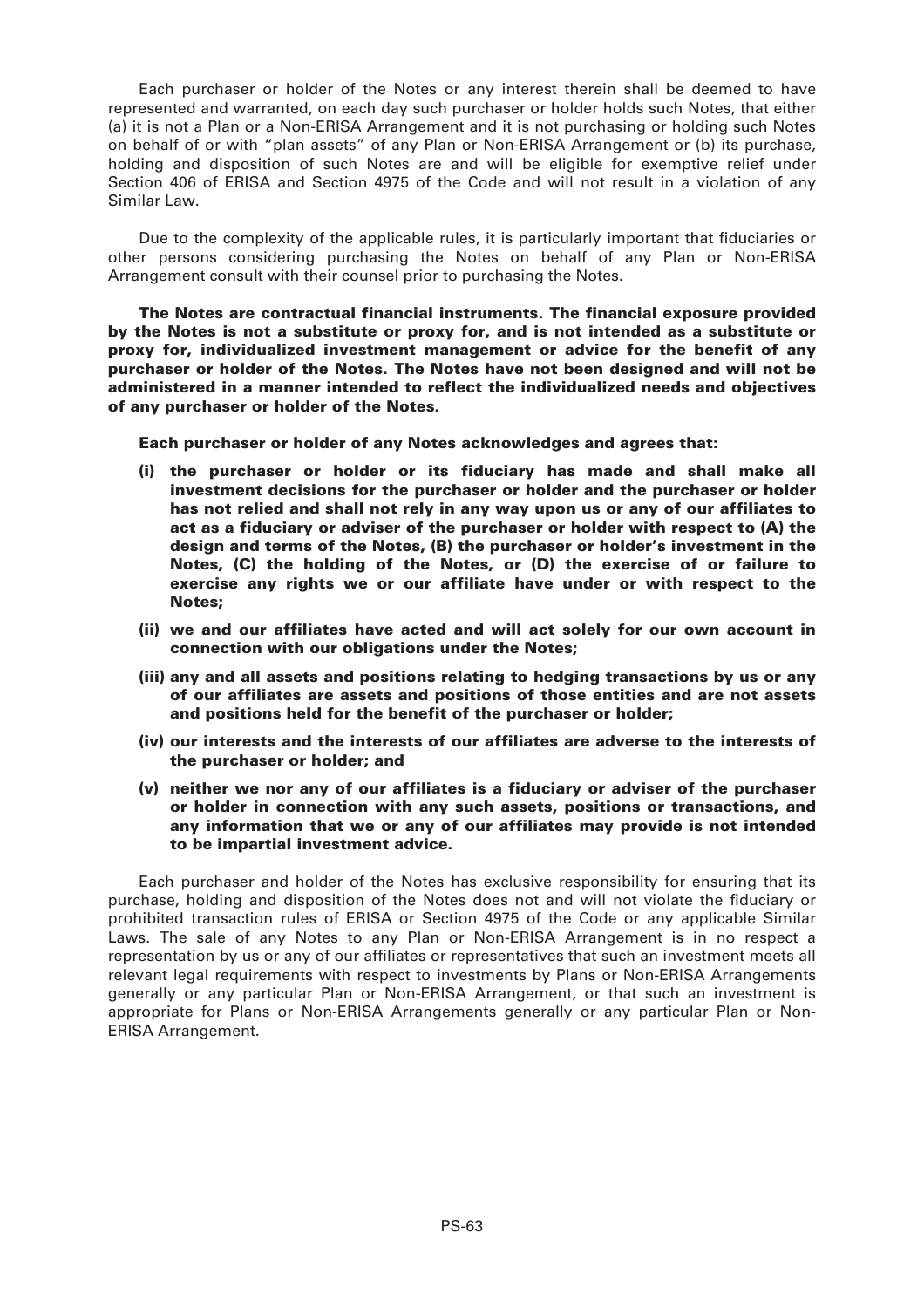Each purchaser or holder of the Notes or any interest therein shall be deemed to have represented and warranted, on each day such purchaser or holder holds such Notes, that either (a) it is not a Plan or a Non-ERISA Arrangement and it is not purchasing or holding such Notes on behalf of or with "plan assets" of any Plan or Non-ERISA Arrangement or (b) its purchase, holding and disposition of such Notes are and will be eligible for exemptive relief under Section 406 of ERISA and Section 4975 of the Code and will not result in a violation of any Similar Law.

Due to the complexity of the applicable rules, it is particularly important that fiduciaries or other persons considering purchasing the Notes on behalf of any Plan or Non-ERISA Arrangement consult with their counsel prior to purchasing the Notes.

**The Notes are contractual financial instruments. The financial exposure provided by the Notes is not a substitute or proxy for, and is not intended as a substitute or proxy for, individualized investment management or advice for the benefit of any purchaser or holder of the Notes. The Notes have not been designed and will not be administered in a manner intended to reflect the individualized needs and objectives of any purchaser or holder of the Notes.**

**Each purchaser or holder of any Notes acknowledges and agrees that:**

- **(i) the purchaser or holder or its fiduciary has made and shall make all investment decisions for the purchaser or holder and the purchaser or holder has not relied and shall not rely in any way upon us or any of our affiliates to act as a fiduciary or adviser of the purchaser or holder with respect to (A) the design and terms of the Notes, (B) the purchaser or holder's investment in the Notes, (C) the holding of the Notes, or (D) the exercise of or failure to exercise any rights we or our affiliate have under or with respect to the Notes;**
- **(ii) we and our affiliates have acted and will act solely for our own account in connection with our obligations under the Notes;**
- **(iii) any and all assets and positions relating to hedging transactions by us or any of our affiliates are assets and positions of those entities and are not assets and positions held for the benefit of the purchaser or holder;**
- **(iv) our interests and the interests of our affiliates are adverse to the interests of the purchaser or holder; and**
- **(v) neither we nor any of our affiliates is a fiduciary or adviser of the purchaser or holder in connection with any such assets, positions or transactions, and any information that we or any of our affiliates may provide is not intended to be impartial investment advice.**

Each purchaser and holder of the Notes has exclusive responsibility for ensuring that its purchase, holding and disposition of the Notes does not and will not violate the fiduciary or prohibited transaction rules of ERISA or Section 4975 of the Code or any applicable Similar Laws. The sale of any Notes to any Plan or Non-ERISA Arrangement is in no respect a representation by us or any of our affiliates or representatives that such an investment meets all relevant legal requirements with respect to investments by Plans or Non-ERISA Arrangements generally or any particular Plan or Non-ERISA Arrangement, or that such an investment is appropriate for Plans or Non-ERISA Arrangements generally or any particular Plan or Non-ERISA Arrangement.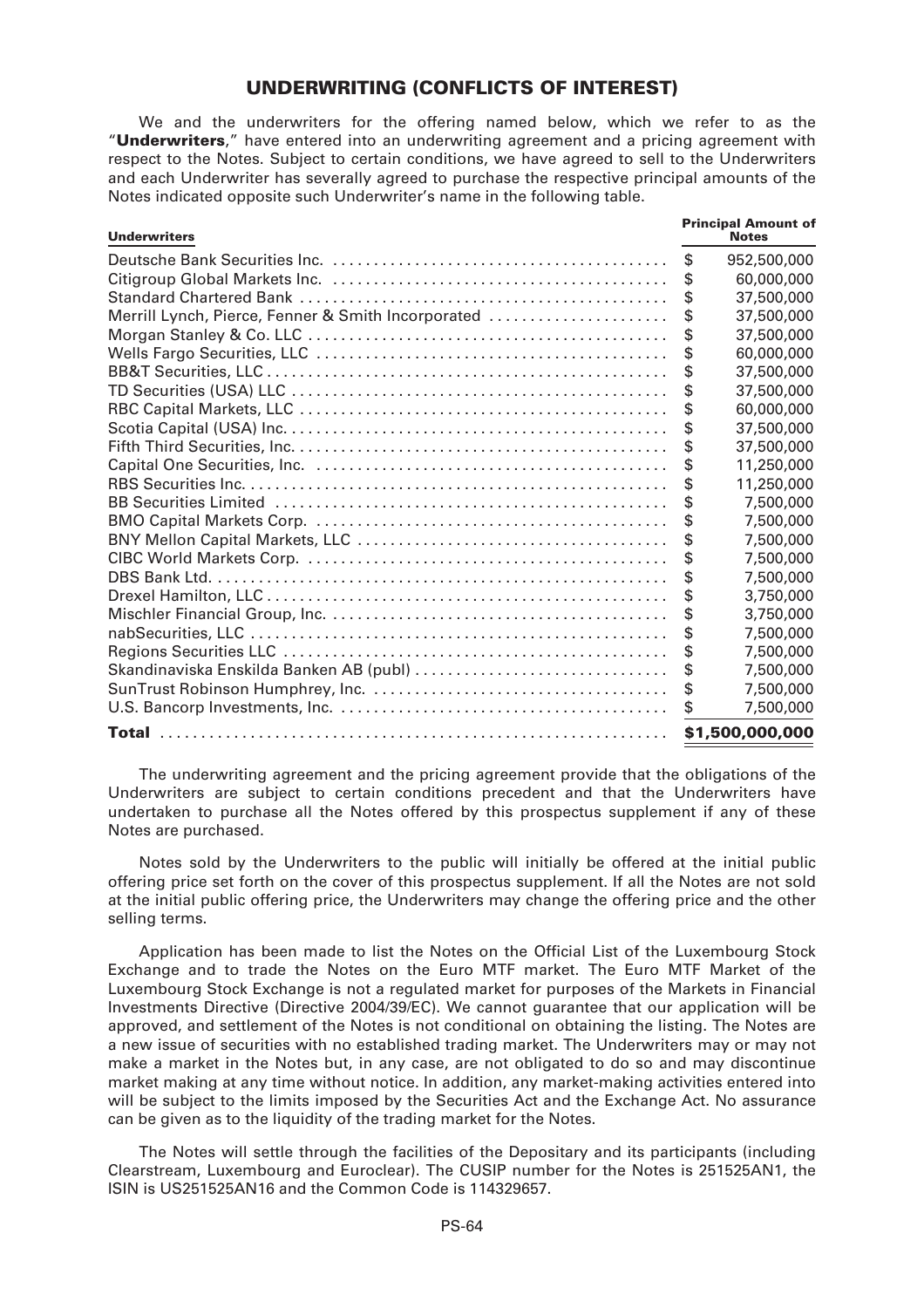## UNDERWRITING (CONFLICTS OF INTEREST)

We and the underwriters for the offering named below, which we refer to as the "**Underwriters**," have entered into an underwriting agreement and a pricing agreement with respect to the Notes. Subject to certain conditions, we have agreed to sell to the Underwriters and each Underwriter has severally agreed to purchase the respective principal amounts of the Notes indicated opposite such Underwriter's name in the following table.

| Underwriters | Principal Amount of Notes |
|---|---|
| Deutsche Bank Securities Inc. | $ 952,500,000 |
| Citigroup Global Markets Inc. | $ 60,000,000 |
| Standard Chartered Bank | $ 37,500,000 |
| Merrill Lynch, Pierce, Fenner & Smith Incorporated | $ 37,500,000 |
| Morgan Stanley & Co. LLC | $ 37,500,000 |
| Wells Fargo Securities, LLC | $ 60,000,000 |
| BB&T Securities, LLC | $ 37,500,000 |
| TD Securities (USA) LLC | $ 37,500,000 |
| RBC Capital Markets, LLC | $ 60,000,000 |
| Scotia Capital (USA) Inc. | $ 37,500,000 |
| Fifth Third Securities, Inc. | $ 37,500,000 |
| Capital One Securities, Inc. | $ 11,250,000 |
| RBS Securities Inc. | $ 11,250,000 |
| BB Securities Limited | $ 7,500,000 |
| BMO Capital Markets Corp. | $ 7,500,000 |
| BNY Mellon Capital Markets, LLC | $ 7,500,000 |
| CIBC World Markets Corp. | $ 7,500,000 |
| DBS Bank Ltd. | $ 7,500,000 |
| Drexel Hamilton, LLC | $ 3,750,000 |
| Mischler Financial Group, Inc. | $ 3,750,000 |
| nabSecurities, LLC | $ 7,500,000 |
| Regions Securities LLC | $ 7,500,000 |
| Skandinaviska Enskilda Banken AB (publ) | $ 7,500,000 |
| SunTrust Robinson Humphrey, Inc. | $ 7,500,000 |
| U.S. Bancorp Investments, Inc. | $ 7,500,000 |
| **Total** | **$1,500,000,000** |

The underwriting agreement and the pricing agreement provide that the obligations of the Underwriters are subject to certain conditions precedent and that the Underwriters have undertaken to purchase all the Notes offered by this prospectus supplement if any of these Notes are purchased.

Notes sold by the Underwriters to the public will initially be offered at the initial public offering price set forth on the cover of this prospectus supplement. If all the Notes are not sold at the initial public offering price, the Underwriters may change the offering price and the other selling terms.

Application has been made to list the Notes on the Official List of the Luxembourg Stock Exchange and to trade the Notes on the Euro MTF market. The Euro MTF Market of the Luxembourg Stock Exchange is not a regulated market for purposes of the Markets in Financial Investments Directive (Directive 2004/39/EC). We cannot guarantee that our application will be approved, and settlement of the Notes is not conditional on obtaining the listing. The Notes are a new issue of securities with no established trading market. The Underwriters may or may not make a market in the Notes but, in any case, are not obligated to do so and may discontinue market making at any time without notice. In addition, any market-making activities entered into will be subject to the limits imposed by the Securities Act and the Exchange Act. No assurance can be given as to the liquidity of the trading market for the Notes.

The Notes will settle through the facilities of the Depositary and its participants (including Clearstream, Luxembourg and Euroclear). The CUSIP number for the Notes is 251525AN1, the ISIN is US251525AN16 and the Common Code is 114329657.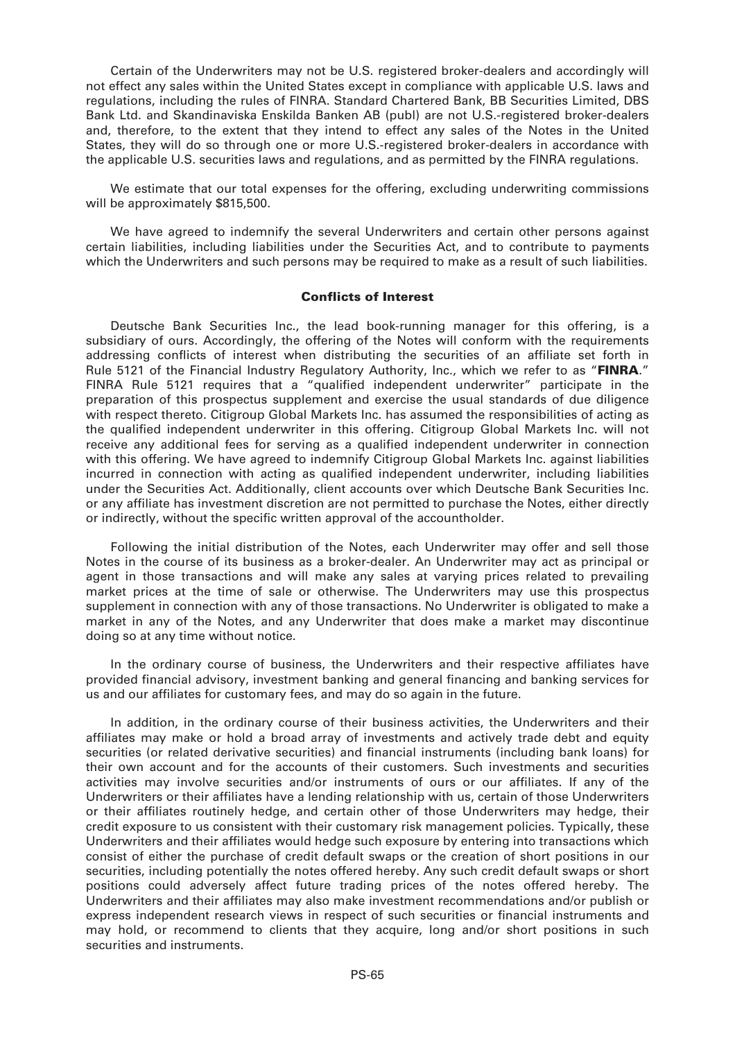Certain of the Underwriters may not be U.S. registered broker-dealers and accordingly will not effect any sales within the United States except in compliance with applicable U.S. laws and regulations, including the rules of FINRA. Standard Chartered Bank, BB Securities Limited, DBS Bank Ltd. and Skandinaviska Enskilda Banken AB (publ) are not U.S.-registered broker-dealers and, therefore, to the extent that they intend to effect any sales of the Notes in the United States, they will do so through one or more U.S.-registered broker-dealers in accordance with the applicable U.S. securities laws and regulations, and as permitted by the FINRA regulations.

We estimate that our total expenses for the offering, excluding underwriting commissions will be approximately $815,500.

We have agreed to indemnify the several Underwriters and certain other persons against certain liabilities, including liabilities under the Securities Act, and to contribute to payments which the Underwriters and such persons may be required to make as a result of such liabilities.

### Conflicts of Interest

Deutsche Bank Securities Inc., the lead book-running manager for this offering, is a subsidiary of ours. Accordingly, the offering of the Notes will conform with the requirements addressing conflicts of interest when distributing the securities of an affiliate set forth in Rule 5121 of the Financial Industry Regulatory Authority, Inc., which we refer to as "**FINRA**." FINRA Rule 5121 requires that a "qualified independent underwriter" participate in the preparation of this prospectus supplement and exercise the usual standards of due diligence with respect thereto. Citigroup Global Markets Inc. has assumed the responsibilities of acting as the qualified independent underwriter in this offering. Citigroup Global Markets Inc. will not receive any additional fees for serving as a qualified independent underwriter in connection with this offering. We have agreed to indemnify Citigroup Global Markets Inc. against liabilities incurred in connection with acting as qualified independent underwriter, including liabilities under the Securities Act. Additionally, client accounts over which Deutsche Bank Securities Inc. or any affiliate has investment discretion are not permitted to purchase the Notes, either directly or indirectly, without the specific written approval of the accountholder.

Following the initial distribution of the Notes, each Underwriter may offer and sell those Notes in the course of its business as a broker-dealer. An Underwriter may act as principal or agent in those transactions and will make any sales at varying prices related to prevailing market prices at the time of sale or otherwise. The Underwriters may use this prospectus supplement in connection with any of those transactions. No Underwriter is obligated to make a market in any of the Notes, and any Underwriter that does make a market may discontinue doing so at any time without notice.

In the ordinary course of business, the Underwriters and their respective affiliates have provided financial advisory, investment banking and general financing and banking services for us and our affiliates for customary fees, and may do so again in the future.

In addition, in the ordinary course of their business activities, the Underwriters and their affiliates may make or hold a broad array of investments and actively trade debt and equity securities (or related derivative securities) and financial instruments (including bank loans) for their own account and for the accounts of their customers. Such investments and securities activities may involve securities and/or instruments of ours or our affiliates. If any of the Underwriters or their affiliates have a lending relationship with us, certain of those Underwriters or their affiliates routinely hedge, and certain other of those Underwriters may hedge, their credit exposure to us consistent with their customary risk management policies. Typically, these Underwriters and their affiliates would hedge such exposure by entering into transactions which consist of either the purchase of credit default swaps or the creation of short positions in our securities, including potentially the notes offered hereby. Any such credit default swaps or short positions could adversely affect future trading prices of the notes offered hereby. The Underwriters and their affiliates may also make investment recommendations and/or publish or express independent research views in respect of such securities or financial instruments and may hold, or recommend to clients that they acquire, long and/or short positions in such securities and instruments.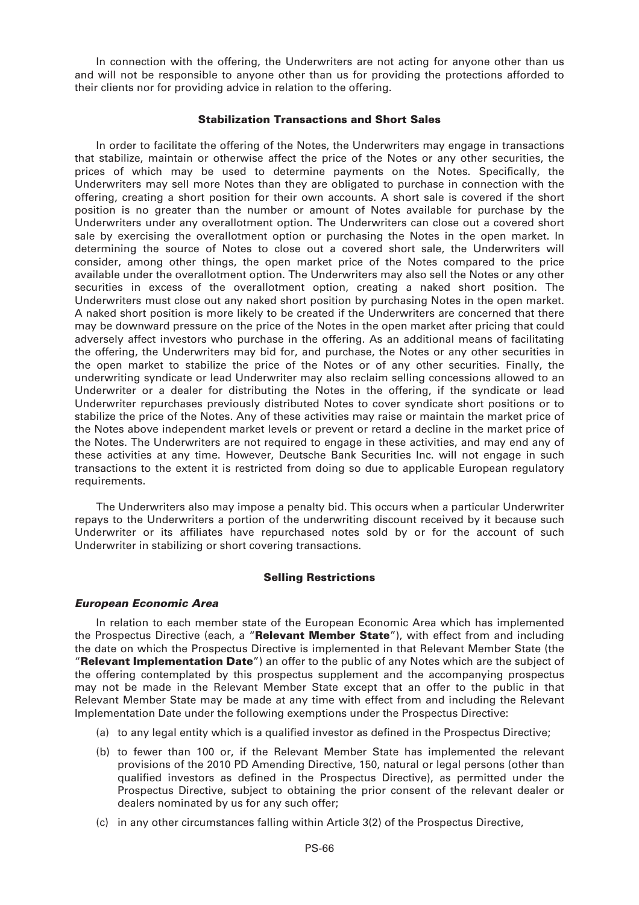In connection with the offering, the Underwriters are not acting for anyone other than us and will not be responsible to anyone other than us for providing the protections afforded to their clients nor for providing advice in relation to the offering.

### Stabilization Transactions and Short Sales

In order to facilitate the offering of the Notes, the Underwriters may engage in transactions that stabilize, maintain or otherwise affect the price of the Notes or any other securities, the prices of which may be used to determine payments on the Notes. Specifically, the Underwriters may sell more Notes than they are obligated to purchase in connection with the offering, creating a short position for their own accounts. A short sale is covered if the short position is no greater than the number or amount of Notes available for purchase by the Underwriters under any overallotment option. The Underwriters can close out a covered short sale by exercising the overallotment option or purchasing the Notes in the open market. In determining the source of Notes to close out a covered short sale, the Underwriters will consider, among other things, the open market price of the Notes compared to the price available under the overallotment option. The Underwriters may also sell the Notes or any other securities in excess of the overallotment option, creating a naked short position. The Underwriters must close out any naked short position by purchasing Notes in the open market. A naked short position is more likely to be created if the Underwriters are concerned that there may be downward pressure on the price of the Notes in the open market after pricing that could adversely affect investors who purchase in the offering. As an additional means of facilitating the offering, the Underwriters may bid for, and purchase, the Notes or any other securities in the open market to stabilize the price of the Notes or of any other securities. Finally, the underwriting syndicate or lead Underwriter may also reclaim selling concessions allowed to an Underwriter or a dealer for distributing the Notes in the offering, if the syndicate or lead Underwriter repurchases previously distributed Notes to cover syndicate short positions or to stabilize the price of the Notes. Any of these activities may raise or maintain the market price of the Notes above independent market levels or prevent or retard a decline in the market price of the Notes. The Underwriters are not required to engage in these activities, and may end any of these activities at any time. However, Deutsche Bank Securities Inc. will not engage in such transactions to the extent it is restricted from doing so due to applicable European regulatory requirements.

The Underwriters also may impose a penalty bid. This occurs when a particular Underwriter repays to the Underwriters a portion of the underwriting discount received by it because such Underwriter or its affiliates have repurchased notes sold by or for the account of such Underwriter in stabilizing or short covering transactions.

### Selling Restrictions

#### *European Economic Area*

In relation to each member state of the European Economic Area which has implemented the Prospectus Directive (each, a "**Relevant Member State**"), with effect from and including the date on which the Prospectus Directive is implemented in that Relevant Member State (the "**Relevant Implementation Date**") an offer to the public of any Notes which are the subject of the offering contemplated by this prospectus supplement and the accompanying prospectus may not be made in the Relevant Member State except that an offer to the public in that Relevant Member State may be made at any time with effect from and including the Relevant Implementation Date under the following exemptions under the Prospectus Directive:

(a) to any legal entity which is a qualified investor as defined in the Prospectus Directive;

(b) to fewer than 100 or, if the Relevant Member State has implemented the relevant provisions of the 2010 PD Amending Directive, 150, natural or legal persons (other than qualified investors as defined in the Prospectus Directive), as permitted under the Prospectus Directive, subject to obtaining the prior consent of the relevant dealer or dealers nominated by us for any such offer;

(c) in any other circumstances falling within Article 3(2) of the Prospectus Directive,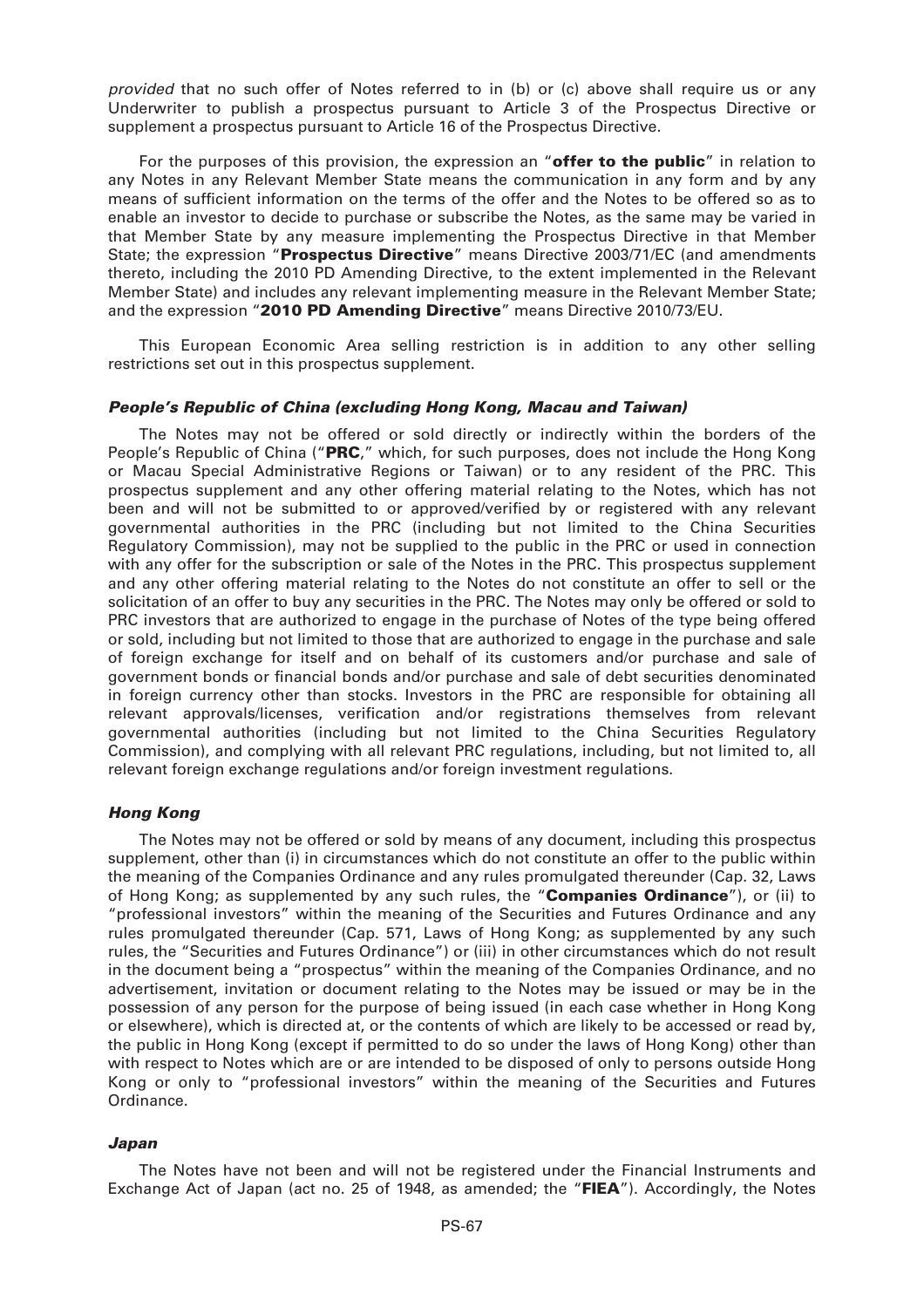*provided* that no such offer of Notes referred to in (b) or (c) above shall require us or any Underwriter to publish a prospectus pursuant to Article 3 of the Prospectus Directive or supplement a prospectus pursuant to Article 16 of the Prospectus Directive.

For the purposes of this provision, the expression an "**offer to the public**" in relation to any Notes in any Relevant Member State means the communication in any form and by any means of sufficient information on the terms of the offer and the Notes to be offered so as to enable an investor to decide to purchase or subscribe the Notes, as the same may be varied in that Member State by any measure implementing the Prospectus Directive in that Member State; the expression "**Prospectus Directive**" means Directive 2003/71/EC (and amendments thereto, including the 2010 PD Amending Directive, to the extent implemented in the Relevant Member State) and includes any relevant implementing measure in the Relevant Member State; and the expression "**2010 PD Amending Directive**" means Directive 2010/73/EU.

This European Economic Area selling restriction is in addition to any other selling restrictions set out in this prospectus supplement.

***People's Republic of China (excluding Hong Kong, Macau and Taiwan)***

The Notes may not be offered or sold directly or indirectly within the borders of the People's Republic of China ("**PRC**," which, for such purposes, does not include the Hong Kong or Macau Special Administrative Regions or Taiwan) or to any resident of the PRC. This prospectus supplement and any other offering material relating to the Notes, which has not been and will not be submitted to or approved/verified by or registered with any relevant governmental authorities in the PRC (including but not limited to the China Securities Regulatory Commission), may not be supplied to the public in the PRC or used in connection with any offer for the subscription or sale of the Notes in the PRC. This prospectus supplement and any other offering material relating to the Notes do not constitute an offer to sell or the solicitation of an offer to buy any securities in the PRC. The Notes may only be offered or sold to PRC investors that are authorized to engage in the purchase of Notes of the type being offered or sold, including but not limited to those that are authorized to engage in the purchase and sale of foreign exchange for itself and on behalf of its customers and/or purchase and sale of government bonds or financial bonds and/or purchase and sale of debt securities denominated in foreign currency other than stocks. Investors in the PRC are responsible for obtaining all relevant approvals/licenses, verification and/or registrations themselves from relevant governmental authorities (including but not limited to the China Securities Regulatory Commission), and complying with all relevant PRC regulations, including, but not limited to, all relevant foreign exchange regulations and/or foreign investment regulations.

***Hong Kong***

The Notes may not be offered or sold by means of any document, including this prospectus supplement, other than (i) in circumstances which do not constitute an offer to the public within the meaning of the Companies Ordinance and any rules promulgated thereunder (Cap. 32, Laws of Hong Kong; as supplemented by any such rules, the "**Companies Ordinance**"), or (ii) to "professional investors" within the meaning of the Securities and Futures Ordinance and any rules promulgated thereunder (Cap. 571, Laws of Hong Kong; as supplemented by any such rules, the "Securities and Futures Ordinance") or (iii) in other circumstances which do not result in the document being a "prospectus" within the meaning of the Companies Ordinance, and no advertisement, invitation or document relating to the Notes may be issued or may be in the possession of any person for the purpose of being issued (in each case whether in Hong Kong or elsewhere), which is directed at, or the contents of which are likely to be accessed or read by, the public in Hong Kong (except if permitted to do so under the laws of Hong Kong) other than with respect to Notes which are or are intended to be disposed of only to persons outside Hong Kong or only to "professional investors" within the meaning of the Securities and Futures Ordinance.

***Japan***

The Notes have not been and will not be registered under the Financial Instruments and Exchange Act of Japan (act no. 25 of 1948, as amended; the "**FIEA**"). Accordingly, the Notes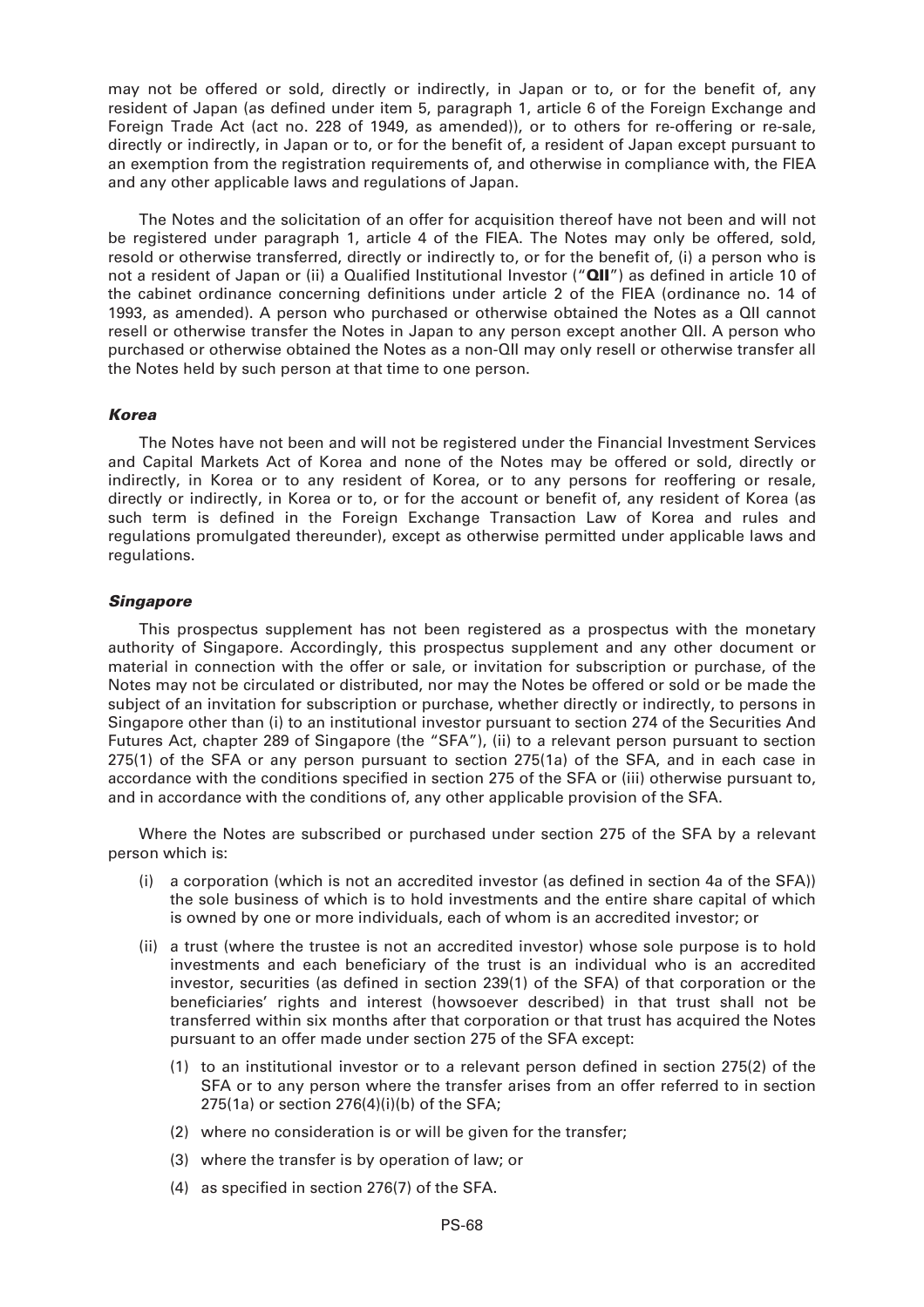may not be offered or sold, directly or indirectly, in Japan or to, or for the benefit of, any resident of Japan (as defined under item 5, paragraph 1, article 6 of the Foreign Exchange and Foreign Trade Act (act no. 228 of 1949, as amended)), or to others for re-offering or re-sale, directly or indirectly, in Japan or to, or for the benefit of, a resident of Japan except pursuant to an exemption from the registration requirements of, and otherwise in compliance with, the FIEA and any other applicable laws and regulations of Japan.

The Notes and the solicitation of an offer for acquisition thereof have not been and will not be registered under paragraph 1, article 4 of the FIEA. The Notes may only be offered, sold, resold or otherwise transferred, directly or indirectly to, or for the benefit of, (i) a person who is not a resident of Japan or (ii) a Qualified Institutional Investor ("**QII**") as defined in article 10 of the cabinet ordinance concerning definitions under article 2 of the FIEA (ordinance no. 14 of 1993, as amended). A person who purchased or otherwise obtained the Notes as a QII cannot resell or otherwise transfer the Notes in Japan to any person except another QII. A person who purchased or otherwise obtained the Notes as a non-QII may only resell or otherwise transfer all the Notes held by such person at that time to one person.

### *Korea*

The Notes have not been and will not be registered under the Financial Investment Services and Capital Markets Act of Korea and none of the Notes may be offered or sold, directly or indirectly, in Korea or to any resident of Korea, or to any persons for reoffering or resale, directly or indirectly, in Korea or to, or for the account or benefit of, any resident of Korea (as such term is defined in the Foreign Exchange Transaction Law of Korea and rules and regulations promulgated thereunder), except as otherwise permitted under applicable laws and regulations.

### *Singapore*

This prospectus supplement has not been registered as a prospectus with the monetary authority of Singapore. Accordingly, this prospectus supplement and any other document or material in connection with the offer or sale, or invitation for subscription or purchase, of the Notes may not be circulated or distributed, nor may the Notes be offered or sold or be made the subject of an invitation for subscription or purchase, whether directly or indirectly, to persons in Singapore other than (i) to an institutional investor pursuant to section 274 of the Securities And Futures Act, chapter 289 of Singapore (the "SFA"), (ii) to a relevant person pursuant to section 275(1) of the SFA or any person pursuant to section 275(1a) of the SFA, and in each case in accordance with the conditions specified in section 275 of the SFA or (iii) otherwise pursuant to, and in accordance with the conditions of, any other applicable provision of the SFA.

Where the Notes are subscribed or purchased under section 275 of the SFA by a relevant person which is:

(i) a corporation (which is not an accredited investor (as defined in section 4a of the SFA)) the sole business of which is to hold investments and the entire share capital of which is owned by one or more individuals, each of whom is an accredited investor; or

(ii) a trust (where the trustee is not an accredited investor) whose sole purpose is to hold investments and each beneficiary of the trust is an individual who is an accredited investor, securities (as defined in section 239(1) of the SFA) of that corporation or the beneficiaries' rights and interest (howsoever described) in that trust shall not be transferred within six months after that corporation or that trust has acquired the Notes pursuant to an offer made under section 275 of the SFA except:

   (1) to an institutional investor or to a relevant person defined in section 275(2) of the SFA or to any person where the transfer arises from an offer referred to in section 275(1a) or section 276(4)(i)(b) of the SFA;

   (2) where no consideration is or will be given for the transfer;

   (3) where the transfer is by operation of law; or

   (4) as specified in section 276(7) of the SFA.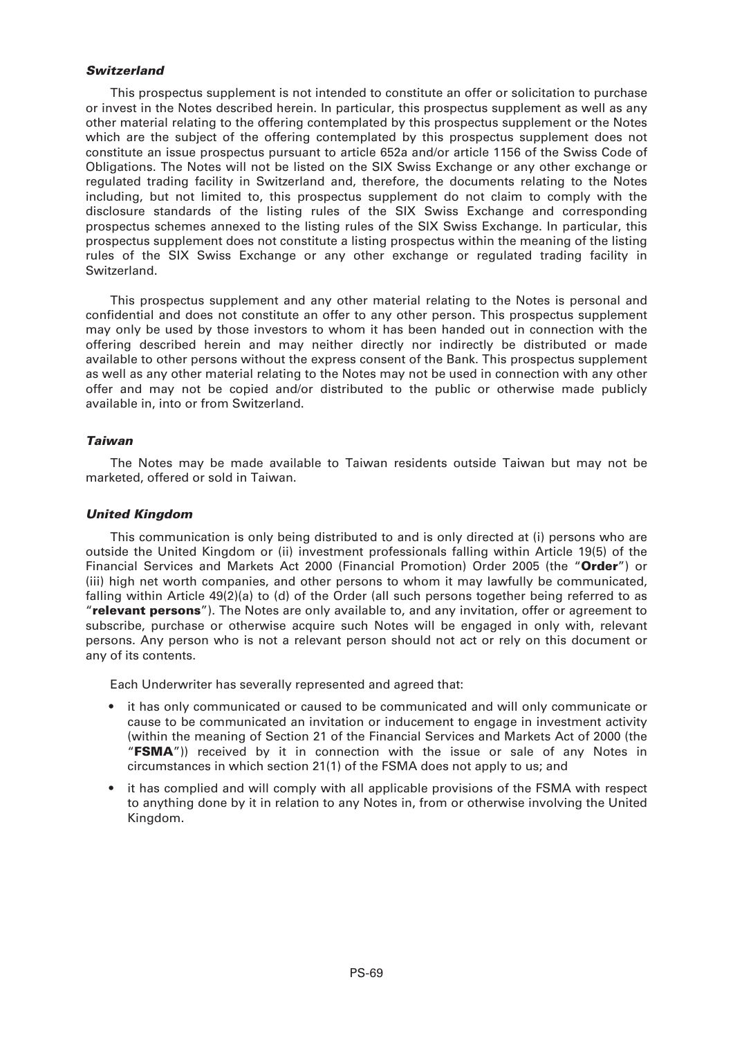***Switzerland***

This prospectus supplement is not intended to constitute an offer or solicitation to purchase or invest in the Notes described herein. In particular, this prospectus supplement as well as any other material relating to the offering contemplated by this prospectus supplement or the Notes which are the subject of the offering contemplated by this prospectus supplement does not constitute an issue prospectus pursuant to article 652a and/or article 1156 of the Swiss Code of Obligations. The Notes will not be listed on the SIX Swiss Exchange or any other exchange or regulated trading facility in Switzerland and, therefore, the documents relating to the Notes including, but not limited to, this prospectus supplement do not claim to comply with the disclosure standards of the listing rules of the SIX Swiss Exchange and corresponding prospectus schemes annexed to the listing rules of the SIX Swiss Exchange. In particular, this prospectus supplement does not constitute a listing prospectus within the meaning of the listing rules of the SIX Swiss Exchange or any other exchange or regulated trading facility in Switzerland.

This prospectus supplement and any other material relating to the Notes is personal and confidential and does not constitute an offer to any other person. This prospectus supplement may only be used by those investors to whom it has been handed out in connection with the offering described herein and may neither directly nor indirectly be distributed or made available to other persons without the express consent of the Bank. This prospectus supplement as well as any other material relating to the Notes may not be used in connection with any other offer and may not be copied and/or distributed to the public or otherwise made publicly available in, into or from Switzerland.

***Taiwan***

The Notes may be made available to Taiwan residents outside Taiwan but may not be marketed, offered or sold in Taiwan.

***United Kingdom***

This communication is only being distributed to and is only directed at (i) persons who are outside the United Kingdom or (ii) investment professionals falling within Article 19(5) of the Financial Services and Markets Act 2000 (Financial Promotion) Order 2005 (the "**Order**") or (iii) high net worth companies, and other persons to whom it may lawfully be communicated, falling within Article 49(2)(a) to (d) of the Order (all such persons together being referred to as "**relevant persons**"). The Notes are only available to, and any invitation, offer or agreement to subscribe, purchase or otherwise acquire such Notes will be engaged in only with, relevant persons. Any person who is not a relevant person should not act or rely on this document or any of its contents.

Each Underwriter has severally represented and agreed that:

- it has only communicated or caused to be communicated and will only communicate or cause to be communicated an invitation or inducement to engage in investment activity (within the meaning of Section 21 of the Financial Services and Markets Act of 2000 (the "**FSMA**")) received by it in connection with the issue or sale of any Notes in circumstances in which section 21(1) of the FSMA does not apply to us; and
- it has complied and will comply with all applicable provisions of the FSMA with respect to anything done by it in relation to any Notes in, from or otherwise involving the United Kingdom.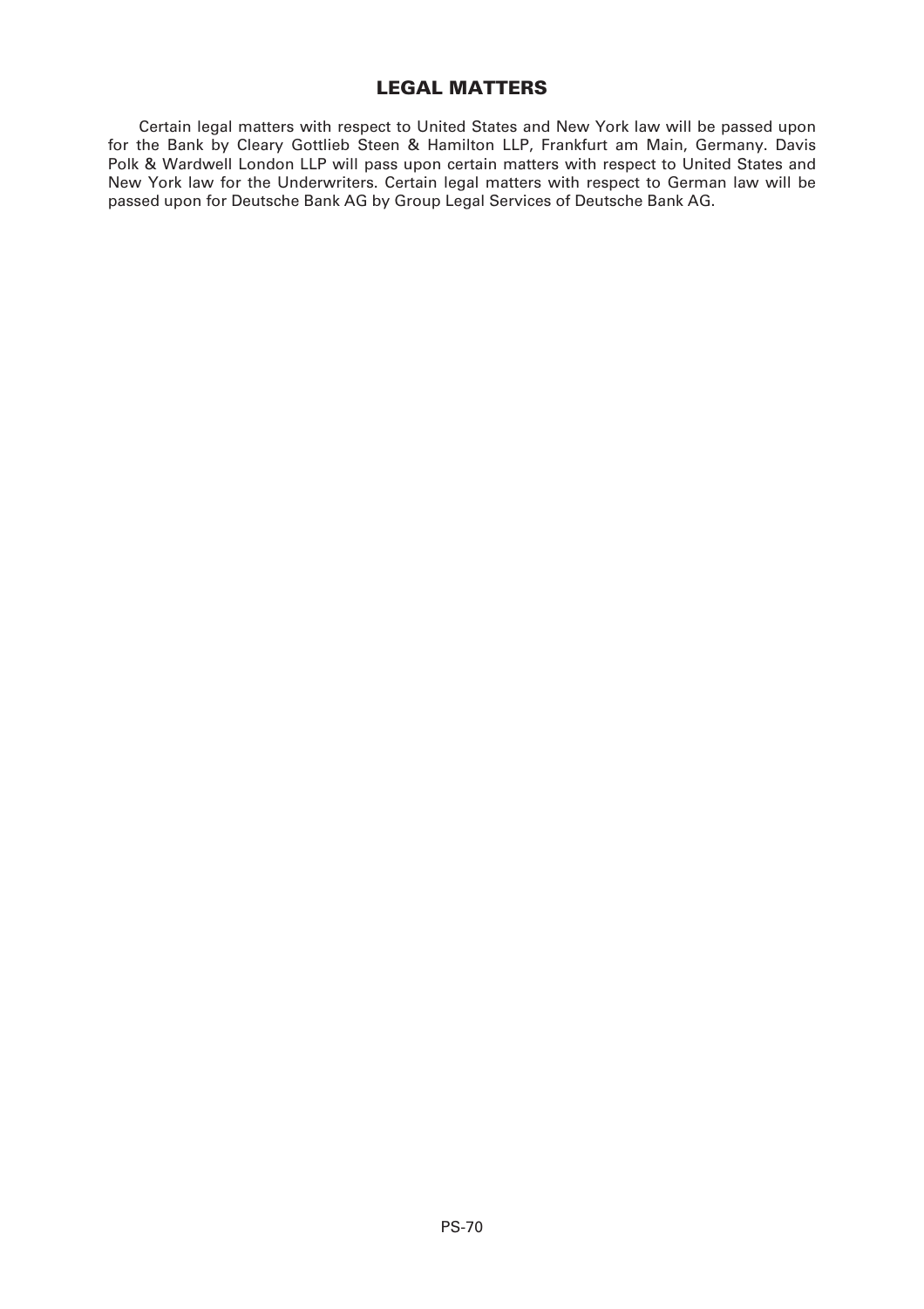## LEGAL MATTERS

Certain legal matters with respect to United States and New York law will be passed upon for the Bank by Cleary Gottlieb Steen & Hamilton LLP, Frankfurt am Main, Germany. Davis Polk & Wardwell London LLP will pass upon certain matters with respect to United States and New York law for the Underwriters. Certain legal matters with respect to German law will be passed upon for Deutsche Bank AG by Group Legal Services of Deutsche Bank AG.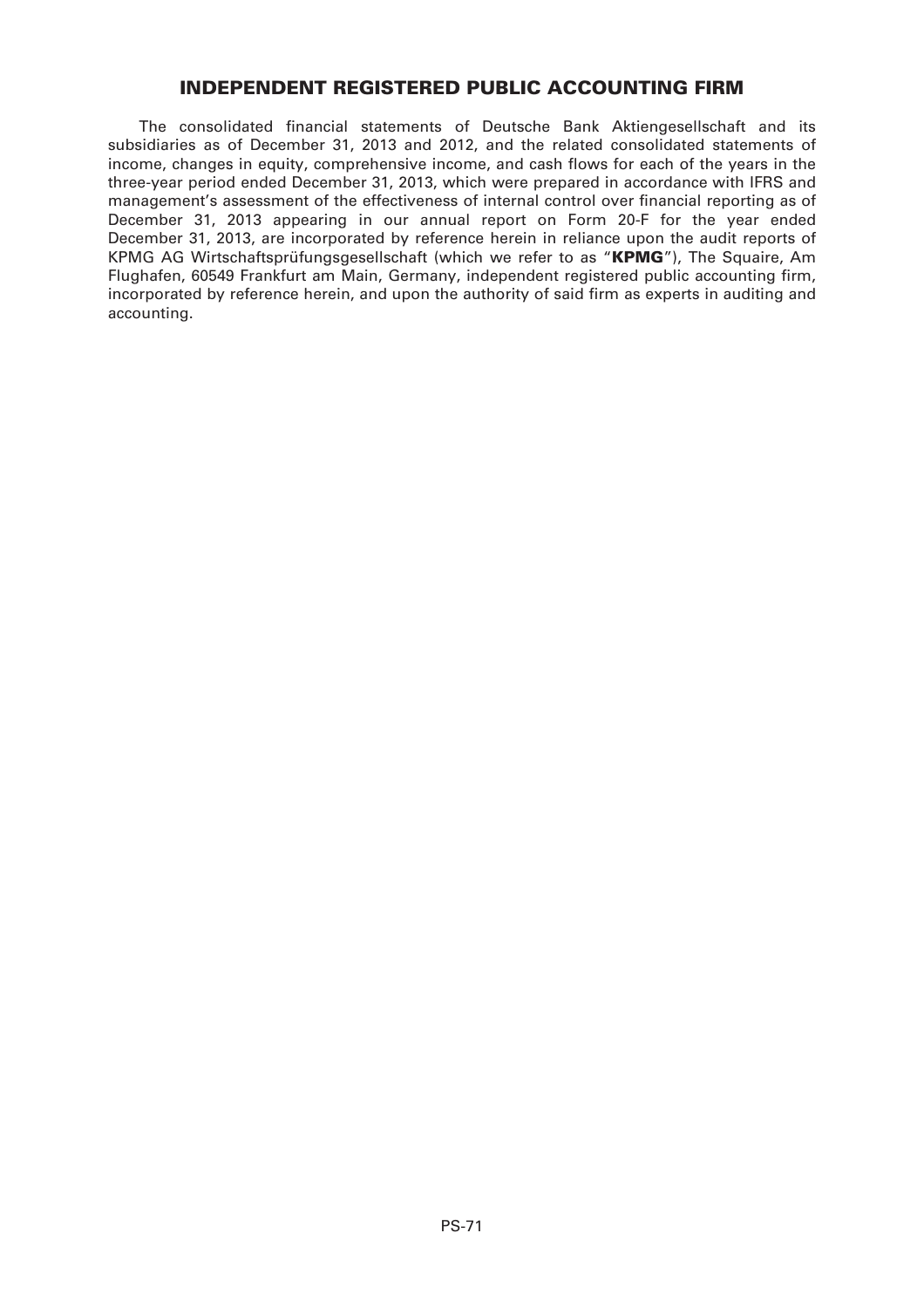## INDEPENDENT REGISTERED PUBLIC ACCOUNTING FIRM

The consolidated financial statements of Deutsche Bank Aktiengesellschaft and its subsidiaries as of December 31, 2013 and 2012, and the related consolidated statements of income, changes in equity, comprehensive income, and cash flows for each of the years in the three-year period ended December 31, 2013, which were prepared in accordance with IFRS and management's assessment of the effectiveness of internal control over financial reporting as of December 31, 2013 appearing in our annual report on Form 20-F for the year ended December 31, 2013, are incorporated by reference herein in reliance upon the audit reports of KPMG AG Wirtschaftsprüfungsgesellschaft (which we refer to as "**KPMG**"), The Squaire, Am Flughafen, 60549 Frankfurt am Main, Germany, independent registered public accounting firm, incorporated by reference herein, and upon the authority of said firm as experts in auditing and accounting.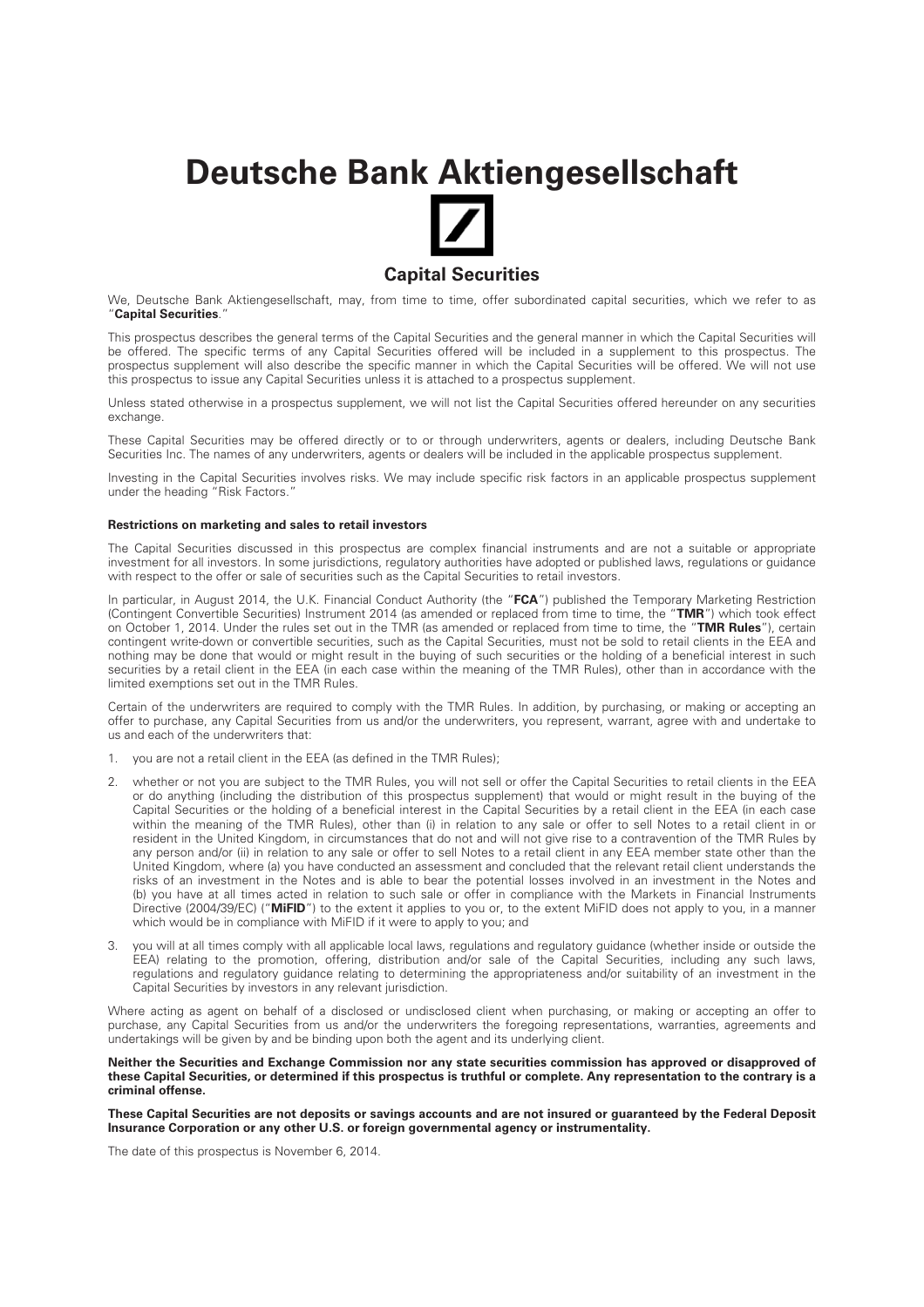# Deutsche Bank Aktiengesellschaft

## Capital Securities

We, Deutsche Bank Aktiengesellschaft, may, from time to time, offer subordinated capital securities, which we refer to as "**Capital Securities**."

This prospectus describes the general terms of the Capital Securities and the general manner in which the Capital Securities will be offered. The specific terms of any Capital Securities offered will be included in a supplement to this prospectus. The prospectus supplement will also describe the specific manner in which the Capital Securities will be offered. We will not use this prospectus to issue any Capital Securities unless it is attached to a prospectus supplement.

Unless stated otherwise in a prospectus supplement, we will not list the Capital Securities offered hereunder on any securities exchange.

These Capital Securities may be offered directly or to or through underwriters, agents or dealers, including Deutsche Bank Securities Inc. The names of any underwriters, agents or dealers will be included in the applicable prospectus supplement.

Investing in the Capital Securities involves risks. We may include specific risk factors in an applicable prospectus supplement under the heading "Risk Factors."

**Restrictions on marketing and sales to retail investors**

The Capital Securities discussed in this prospectus are complex financial instruments and are not a suitable or appropriate investment for all investors. In some jurisdictions, regulatory authorities have adopted or published laws, regulations or guidance with respect to the offer or sale of securities such as the Capital Securities to retail investors.

In particular, in August 2014, the U.K. Financial Conduct Authority (the "**FCA**") published the Temporary Marketing Restriction (Contingent Convertible Securities) Instrument 2014 (as amended or replaced from time to time, the "**TMR**") which took effect on October 1, 2014. Under the rules set out in the TMR (as amended or replaced from time to time, the "**TMR Rules**"), certain contingent write-down or convertible securities, such as the Capital Securities, must not be sold to retail clients in the EEA and nothing may be done that would or might result in the buying of such securities or the holding of a beneficial interest in such securities by a retail client in the EEA (in each case within the meaning of the TMR Rules), other than in accordance with the limited exemptions set out in the TMR Rules.

Certain of the underwriters are required to comply with the TMR Rules. In addition, by purchasing, or making or accepting an offer to purchase, any Capital Securities from us and/or the underwriters, you represent, warrant, agree with and undertake to us and each of the underwriters that:

1. you are not a retail client in the EEA (as defined in the TMR Rules);
2. whether or not you are subject to the TMR Rules, you will not sell or offer the Capital Securities to retail clients in the EEA or do anything (including the distribution of this prospectus supplement) that would or might result in the buying of the Capital Securities or the holding of a beneficial interest in the Capital Securities by a retail client in the EEA (in each case within the meaning of the TMR Rules), other than (i) in relation to any sale or offer to sell Notes to a retail client in or resident in the United Kingdom, in circumstances that do not and will not give rise to a contravention of the TMR Rules by any person and/or (ii) in relation to any sale or offer to sell Notes to a retail client in any EEA member state other than the United Kingdom, where (a) you have conducted an assessment and concluded that the relevant retail client understands the risks of an investment in the Notes and is able to bear the potential losses involved in an investment in the Notes and (b) you have at all times acted in relation to such sale or offer in compliance with the Markets in Financial Instruments Directive (2004/39/EC) ("**MiFID**") to the extent it applies to you or, to the extent MiFID does not apply to you, in a manner which would be in compliance with MiFID if it were to apply to you; and
3. you will at all times comply with all applicable local laws, regulations and regulatory guidance (whether inside or outside the EEA) relating to the promotion, offering, distribution and/or sale of the Capital Securities, including any such laws, regulations and regulatory guidance relating to determining the appropriateness and/or suitability of an investment in the Capital Securities by investors in any relevant jurisdiction.

Where acting as agent on behalf of a disclosed or undisclosed client when purchasing, or making or accepting an offer to purchase, any Capital Securities from us and/or the underwriters the foregoing representations, warranties, agreements and undertakings will be given by and be binding upon both the agent and its underlying client.

**Neither the Securities and Exchange Commission nor any state securities commission has approved or disapproved of these Capital Securities, or determined if this prospectus is truthful or complete. Any representation to the contrary is a criminal offense.**

**These Capital Securities are not deposits or savings accounts and are not insured or guaranteed by the Federal Deposit Insurance Corporation or any other U.S. or foreign governmental agency or instrumentality.**

The date of this prospectus is November 6, 2014.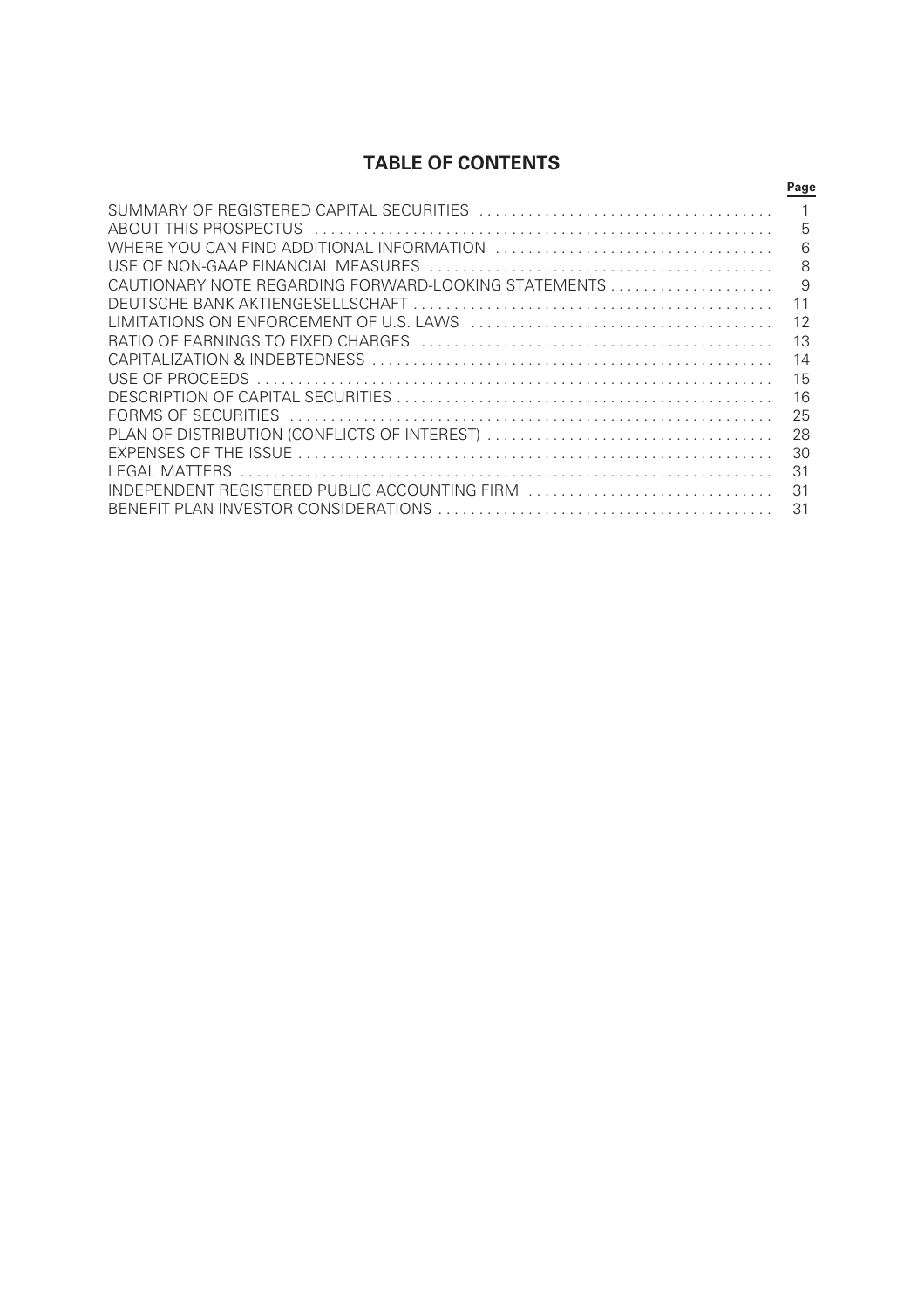# TABLE OF CONTENTS

| | Page |
|---|---|
| SUMMARY OF REGISTERED CAPITAL SECURITIES | 1 |
| ABOUT THIS PROSPECTUS | 5 |
| WHERE YOU CAN FIND ADDITIONAL INFORMATION | 6 |
| USE OF NON-GAAP FINANCIAL MEASURES | 8 |
| CAUTIONARY NOTE REGARDING FORWARD-LOOKING STATEMENTS | 9 |
| DEUTSCHE BANK AKTIENGESELLSCHAFT | 11 |
| LIMITATIONS ON ENFORCEMENT OF U.S. LAWS | 12 |
| RATIO OF EARNINGS TO FIXED CHARGES | 13 |
| CAPITALIZATION & INDEBTEDNESS | 14 |
| USE OF PROCEEDS | 15 |
| DESCRIPTION OF CAPITAL SECURITIES | 16 |
| FORMS OF SECURITIES | 25 |
| PLAN OF DISTRIBUTION (CONFLICTS OF INTEREST) | 28 |
| EXPENSES OF THE ISSUE | 30 |
| LEGAL MATTERS | 31 |
| INDEPENDENT REGISTERED PUBLIC ACCOUNTING FIRM | 31 |
| BENEFIT PLAN INVESTOR CONSIDERATIONS | 31 |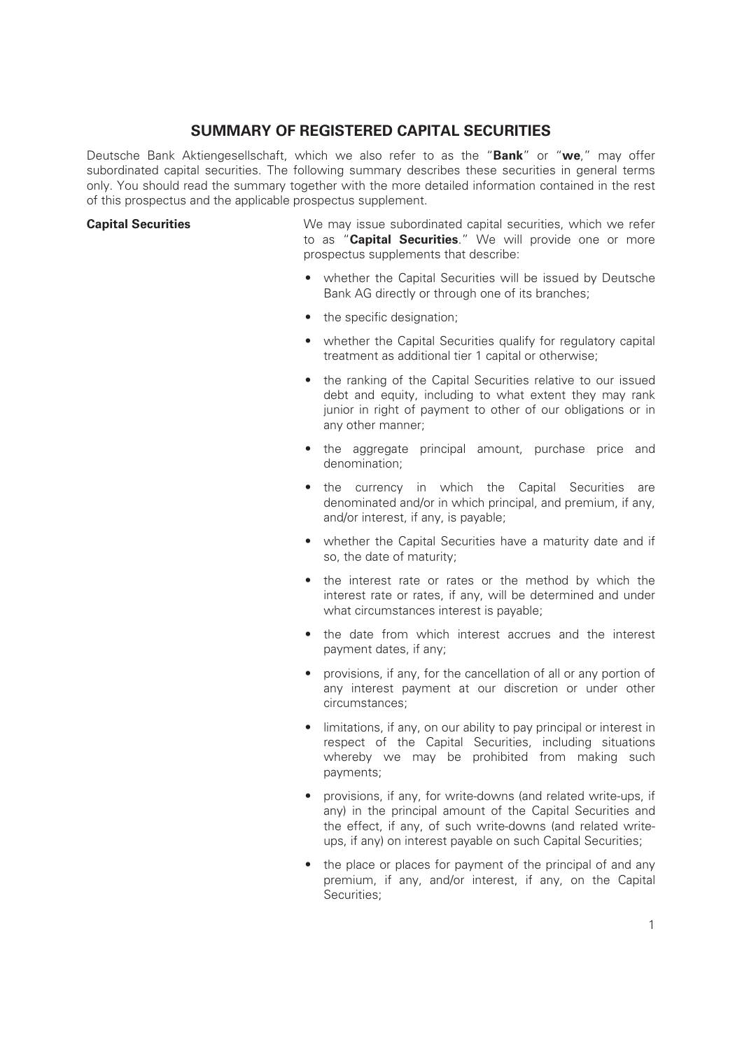## SUMMARY OF REGISTERED CAPITAL SECURITIES

Deutsche Bank Aktiengesellschaft, which we also refer to as the "**Bank**" or "**we**," may offer subordinated capital securities. The following summary describes these securities in general terms only. You should read the summary together with the more detailed information contained in the rest of this prospectus and the applicable prospectus supplement.

**Capital Securities**

We may issue subordinated capital securities, which we refer to as "**Capital Securities**." We will provide one or more prospectus supplements that describe:

- whether the Capital Securities will be issued by Deutsche Bank AG directly or through one of its branches;
- the specific designation;
- whether the Capital Securities qualify for regulatory capital treatment as additional tier 1 capital or otherwise;
- the ranking of the Capital Securities relative to our issued debt and equity, including to what extent they may rank junior in right of payment to other of our obligations or in any other manner;
- the aggregate principal amount, purchase price and denomination;
- the currency in which the Capital Securities are denominated and/or in which principal, and premium, if any, and/or interest, if any, is payable;
- whether the Capital Securities have a maturity date and if so, the date of maturity;
- the interest rate or rates or the method by which the interest rate or rates, if any, will be determined and under what circumstances interest is payable;
- the date from which interest accrues and the interest payment dates, if any;
- provisions, if any, for the cancellation of all or any portion of any interest payment at our discretion or under other circumstances;
- limitations, if any, on our ability to pay principal or interest in respect of the Capital Securities, including situations whereby we may be prohibited from making such payments;
- provisions, if any, for write-downs (and related write-ups, if any) in the principal amount of the Capital Securities and the effect, if any, of such write-downs (and related write-ups, if any) on interest payable on such Capital Securities;
- the place or places for payment of the principal of and any premium, if any, and/or interest, if any, on the Capital Securities;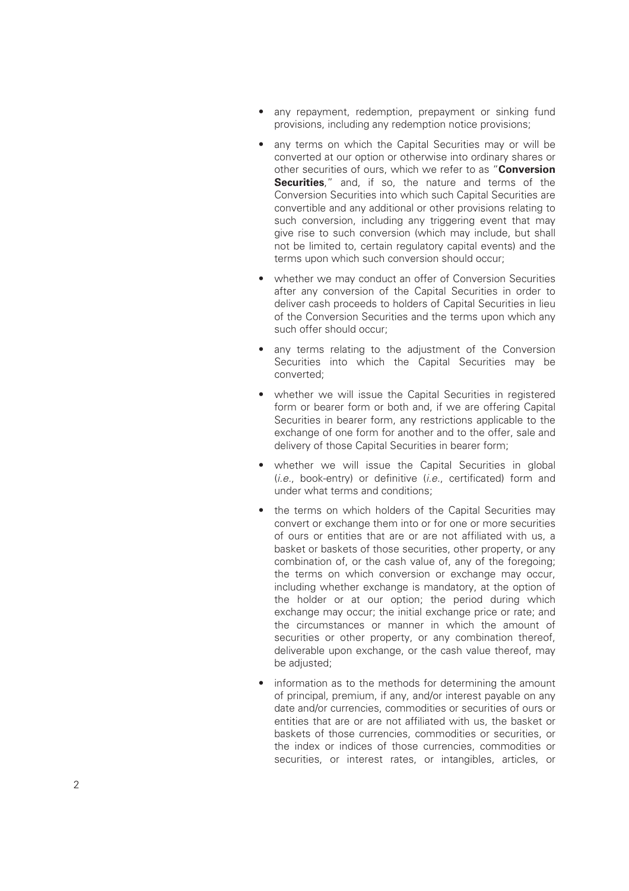- any repayment, redemption, prepayment or sinking fund provisions, including any redemption notice provisions;
- any terms on which the Capital Securities may or will be converted at our option or otherwise into ordinary shares or other securities of ours, which we refer to as "**Conversion Securities**," and, if so, the nature and terms of the Conversion Securities into which such Capital Securities are convertible and any additional or other provisions relating to such conversion, including any triggering event that may give rise to such conversion (which may include, but shall not be limited to, certain regulatory capital events) and the terms upon which such conversion should occur;
- whether we may conduct an offer of Conversion Securities after any conversion of the Capital Securities in order to deliver cash proceeds to holders of Capital Securities in lieu of the Conversion Securities and the terms upon which any such offer should occur;
- any terms relating to the adjustment of the Conversion Securities into which the Capital Securities may be converted;
- whether we will issue the Capital Securities in registered form or bearer form or both and, if we are offering Capital Securities in bearer form, any restrictions applicable to the exchange of one form for another and to the offer, sale and delivery of those Capital Securities in bearer form;
- whether we will issue the Capital Securities in global (*i.e.*, book-entry) or definitive (*i.e.*, certificated) form and under what terms and conditions;
- the terms on which holders of the Capital Securities may convert or exchange them into or for one or more securities of ours or entities that are or are not affiliated with us, a basket or baskets of those securities, other property, or any combination of, or the cash value of, any of the foregoing; the terms on which conversion or exchange may occur, including whether exchange is mandatory, at the option of the holder or at our option; the period during which exchange may occur; the initial exchange price or rate; and the circumstances or manner in which the amount of securities or other property, or any combination thereof, deliverable upon exchange, or the cash value thereof, may be adjusted;
- information as to the methods for determining the amount of principal, premium, if any, and/or interest payable on any date and/or currencies, commodities or securities of ours or entities that are or are not affiliated with us, the basket or baskets of those currencies, commodities or securities, or the index or indices of those currencies, commodities or securities, or interest rates, or intangibles, articles, or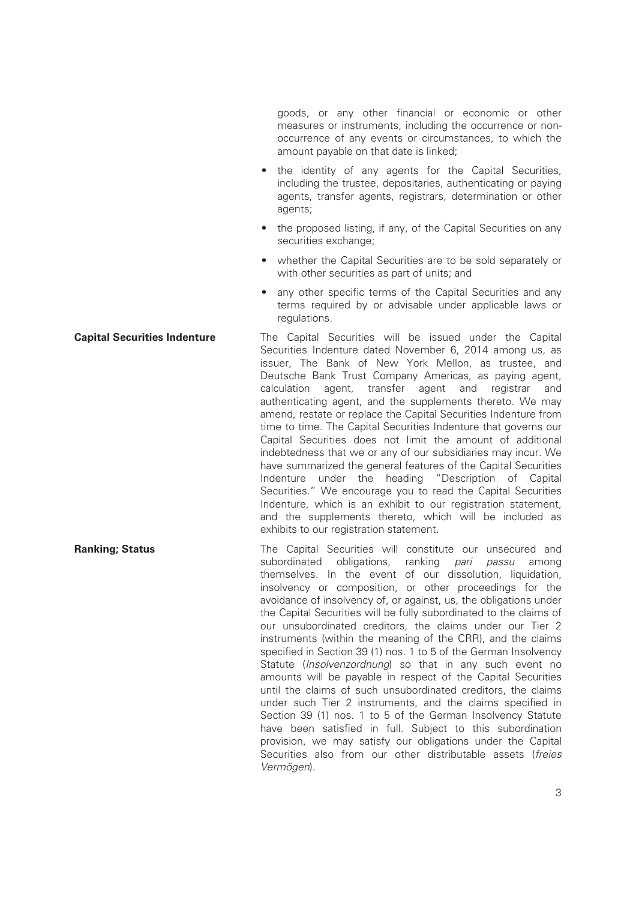goods, or any other financial or economic or other measures or instruments, including the occurrence or non-occurrence of any events or circumstances, to which the amount payable on that date is linked;

- the identity of any agents for the Capital Securities, including the trustee, depositaries, authenticating or paying agents, transfer agents, registrars, determination or other agents;
- the proposed listing, if any, of the Capital Securities on any securities exchange;
- whether the Capital Securities are to be sold separately or with other securities as part of units; and
- any other specific terms of the Capital Securities and any terms required by or advisable under applicable laws or regulations.

**Capital Securities Indenture**

The Capital Securities will be issued under the Capital Securities Indenture dated November 6, 2014 among us, as issuer, The Bank of New York Mellon, as trustee, and Deutsche Bank Trust Company Americas, as paying agent, calculation agent, transfer agent and registrar and authenticating agent, and the supplements thereto. We may amend, restate or replace the Capital Securities Indenture from time to time. The Capital Securities Indenture that governs our Capital Securities does not limit the amount of additional indebtedness that we or any of our subsidiaries may incur. We have summarized the general features of the Capital Securities Indenture under the heading "Description of Capital Securities." We encourage you to read the Capital Securities Indenture, which is an exhibit to our registration statement, and the supplements thereto, which will be included as exhibits to our registration statement.

**Ranking; Status**

The Capital Securities will constitute our unsecured and subordinated obligations, ranking *pari passu* among themselves. In the event of our dissolution, liquidation, insolvency or composition, or other proceedings for the avoidance of insolvency of, or against, us, the obligations under the Capital Securities will be fully subordinated to the claims of our unsubordinated creditors, the claims under our Tier 2 instruments (within the meaning of the CRR), and the claims specified in Section 39 (1) nos. 1 to 5 of the German Insolvency Statute (*Insolvenzordnung*) so that in any such event no amounts will be payable in respect of the Capital Securities until the claims of such unsubordinated creditors, the claims under such Tier 2 instruments, and the claims specified in Section 39 (1) nos. 1 to 5 of the German Insolvency Statute have been satisfied in full. Subject to this subordination provision, we may satisfy our obligations under the Capital Securities also from our other distributable assets (*freies Vermögen*).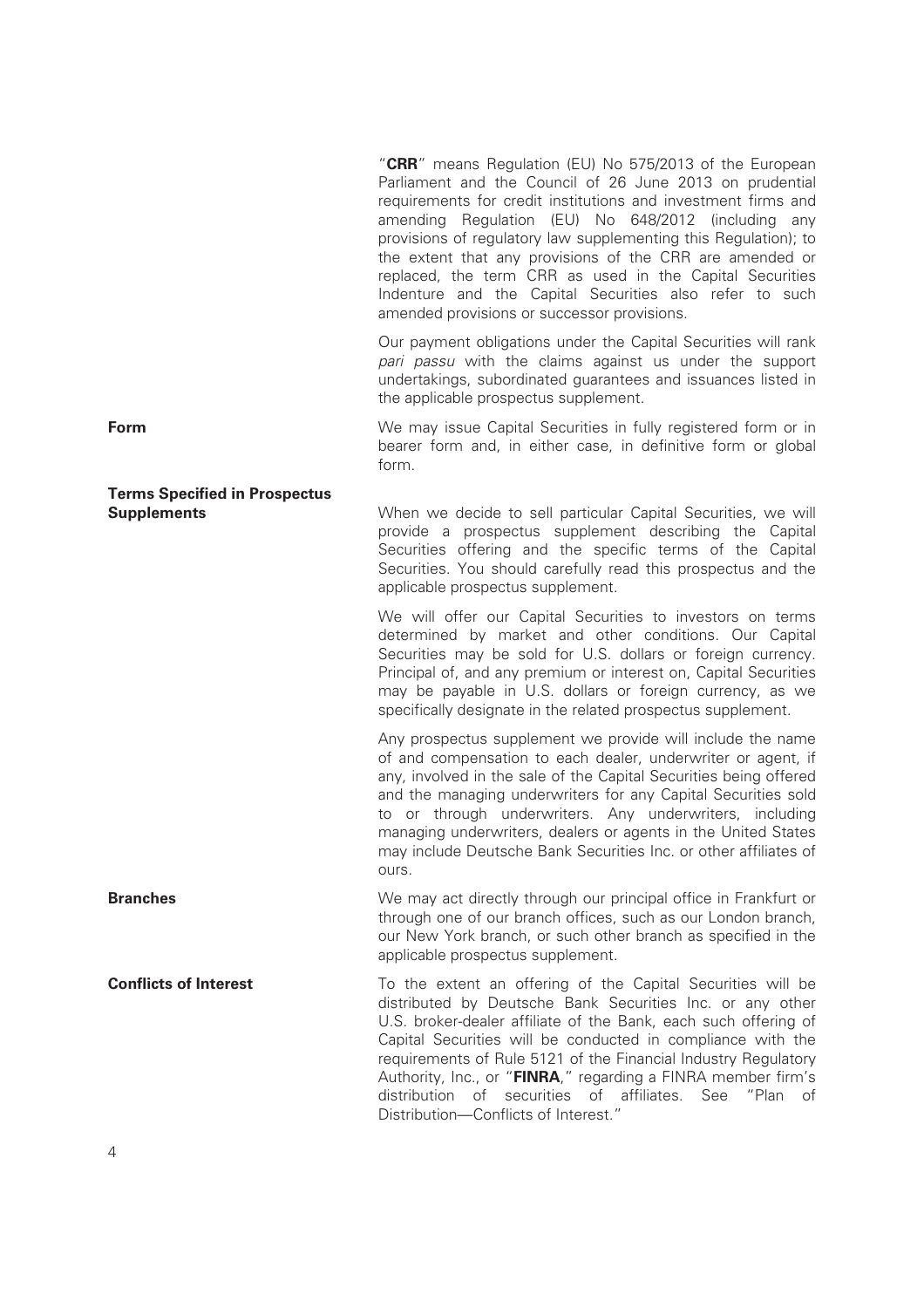"**CRR**" means Regulation (EU) No 575/2013 of the European Parliament and the Council of 26 June 2013 on prudential requirements for credit institutions and investment firms and amending Regulation (EU) No 648/2012 (including any provisions of regulatory law supplementing this Regulation); to the extent that any provisions of the CRR are amended or replaced, the term CRR as used in the Capital Securities Indenture and the Capital Securities also refer to such amended provisions or successor provisions.

Our payment obligations under the Capital Securities will rank *pari passu* with the claims against us under the support undertakings, subordinated guarantees and issuances listed in the applicable prospectus supplement.

**Form**

We may issue Capital Securities in fully registered form or in bearer form and, in either case, in definitive form or global form.

**Terms Specified in Prospectus Supplements**

When we decide to sell particular Capital Securities, we will provide a prospectus supplement describing the Capital Securities offering and the specific terms of the Capital Securities. You should carefully read this prospectus and the applicable prospectus supplement.

We will offer our Capital Securities to investors on terms determined by market and other conditions. Our Capital Securities may be sold for U.S. dollars or foreign currency. Principal of, and any premium or interest on, Capital Securities may be payable in U.S. dollars or foreign currency, as we specifically designate in the related prospectus supplement.

Any prospectus supplement we provide will include the name of and compensation to each dealer, underwriter or agent, if any, involved in the sale of the Capital Securities being offered and the managing underwriters for any Capital Securities sold to or through underwriters. Any underwriters, including managing underwriters, dealers or agents in the United States may include Deutsche Bank Securities Inc. or other affiliates of ours.

**Branches**

We may act directly through our principal office in Frankfurt or through one of our branch offices, such as our London branch, our New York branch, or such other branch as specified in the applicable prospectus supplement.

**Conflicts of Interest**

To the extent an offering of the Capital Securities will be distributed by Deutsche Bank Securities Inc. or any other U.S. broker-dealer affiliate of the Bank, each such offering of Capital Securities will be conducted in compliance with the requirements of Rule 5121 of the Financial Industry Regulatory Authority, Inc., or "**FINRA**," regarding a FINRA member firm's distribution of securities of affiliates. See "Plan of Distribution—Conflicts of Interest."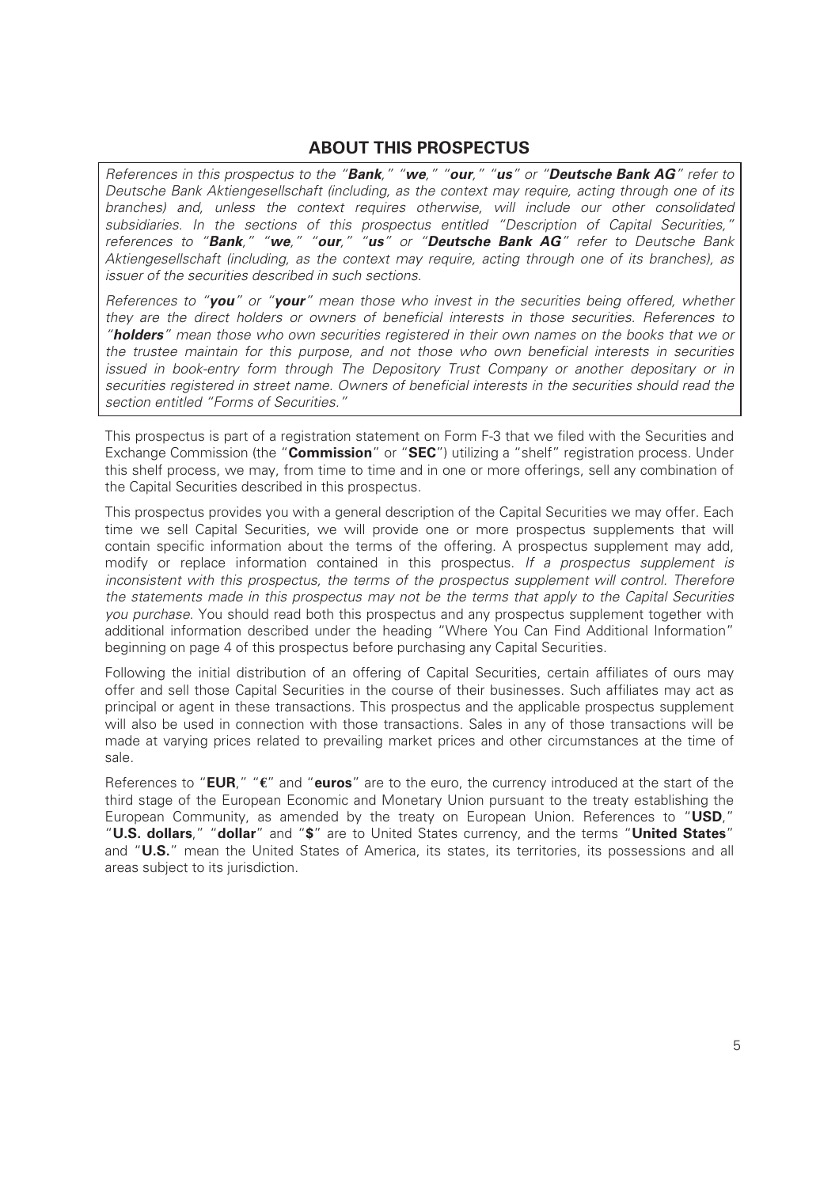## ABOUT THIS PROSPECTUS

*References in this prospectus to the "**Bank**," "**we**," "**our**," "**us**" or "**Deutsche Bank AG**" refer to Deutsche Bank Aktiengesellschaft (including, as the context may require, acting through one of its branches) and, unless the context requires otherwise, will include our other consolidated subsidiaries. In the sections of this prospectus entitled "Description of Capital Securities," references to "**Bank**," "**we**," "**our**," "**us**" or "**Deutsche Bank AG**" refer to Deutsche Bank Aktiengesellschaft (including, as the context may require, acting through one of its branches), as issuer of the securities described in such sections.*

*References to "**you**" or "**your**" mean those who invest in the securities being offered, whether they are the direct holders or owners of beneficial interests in those securities. References to "**holders**" mean those who own securities registered in their own names on the books that we or the trustee maintain for this purpose, and not those who own beneficial interests in securities issued in book-entry form through The Depository Trust Company or another depositary or in securities registered in street name. Owners of beneficial interests in the securities should read the section entitled "Forms of Securities."*

This prospectus is part of a registration statement on Form F-3 that we filed with the Securities and Exchange Commission (the "**Commission**" or "**SEC**") utilizing a "shelf" registration process. Under this shelf process, we may, from time to time and in one or more offerings, sell any combination of the Capital Securities described in this prospectus.

This prospectus provides you with a general description of the Capital Securities we may offer. Each time we sell Capital Securities, we will provide one or more prospectus supplements that will contain specific information about the terms of the offering. A prospectus supplement may add, modify or replace information contained in this prospectus. *If a prospectus supplement is inconsistent with this prospectus, the terms of the prospectus supplement will control. Therefore the statements made in this prospectus may not be the terms that apply to the Capital Securities you purchase.* You should read both this prospectus and any prospectus supplement together with additional information described under the heading "Where You Can Find Additional Information" beginning on page 4 of this prospectus before purchasing any Capital Securities.

Following the initial distribution of an offering of Capital Securities, certain affiliates of ours may offer and sell those Capital Securities in the course of their businesses. Such affiliates may act as principal or agent in these transactions. This prospectus and the applicable prospectus supplement will also be used in connection with those transactions. Sales in any of those transactions will be made at varying prices related to prevailing market prices and other circumstances at the time of sale.

References to "**EUR**," "**€**" and "**euros**" are to the euro, the currency introduced at the start of the third stage of the European Economic and Monetary Union pursuant to the treaty establishing the European Community, as amended by the treaty on European Union. References to "**USD**," "**U.S. dollars**," "**dollar**" and "**$**" are to United States currency, and the terms "**United States**" and "**U.S.**" mean the United States of America, its states, its territories, its possessions and all areas subject to its jurisdiction.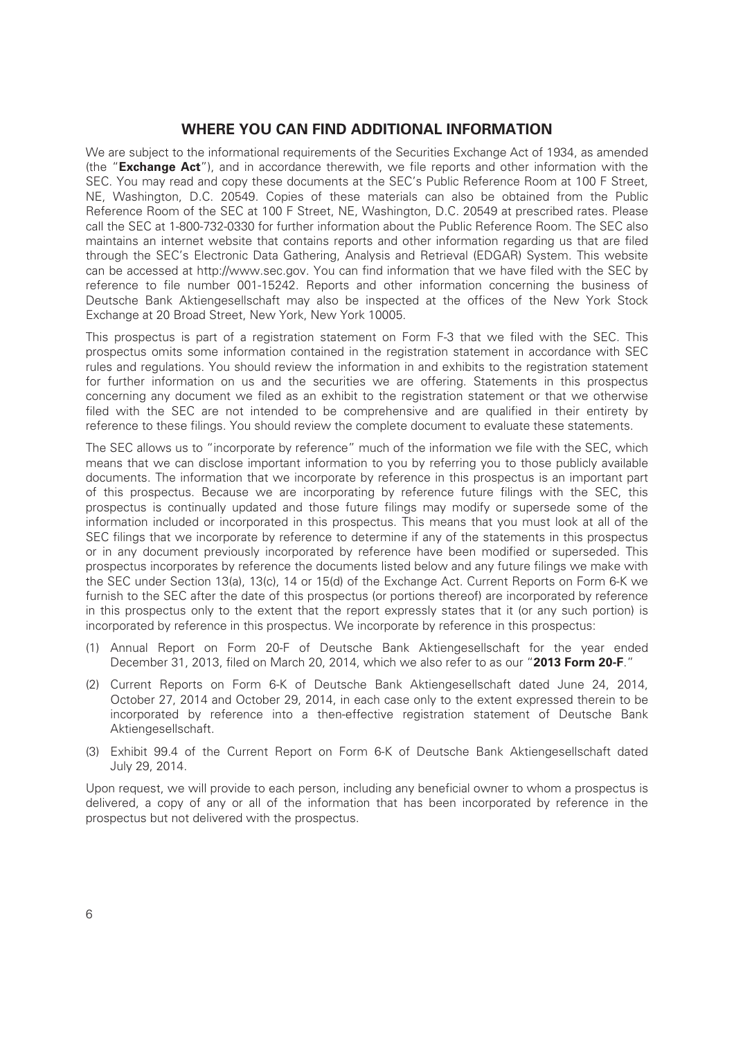## WHERE YOU CAN FIND ADDITIONAL INFORMATION

We are subject to the informational requirements of the Securities Exchange Act of 1934, as amended (the "**Exchange Act**"), and in accordance therewith, we file reports and other information with the SEC. You may read and copy these documents at the SEC's Public Reference Room at 100 F Street, NE, Washington, D.C. 20549. Copies of these materials can also be obtained from the Public Reference Room of the SEC at 100 F Street, NE, Washington, D.C. 20549 at prescribed rates. Please call the SEC at 1-800-732-0330 for further information about the Public Reference Room. The SEC also maintains an internet website that contains reports and other information regarding us that are filed through the SEC's Electronic Data Gathering, Analysis and Retrieval (EDGAR) System. This website can be accessed at http://www.sec.gov. You can find information that we have filed with the SEC by reference to file number 001-15242. Reports and other information concerning the business of Deutsche Bank Aktiengesellschaft may also be inspected at the offices of the New York Stock Exchange at 20 Broad Street, New York, New York 10005.

This prospectus is part of a registration statement on Form F-3 that we filed with the SEC. This prospectus omits some information contained in the registration statement in accordance with SEC rules and regulations. You should review the information in and exhibits to the registration statement for further information on us and the securities we are offering. Statements in this prospectus concerning any document we filed as an exhibit to the registration statement or that we otherwise filed with the SEC are not intended to be comprehensive and are qualified in their entirety by reference to these filings. You should review the complete document to evaluate these statements.

The SEC allows us to "incorporate by reference" much of the information we file with the SEC, which means that we can disclose important information to you by referring you to those publicly available documents. The information that we incorporate by reference in this prospectus is an important part of this prospectus. Because we are incorporating by reference future filings with the SEC, this prospectus is continually updated and those future filings may modify or supersede some of the information included or incorporated in this prospectus. This means that you must look at all of the SEC filings that we incorporate by reference to determine if any of the statements in this prospectus or in any document previously incorporated by reference have been modified or superseded. This prospectus incorporates by reference the documents listed below and any future filings we make with the SEC under Section 13(a), 13(c), 14 or 15(d) of the Exchange Act. Current Reports on Form 6-K we furnish to the SEC after the date of this prospectus (or portions thereof) are incorporated by reference in this prospectus only to the extent that the report expressly states that it (or any such portion) is incorporated by reference in this prospectus. We incorporate by reference in this prospectus:

(1) Annual Report on Form 20-F of Deutsche Bank Aktiengesellschaft for the year ended December 31, 2013, filed on March 20, 2014, which we also refer to as our "**2013 Form 20-F**."

(2) Current Reports on Form 6-K of Deutsche Bank Aktiengesellschaft dated June 24, 2014, October 27, 2014 and October 29, 2014, in each case only to the extent expressed therein to be incorporated by reference into a then-effective registration statement of Deutsche Bank Aktiengesellschaft.

(3) Exhibit 99.4 of the Current Report on Form 6-K of Deutsche Bank Aktiengesellschaft dated July 29, 2014.

Upon request, we will provide to each person, including any beneficial owner to whom a prospectus is delivered, a copy of any or all of the information that has been incorporated by reference in the prospectus but not delivered with the prospectus.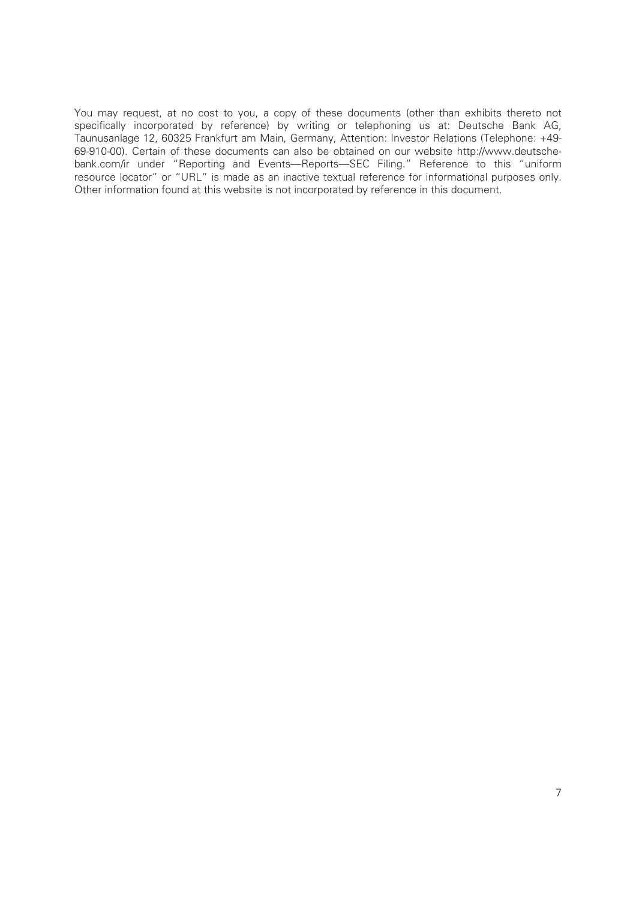You may request, at no cost to you, a copy of these documents (other than exhibits thereto not specifically incorporated by reference) by writing or telephoning us at: Deutsche Bank AG, Taunusanlage 12, 60325 Frankfurt am Main, Germany, Attention: Investor Relations (Telephone: +49-69-910-00). Certain of these documents can also be obtained on our website http://www.deutsche-bank.com/ir under "Reporting and Events—Reports—SEC Filing." Reference to this "uniform resource locator" or "URL" is made as an inactive textual reference for informational purposes only. Other information found at this website is not incorporated by reference in this document.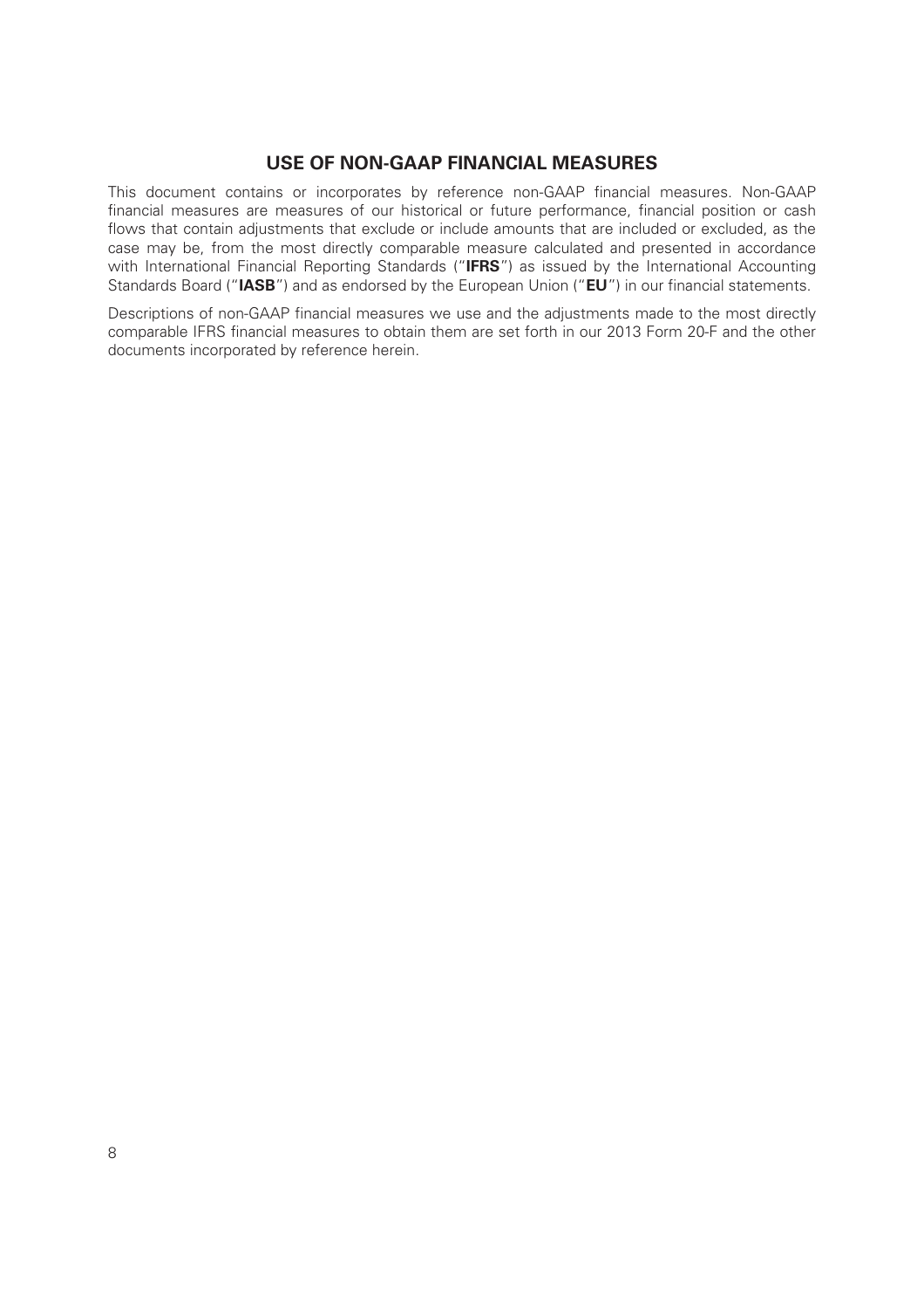## USE OF NON-GAAP FINANCIAL MEASURES

This document contains or incorporates by reference non-GAAP financial measures. Non-GAAP financial measures are measures of our historical or future performance, financial position or cash flows that contain adjustments that exclude or include amounts that are included or excluded, as the case may be, from the most directly comparable measure calculated and presented in accordance with International Financial Reporting Standards ("**IFRS**") as issued by the International Accounting Standards Board ("**IASB**") and as endorsed by the European Union ("**EU**") in our financial statements.

Descriptions of non-GAAP financial measures we use and the adjustments made to the most directly comparable IFRS financial measures to obtain them are set forth in our 2013 Form 20-F and the other documents incorporated by reference herein.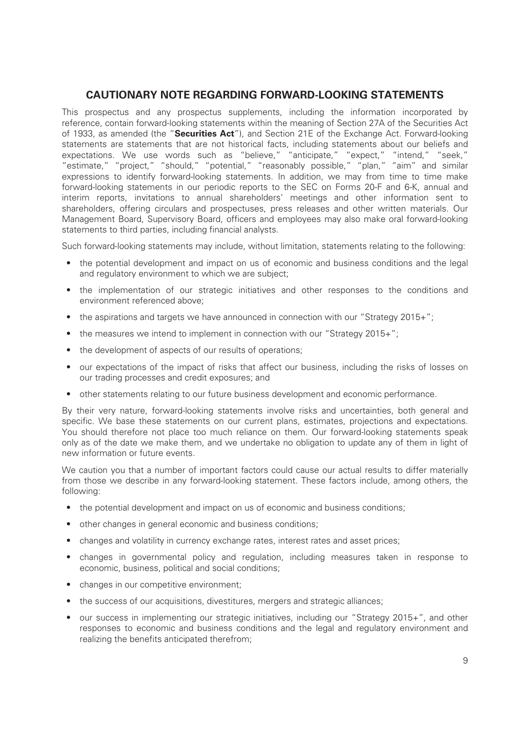## CAUTIONARY NOTE REGARDING FORWARD-LOOKING STATEMENTS

This prospectus and any prospectus supplements, including the information incorporated by reference, contain forward-looking statements within the meaning of Section 27A of the Securities Act of 1933, as amended (the "**Securities Act**"), and Section 21E of the Exchange Act. Forward-looking statements are statements that are not historical facts, including statements about our beliefs and expectations. We use words such as "believe," "anticipate," "expect," "intend," "seek," "estimate," "project," "should," "potential," "reasonably possible," "plan," "aim" and similar expressions to identify forward-looking statements. In addition, we may from time to time make forward-looking statements in our periodic reports to the SEC on Forms 20-F and 6-K, annual and interim reports, invitations to annual shareholders' meetings and other information sent to shareholders, offering circulars and prospectuses, press releases and other written materials. Our Management Board, Supervisory Board, officers and employees may also make oral forward-looking statements to third parties, including financial analysts.

Such forward-looking statements may include, without limitation, statements relating to the following:

- the potential development and impact on us of economic and business conditions and the legal and regulatory environment to which we are subject;
- the implementation of our strategic initiatives and other responses to the conditions and environment referenced above;
- the aspirations and targets we have announced in connection with our "Strategy 2015+";
- the measures we intend to implement in connection with our "Strategy 2015+";
- the development of aspects of our results of operations;
- our expectations of the impact of risks that affect our business, including the risks of losses on our trading processes and credit exposures; and
- other statements relating to our future business development and economic performance.

By their very nature, forward-looking statements involve risks and uncertainties, both general and specific. We base these statements on our current plans, estimates, projections and expectations. You should therefore not place too much reliance on them. Our forward-looking statements speak only as of the date we make them, and we undertake no obligation to update any of them in light of new information or future events.

We caution you that a number of important factors could cause our actual results to differ materially from those we describe in any forward-looking statement. These factors include, among others, the following:

- the potential development and impact on us of economic and business conditions;
- other changes in general economic and business conditions;
- changes and volatility in currency exchange rates, interest rates and asset prices;
- changes in governmental policy and regulation, including measures taken in response to economic, business, political and social conditions;
- changes in our competitive environment;
- the success of our acquisitions, divestitures, mergers and strategic alliances;
- our success in implementing our strategic initiatives, including our "Strategy 2015+", and other responses to economic and business conditions and the legal and regulatory environment and realizing the benefits anticipated therefrom;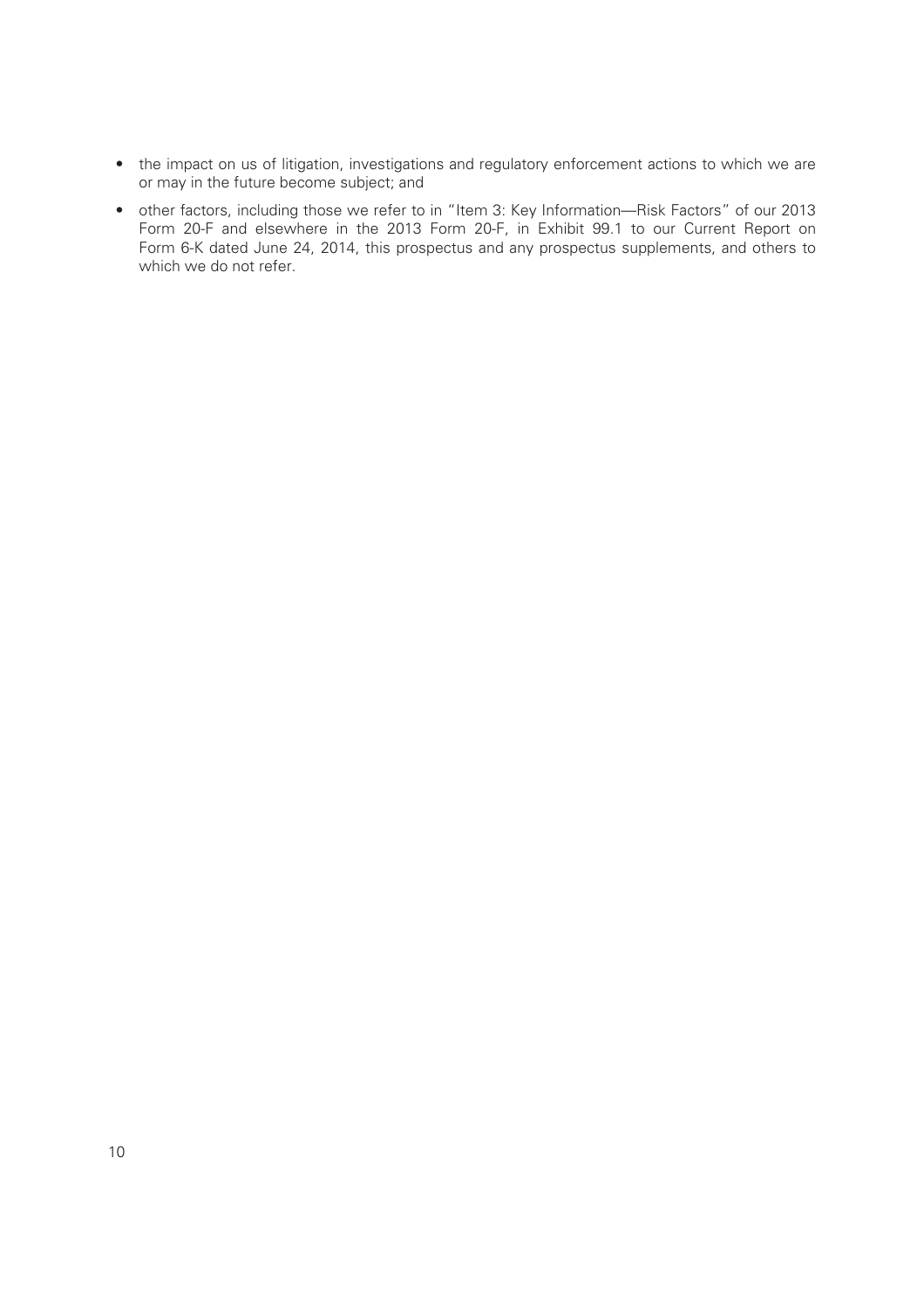- the impact on us of litigation, investigations and regulatory enforcement actions to which we are or may in the future become subject; and
- other factors, including those we refer to in "Item 3: Key Information—Risk Factors" of our 2013 Form 20-F and elsewhere in the 2013 Form 20-F, in Exhibit 99.1 to our Current Report on Form 6-K dated June 24, 2014, this prospectus and any prospectus supplements, and others to which we do not refer.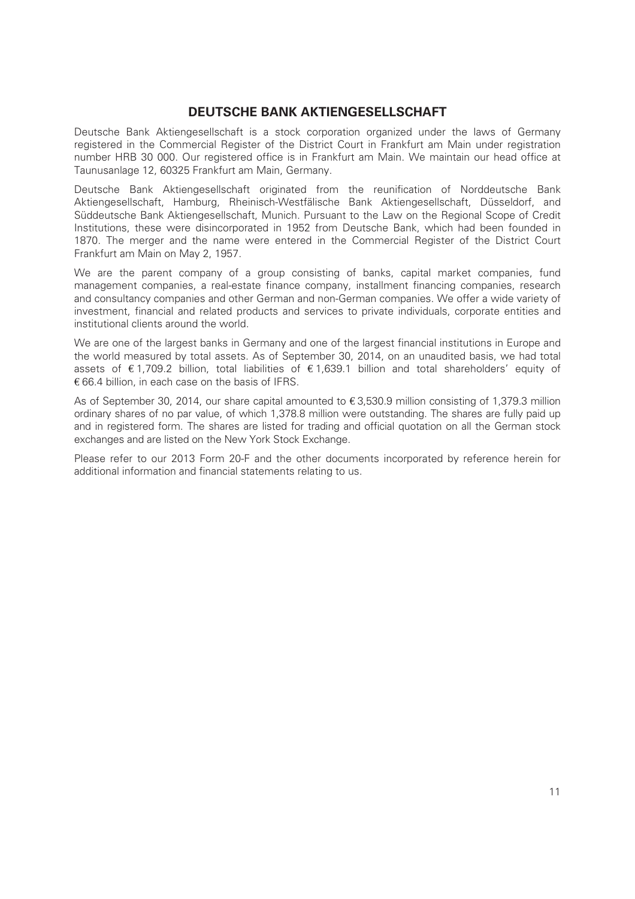# DEUTSCHE BANK AKTIENGESELLSCHAFT

Deutsche Bank Aktiengesellschaft is a stock corporation organized under the laws of Germany registered in the Commercial Register of the District Court in Frankfurt am Main under registration number HRB 30 000. Our registered office is in Frankfurt am Main. We maintain our head office at Taunusanlage 12, 60325 Frankfurt am Main, Germany.

Deutsche Bank Aktiengesellschaft originated from the reunification of Norddeutsche Bank Aktiengesellschaft, Hamburg, Rheinisch-Westfälische Bank Aktiengesellschaft, Düsseldorf, and Süddeutsche Bank Aktiengesellschaft, Munich. Pursuant to the Law on the Regional Scope of Credit Institutions, these were disincorporated in 1952 from Deutsche Bank, which had been founded in 1870. The merger and the name were entered in the Commercial Register of the District Court Frankfurt am Main on May 2, 1957.

We are the parent company of a group consisting of banks, capital market companies, fund management companies, a real-estate finance company, installment financing companies, research and consultancy companies and other German and non-German companies. We offer a wide variety of investment, financial and related products and services to private individuals, corporate entities and institutional clients around the world.

We are one of the largest banks in Germany and one of the largest financial institutions in Europe and the world measured by total assets. As of September 30, 2014, on an unaudited basis, we had total assets of € 1,709.2 billion, total liabilities of € 1,639.1 billion and total shareholders' equity of € 66.4 billion, in each case on the basis of IFRS.

As of September 30, 2014, our share capital amounted to € 3,530.9 million consisting of 1,379.3 million ordinary shares of no par value, of which 1,378.8 million were outstanding. The shares are fully paid up and in registered form. The shares are listed for trading and official quotation on all the German stock exchanges and are listed on the New York Stock Exchange.

Please refer to our 2013 Form 20-F and the other documents incorporated by reference herein for additional information and financial statements relating to us.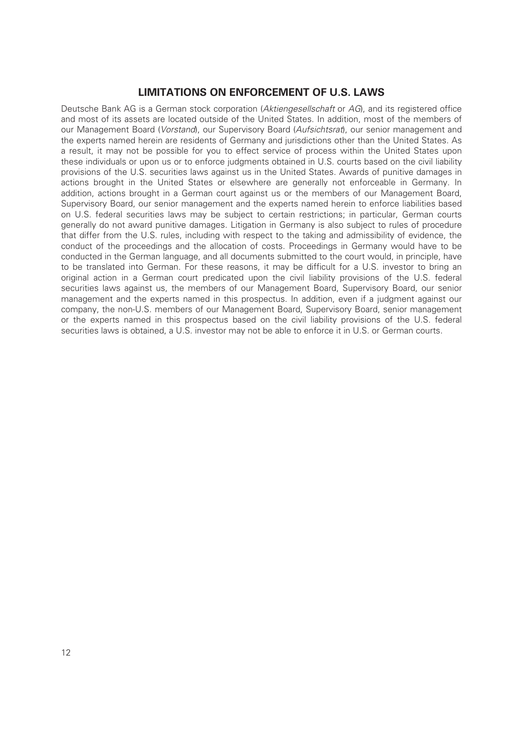## LIMITATIONS ON ENFORCEMENT OF U.S. LAWS

Deutsche Bank AG is a German stock corporation (*Aktiengesellschaft* or *AG*), and its registered office and most of its assets are located outside of the United States. In addition, most of the members of our Management Board (*Vorstand*), our Supervisory Board (*Aufsichtsrat*), our senior management and the experts named herein are residents of Germany and jurisdictions other than the United States. As a result, it may not be possible for you to effect service of process within the United States upon these individuals or upon us or to enforce judgments obtained in U.S. courts based on the civil liability provisions of the U.S. securities laws against us in the United States. Awards of punitive damages in actions brought in the United States or elsewhere are generally not enforceable in Germany. In addition, actions brought in a German court against us or the members of our Management Board, Supervisory Board, our senior management and the experts named herein to enforce liabilities based on U.S. federal securities laws may be subject to certain restrictions; in particular, German courts generally do not award punitive damages. Litigation in Germany is also subject to rules of procedure that differ from the U.S. rules, including with respect to the taking and admissibility of evidence, the conduct of the proceedings and the allocation of costs. Proceedings in Germany would have to be conducted in the German language, and all documents submitted to the court would, in principle, have to be translated into German. For these reasons, it may be difficult for a U.S. investor to bring an original action in a German court predicated upon the civil liability provisions of the U.S. federal securities laws against us, the members of our Management Board, Supervisory Board, our senior management and the experts named in this prospectus. In addition, even if a judgment against our company, the non-U.S. members of our Management Board, Supervisory Board, senior management or the experts named in this prospectus based on the civil liability provisions of the U.S. federal securities laws is obtained, a U.S. investor may not be able to enforce it in U.S. or German courts.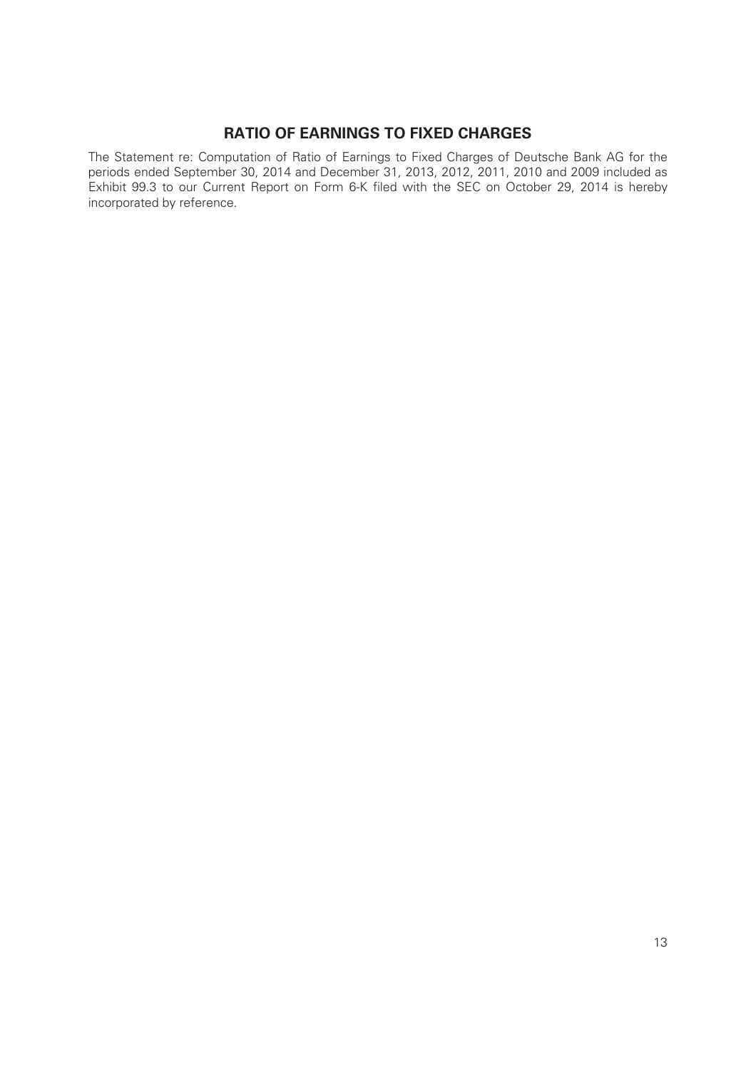## RATIO OF EARNINGS TO FIXED CHARGES

The Statement re: Computation of Ratio of Earnings to Fixed Charges of Deutsche Bank AG for the periods ended September 30, 2014 and December 31, 2013, 2012, 2011, 2010 and 2009 included as Exhibit 99.3 to our Current Report on Form 6-K filed with the SEC on October 29, 2014 is hereby incorporated by reference.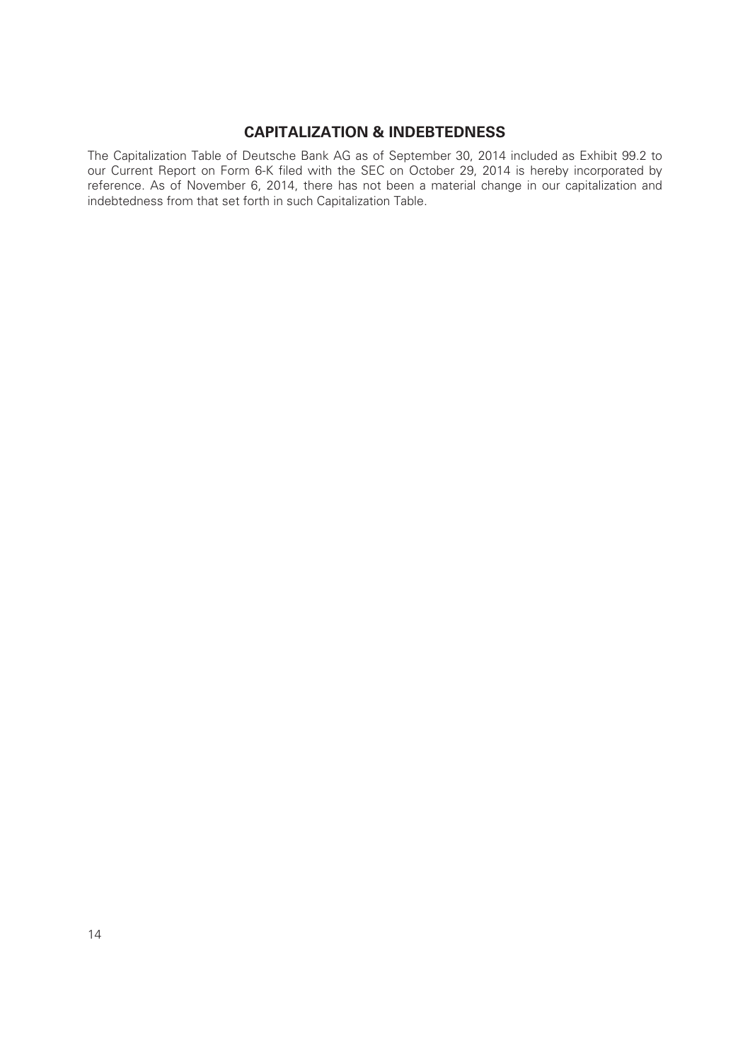## CAPITALIZATION & INDEBTEDNESS

The Capitalization Table of Deutsche Bank AG as of September 30, 2014 included as Exhibit 99.2 to our Current Report on Form 6-K filed with the SEC on October 29, 2014 is hereby incorporated by reference. As of November 6, 2014, there has not been a material change in our capitalization and indebtedness from that set forth in such Capitalization Table.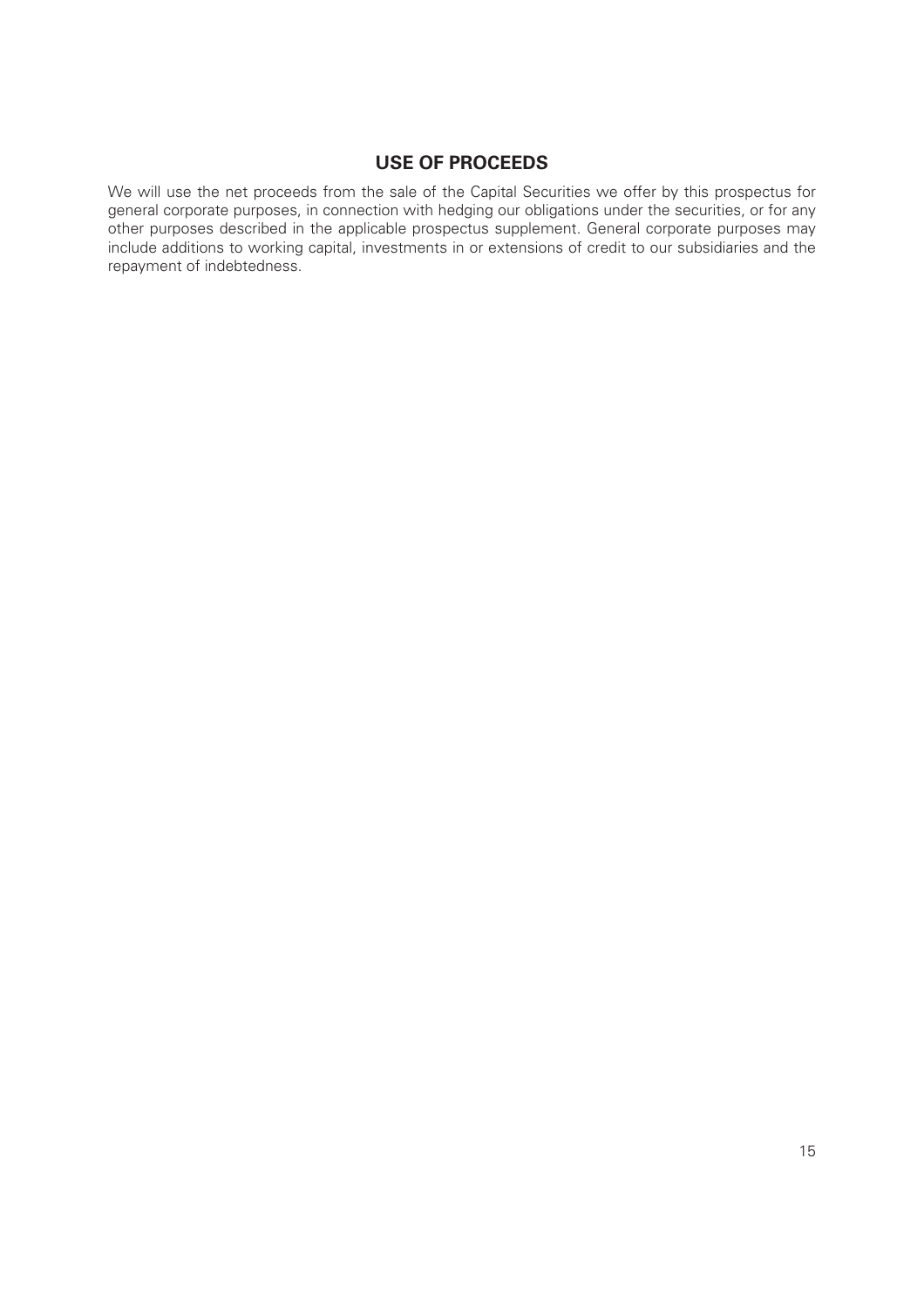## USE OF PROCEEDS

We will use the net proceeds from the sale of the Capital Securities we offer by this prospectus for general corporate purposes, in connection with hedging our obligations under the securities, or for any other purposes described in the applicable prospectus supplement. General corporate purposes may include additions to working capital, investments in or extensions of credit to our subsidiaries and the repayment of indebtedness.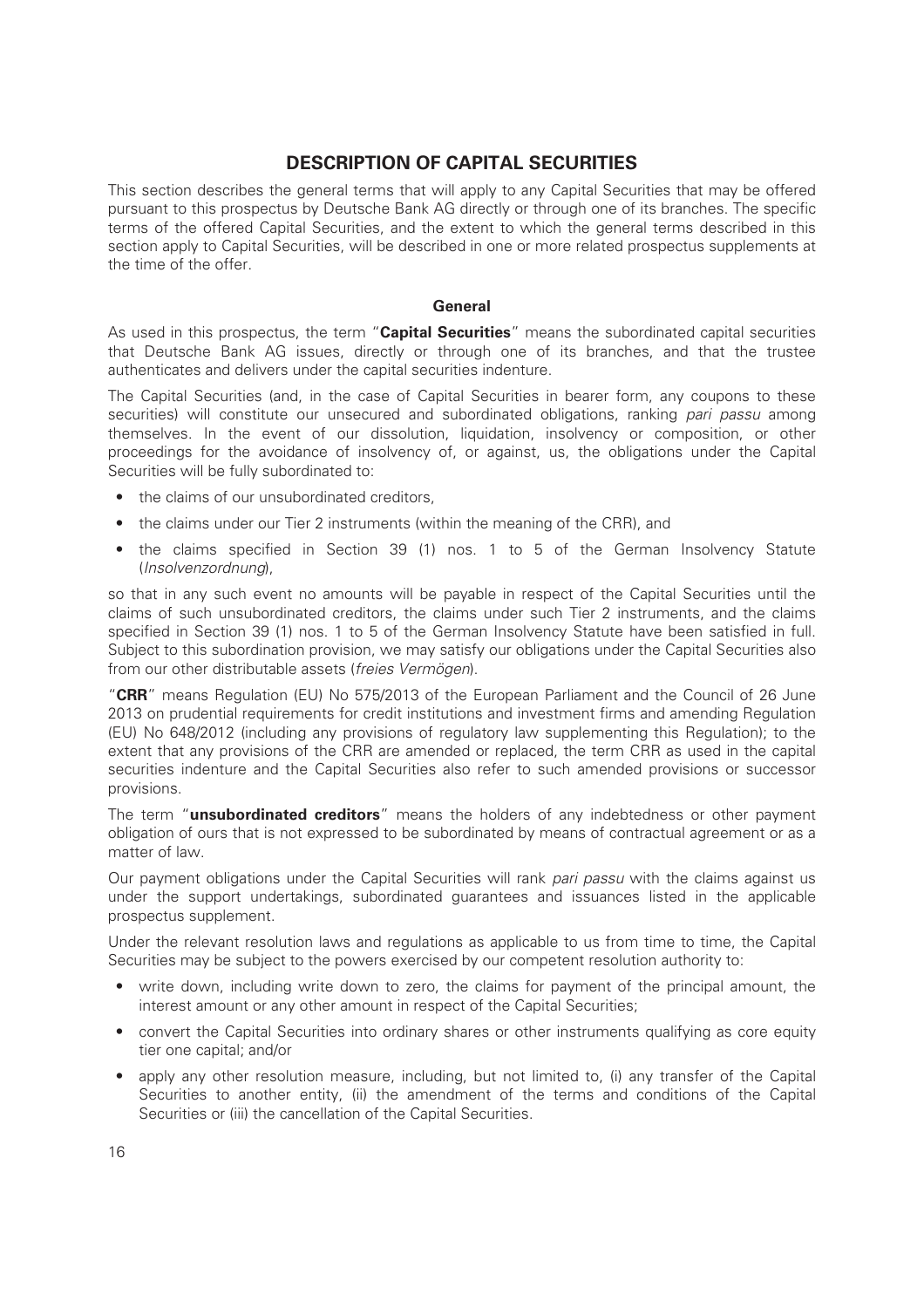# DESCRIPTION OF CAPITAL SECURITIES

This section describes the general terms that will apply to any Capital Securities that may be offered pursuant to this prospectus by Deutsche Bank AG directly or through one of its branches. The specific terms of the offered Capital Securities, and the extent to which the general terms described in this section apply to Capital Securities, will be described in one or more related prospectus supplements at the time of the offer.

## General

As used in this prospectus, the term "**Capital Securities**" means the subordinated capital securities that Deutsche Bank AG issues, directly or through one of its branches, and that the trustee authenticates and delivers under the capital securities indenture.

The Capital Securities (and, in the case of Capital Securities in bearer form, any coupons to these securities) will constitute our unsecured and subordinated obligations, ranking *pari passu* among themselves. In the event of our dissolution, liquidation, insolvency or composition, or other proceedings for the avoidance of insolvency of, or against, us, the obligations under the Capital Securities will be fully subordinated to:

- the claims of our unsubordinated creditors,
- the claims under our Tier 2 instruments (within the meaning of the CRR), and
- the claims specified in Section 39 (1) nos. 1 to 5 of the German Insolvency Statute (*Insolvenzordnung*),

so that in any such event no amounts will be payable in respect of the Capital Securities until the claims of such unsubordinated creditors, the claims under such Tier 2 instruments, and the claims specified in Section 39 (1) nos. 1 to 5 of the German Insolvency Statute have been satisfied in full. Subject to this subordination provision, we may satisfy our obligations under the Capital Securities also from our other distributable assets (*freies Vermögen*).

"**CRR**" means Regulation (EU) No 575/2013 of the European Parliament and the Council of 26 June 2013 on prudential requirements for credit institutions and investment firms and amending Regulation (EU) No 648/2012 (including any provisions of regulatory law supplementing this Regulation); to the extent that any provisions of the CRR are amended or replaced, the term CRR as used in the capital securities indenture and the Capital Securities also refer to such amended provisions or successor provisions.

The term "**unsubordinated creditors**" means the holders of any indebtedness or other payment obligation of ours that is not expressed to be subordinated by means of contractual agreement or as a matter of law.

Our payment obligations under the Capital Securities will rank *pari passu* with the claims against us under the support undertakings, subordinated guarantees and issuances listed in the applicable prospectus supplement.

Under the relevant resolution laws and regulations as applicable to us from time to time, the Capital Securities may be subject to the powers exercised by our competent resolution authority to:

- write down, including write down to zero, the claims for payment of the principal amount, the interest amount or any other amount in respect of the Capital Securities;
- convert the Capital Securities into ordinary shares or other instruments qualifying as core equity tier one capital; and/or
- apply any other resolution measure, including, but not limited to, (i) any transfer of the Capital Securities to another entity, (ii) the amendment of the terms and conditions of the Capital Securities or (iii) the cancellation of the Capital Securities.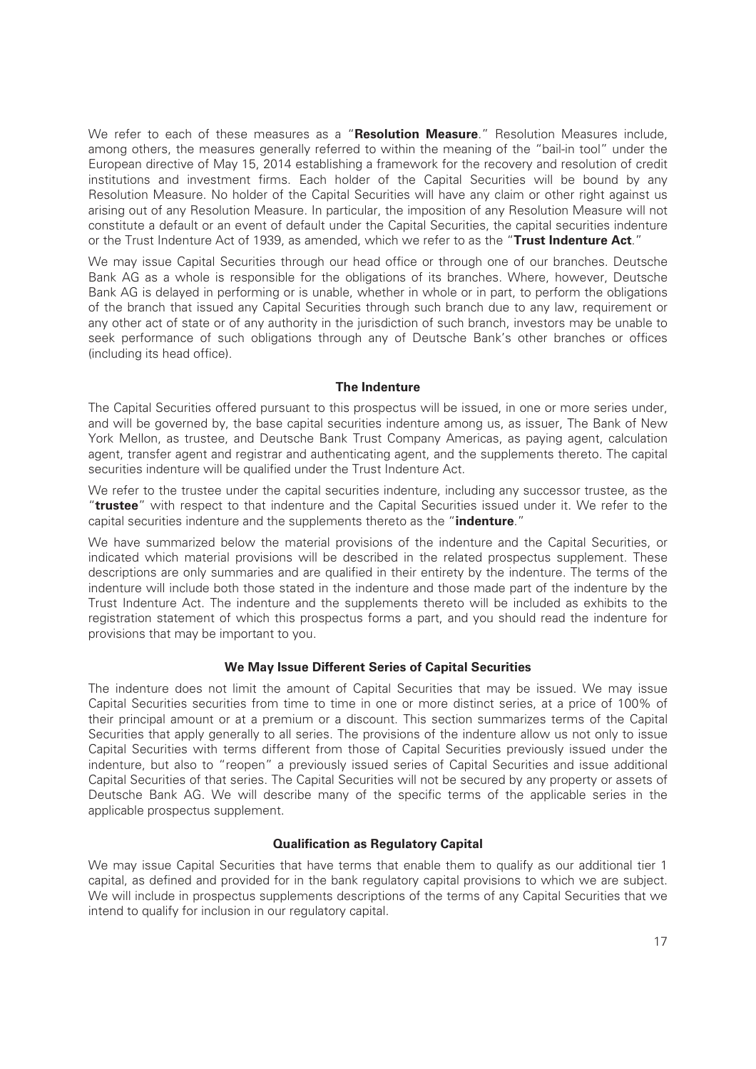We refer to each of these measures as a "**Resolution Measure**." Resolution Measures include, among others, the measures generally referred to within the meaning of the "bail-in tool" under the European directive of May 15, 2014 establishing a framework for the recovery and resolution of credit institutions and investment firms. Each holder of the Capital Securities will be bound by any Resolution Measure. No holder of the Capital Securities will have any claim or other right against us arising out of any Resolution Measure. In particular, the imposition of any Resolution Measure will not constitute a default or an event of default under the Capital Securities, the capital securities indenture or the Trust Indenture Act of 1939, as amended, which we refer to as the "**Trust Indenture Act**."

We may issue Capital Securities through our head office or through one of our branches. Deutsche Bank AG as a whole is responsible for the obligations of its branches. Where, however, Deutsche Bank AG is delayed in performing or is unable, whether in whole or in part, to perform the obligations of the branch that issued any Capital Securities through such branch due to any law, requirement or any other act of state or of any authority in the jurisdiction of such branch, investors may be unable to seek performance of such obligations through any of Deutsche Bank's other branches or offices (including its head office).

### The Indenture

The Capital Securities offered pursuant to this prospectus will be issued, in one or more series under, and will be governed by, the base capital securities indenture among us, as issuer, The Bank of New York Mellon, as trustee, and Deutsche Bank Trust Company Americas, as paying agent, calculation agent, transfer agent and registrar and authenticating agent, and the supplements thereto. The capital securities indenture will be qualified under the Trust Indenture Act.

We refer to the trustee under the capital securities indenture, including any successor trustee, as the "**trustee**" with respect to that indenture and the Capital Securities issued under it. We refer to the capital securities indenture and the supplements thereto as the "**indenture**."

We have summarized below the material provisions of the indenture and the Capital Securities, or indicated which material provisions will be described in the related prospectus supplement. These descriptions are only summaries and are qualified in their entirety by the indenture. The terms of the indenture will include both those stated in the indenture and those made part of the indenture by the Trust Indenture Act. The indenture and the supplements thereto will be included as exhibits to the registration statement of which this prospectus forms a part, and you should read the indenture for provisions that may be important to you.

### We May Issue Different Series of Capital Securities

The indenture does not limit the amount of Capital Securities that may be issued. We may issue Capital Securities securities from time to time in one or more distinct series, at a price of 100% of their principal amount or at a premium or a discount. This section summarizes terms of the Capital Securities that apply generally to all series. The provisions of the indenture allow us not only to issue Capital Securities with terms different from those of Capital Securities previously issued under the indenture, but also to "reopen" a previously issued series of Capital Securities and issue additional Capital Securities of that series. The Capital Securities will not be secured by any property or assets of Deutsche Bank AG. We will describe many of the specific terms of the applicable series in the applicable prospectus supplement.

### Qualification as Regulatory Capital

We may issue Capital Securities that have terms that enable them to qualify as our additional tier 1 capital, as defined and provided for in the bank regulatory capital provisions to which we are subject. We will include in prospectus supplements descriptions of the terms of any Capital Securities that we intend to qualify for inclusion in our regulatory capital.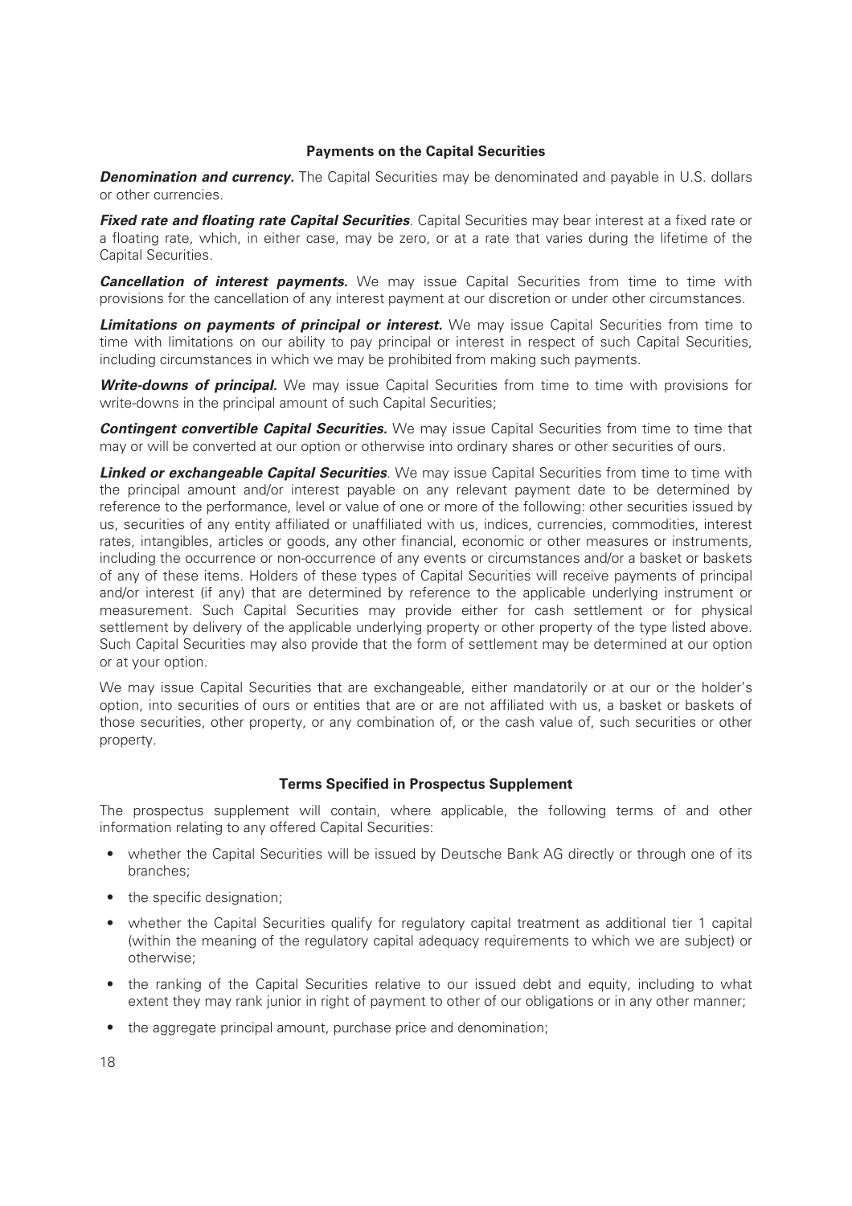### Payments on the Capital Securities

***Denomination and currency.*** The Capital Securities may be denominated and payable in U.S. dollars or other currencies.

***Fixed rate and floating rate Capital Securities***. Capital Securities may bear interest at a fixed rate or a floating rate, which, in either case, may be zero, or at a rate that varies during the lifetime of the Capital Securities.

***Cancellation of interest payments.*** We may issue Capital Securities from time to time with provisions for the cancellation of any interest payment at our discretion or under other circumstances.

***Limitations on payments of principal or interest.*** We may issue Capital Securities from time to time with limitations on our ability to pay principal or interest in respect of such Capital Securities, including circumstances in which we may be prohibited from making such payments.

***Write-downs of principal.*** We may issue Capital Securities from time to time with provisions for write-downs in the principal amount of such Capital Securities;

***Contingent convertible Capital Securities.*** We may issue Capital Securities from time to time that may or will be converted at our option or otherwise into ordinary shares or other securities of ours.

***Linked or exchangeable Capital Securities***. We may issue Capital Securities from time to time with the principal amount and/or interest payable on any relevant payment date to be determined by reference to the performance, level or value of one or more of the following: other securities issued by us, securities of any entity affiliated or unaffiliated with us, indices, currencies, commodities, interest rates, intangibles, articles or goods, any other financial, economic or other measures or instruments, including the occurrence or non-occurrence of any events or circumstances and/or a basket or baskets of any of these items. Holders of these types of Capital Securities will receive payments of principal and/or interest (if any) that are determined by reference to the applicable underlying instrument or measurement. Such Capital Securities may provide either for cash settlement or for physical settlement by delivery of the applicable underlying property or other property of the type listed above. Such Capital Securities may also provide that the form of settlement may be determined at our option or at your option.

We may issue Capital Securities that are exchangeable, either mandatorily or at our or the holder's option, into securities of ours or entities that are or are not affiliated with us, a basket or baskets of those securities, other property, or any combination of, or the cash value of, such securities or other property.

### Terms Specified in Prospectus Supplement

The prospectus supplement will contain, where applicable, the following terms of and other information relating to any offered Capital Securities:

- whether the Capital Securities will be issued by Deutsche Bank AG directly or through one of its branches;
- the specific designation;
- whether the Capital Securities qualify for regulatory capital treatment as additional tier 1 capital (within the meaning of the regulatory capital adequacy requirements to which we are subject) or otherwise;
- the ranking of the Capital Securities relative to our issued debt and equity, including to what extent they may rank junior in right of payment to other of our obligations or in any other manner;
- the aggregate principal amount, purchase price and denomination;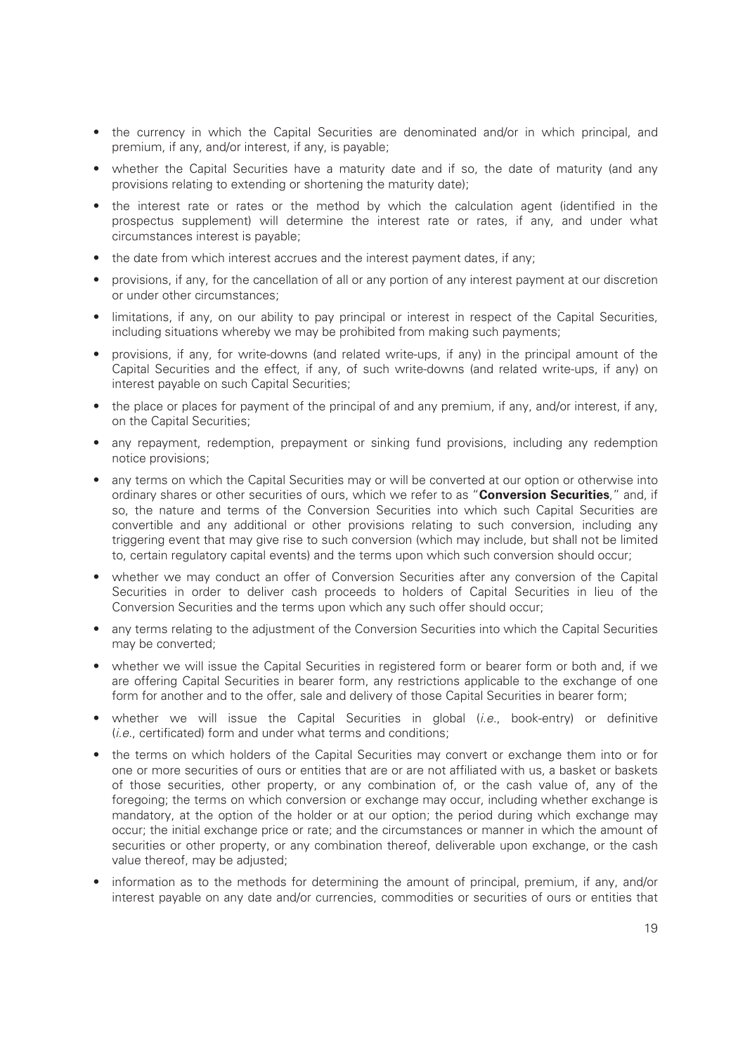- the currency in which the Capital Securities are denominated and/or in which principal, and premium, if any, and/or interest, if any, is payable;
- whether the Capital Securities have a maturity date and if so, the date of maturity (and any provisions relating to extending or shortening the maturity date);
- the interest rate or rates or the method by which the calculation agent (identified in the prospectus supplement) will determine the interest rate or rates, if any, and under what circumstances interest is payable;
- the date from which interest accrues and the interest payment dates, if any;
- provisions, if any, for the cancellation of all or any portion of any interest payment at our discretion or under other circumstances;
- limitations, if any, on our ability to pay principal or interest in respect of the Capital Securities, including situations whereby we may be prohibited from making such payments;
- provisions, if any, for write-downs (and related write-ups, if any) in the principal amount of the Capital Securities and the effect, if any, of such write-downs (and related write-ups, if any) on interest payable on such Capital Securities;
- the place or places for payment of the principal of and any premium, if any, and/or interest, if any, on the Capital Securities;
- any repayment, redemption, prepayment or sinking fund provisions, including any redemption notice provisions;
- any terms on which the Capital Securities may or will be converted at our option or otherwise into ordinary shares or other securities of ours, which we refer to as "**Conversion Securities**," and, if so, the nature and terms of the Conversion Securities into which such Capital Securities are convertible and any additional or other provisions relating to such conversion, including any triggering event that may give rise to such conversion (which may include, but shall not be limited to, certain regulatory capital events) and the terms upon which such conversion should occur;
- whether we may conduct an offer of Conversion Securities after any conversion of the Capital Securities in order to deliver cash proceeds to holders of Capital Securities in lieu of the Conversion Securities and the terms upon which any such offer should occur;
- any terms relating to the adjustment of the Conversion Securities into which the Capital Securities may be converted;
- whether we will issue the Capital Securities in registered form or bearer form or both and, if we are offering Capital Securities in bearer form, any restrictions applicable to the exchange of one form for another and to the offer, sale and delivery of those Capital Securities in bearer form;
- whether we will issue the Capital Securities in global (*i.e.*, book-entry) or definitive (*i.e.*, certificated) form and under what terms and conditions;
- the terms on which holders of the Capital Securities may convert or exchange them into or for one or more securities of ours or entities that are or are not affiliated with us, a basket or baskets of those securities, other property, or any combination of, or the cash value of, any of the foregoing; the terms on which conversion or exchange may occur, including whether exchange is mandatory, at the option of the holder or at our option; the period during which exchange may occur; the initial exchange price or rate; and the circumstances or manner in which the amount of securities or other property, or any combination thereof, deliverable upon exchange, or the cash value thereof, may be adjusted;
- information as to the methods for determining the amount of principal, premium, if any, and/or interest payable on any date and/or currencies, commodities or securities of ours or entities that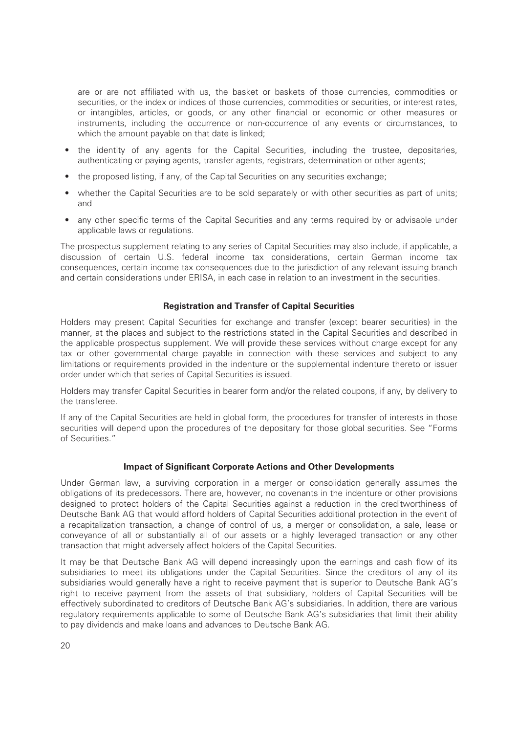are or are not affiliated with us, the basket or baskets of those currencies, commodities or securities, or the index or indices of those currencies, commodities or securities, or interest rates, or intangibles, articles, or goods, or any other financial or economic or other measures or instruments, including the occurrence or non-occurrence of any events or circumstances, to which the amount payable on that date is linked;

- the identity of any agents for the Capital Securities, including the trustee, depositaries, authenticating or paying agents, transfer agents, registrars, determination or other agents;
- the proposed listing, if any, of the Capital Securities on any securities exchange;
- whether the Capital Securities are to be sold separately or with other securities as part of units; and
- any other specific terms of the Capital Securities and any terms required by or advisable under applicable laws or regulations.

The prospectus supplement relating to any series of Capital Securities may also include, if applicable, a discussion of certain U.S. federal income tax considerations, certain German income tax consequences, certain income tax consequences due to the jurisdiction of any relevant issuing branch and certain considerations under ERISA, in each case in relation to an investment in the securities.

**Registration and Transfer of Capital Securities**

Holders may present Capital Securities for exchange and transfer (except bearer securities) in the manner, at the places and subject to the restrictions stated in the Capital Securities and described in the applicable prospectus supplement. We will provide these services without charge except for any tax or other governmental charge payable in connection with these services and subject to any limitations or requirements provided in the indenture or the supplemental indenture thereto or issuer order under which that series of Capital Securities is issued.

Holders may transfer Capital Securities in bearer form and/or the related coupons, if any, by delivery to the transferee.

If any of the Capital Securities are held in global form, the procedures for transfer of interests in those securities will depend upon the procedures of the depositary for those global securities. See "Forms of Securities."

**Impact of Significant Corporate Actions and Other Developments**

Under German law, a surviving corporation in a merger or consolidation generally assumes the obligations of its predecessors. There are, however, no covenants in the indenture or other provisions designed to protect holders of the Capital Securities against a reduction in the creditworthiness of Deutsche Bank AG that would afford holders of Capital Securities additional protection in the event of a recapitalization transaction, a change of control of us, a merger or consolidation, a sale, lease or conveyance of all or substantially all of our assets or a highly leveraged transaction or any other transaction that might adversely affect holders of the Capital Securities.

It may be that Deutsche Bank AG will depend increasingly upon the earnings and cash flow of its subsidiaries to meet its obligations under the Capital Securities. Since the creditors of any of its subsidiaries would generally have a right to receive payment that is superior to Deutsche Bank AG's right to receive payment from the assets of that subsidiary, holders of Capital Securities will be effectively subordinated to creditors of Deutsche Bank AG's subsidiaries. In addition, there are various regulatory requirements applicable to some of Deutsche Bank AG's subsidiaries that limit their ability to pay dividends and make loans and advances to Deutsche Bank AG.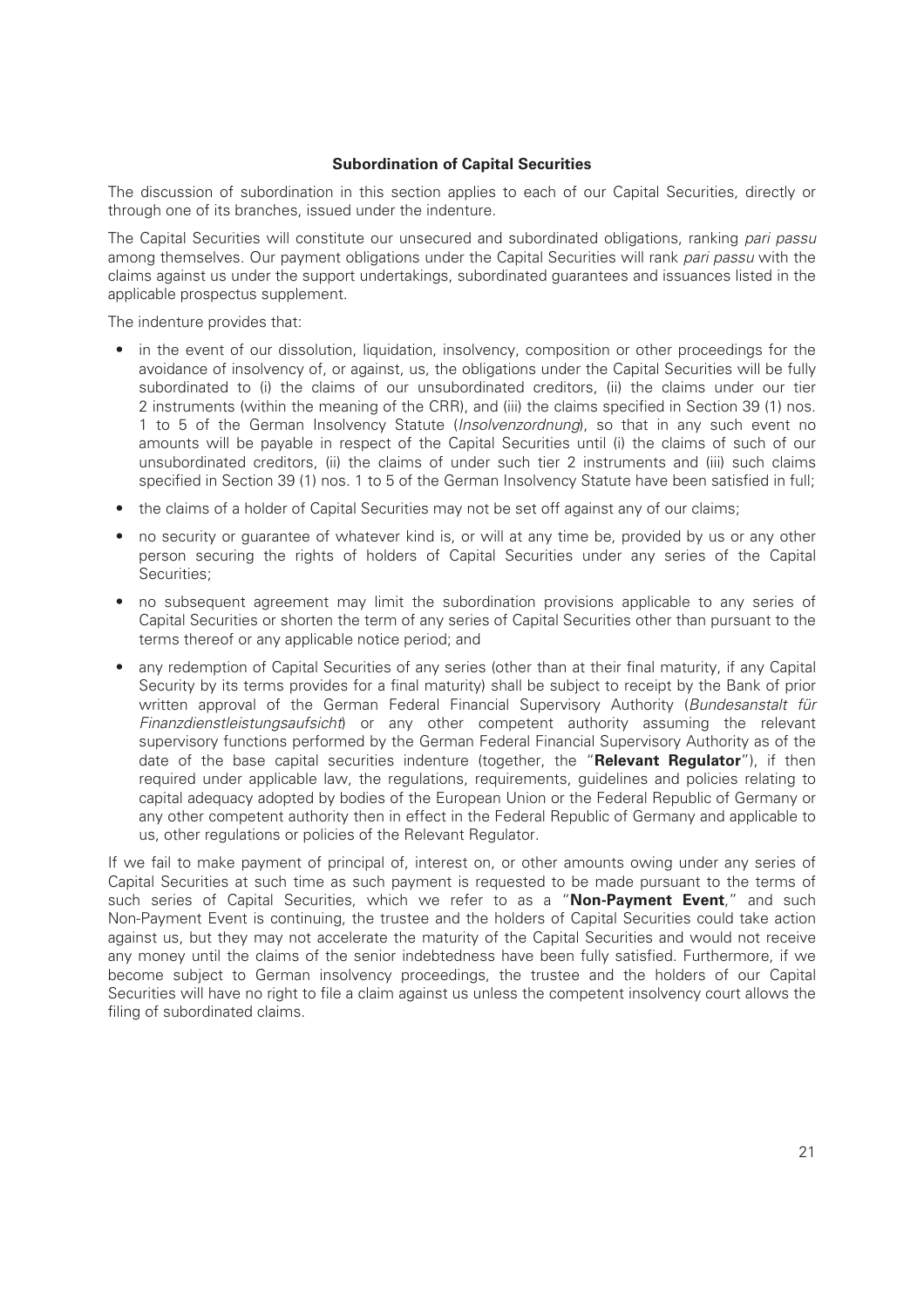**Subordination of Capital Securities**

The discussion of subordination in this section applies to each of our Capital Securities, directly or through one of its branches, issued under the indenture.

The Capital Securities will constitute our unsecured and subordinated obligations, ranking *pari passu* among themselves. Our payment obligations under the Capital Securities will rank *pari passu* with the claims against us under the support undertakings, subordinated guarantees and issuances listed in the applicable prospectus supplement.

The indenture provides that:

- in the event of our dissolution, liquidation, insolvency, composition or other proceedings for the avoidance of insolvency of, or against, us, the obligations under the Capital Securities will be fully subordinated to (i) the claims of our unsubordinated creditors, (ii) the claims under our tier 2 instruments (within the meaning of the CRR), and (iii) the claims specified in Section 39 (1) nos. 1 to 5 of the German Insolvency Statute (*Insolvenzordnung*), so that in any such event no amounts will be payable in respect of the Capital Securities until (i) the claims of such of our unsubordinated creditors, (ii) the claims of under such tier 2 instruments and (iii) such claims specified in Section 39 (1) nos. 1 to 5 of the German Insolvency Statute have been satisfied in full;
- the claims of a holder of Capital Securities may not be set off against any of our claims;
- no security or guarantee of whatever kind is, or will at any time be, provided by us or any other person securing the rights of holders of Capital Securities under any series of the Capital Securities;
- no subsequent agreement may limit the subordination provisions applicable to any series of Capital Securities or shorten the term of any series of Capital Securities other than pursuant to the terms thereof or any applicable notice period; and
- any redemption of Capital Securities of any series (other than at their final maturity, if any Capital Security by its terms provides for a final maturity) shall be subject to receipt by the Bank of prior written approval of the German Federal Financial Supervisory Authority (*Bundesanstalt für Finanzdienstleistungsaufsicht*) or any other competent authority assuming the relevant supervisory functions performed by the German Federal Financial Supervisory Authority as of the date of the base capital securities indenture (together, the "**Relevant Regulator**"), if then required under applicable law, the regulations, requirements, guidelines and policies relating to capital adequacy adopted by bodies of the European Union or the Federal Republic of Germany or any other competent authority then in effect in the Federal Republic of Germany and applicable to us, other regulations or policies of the Relevant Regulator.

If we fail to make payment of principal of, interest on, or other amounts owing under any series of Capital Securities at such time as such payment is requested to be made pursuant to the terms of such series of Capital Securities, which we refer to as a "**Non-Payment Event**," and such Non-Payment Event is continuing, the trustee and the holders of Capital Securities could take action against us, but they may not accelerate the maturity of the Capital Securities and would not receive any money until the claims of the senior indebtedness have been fully satisfied. Furthermore, if we become subject to German insolvency proceedings, the trustee and the holders of our Capital Securities will have no right to file a claim against us unless the competent insolvency court allows the filing of subordinated claims.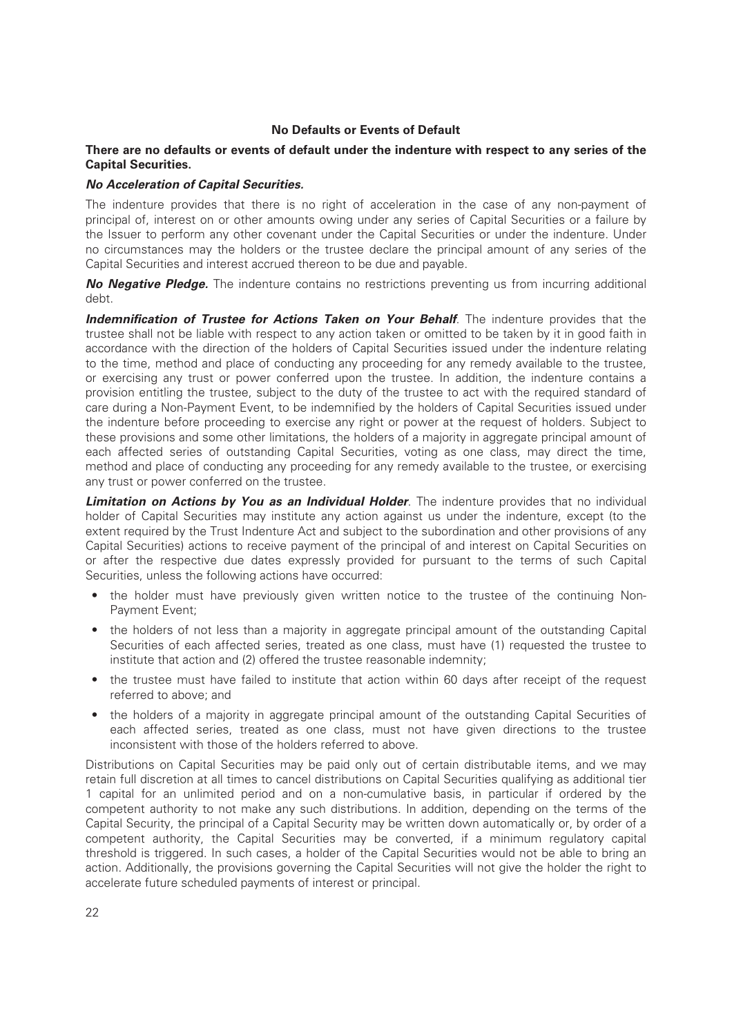### No Defaults or Events of Default

**There are no defaults or events of default under the indenture with respect to any series of the Capital Securities.**

***No Acceleration of Capital Securities.***

The indenture provides that there is no right of acceleration in the case of any non-payment of principal of, interest on or other amounts owing under any series of Capital Securities or a failure by the Issuer to perform any other covenant under the Capital Securities or under the indenture. Under no circumstances may the holders or the trustee declare the principal amount of any series of the Capital Securities and interest accrued thereon to be due and payable.

***No Negative Pledge.*** The indenture contains no restrictions preventing us from incurring additional debt.

***Indemnification of Trustee for Actions Taken on Your Behalf***. The indenture provides that the trustee shall not be liable with respect to any action taken or omitted to be taken by it in good faith in accordance with the direction of the holders of Capital Securities issued under the indenture relating to the time, method and place of conducting any proceeding for any remedy available to the trustee, or exercising any trust or power conferred upon the trustee. In addition, the indenture contains a provision entitling the trustee, subject to the duty of the trustee to act with the required standard of care during a Non-Payment Event, to be indemnified by the holders of Capital Securities issued under the indenture before proceeding to exercise any right or power at the request of holders. Subject to these provisions and some other limitations, the holders of a majority in aggregate principal amount of each affected series of outstanding Capital Securities, voting as one class, may direct the time, method and place of conducting any proceeding for any remedy available to the trustee, or exercising any trust or power conferred on the trustee.

***Limitation on Actions by You as an Individual Holder***. The indenture provides that no individual holder of Capital Securities may institute any action against us under the indenture, except (to the extent required by the Trust Indenture Act and subject to the subordination and other provisions of any Capital Securities) actions to receive payment of the principal of and interest on Capital Securities on or after the respective due dates expressly provided for pursuant to the terms of such Capital Securities, unless the following actions have occurred:

- the holder must have previously given written notice to the trustee of the continuing Non-Payment Event;
- the holders of not less than a majority in aggregate principal amount of the outstanding Capital Securities of each affected series, treated as one class, must have (1) requested the trustee to institute that action and (2) offered the trustee reasonable indemnity;
- the trustee must have failed to institute that action within 60 days after receipt of the request referred to above; and
- the holders of a majority in aggregate principal amount of the outstanding Capital Securities of each affected series, treated as one class, must not have given directions to the trustee inconsistent with those of the holders referred to above.

Distributions on Capital Securities may be paid only out of certain distributable items, and we may retain full discretion at all times to cancel distributions on Capital Securities qualifying as additional tier 1 capital for an unlimited period and on a non-cumulative basis, in particular if ordered by the competent authority to not make any such distributions. In addition, depending on the terms of the Capital Security, the principal of a Capital Security may be written down automatically or, by order of a competent authority, the Capital Securities may be converted, if a minimum regulatory capital threshold is triggered. In such cases, a holder of the Capital Securities would not be able to bring an action. Additionally, the provisions governing the Capital Securities will not give the holder the right to accelerate future scheduled payments of interest or principal.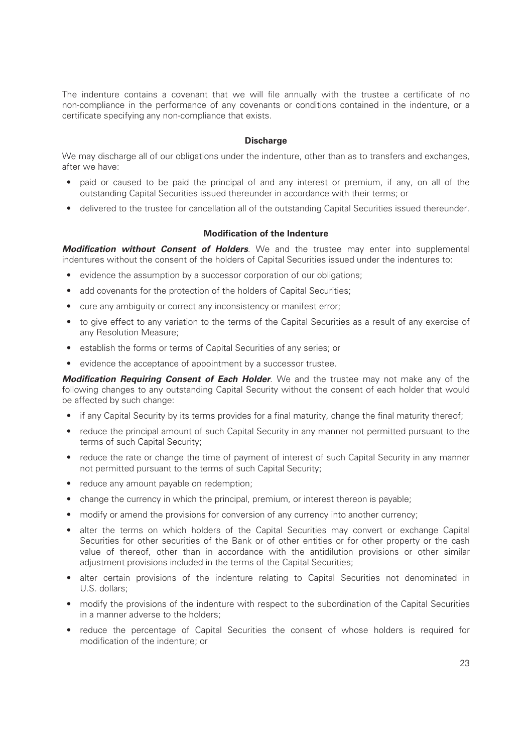The indenture contains a covenant that we will file annually with the trustee a certificate of no non-compliance in the performance of any covenants or conditions contained in the indenture, or a certificate specifying any non-compliance that exists.

### Discharge

We may discharge all of our obligations under the indenture, other than as to transfers and exchanges, after we have:

- paid or caused to be paid the principal of and any interest or premium, if any, on all of the outstanding Capital Securities issued thereunder in accordance with their terms; or
- delivered to the trustee for cancellation all of the outstanding Capital Securities issued thereunder.

### Modification of the Indenture

***Modification without Consent of Holders***. We and the trustee may enter into supplemental indentures without the consent of the holders of Capital Securities issued under the indentures to:

- evidence the assumption by a successor corporation of our obligations;
- add covenants for the protection of the holders of Capital Securities;
- cure any ambiguity or correct any inconsistency or manifest error;
- to give effect to any variation to the terms of the Capital Securities as a result of any exercise of any Resolution Measure;
- establish the forms or terms of Capital Securities of any series; or
- evidence the acceptance of appointment by a successor trustee.

***Modification Requiring Consent of Each Holder***. We and the trustee may not make any of the following changes to any outstanding Capital Security without the consent of each holder that would be affected by such change:

- if any Capital Security by its terms provides for a final maturity, change the final maturity thereof;
- reduce the principal amount of such Capital Security in any manner not permitted pursuant to the terms of such Capital Security;
- reduce the rate or change the time of payment of interest of such Capital Security in any manner not permitted pursuant to the terms of such Capital Security;
- reduce any amount payable on redemption;
- change the currency in which the principal, premium, or interest thereon is payable;
- modify or amend the provisions for conversion of any currency into another currency;
- alter the terms on which holders of the Capital Securities may convert or exchange Capital Securities for other securities of the Bank or of other entities or for other property or the cash value of thereof, other than in accordance with the antidilution provisions or other similar adjustment provisions included in the terms of the Capital Securities;
- alter certain provisions of the indenture relating to Capital Securities not denominated in U.S. dollars;
- modify the provisions of the indenture with respect to the subordination of the Capital Securities in a manner adverse to the holders;
- reduce the percentage of Capital Securities the consent of whose holders is required for modification of the indenture; or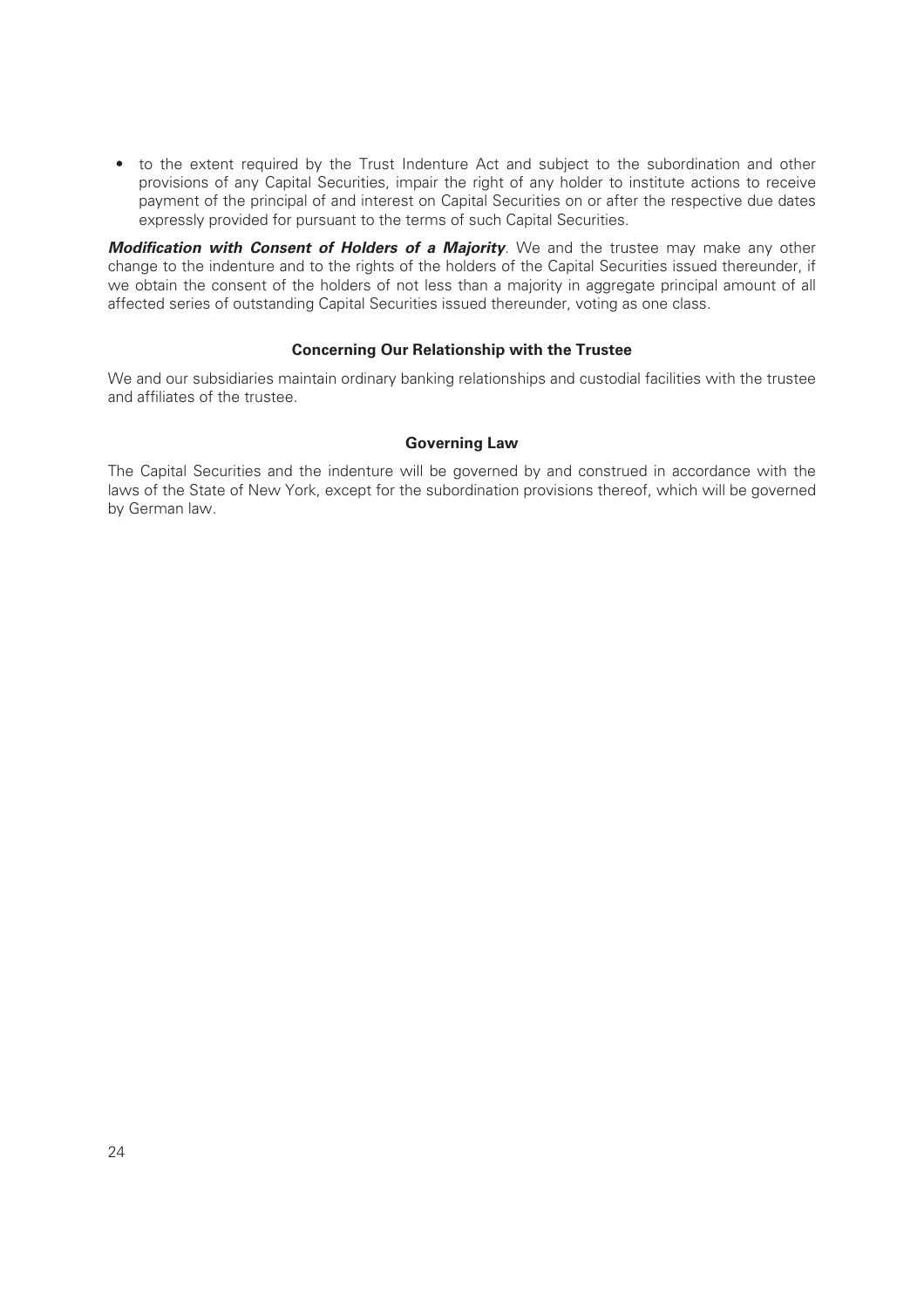- to the extent required by the Trust Indenture Act and subject to the subordination and other provisions of any Capital Securities, impair the right of any holder to institute actions to receive payment of the principal of and interest on Capital Securities on or after the respective due dates expressly provided for pursuant to the terms of such Capital Securities.

***Modification with Consent of Holders of a Majority***. We and the trustee may make any other change to the indenture and to the rights of the holders of the Capital Securities issued thereunder, if we obtain the consent of the holders of not less than a majority in aggregate principal amount of all affected series of outstanding Capital Securities issued thereunder, voting as one class.

### Concerning Our Relationship with the Trustee

We and our subsidiaries maintain ordinary banking relationships and custodial facilities with the trustee and affiliates of the trustee.

### Governing Law

The Capital Securities and the indenture will be governed by and construed in accordance with the laws of the State of New York, except for the subordination provisions thereof, which will be governed by German law.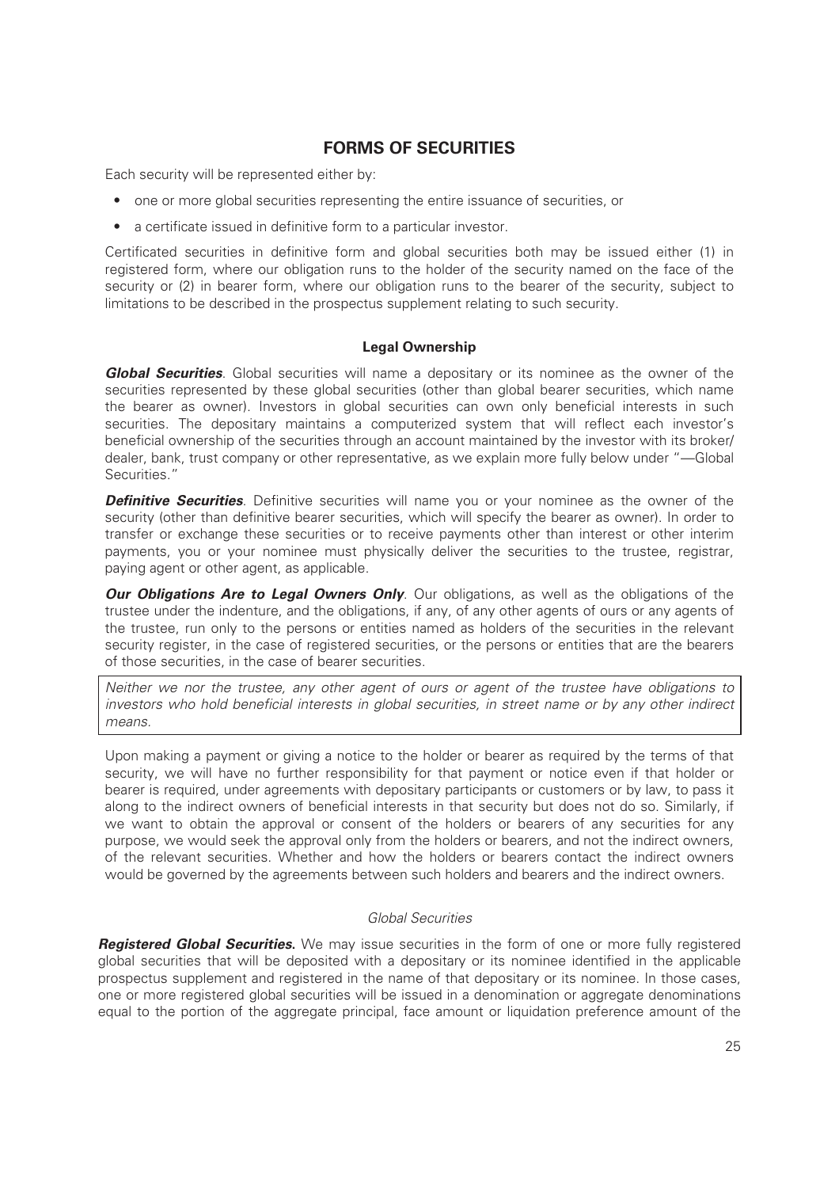## FORMS OF SECURITIES

Each security will be represented either by:

- one or more global securities representing the entire issuance of securities, or
- a certificate issued in definitive form to a particular investor.

Certificated securities in definitive form and global securities both may be issued either (1) in registered form, where our obligation runs to the holder of the security named on the face of the security or (2) in bearer form, where our obligation runs to the bearer of the security, subject to limitations to be described in the prospectus supplement relating to such security.

### Legal Ownership

***Global Securities***. Global securities will name a depositary or its nominee as the owner of the securities represented by these global securities (other than global bearer securities, which name the bearer as owner). Investors in global securities can own only beneficial interests in such securities. The depositary maintains a computerized system that will reflect each investor's beneficial ownership of the securities through an account maintained by the investor with its broker/dealer, bank, trust company or other representative, as we explain more fully below under "—Global Securities."

***Definitive Securities***. Definitive securities will name you or your nominee as the owner of the security (other than definitive bearer securities, which will specify the bearer as owner). In order to transfer or exchange these securities or to receive payments other than interest or other interim payments, you or your nominee must physically deliver the securities to the trustee, registrar, paying agent or other agent, as applicable.

***Our Obligations Are to Legal Owners Only***. Our obligations, as well as the obligations of the trustee under the indenture, and the obligations, if any, of any other agents of ours or any agents of the trustee, run only to the persons or entities named as holders of the securities in the relevant security register, in the case of registered securities, or the persons or entities that are the bearers of those securities, in the case of bearer securities.

*Neither we nor the trustee, any other agent of ours or agent of the trustee have obligations to investors who hold beneficial interests in global securities, in street name or by any other indirect means.*

Upon making a payment or giving a notice to the holder or bearer as required by the terms of that security, we will have no further responsibility for that payment or notice even if that holder or bearer is required, under agreements with depositary participants or customers or by law, to pass it along to the indirect owners of beneficial interests in that security but does not do so. Similarly, if we want to obtain the approval or consent of the holders or bearers of any securities for any purpose, we would seek the approval only from the holders or bearers, and not the indirect owners, of the relevant securities. Whether and how the holders or bearers contact the indirect owners would be governed by the agreements between such holders and bearers and the indirect owners.

#### *Global Securities*

***Registered Global Securities.*** We may issue securities in the form of one or more fully registered global securities that will be deposited with a depositary or its nominee identified in the applicable prospectus supplement and registered in the name of that depositary or its nominee. In those cases, one or more registered global securities will be issued in a denomination or aggregate denominations equal to the portion of the aggregate principal, face amount or liquidation preference amount of the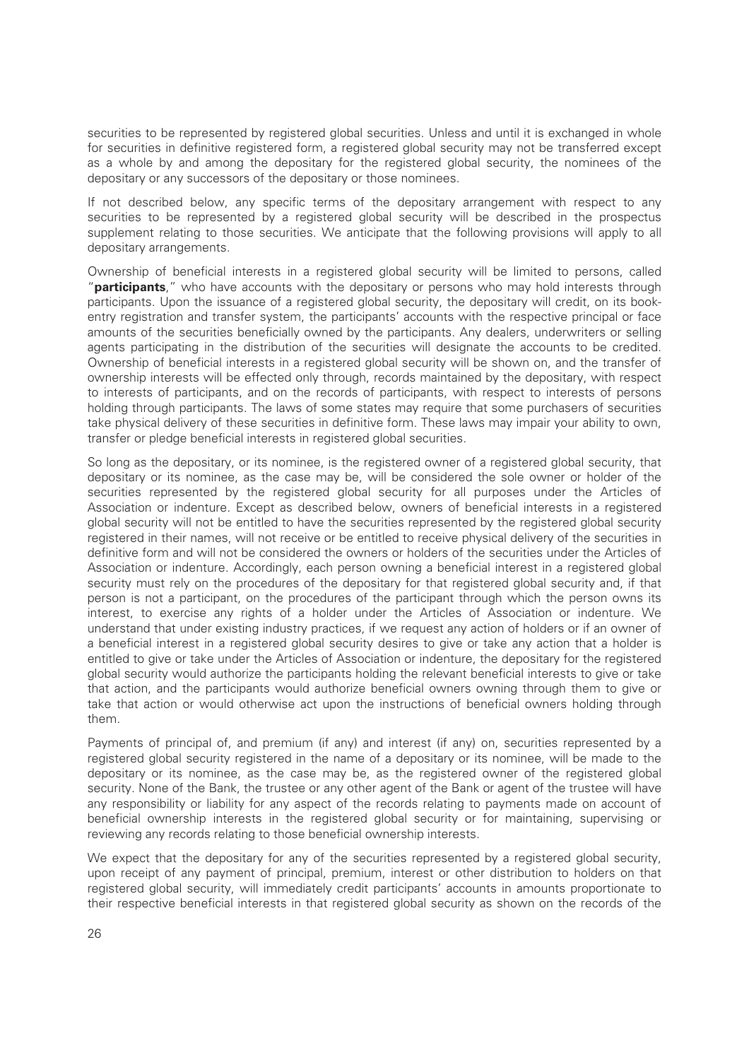securities to be represented by registered global securities. Unless and until it is exchanged in whole for securities in definitive registered form, a registered global security may not be transferred except as a whole by and among the depositary for the registered global security, the nominees of the depositary or any successors of the depositary or those nominees.

If not described below, any specific terms of the depositary arrangement with respect to any securities to be represented by a registered global security will be described in the prospectus supplement relating to those securities. We anticipate that the following provisions will apply to all depositary arrangements.

Ownership of beneficial interests in a registered global security will be limited to persons, called "**participants**," who have accounts with the depositary or persons who may hold interests through participants. Upon the issuance of a registered global security, the depositary will credit, on its book-entry registration and transfer system, the participants' accounts with the respective principal or face amounts of the securities beneficially owned by the participants. Any dealers, underwriters or selling agents participating in the distribution of the securities will designate the accounts to be credited. Ownership of beneficial interests in a registered global security will be shown on, and the transfer of ownership interests will be effected only through, records maintained by the depositary, with respect to interests of participants, and on the records of participants, with respect to interests of persons holding through participants. The laws of some states may require that some purchasers of securities take physical delivery of these securities in definitive form. These laws may impair your ability to own, transfer or pledge beneficial interests in registered global securities.

So long as the depositary, or its nominee, is the registered owner of a registered global security, that depositary or its nominee, as the case may be, will be considered the sole owner or holder of the securities represented by the registered global security for all purposes under the Articles of Association or indenture. Except as described below, owners of beneficial interests in a registered global security will not be entitled to have the securities represented by the registered global security registered in their names, will not receive or be entitled to receive physical delivery of the securities in definitive form and will not be considered the owners or holders of the securities under the Articles of Association or indenture. Accordingly, each person owning a beneficial interest in a registered global security must rely on the procedures of the depositary for that registered global security and, if that person is not a participant, on the procedures of the participant through which the person owns its interest, to exercise any rights of a holder under the Articles of Association or indenture. We understand that under existing industry practices, if we request any action of holders or if an owner of a beneficial interest in a registered global security desires to give or take any action that a holder is entitled to give or take under the Articles of Association or indenture, the depositary for the registered global security would authorize the participants holding the relevant beneficial interests to give or take that action, and the participants would authorize beneficial owners owning through them to give or take that action or would otherwise act upon the instructions of beneficial owners holding through them.

Payments of principal of, and premium (if any) and interest (if any) on, securities represented by a registered global security registered in the name of a depositary or its nominee, will be made to the depositary or its nominee, as the case may be, as the registered owner of the registered global security. None of the Bank, the trustee or any other agent of the Bank or agent of the trustee will have any responsibility or liability for any aspect of the records relating to payments made on account of beneficial ownership interests in the registered global security or for maintaining, supervising or reviewing any records relating to those beneficial ownership interests.

We expect that the depositary for any of the securities represented by a registered global security, upon receipt of any payment of principal, premium, interest or other distribution to holders on that registered global security, will immediately credit participants' accounts in amounts proportionate to their respective beneficial interests in that registered global security as shown on the records of the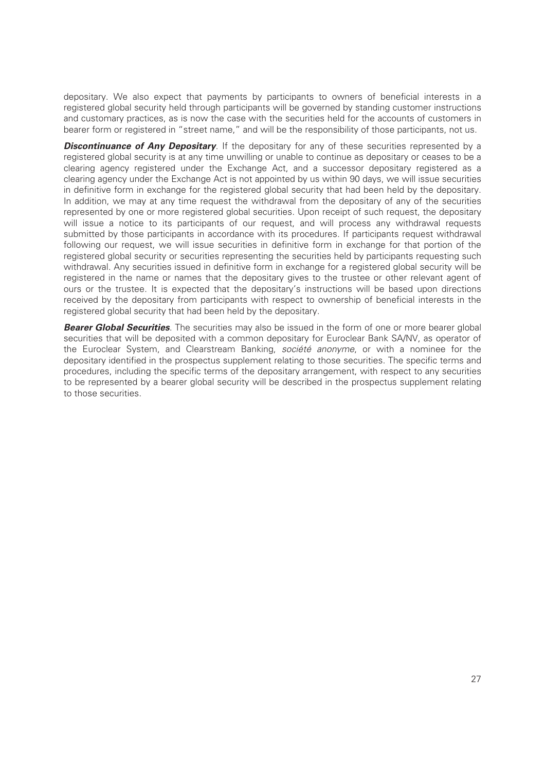depositary. We also expect that payments by participants to owners of beneficial interests in a registered global security held through participants will be governed by standing customer instructions and customary practices, as is now the case with the securities held for the accounts of customers in bearer form or registered in "street name," and will be the responsibility of those participants, not us.

***Discontinuance of Any Depositary***. If the depositary for any of these securities represented by a registered global security is at any time unwilling or unable to continue as depositary or ceases to be a clearing agency registered under the Exchange Act, and a successor depositary registered as a clearing agency under the Exchange Act is not appointed by us within 90 days, we will issue securities in definitive form in exchange for the registered global security that had been held by the depositary. In addition, we may at any time request the withdrawal from the depositary of any of the securities represented by one or more registered global securities. Upon receipt of such request, the depositary will issue a notice to its participants of our request, and will process any withdrawal requests submitted by those participants in accordance with its procedures. If participants request withdrawal following our request, we will issue securities in definitive form in exchange for that portion of the registered global security or securities representing the securities held by participants requesting such withdrawal. Any securities issued in definitive form in exchange for a registered global security will be registered in the name or names that the depositary gives to the trustee or other relevant agent of ours or the trustee. It is expected that the depositary's instructions will be based upon directions received by the depositary from participants with respect to ownership of beneficial interests in the registered global security that had been held by the depositary.

***Bearer Global Securities***. The securities may also be issued in the form of one or more bearer global securities that will be deposited with a common depositary for Euroclear Bank SA/NV, as operator of the Euroclear System, and Clearstream Banking, *société anonyme*, or with a nominee for the depositary identified in the prospectus supplement relating to those securities. The specific terms and procedures, including the specific terms of the depositary arrangement, with respect to any securities to be represented by a bearer global security will be described in the prospectus supplement relating to those securities.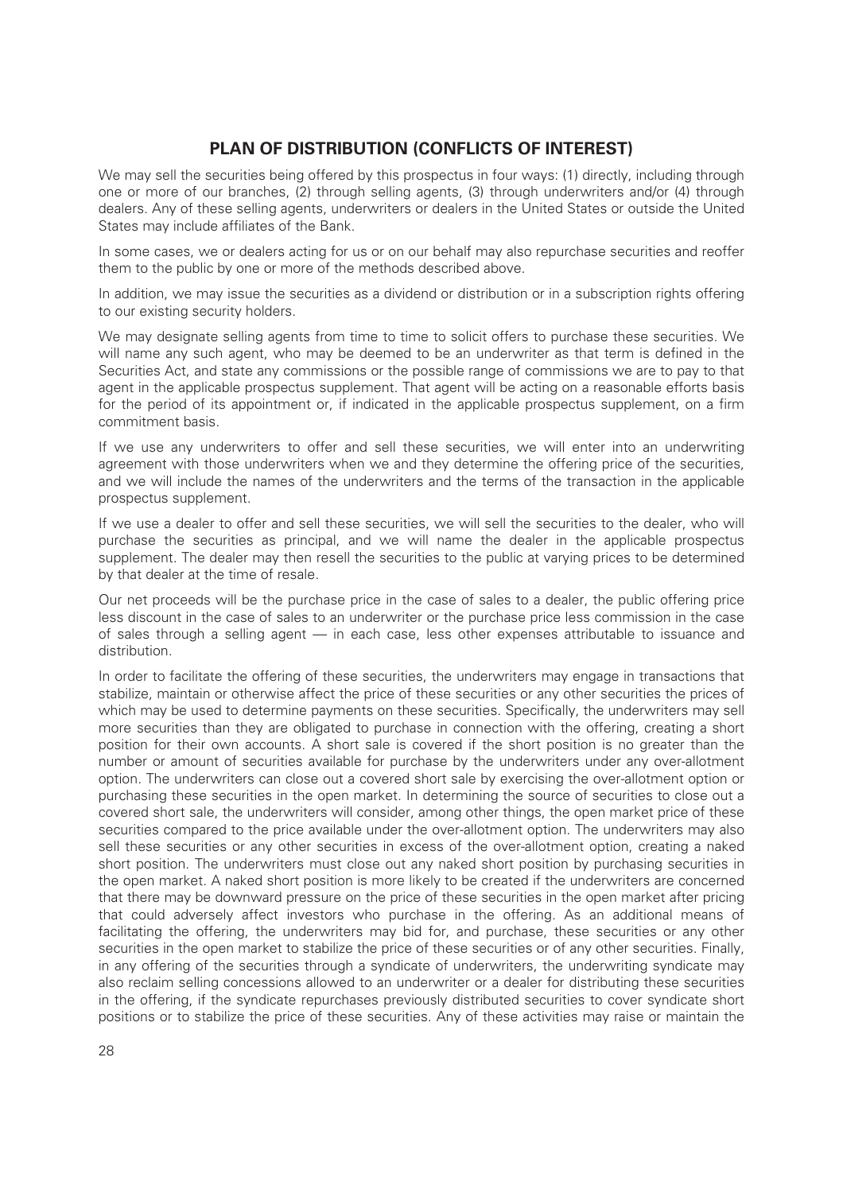## PLAN OF DISTRIBUTION (CONFLICTS OF INTEREST)

We may sell the securities being offered by this prospectus in four ways: (1) directly, including through one or more of our branches, (2) through selling agents, (3) through underwriters and/or (4) through dealers. Any of these selling agents, underwriters or dealers in the United States or outside the United States may include affiliates of the Bank.

In some cases, we or dealers acting for us or on our behalf may also repurchase securities and reoffer them to the public by one or more of the methods described above.

In addition, we may issue the securities as a dividend or distribution or in a subscription rights offering to our existing security holders.

We may designate selling agents from time to time to solicit offers to purchase these securities. We will name any such agent, who may be deemed to be an underwriter as that term is defined in the Securities Act, and state any commissions or the possible range of commissions we are to pay to that agent in the applicable prospectus supplement. That agent will be acting on a reasonable efforts basis for the period of its appointment or, if indicated in the applicable prospectus supplement, on a firm commitment basis.

If we use any underwriters to offer and sell these securities, we will enter into an underwriting agreement with those underwriters when we and they determine the offering price of the securities, and we will include the names of the underwriters and the terms of the transaction in the applicable prospectus supplement.

If we use a dealer to offer and sell these securities, we will sell the securities to the dealer, who will purchase the securities as principal, and we will name the dealer in the applicable prospectus supplement. The dealer may then resell the securities to the public at varying prices to be determined by that dealer at the time of resale.

Our net proceeds will be the purchase price in the case of sales to a dealer, the public offering price less discount in the case of sales to an underwriter or the purchase price less commission in the case of sales through a selling agent — in each case, less other expenses attributable to issuance and distribution.

In order to facilitate the offering of these securities, the underwriters may engage in transactions that stabilize, maintain or otherwise affect the price of these securities or any other securities the prices of which may be used to determine payments on these securities. Specifically, the underwriters may sell more securities than they are obligated to purchase in connection with the offering, creating a short position for their own accounts. A short sale is covered if the short position is no greater than the number or amount of securities available for purchase by the underwriters under any over-allotment option. The underwriters can close out a covered short sale by exercising the over-allotment option or purchasing these securities in the open market. In determining the source of securities to close out a covered short sale, the underwriters will consider, among other things, the open market price of these securities compared to the price available under the over-allotment option. The underwriters may also sell these securities or any other securities in excess of the over-allotment option, creating a naked short position. The underwriters must close out any naked short position by purchasing securities in the open market. A naked short position is more likely to be created if the underwriters are concerned that there may be downward pressure on the price of these securities in the open market after pricing that could adversely affect investors who purchase in the offering. As an additional means of facilitating the offering, the underwriters may bid for, and purchase, these securities or any other securities in the open market to stabilize the price of these securities or of any other securities. Finally, in any offering of the securities through a syndicate of underwriters, the underwriting syndicate may also reclaim selling concessions allowed to an underwriter or a dealer for distributing these securities in the offering, if the syndicate repurchases previously distributed securities to cover syndicate short positions or to stabilize the price of these securities. Any of these activities may raise or maintain the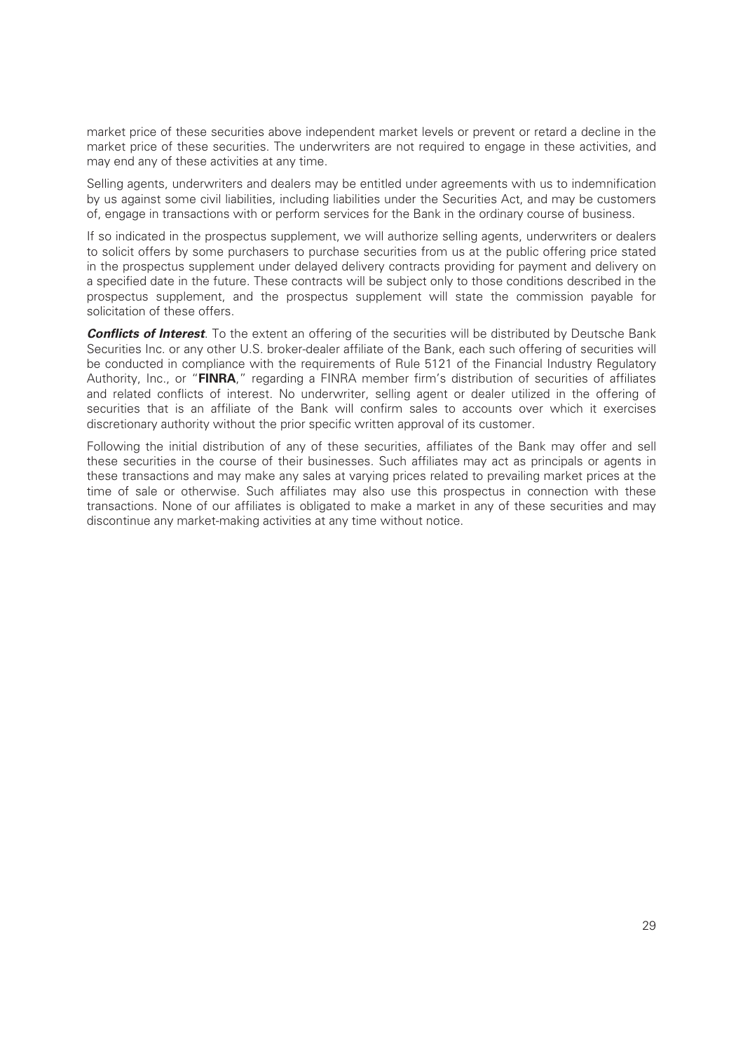market price of these securities above independent market levels or prevent or retard a decline in the market price of these securities. The underwriters are not required to engage in these activities, and may end any of these activities at any time.

Selling agents, underwriters and dealers may be entitled under agreements with us to indemnification by us against some civil liabilities, including liabilities under the Securities Act, and may be customers of, engage in transactions with or perform services for the Bank in the ordinary course of business.

If so indicated in the prospectus supplement, we will authorize selling agents, underwriters or dealers to solicit offers by some purchasers to purchase securities from us at the public offering price stated in the prospectus supplement under delayed delivery contracts providing for payment and delivery on a specified date in the future. These contracts will be subject only to those conditions described in the prospectus supplement, and the prospectus supplement will state the commission payable for solicitation of these offers.

***Conflicts of Interest***. To the extent an offering of the securities will be distributed by Deutsche Bank Securities Inc. or any other U.S. broker-dealer affiliate of the Bank, each such offering of securities will be conducted in compliance with the requirements of Rule 5121 of the Financial Industry Regulatory Authority, Inc., or "**FINRA**," regarding a FINRA member firm's distribution of securities of affiliates and related conflicts of interest. No underwriter, selling agent or dealer utilized in the offering of securities that is an affiliate of the Bank will confirm sales to accounts over which it exercises discretionary authority without the prior specific written approval of its customer.

Following the initial distribution of any of these securities, affiliates of the Bank may offer and sell these securities in the course of their businesses. Such affiliates may act as principals or agents in these transactions and may make any sales at varying prices related to prevailing market prices at the time of sale or otherwise. Such affiliates may also use this prospectus in connection with these transactions. None of our affiliates is obligated to make a market in any of these securities and may discontinue any market-making activities at any time without notice.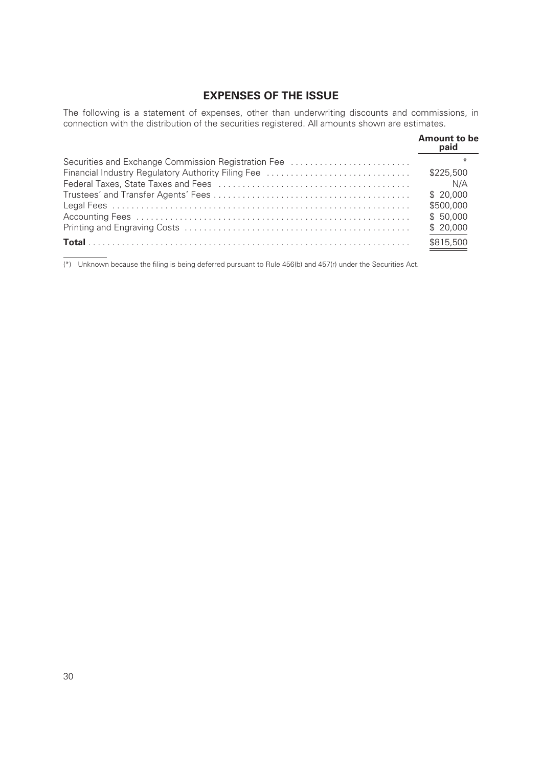## EXPENSES OF THE ISSUE

The following is a statement of expenses, other than underwriting discounts and commissions, in connection with the distribution of the securities registered. All amounts shown are estimates.

| | Amount to be paid |
|---|---|
| Securities and Exchange Commission Registration Fee | * |
| Financial Industry Regulatory Authority Filing Fee | $225,500 |
| Federal Taxes, State Taxes and Fees | N/A |
| Trustees' and Transfer Agents' Fees | $ 20,000 |
| Legal Fees | $500,000 |
| Accounting Fees | $ 50,000 |
| Printing and Engraving Costs | $ 20,000 |
| **Total** | $815,500 |

(*) Unknown because the filing is being deferred pursuant to Rule 456(b) and 457(r) under the Securities Act.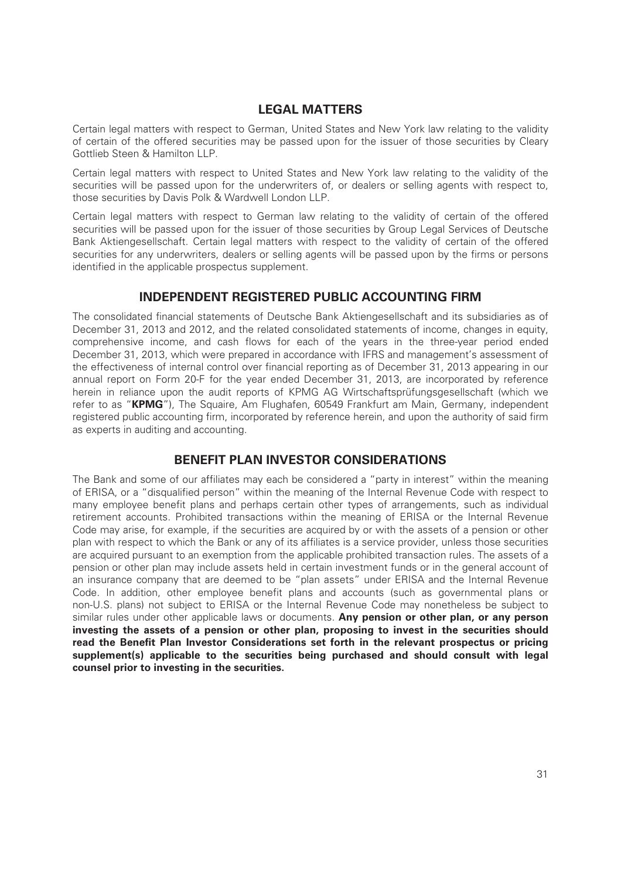## LEGAL MATTERS

Certain legal matters with respect to German, United States and New York law relating to the validity of certain of the offered securities may be passed upon for the issuer of those securities by Cleary Gottlieb Steen & Hamilton LLP.

Certain legal matters with respect to United States and New York law relating to the validity of the securities will be passed upon for the underwriters of, or dealers or selling agents with respect to, those securities by Davis Polk & Wardwell London LLP.

Certain legal matters with respect to German law relating to the validity of certain of the offered securities will be passed upon for the issuer of those securities by Group Legal Services of Deutsche Bank Aktiengesellschaft. Certain legal matters with respect to the validity of certain of the offered securities for any underwriters, dealers or selling agents will be passed upon by the firms or persons identified in the applicable prospectus supplement.

## INDEPENDENT REGISTERED PUBLIC ACCOUNTING FIRM

The consolidated financial statements of Deutsche Bank Aktiengesellschaft and its subsidiaries as of December 31, 2013 and 2012, and the related consolidated statements of income, changes in equity, comprehensive income, and cash flows for each of the years in the three-year period ended December 31, 2013, which were prepared in accordance with IFRS and management's assessment of the effectiveness of internal control over financial reporting as of December 31, 2013 appearing in our annual report on Form 20-F for the year ended December 31, 2013, are incorporated by reference herein in reliance upon the audit reports of KPMG AG Wirtschaftsprüfungsgesellschaft (which we refer to as "**KPMG**"), The Squaire, Am Flughafen, 60549 Frankfurt am Main, Germany, independent registered public accounting firm, incorporated by reference herein, and upon the authority of said firm as experts in auditing and accounting.

## BENEFIT PLAN INVESTOR CONSIDERATIONS

The Bank and some of our affiliates may each be considered a "party in interest" within the meaning of ERISA, or a "disqualified person" within the meaning of the Internal Revenue Code with respect to many employee benefit plans and perhaps certain other types of arrangements, such as individual retirement accounts. Prohibited transactions within the meaning of ERISA or the Internal Revenue Code may arise, for example, if the securities are acquired by or with the assets of a pension or other plan with respect to which the Bank or any of its affiliates is a service provider, unless those securities are acquired pursuant to an exemption from the applicable prohibited transaction rules. The assets of a pension or other plan may include assets held in certain investment funds or in the general account of an insurance company that are deemed to be "plan assets" under ERISA and the Internal Revenue Code. In addition, other employee benefit plans and accounts (such as governmental plans or non-U.S. plans) not subject to ERISA or the Internal Revenue Code may nonetheless be subject to similar rules under other applicable laws or documents. **Any pension or other plan, or any person investing the assets of a pension or other plan, proposing to invest in the securities should read the Benefit Plan Investor Considerations set forth in the relevant prospectus or pricing supplement(s) applicable to the securities being purchased and should consult with legal counsel prior to investing in the securities.**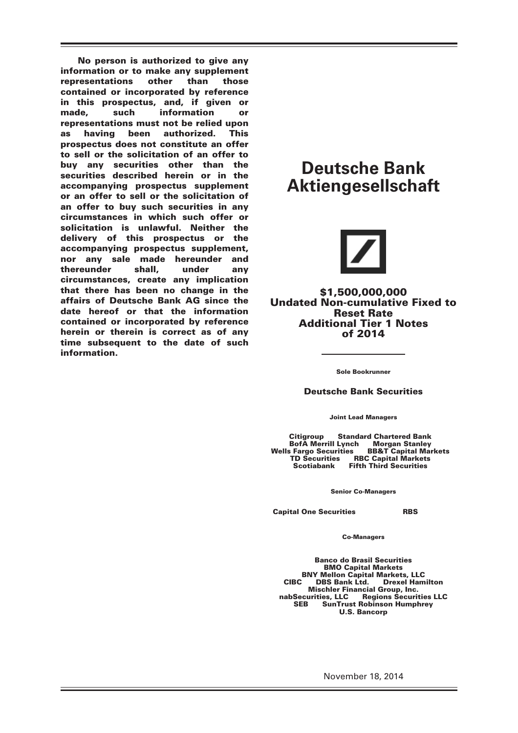**No person is authorized to give any information or to make any supplement representations other than those contained or incorporated by reference in this prospectus, and, if given or made, such information or representations must not be relied upon as having been authorized. This prospectus does not constitute an offer to sell or the solicitation of an offer to buy any securities other than the securities described herein or in the accompanying prospectus supplement or an offer to sell or the solicitation of an offer to buy such securities in any circumstances in which such offer or solicitation is unlawful. Neither the delivery of this prospectus or the accompanying prospectus supplement, nor any sale made hereunder and thereunder shall, under any circumstances, create any implication that there has been no change in the affairs of Deutsche Bank AG since the date hereof or that the information contained or incorporated by reference herein or therein is correct as of any time subsequent to the date of such information.**

# Deutsche Bank Aktiengesellschaft

**$1,500,000,000**
**Undated Non-cumulative Fixed to Reset Rate Additional Tier 1 Notes of 2014**

---

**Sole Bookrunner**

**Deutsche Bank Securities**

**Joint Lead Managers**

**Citigroup** **Standard Chartered Bank**
**BofA Merrill Lynch** **Morgan Stanley**
**Wells Fargo Securities** **BB&T Capital Markets**
**TD Securities** **RBC Capital Markets**
**Scotiabank** **Fifth Third Securities**

**Senior Co-Managers**

**Capital One Securities** **RBS**

**Co-Managers**

**Banco do Brasil Securities**
**BMO Capital Markets**
**BNY Mellon Capital Markets, LLC**
**CIBC** **DBS Bank Ltd.** **Drexel Hamilton**
**Mischler Financial Group, Inc.**
**nabSecurities, LLC** **Regions Securities LLC**
**SEB** **SunTrust Robinson Humphrey**
**U.S. Bancorp**

November 18, 2014